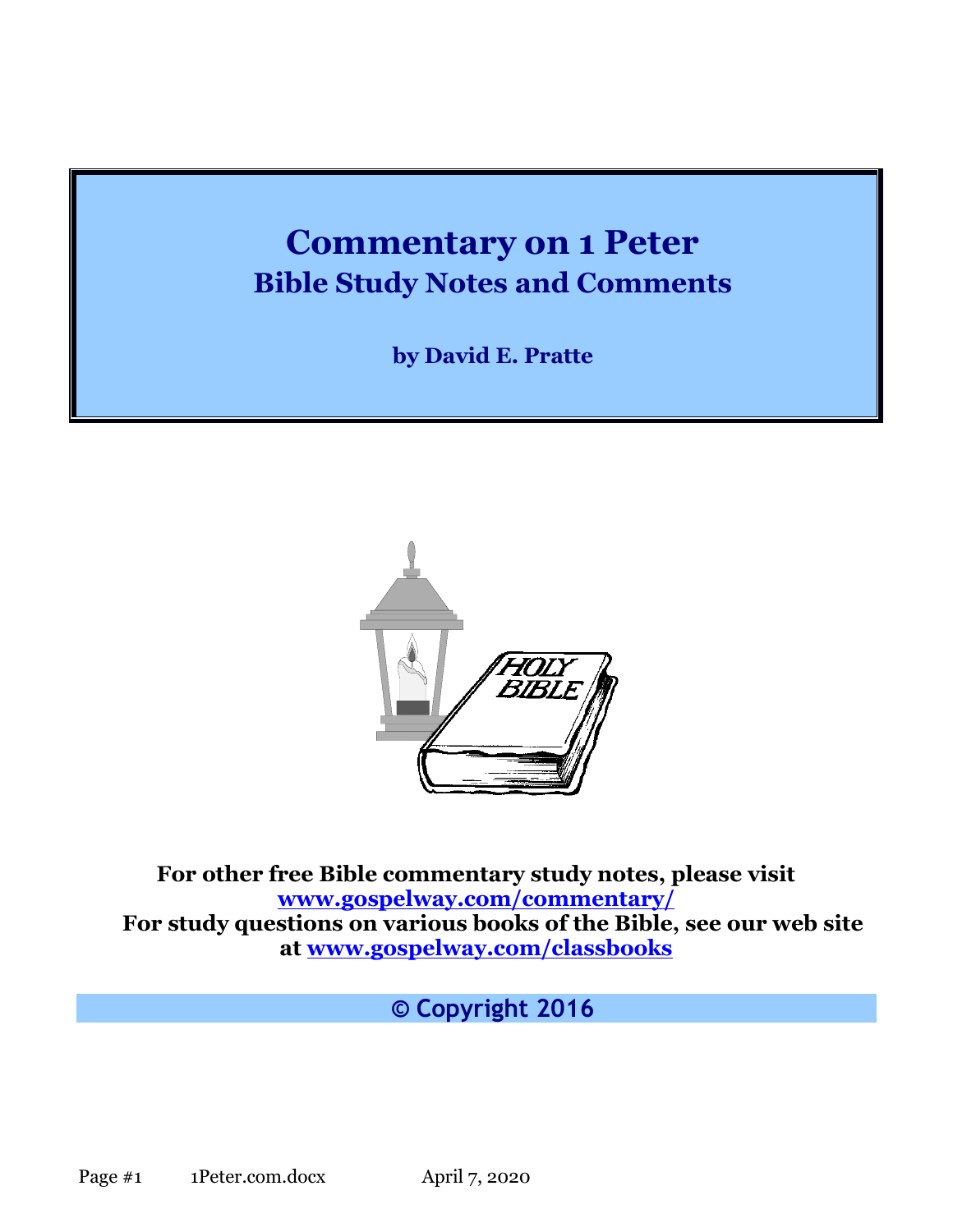# Commentary on 1 Peter

## Bible Study Notes and Comments

**by David E. Pratte**

**For other free Bible commentary study notes, please visit [www.gospelway.com/commentary/](http://www.gospelway.com/commentary/)**
**For study questions on various books of the Bible, see our web site at [www.gospelway.com/classbooks](http://www.gospelway.com/classbooks)**

**© Copyright 2016**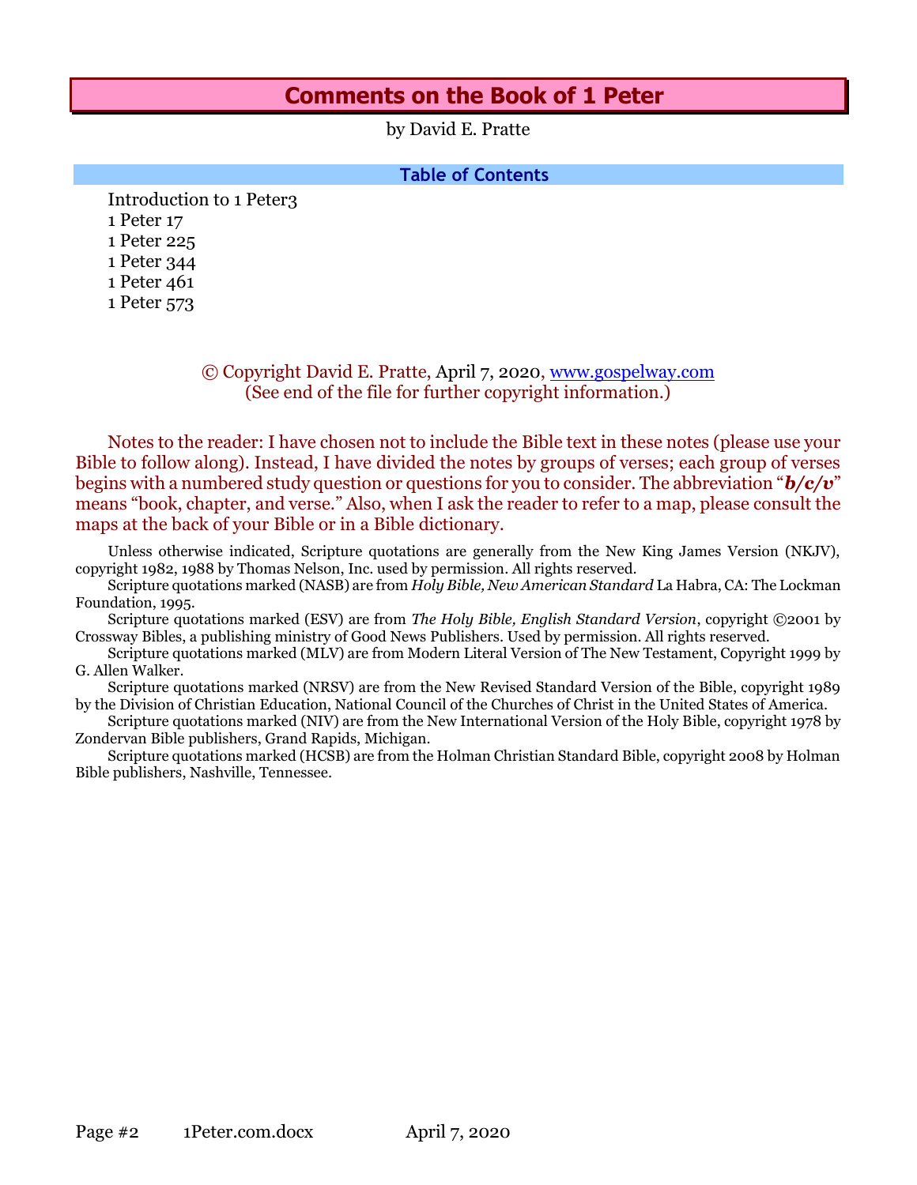# Comments on the Book of 1 Peter

by David E. Pratte

## Table of Contents

Introduction to 1 Peter 3
1 Peter 1 7
1 Peter 2 25
1 Peter 3 44
1 Peter 4 61
1 Peter 5 73

© Copyright David E. Pratte, April 7, 2020, www.gospelway.com
(See end of the file for further copyright information.)

Notes to the reader: I have chosen not to include the Bible text in these notes (please use your Bible to follow along). Instead, I have divided the notes by groups of verses; each group of verses begins with a numbered study question or questions for you to consider. The abbreviation "***b/c/v***" means "book, chapter, and verse." Also, when I ask the reader to refer to a map, please consult the maps at the back of your Bible or in a Bible dictionary.

Unless otherwise indicated, Scripture quotations are generally from the New King James Version (NKJV), copyright 1982, 1988 by Thomas Nelson, Inc. used by permission. All rights reserved.

Scripture quotations marked (NASB) are from *Holy Bible, New American Standard* La Habra, CA: The Lockman Foundation, 1995.

Scripture quotations marked (ESV) are from *The Holy Bible, English Standard Version*, copyright ©2001 by Crossway Bibles, a publishing ministry of Good News Publishers. Used by permission. All rights reserved.

Scripture quotations marked (MLV) are from Modern Literal Version of The New Testament, Copyright 1999 by G. Allen Walker.

Scripture quotations marked (NRSV) are from the New Revised Standard Version of the Bible, copyright 1989 by the Division of Christian Education, National Council of the Churches of Christ in the United States of America.

Scripture quotations marked (NIV) are from the New International Version of the Holy Bible, copyright 1978 by Zondervan Bible publishers, Grand Rapids, Michigan.

Scripture quotations marked (HCSB) are from the Holman Christian Standard Bible, copyright 2008 by Holman Bible publishers, Nashville, Tennessee.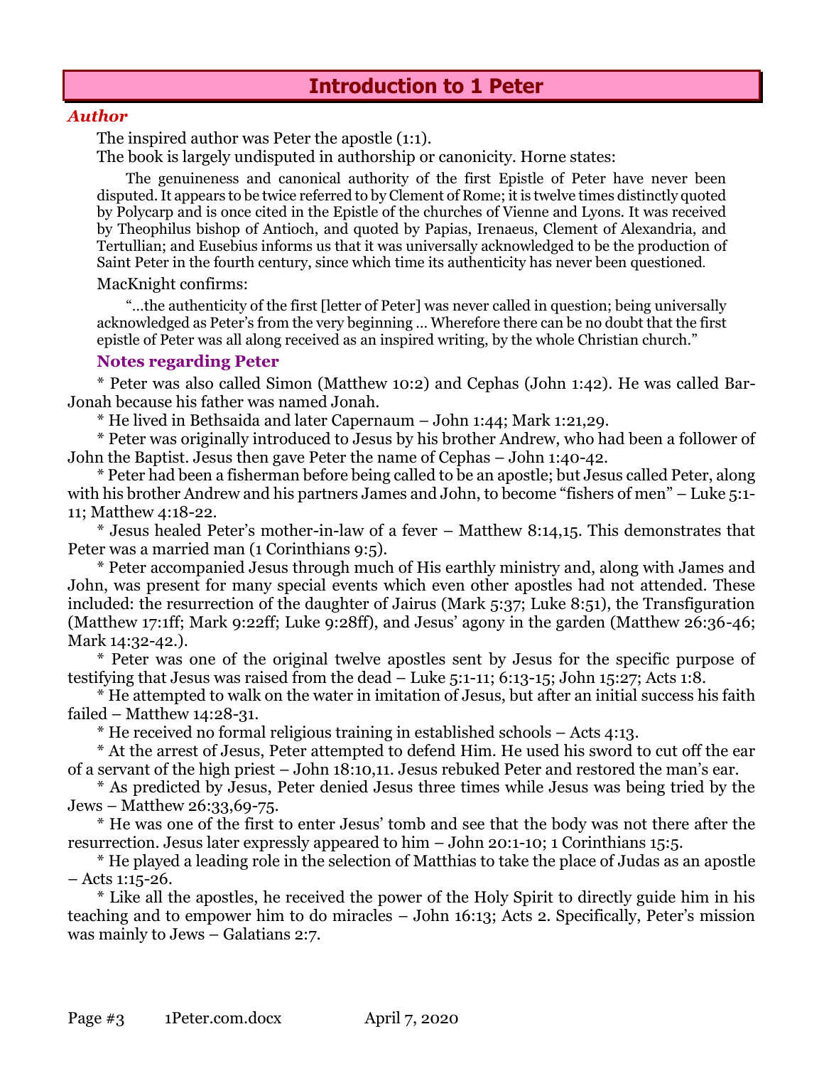# Introduction to 1 Peter

### *Author*

The inspired author was Peter the apostle (1:1).

The book is largely undisputed in authorship or canonicity. Horne states:

> The genuineness and canonical authority of the first Epistle of Peter have never been disputed. It appears to be twice referred to by Clement of Rome; it is twelve times distinctly quoted by Polycarp and is once cited in the Epistle of the churches of Vienne and Lyons. It was received by Theophilus bishop of Antioch, and quoted by Papias, Irenaeus, Clement of Alexandria, and Tertullian; and Eusebius informs us that it was universally acknowledged to be the production of Saint Peter in the fourth century, since which time its authenticity has never been questioned.

MacKnight confirms:

> "…the authenticity of the first [letter of Peter] was never called in question; being universally acknowledged as Peter's from the very beginning … Wherefore there can be no doubt that the first epistle of Peter was all along received as an inspired writing, by the whole Christian church."

#### Notes regarding Peter

* Peter was also called Simon (Matthew 10:2) and Cephas (John 1:42). He was called Bar-Jonah because his father was named Jonah.

* He lived in Bethsaida and later Capernaum – John 1:44; Mark 1:21,29.

* Peter was originally introduced to Jesus by his brother Andrew, who had been a follower of John the Baptist. Jesus then gave Peter the name of Cephas – John 1:40-42.

* Peter had been a fisherman before being called to be an apostle; but Jesus called Peter, along with his brother Andrew and his partners James and John, to become "fishers of men" – Luke 5:1-11; Matthew 4:18-22.

* Jesus healed Peter's mother-in-law of a fever – Matthew 8:14,15. This demonstrates that Peter was a married man (1 Corinthians 9:5).

* Peter accompanied Jesus through much of His earthly ministry and, along with James and John, was present for many special events which even other apostles had not attended. These included: the resurrection of the daughter of Jairus (Mark 5:37; Luke 8:51), the Transfiguration (Matthew 17:1ff; Mark 9:22ff; Luke 9:28ff), and Jesus' agony in the garden (Matthew 26:36-46; Mark 14:32-42.).

* Peter was one of the original twelve apostles sent by Jesus for the specific purpose of testifying that Jesus was raised from the dead – Luke 5:1-11; 6:13-15; John 15:27; Acts 1:8.

* He attempted to walk on the water in imitation of Jesus, but after an initial success his faith failed – Matthew 14:28-31.

* He received no formal religious training in established schools – Acts 4:13.

* At the arrest of Jesus, Peter attempted to defend Him. He used his sword to cut off the ear of a servant of the high priest – John 18:10,11. Jesus rebuked Peter and restored the man's ear.

* As predicted by Jesus, Peter denied Jesus three times while Jesus was being tried by the Jews – Matthew 26:33,69-75.

* He was one of the first to enter Jesus' tomb and see that the body was not there after the resurrection. Jesus later expressly appeared to him – John 20:1-10; 1 Corinthians 15:5.

* He played a leading role in the selection of Matthias to take the place of Judas as an apostle – Acts 1:15-26.

* Like all the apostles, he received the power of the Holy Spirit to directly guide him in his teaching and to empower him to do miracles – John 16:13; Acts 2. Specifically, Peter's mission was mainly to Jews – Galatians 2:7.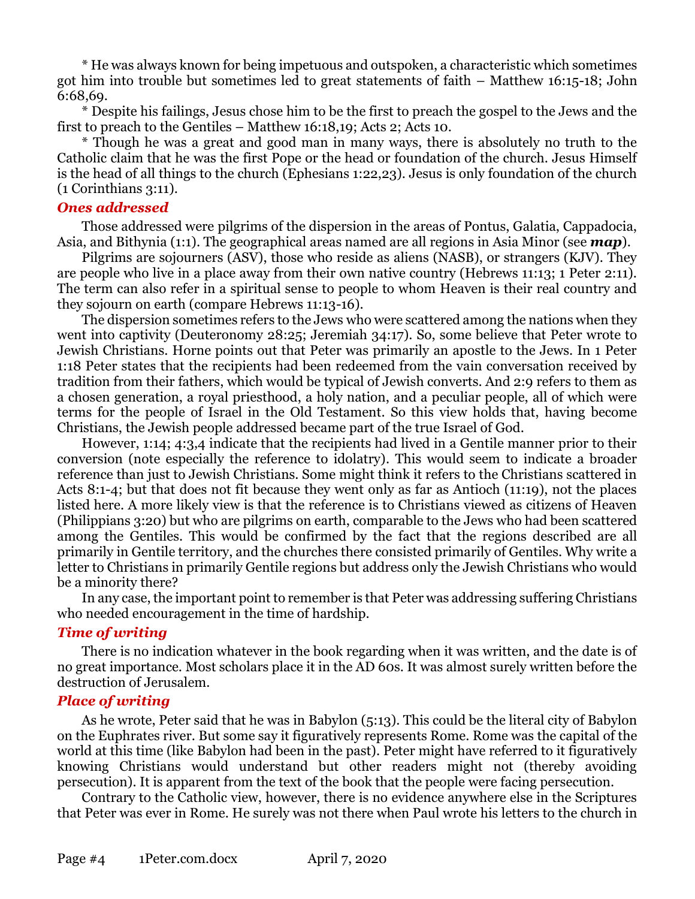* He was always known for being impetuous and outspoken, a characteristic which sometimes got him into trouble but sometimes led to great statements of faith – Matthew 16:15-18; John 6:68,69.

* Despite his failings, Jesus chose him to be the first to preach the gospel to the Jews and the first to preach to the Gentiles – Matthew 16:18,19; Acts 2; Acts 10.

* Though he was a great and good man in many ways, there is absolutely no truth to the Catholic claim that he was the first Pope or the head or foundation of the church. Jesus Himself is the head of all things to the church (Ephesians 1:22,23). Jesus is only foundation of the church (1 Corinthians 3:11).

### *Ones addressed*

Those addressed were pilgrims of the dispersion in the areas of Pontus, Galatia, Cappadocia, Asia, and Bithynia (1:1). The geographical areas named are all regions in Asia Minor (see ***map***).

Pilgrims are sojourners (ASV), those who reside as aliens (NASB), or strangers (KJV). They are people who live in a place away from their own native country (Hebrews 11:13; 1 Peter 2:11). The term can also refer in a spiritual sense to people to whom Heaven is their real country and they sojourn on earth (compare Hebrews 11:13-16).

The dispersion sometimes refers to the Jews who were scattered among the nations when they went into captivity (Deuteronomy 28:25; Jeremiah 34:17). So, some believe that Peter wrote to Jewish Christians. Horne points out that Peter was primarily an apostle to the Jews. In 1 Peter 1:18 Peter states that the recipients had been redeemed from the vain conversation received by tradition from their fathers, which would be typical of Jewish converts. And 2:9 refers to them as a chosen generation, a royal priesthood, a holy nation, and a peculiar people, all of which were terms for the people of Israel in the Old Testament. So this view holds that, having become Christians, the Jewish people addressed became part of the true Israel of God.

However, 1:14; 4:3,4 indicate that the recipients had lived in a Gentile manner prior to their conversion (note especially the reference to idolatry). This would seem to indicate a broader reference than just to Jewish Christians. Some might think it refers to the Christians scattered in Acts 8:1-4; but that does not fit because they went only as far as Antioch (11:19), not the places listed here. A more likely view is that the reference is to Christians viewed as citizens of Heaven (Philippians 3:20) but who are pilgrims on earth, comparable to the Jews who had been scattered among the Gentiles. This would be confirmed by the fact that the regions described are all primarily in Gentile territory, and the churches there consisted primarily of Gentiles. Why write a letter to Christians in primarily Gentile regions but address only the Jewish Christians who would be a minority there?

In any case, the important point to remember is that Peter was addressing suffering Christians who needed encouragement in the time of hardship.

### *Time of writing*

There is no indication whatever in the book regarding when it was written, and the date is of no great importance. Most scholars place it in the AD 60s. It was almost surely written before the destruction of Jerusalem.

### *Place of writing*

As he wrote, Peter said that he was in Babylon (5:13). This could be the literal city of Babylon on the Euphrates river. But some say it figuratively represents Rome. Rome was the capital of the world at this time (like Babylon had been in the past). Peter might have referred to it figuratively knowing Christians would understand but other readers might not (thereby avoiding persecution). It is apparent from the text of the book that the people were facing persecution.

Contrary to the Catholic view, however, there is no evidence anywhere else in the Scriptures that Peter was ever in Rome. He surely was not there when Paul wrote his letters to the church in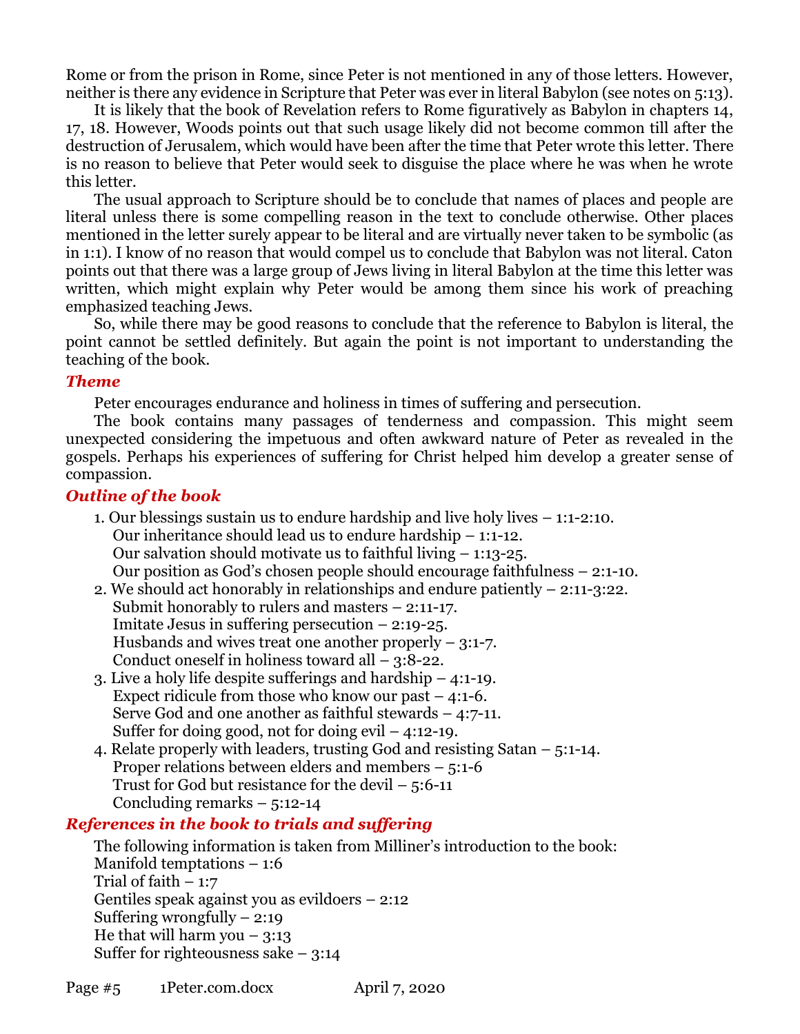Rome or from the prison in Rome, since Peter is not mentioned in any of those letters. However, neither is there any evidence in Scripture that Peter was ever in literal Babylon (see notes on 5:13).

It is likely that the book of Revelation refers to Rome figuratively as Babylon in chapters 14, 17, 18. However, Woods points out that such usage likely did not become common till after the destruction of Jerusalem, which would have been after the time that Peter wrote this letter. There is no reason to believe that Peter would seek to disguise the place where he was when he wrote this letter.

The usual approach to Scripture should be to conclude that names of places and people are literal unless there is some compelling reason in the text to conclude otherwise. Other places mentioned in the letter surely appear to be literal and are virtually never taken to be symbolic (as in 1:1). I know of no reason that would compel us to conclude that Babylon was not literal. Caton points out that there was a large group of Jews living in literal Babylon at the time this letter was written, which might explain why Peter would be among them since his work of preaching emphasized teaching Jews.

So, while there may be good reasons to conclude that the reference to Babylon is literal, the point cannot be settled definitely. But again the point is not important to understanding the teaching of the book.

### *Theme*

Peter encourages endurance and holiness in times of suffering and persecution.

The book contains many passages of tenderness and compassion. This might seem unexpected considering the impetuous and often awkward nature of Peter as revealed in the gospels. Perhaps his experiences of suffering for Christ helped him develop a greater sense of compassion.

### *Outline of the book*

1. Our blessings sustain us to endure hardship and live holy lives – 1:1-2:10.
   - Our inheritance should lead us to endure hardship – 1:1-12.
   - Our salvation should motivate us to faithful living – 1:13-25.
   - Our position as God's chosen people should encourage faithfulness – 2:1-10.
2. We should act honorably in relationships and endure patiently – 2:11-3:22.
   - Submit honorably to rulers and masters – 2:11-17.
   - Imitate Jesus in suffering persecution – 2:19-25.
   - Husbands and wives treat one another properly – 3:1-7.
   - Conduct oneself in holiness toward all – 3:8-22.
3. Live a holy life despite sufferings and hardship – 4:1-19.
   - Expect ridicule from those who know our past – 4:1-6.
   - Serve God and one another as faithful stewards – 4:7-11.
   - Suffer for doing good, not for doing evil – 4:12-19.
4. Relate properly with leaders, trusting God and resisting Satan – 5:1-14.
   - Proper relations between elders and members – 5:1-6
   - Trust for God but resistance for the devil – 5:6-11
   - Concluding remarks – 5:12-14

### *References in the book to trials and suffering*

The following information is taken from Milliner's introduction to the book:

Manifold temptations – 1:6
Trial of faith – 1:7
Gentiles speak against you as evildoers – 2:12
Suffering wrongfully – 2:19
He that will harm you – 3:13
Suffer for righteousness sake – 3:14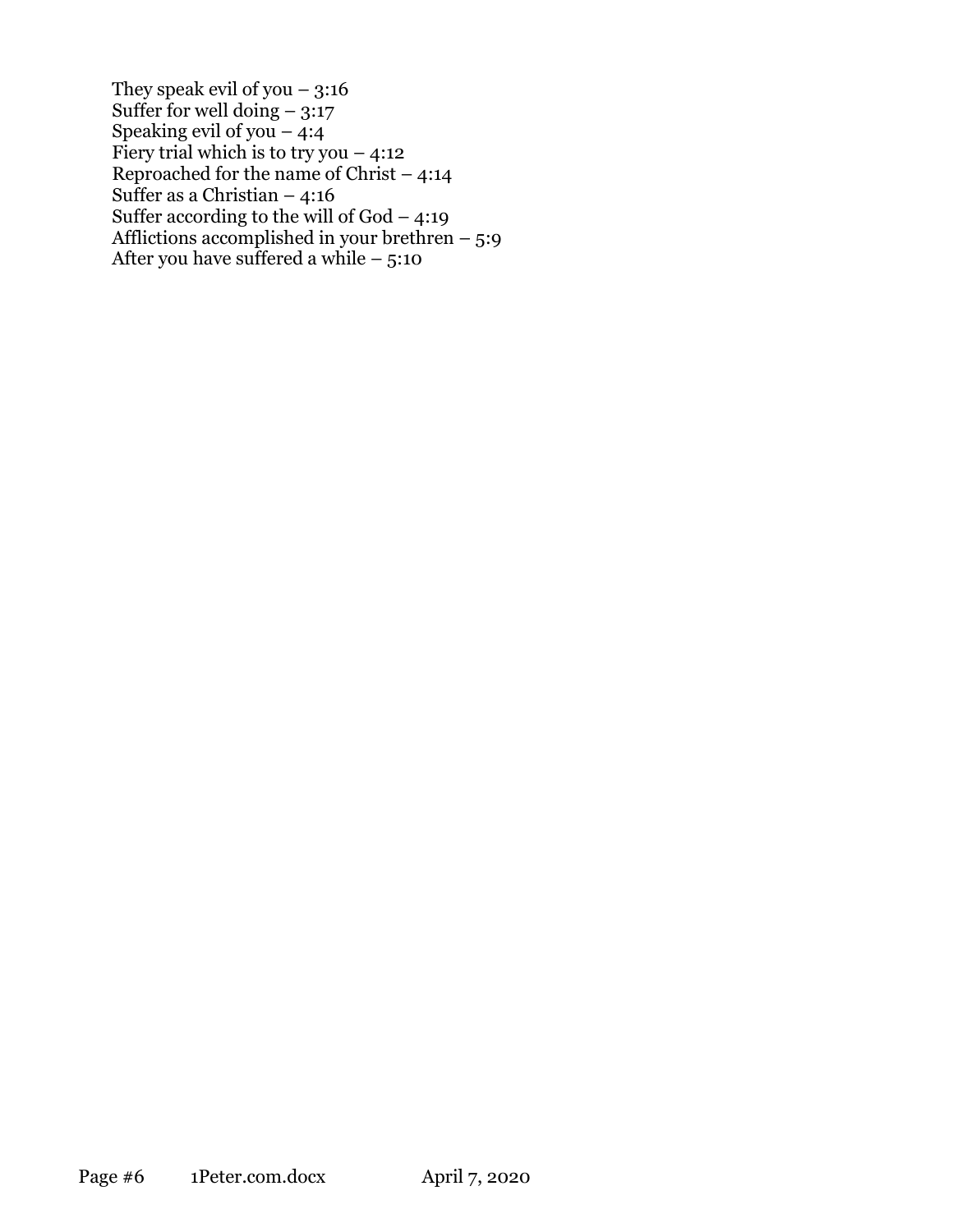They speak evil of you – 3:16
Suffer for well doing – 3:17
Speaking evil of you – 4:4
Fiery trial which is to try you – 4:12
Reproached for the name of Christ – 4:14
Suffer as a Christian – 4:16
Suffer according to the will of God – 4:19
Afflictions accomplished in your brethren – 5:9
After you have suffered a while – 5:10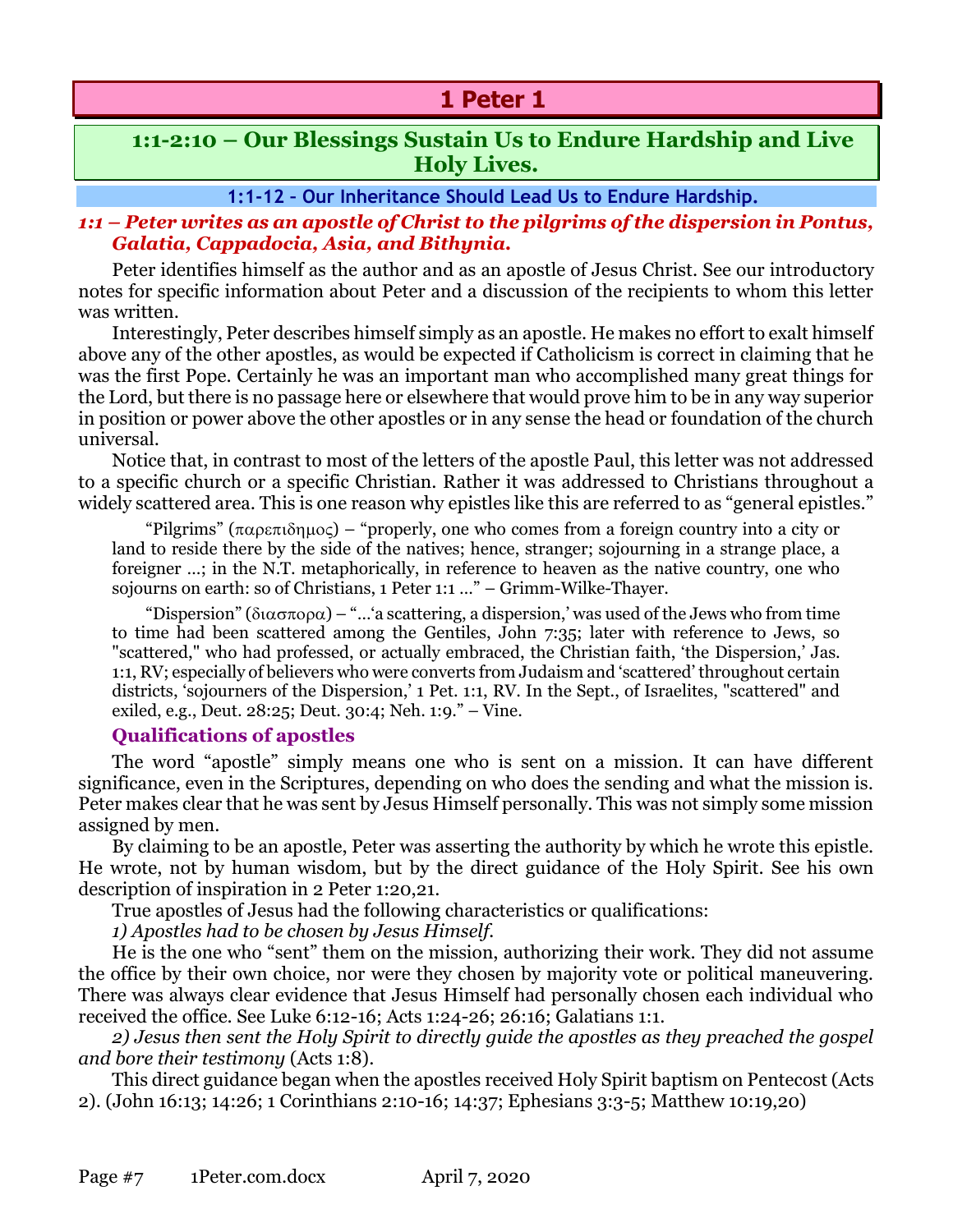# 1 Peter 1

## 1:1-2:10 – Our Blessings Sustain Us to Endure Hardship and Live Holy Lives.

### 1:1-12 - Our Inheritance Should Lead Us to Endure Hardship.

***1:1 – Peter writes as an apostle of Christ to the pilgrims of the dispersion in Pontus, Galatia, Cappadocia, Asia, and Bithynia.***

Peter identifies himself as the author and as an apostle of Jesus Christ. See our introductory notes for specific information about Peter and a discussion of the recipients to whom this letter was written.

Interestingly, Peter describes himself simply as an apostle. He makes no effort to exalt himself above any of the other apostles, as would be expected if Catholicism is correct in claiming that he was the first Pope. Certainly he was an important man who accomplished many great things for the Lord, but there is no passage here or elsewhere that would prove him to be in any way superior in position or power above the other apostles or in any sense the head or foundation of the church universal.

Notice that, in contrast to most of the letters of the apostle Paul, this letter was not addressed to a specific church or a specific Christian. Rather it was addressed to Christians throughout a widely scattered area. This is one reason why epistles like this are referred to as "general epistles."

> "Pilgrims" (παρεπιδημος) – "properly, one who comes from a foreign country into a city or land to reside there by the side of the natives; hence, stranger; sojourning in a strange place, a foreigner …; in the N.T. metaphorically, in reference to heaven as the native country, one who sojourns on earth: so of Christians, 1 Peter 1:1 …" – Grimm-Wilke-Thayer.

> "Dispersion" (διασπορα) – "…'a scattering, a dispersion,' was used of the Jews who from time to time had been scattered among the Gentiles, John 7:35; later with reference to Jews, so "scattered," who had professed, or actually embraced, the Christian faith, 'the Dispersion,' Jas. 1:1, RV; especially of believers who were converts from Judaism and 'scattered' throughout certain districts, 'sojourners of the Dispersion,' 1 Pet. 1:1, RV. In the Sept., of Israelites, "scattered" and exiled, e.g., Deut. 28:25; Deut. 30:4; Neh. 1:9." – Vine.

#### Qualifications of apostles

The word "apostle" simply means one who is sent on a mission. It can have different significance, even in the Scriptures, depending on who does the sending and what the mission is. Peter makes clear that he was sent by Jesus Himself personally. This was not simply some mission assigned by men.

By claiming to be an apostle, Peter was asserting the authority by which he wrote this epistle. He wrote, not by human wisdom, but by the direct guidance of the Holy Spirit. See his own description of inspiration in 2 Peter 1:20,21.

True apostles of Jesus had the following characteristics or qualifications:

*1) Apostles had to be chosen by Jesus Himself.*

He is the one who "sent" them on the mission, authorizing their work. They did not assume the office by their own choice, nor were they chosen by majority vote or political maneuvering. There was always clear evidence that Jesus Himself had personally chosen each individual who received the office. See Luke 6:12-16; Acts 1:24-26; 26:16; Galatians 1:1.

*2) Jesus then sent the Holy Spirit to directly guide the apostles as they preached the gospel and bore their testimony* (Acts 1:8).

This direct guidance began when the apostles received Holy Spirit baptism on Pentecost (Acts 2). (John 16:13; 14:26; 1 Corinthians 2:10-16; 14:37; Ephesians 3:3-5; Matthew 10:19,20)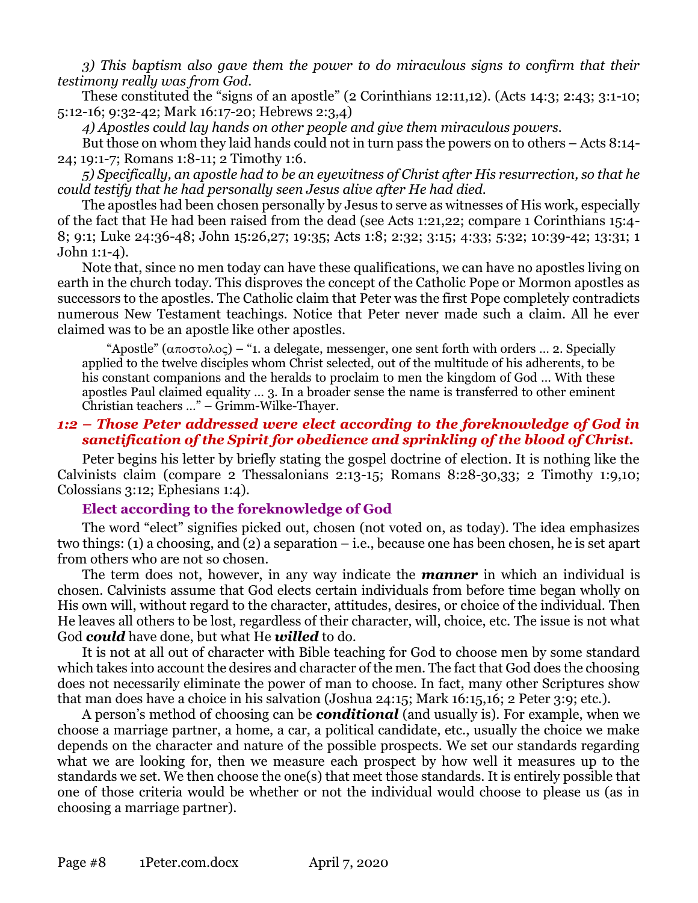*3) This baptism also gave them the power to do miraculous signs to confirm that their testimony really was from God.*

These constituted the "signs of an apostle" (2 Corinthians 12:11,12). (Acts 14:3; 2:43; 3:1-10; 5:12-16; 9:32-42; Mark 16:17-20; Hebrews 2:3,4)

*4) Apostles could lay hands on other people and give them miraculous powers.*

But those on whom they laid hands could not in turn pass the powers on to others – Acts 8:14-24; 19:1-7; Romans 1:8-11; 2 Timothy 1:6.

*5) Specifically, an apostle had to be an eyewitness of Christ after His resurrection, so that he could testify that he had personally seen Jesus alive after He had died.*

The apostles had been chosen personally by Jesus to serve as witnesses of His work, especially of the fact that He had been raised from the dead (see Acts 1:21,22; compare 1 Corinthians 15:4-8; 9:1; Luke 24:36-48; John 15:26,27; 19:35; Acts 1:8; 2:32; 3:15; 4:33; 5:32; 10:39-42; 13:31; 1 John 1:1-4).

Note that, since no men today can have these qualifications, we can have no apostles living on earth in the church today. This disproves the concept of the Catholic Pope or Mormon apostles as successors to the apostles. The Catholic claim that Peter was the first Pope completely contradicts numerous New Testament teachings. Notice that Peter never made such a claim. All he ever claimed was to be an apostle like other apostles.

> "Apostle" (αποστολος) – "1. a delegate, messenger, one sent forth with orders … 2. Specially applied to the twelve disciples whom Christ selected, out of the multitude of his adherents, to be his constant companions and the heralds to proclaim to men the kingdom of God … With these apostles Paul claimed equality … 3. In a broader sense the name is transferred to other eminent Christian teachers …" – Grimm-Wilke-Thayer.

### *1:2 – Those Peter addressed were elect according to the foreknowledge of God in sanctification of the Spirit for obedience and sprinkling of the blood of Christ.*

Peter begins his letter by briefly stating the gospel doctrine of election. It is nothing like the Calvinists claim (compare 2 Thessalonians 2:13-15; Romans 8:28-30,33; 2 Timothy 1:9,10; Colossians 3:12; Ephesians 1:4).

#### Elect according to the foreknowledge of God

The word "elect" signifies picked out, chosen (not voted on, as today). The idea emphasizes two things: (1) a choosing, and (2) a separation – i.e., because one has been chosen, he is set apart from others who are not so chosen.

The term does not, however, in any way indicate the ***manner*** in which an individual is chosen. Calvinists assume that God elects certain individuals from before time began wholly on His own will, without regard to the character, attitudes, desires, or choice of the individual. Then He leaves all others to be lost, regardless of their character, will, choice, etc. The issue is not what God ***could*** have done, but what He ***willed*** to do.

It is not at all out of character with Bible teaching for God to choose men by some standard which takes into account the desires and character of the men. The fact that God does the choosing does not necessarily eliminate the power of man to choose. In fact, many other Scriptures show that man does have a choice in his salvation (Joshua 24:15; Mark 16:15,16; 2 Peter 3:9; etc.).

A person's method of choosing can be ***conditional*** (and usually is). For example, when we choose a marriage partner, a home, a car, a political candidate, etc., usually the choice we make depends on the character and nature of the possible prospects. We set our standards regarding what we are looking for, then we measure each prospect by how well it measures up to the standards we set. We then choose the one(s) that meet those standards. It is entirely possible that one of those criteria would be whether or not the individual would choose to please us (as in choosing a marriage partner).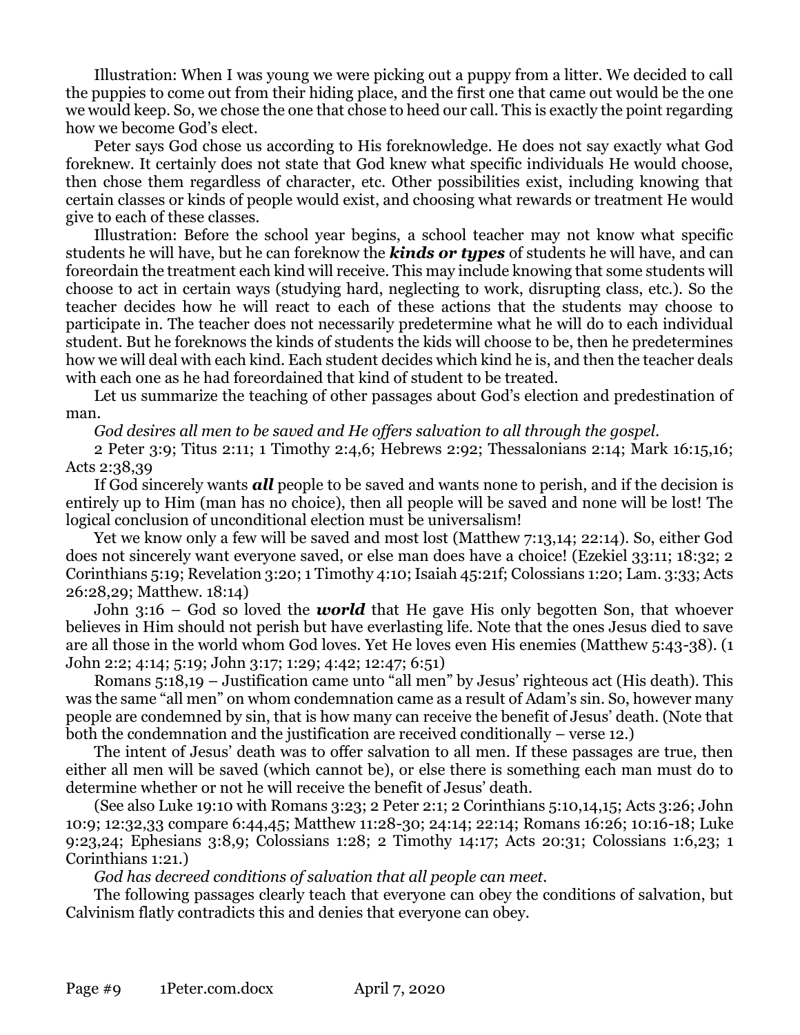Illustration: When I was young we were picking out a puppy from a litter. We decided to call the puppies to come out from their hiding place, and the first one that came out would be the one we would keep. So, we chose the one that chose to heed our call. This is exactly the point regarding how we become God's elect.

Peter says God chose us according to His foreknowledge. He does not say exactly what God foreknew. It certainly does not state that God knew what specific individuals He would choose, then chose them regardless of character, etc. Other possibilities exist, including knowing that certain classes or kinds of people would exist, and choosing what rewards or treatment He would give to each of these classes.

Illustration: Before the school year begins, a school teacher may not know what specific students he will have, but he can foreknow the ***kinds or types*** of students he will have, and can foreordain the treatment each kind will receive. This may include knowing that some students will choose to act in certain ways (studying hard, neglecting to work, disrupting class, etc.). So the teacher decides how he will react to each of these actions that the students may choose to participate in. The teacher does not necessarily predetermine what he will do to each individual student. But he foreknows the kinds of students the kids will choose to be, then he predetermines how we will deal with each kind. Each student decides which kind he is, and then the teacher deals with each one as he had foreordained that kind of student to be treated.

Let us summarize the teaching of other passages about God's election and predestination of man.

*God desires all men to be saved and He offers salvation to all through the gospel.*

2 Peter 3:9; Titus 2:11; 1 Timothy 2:4,6; Hebrews 2:92; Thessalonians 2:14; Mark 16:15,16; Acts 2:38,39

If God sincerely wants ***all*** people to be saved and wants none to perish, and if the decision is entirely up to Him (man has no choice), then all people will be saved and none will be lost! The logical conclusion of unconditional election must be universalism!

Yet we know only a few will be saved and most lost (Matthew 7:13,14; 22:14). So, either God does not sincerely want everyone saved, or else man does have a choice! (Ezekiel 33:11; 18:32; 2 Corinthians 5:19; Revelation 3:20; 1 Timothy 4:10; Isaiah 45:21f; Colossians 1:20; Lam. 3:33; Acts 26:28,29; Matthew. 18:14)

John 3:16 – God so loved the ***world*** that He gave His only begotten Son, that whoever believes in Him should not perish but have everlasting life. Note that the ones Jesus died to save are all those in the world whom God loves. Yet He loves even His enemies (Matthew 5:43-38). (1 John 2:2; 4:14; 5:19; John 3:17; 1:29; 4:42; 12:47; 6:51)

Romans 5:18,19 – Justification came unto "all men" by Jesus' righteous act (His death). This was the same "all men" on whom condemnation came as a result of Adam's sin. So, however many people are condemned by sin, that is how many can receive the benefit of Jesus' death. (Note that both the condemnation and the justification are received conditionally – verse 12.)

The intent of Jesus' death was to offer salvation to all men. If these passages are true, then either all men will be saved (which cannot be), or else there is something each man must do to determine whether or not he will receive the benefit of Jesus' death.

(See also Luke 19:10 with Romans 3:23; 2 Peter 2:1; 2 Corinthians 5:10,14,15; Acts 3:26; John 10:9; 12:32,33 compare 6:44,45; Matthew 11:28-30; 24:14; 22:14; Romans 16:26; 10:16-18; Luke 9:23,24; Ephesians 3:8,9; Colossians 1:28; 2 Timothy 14:17; Acts 20:31; Colossians 1:6,23; 1 Corinthians 1:21.)

*God has decreed conditions of salvation that all people can meet.*

The following passages clearly teach that everyone can obey the conditions of salvation, but Calvinism flatly contradicts this and denies that everyone can obey.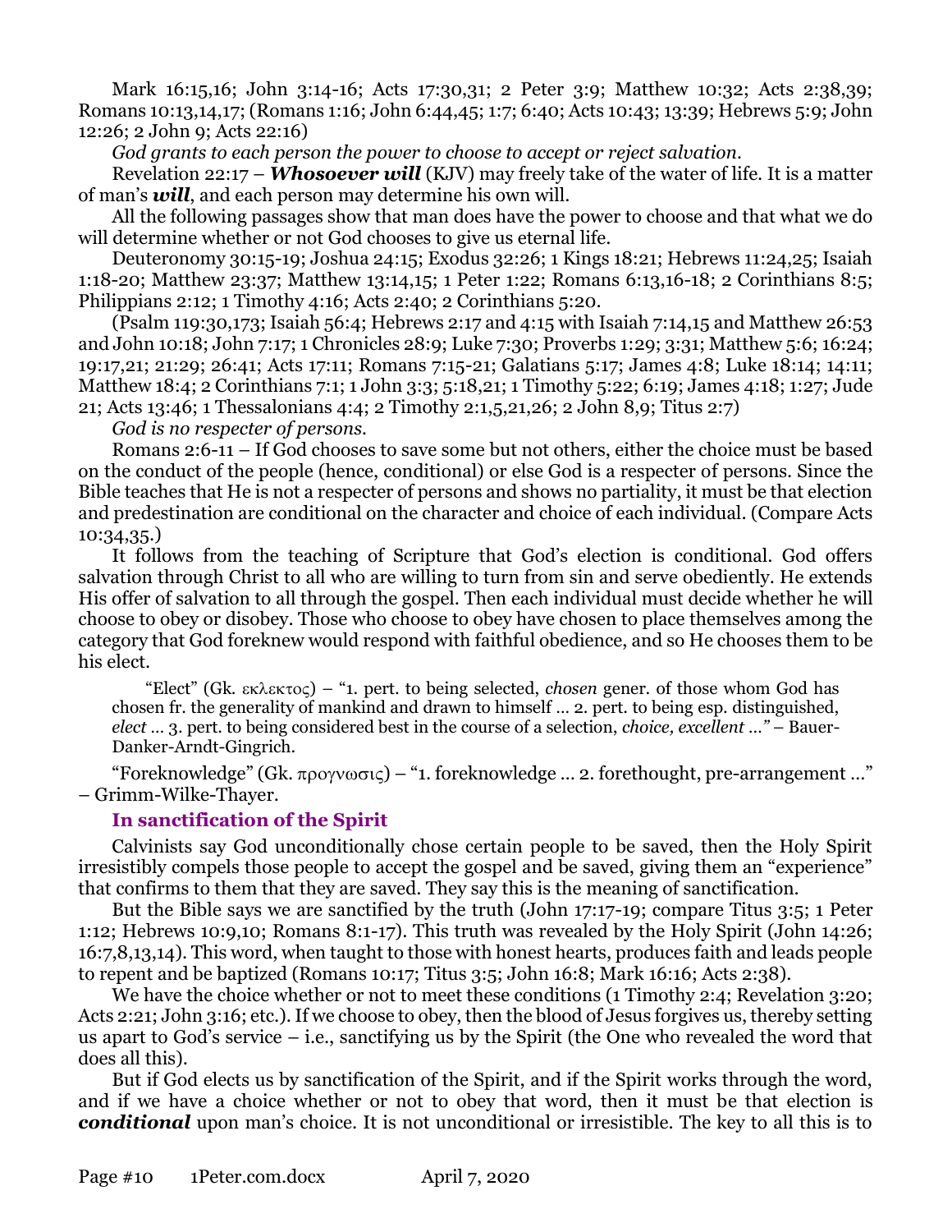Mark 16:15,16; John 3:14-16; Acts 17:30,31; 2 Peter 3:9; Matthew 10:32; Acts 2:38,39; Romans 10:13,14,17; (Romans 1:16; John 6:44,45; 1:7; 6:40; Acts 10:43; 13:39; Hebrews 5:9; John 12:26; 2 John 9; Acts 22:16)

*God grants to each person the power to choose to accept or reject salvation.*

Revelation 22:17 – ***Whosoever will*** (KJV) may freely take of the water of life. It is a matter of man's ***will***, and each person may determine his own will.

All the following passages show that man does have the power to choose and that what we do will determine whether or not God chooses to give us eternal life.

Deuteronomy 30:15-19; Joshua 24:15; Exodus 32:26; 1 Kings 18:21; Hebrews 11:24,25; Isaiah 1:18-20; Matthew 23:37; Matthew 13:14,15; 1 Peter 1:22; Romans 6:13,16-18; 2 Corinthians 8:5; Philippians 2:12; 1 Timothy 4:16; Acts 2:40; 2 Corinthians 5:20.

(Psalm 119:30,173; Isaiah 56:4; Hebrews 2:17 and 4:15 with Isaiah 7:14,15 and Matthew 26:53 and John 10:18; John 7:17; 1 Chronicles 28:9; Luke 7:30; Proverbs 1:29; 3:31; Matthew 5:6; 16:24; 19:17,21; 21:29; 26:41; Acts 17:11; Romans 7:15-21; Galatians 5:17; James 4:8; Luke 18:14; 14:11; Matthew 18:4; 2 Corinthians 7:1; 1 John 3:3; 5:18,21; 1 Timothy 5:22; 6:19; James 4:18; 1:27; Jude 21; Acts 13:46; 1 Thessalonians 4:4; 2 Timothy 2:1,5,21,26; 2 John 8,9; Titus 2:7)

*God is no respecter of persons.*

Romans 2:6-11 – If God chooses to save some but not others, either the choice must be based on the conduct of the people (hence, conditional) or else God is a respecter of persons. Since the Bible teaches that He is not a respecter of persons and shows no partiality, it must be that election and predestination are conditional on the character and choice of each individual. (Compare Acts 10:34,35.)

It follows from the teaching of Scripture that God's election is conditional. God offers salvation through Christ to all who are willing to turn from sin and serve obediently. He extends His offer of salvation to all through the gospel. Then each individual must decide whether he will choose to obey or disobey. Those who choose to obey have chosen to place themselves among the category that God foreknew would respond with faithful obedience, and so He chooses them to be his elect.

> "Elect" (Gk. εκλεκτος) – "1. pert. to being selected, *chosen* gener. of those whom God has chosen fr. the generality of mankind and drawn to himself … 2. pert. to being esp. distinguished, *elect* … 3. pert. to being considered best in the course of a selection, *choice, excellent …"* – Bauer-Danker-Arndt-Gingrich.

"Foreknowledge" (Gk. προγνωσις) – "1. foreknowledge … 2. forethought, pre-arrangement …" – Grimm-Wilke-Thayer.

### In sanctification of the Spirit

Calvinists say God unconditionally chose certain people to be saved, then the Holy Spirit irresistibly compels those people to accept the gospel and be saved, giving them an "experience" that confirms to them that they are saved. They say this is the meaning of sanctification.

But the Bible says we are sanctified by the truth (John 17:17-19; compare Titus 3:5; 1 Peter 1:12; Hebrews 10:9,10; Romans 8:1-17). This truth was revealed by the Holy Spirit (John 14:26; 16:7,8,13,14). This word, when taught to those with honest hearts, produces faith and leads people to repent and be baptized (Romans 10:17; Titus 3:5; John 16:8; Mark 16:16; Acts 2:38).

We have the choice whether or not to meet these conditions (1 Timothy 2:4; Revelation 3:20; Acts 2:21; John 3:16; etc.). If we choose to obey, then the blood of Jesus forgives us, thereby setting us apart to God's service – i.e., sanctifying us by the Spirit (the One who revealed the word that does all this).

But if God elects us by sanctification of the Spirit, and if the Spirit works through the word, and if we have a choice whether or not to obey that word, then it must be that election is ***conditional*** upon man's choice. It is not unconditional or irresistible. The key to all this is to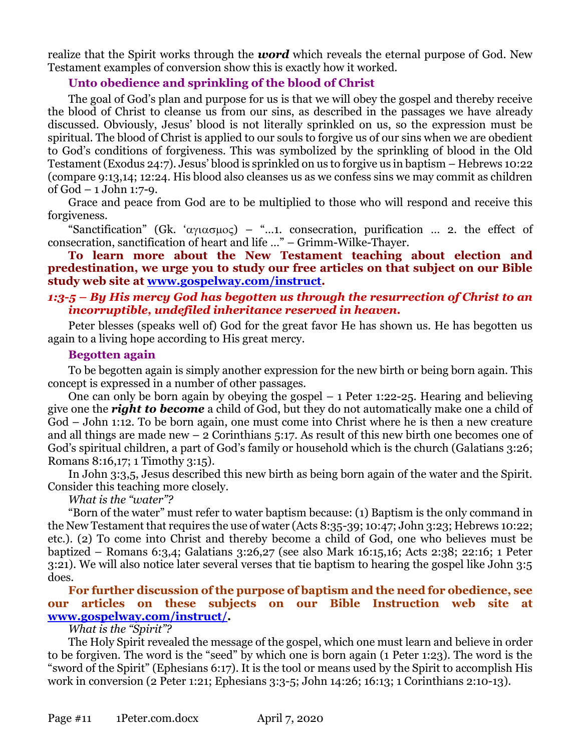realize that the Spirit works through the ***word*** which reveals the eternal purpose of God. New Testament examples of conversion show this is exactly how it worked.

### Unto obedience and sprinkling of the blood of Christ

The goal of God's plan and purpose for us is that we will obey the gospel and thereby receive the blood of Christ to cleanse us from our sins, as described in the passages we have already discussed. Obviously, Jesus' blood is not literally sprinkled on us, so the expression must be spiritual. The blood of Christ is applied to our souls to forgive us of our sins when we are obedient to God's conditions of forgiveness. This was symbolized by the sprinkling of blood in the Old Testament (Exodus 24:7). Jesus' blood is sprinkled on us to forgive us in baptism – Hebrews 10:22 (compare 9:13,14; 12:24. His blood also cleanses us as we confess sins we may commit as children of God – 1 John 1:7-9.

Grace and peace from God are to be multiplied to those who will respond and receive this forgiveness.

"Sanctification" (Gk. 'αγιασμος) – "...1. consecration, purification ... 2. the effect of consecration, sanctification of heart and life ..." – Grimm-Wilke-Thayer.

**To learn more about the New Testament teaching about election and predestination, we urge you to study our free articles on that subject on our Bible study web site at www.gospelway.com/instruct.**

***1:3-5 – By His mercy God has begotten us through the resurrection of Christ to an incorruptible, undefiled inheritance reserved in heaven.***

Peter blesses (speaks well of) God for the great favor He has shown us. He has begotten us again to a living hope according to His great mercy.

### Begotten again

To be begotten again is simply another expression for the new birth or being born again. This concept is expressed in a number of other passages.

One can only be born again by obeying the gospel – 1 Peter 1:22-25. Hearing and believing give one the ***right to become*** a child of God, but they do not automatically make one a child of God – John 1:12. To be born again, one must come into Christ where he is then a new creature and all things are made new – 2 Corinthians 5:17. As result of this new birth one becomes one of God's spiritual children, a part of God's family or household which is the church (Galatians 3:26; Romans 8:16,17; 1 Timothy 3:15).

In John 3:3,5, Jesus described this new birth as being born again of the water and the Spirit. Consider this teaching more closely.

*What is the "water"?*

"Born of the water" must refer to water baptism because: (1) Baptism is the only command in the New Testament that requires the use of water (Acts 8:35-39; 10:47; John 3:23; Hebrews 10:22; etc.). (2) To come into Christ and thereby become a child of God, one who believes must be baptized – Romans 6:3,4; Galatians 3:26,27 (see also Mark 16:15,16; Acts 2:38; 22:16; 1 Peter 3:21). We will also notice later several verses that tie baptism to hearing the gospel like John 3:5 does.

**For further discussion of the purpose of baptism and the need for obedience, see our articles on these subjects on our Bible Instruction web site at www.gospelway.com/instruct/.**

*What is the "Spirit"?*

The Holy Spirit revealed the message of the gospel, which one must learn and believe in order to be forgiven. The word is the "seed" by which one is born again (1 Peter 1:23). The word is the "sword of the Spirit" (Ephesians 6:17). It is the tool or means used by the Spirit to accomplish His work in conversion (2 Peter 1:21; Ephesians 3:3-5; John 14:26; 16:13; 1 Corinthians 2:10-13).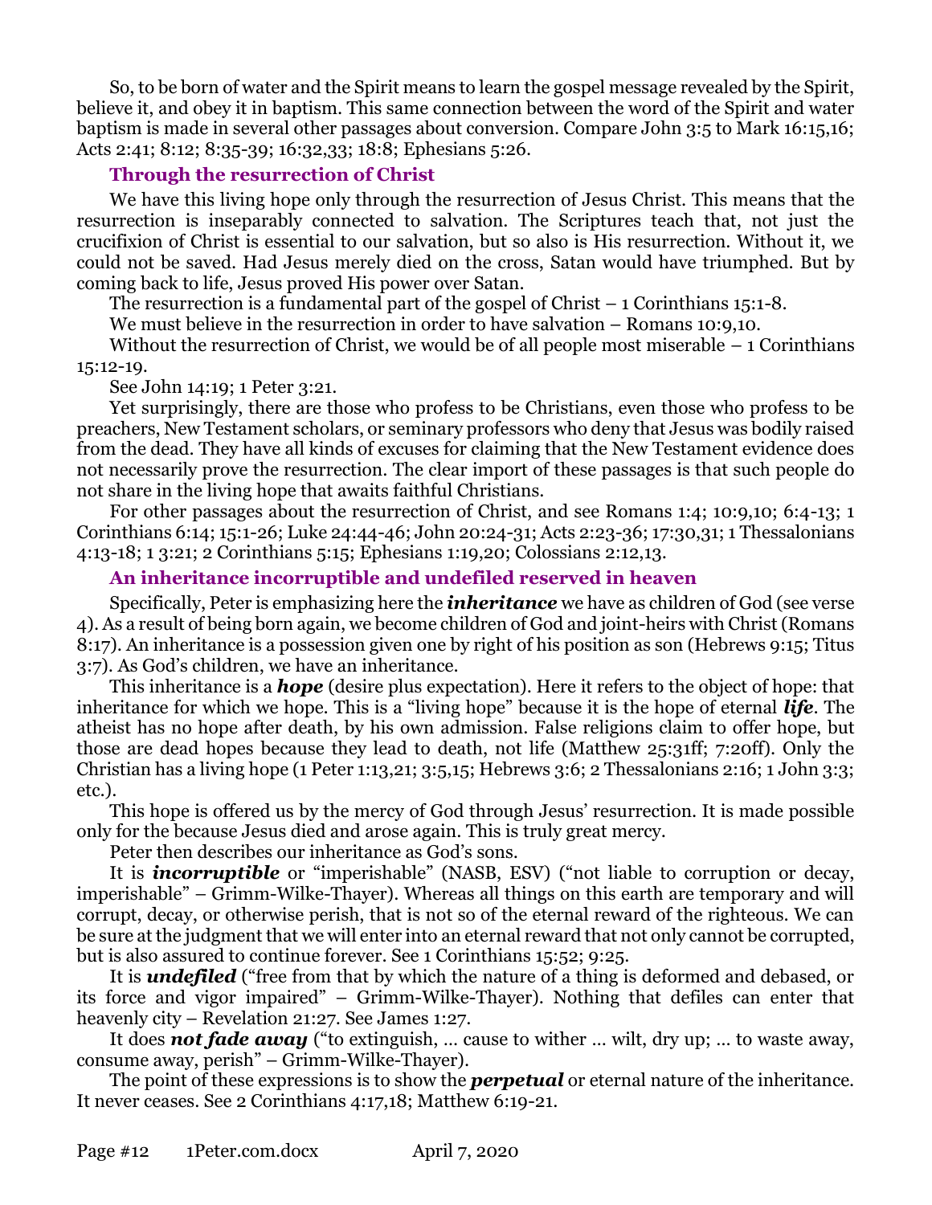So, to be born of water and the Spirit means to learn the gospel message revealed by the Spirit, believe it, and obey it in baptism. This same connection between the word of the Spirit and water baptism is made in several other passages about conversion. Compare John 3:5 to Mark 16:15,16; Acts 2:41; 8:12; 8:35-39; 16:32,33; 18:8; Ephesians 5:26.

### Through the resurrection of Christ

We have this living hope only through the resurrection of Jesus Christ. This means that the resurrection is inseparably connected to salvation. The Scriptures teach that, not just the crucifixion of Christ is essential to our salvation, but so also is His resurrection. Without it, we could not be saved. Had Jesus merely died on the cross, Satan would have triumphed. But by coming back to life, Jesus proved His power over Satan.

The resurrection is a fundamental part of the gospel of Christ – 1 Corinthians 15:1-8.

We must believe in the resurrection in order to have salvation – Romans 10:9,10.

Without the resurrection of Christ, we would be of all people most miserable – 1 Corinthians 15:12-19.

See John 14:19; 1 Peter 3:21.

Yet surprisingly, there are those who profess to be Christians, even those who profess to be preachers, New Testament scholars, or seminary professors who deny that Jesus was bodily raised from the dead. They have all kinds of excuses for claiming that the New Testament evidence does not necessarily prove the resurrection. The clear import of these passages is that such people do not share in the living hope that awaits faithful Christians.

For other passages about the resurrection of Christ, and see Romans 1:4; 10:9,10; 6:4-13; 1 Corinthians 6:14; 15:1-26; Luke 24:44-46; John 20:24-31; Acts 2:23-36; 17:30,31; 1 Thessalonians 4:13-18; 1 3:21; 2 Corinthians 5:15; Ephesians 1:19,20; Colossians 2:12,13.

### An inheritance incorruptible and undefiled reserved in heaven

Specifically, Peter is emphasizing here the ***inheritance*** we have as children of God (see verse 4). As a result of being born again, we become children of God and joint-heirs with Christ (Romans 8:17). An inheritance is a possession given one by right of his position as son (Hebrews 9:15; Titus 3:7). As God's children, we have an inheritance.

This inheritance is a ***hope*** (desire plus expectation). Here it refers to the object of hope: that inheritance for which we hope. This is a "living hope" because it is the hope of eternal ***life***. The atheist has no hope after death, by his own admission. False religions claim to offer hope, but those are dead hopes because they lead to death, not life (Matthew 25:31ff; 7:20ff). Only the Christian has a living hope (1 Peter 1:13,21; 3:5,15; Hebrews 3:6; 2 Thessalonians 2:16; 1 John 3:3; etc.).

This hope is offered us by the mercy of God through Jesus' resurrection. It is made possible only for the because Jesus died and arose again. This is truly great mercy.

Peter then describes our inheritance as God's sons.

It is ***incorruptible*** or "imperishable" (NASB, ESV) ("not liable to corruption or decay, imperishable" – Grimm-Wilke-Thayer). Whereas all things on this earth are temporary and will corrupt, decay, or otherwise perish, that is not so of the eternal reward of the righteous. We can be sure at the judgment that we will enter into an eternal reward that not only cannot be corrupted, but is also assured to continue forever. See 1 Corinthians 15:52; 9:25.

It is ***undefiled*** ("free from that by which the nature of a thing is deformed and debased, or its force and vigor impaired" – Grimm-Wilke-Thayer). Nothing that defiles can enter that heavenly city – Revelation 21:27. See James 1:27.

It does ***not fade away*** ("to extinguish, … cause to wither … wilt, dry up; … to waste away, consume away, perish" – Grimm-Wilke-Thayer).

The point of these expressions is to show the ***perpetual*** or eternal nature of the inheritance. It never ceases. See 2 Corinthians 4:17,18; Matthew 6:19-21.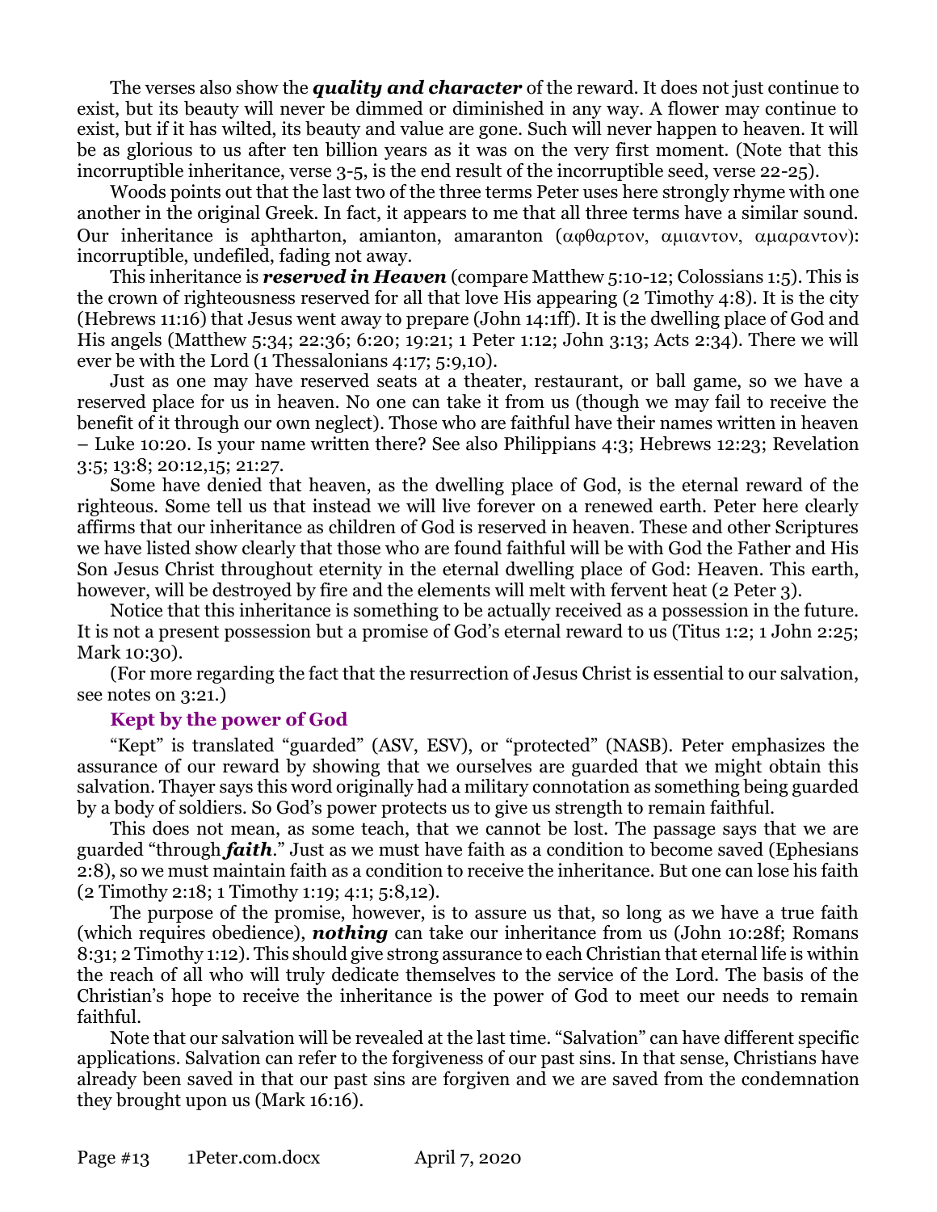The verses also show the ***quality and character*** of the reward. It does not just continue to exist, but its beauty will never be dimmed or diminished in any way. A flower may continue to exist, but if it has wilted, its beauty and value are gone. Such will never happen to heaven. It will be as glorious to us after ten billion years as it was on the very first moment. (Note that this incorruptible inheritance, verse 3-5, is the end result of the incorruptible seed, verse 22-25).

Woods points out that the last two of the three terms Peter uses here strongly rhyme with one another in the original Greek. In fact, it appears to me that all three terms have a similar sound. Our inheritance is aphtharton, amianton, amaranton (αφθαρτον, αμιαντον, αμαραντον): incorruptible, undefiled, fading not away.

This inheritance is ***reserved in Heaven*** (compare Matthew 5:10-12; Colossians 1:5). This is the crown of righteousness reserved for all that love His appearing (2 Timothy 4:8). It is the city (Hebrews 11:16) that Jesus went away to prepare (John 14:1ff). It is the dwelling place of God and His angels (Matthew 5:34; 22:36; 6:20; 19:21; 1 Peter 1:12; John 3:13; Acts 2:34). There we will ever be with the Lord (1 Thessalonians 4:17; 5:9,10).

Just as one may have reserved seats at a theater, restaurant, or ball game, so we have a reserved place for us in heaven. No one can take it from us (though we may fail to receive the benefit of it through our own neglect). Those who are faithful have their names written in heaven – Luke 10:20. Is your name written there? See also Philippians 4:3; Hebrews 12:23; Revelation 3:5; 13:8; 20:12,15; 21:27.

Some have denied that heaven, as the dwelling place of God, is the eternal reward of the righteous. Some tell us that instead we will live forever on a renewed earth. Peter here clearly affirms that our inheritance as children of God is reserved in heaven. These and other Scriptures we have listed show clearly that those who are found faithful will be with God the Father and His Son Jesus Christ throughout eternity in the eternal dwelling place of God: Heaven. This earth, however, will be destroyed by fire and the elements will melt with fervent heat (2 Peter 3).

Notice that this inheritance is something to be actually received as a possession in the future. It is not a present possession but a promise of God's eternal reward to us (Titus 1:2; 1 John 2:25; Mark 10:30).

(For more regarding the fact that the resurrection of Jesus Christ is essential to our salvation, see notes on 3:21.)

### Kept by the power of God

"Kept" is translated "guarded" (ASV, ESV), or "protected" (NASB). Peter emphasizes the assurance of our reward by showing that we ourselves are guarded that we might obtain this salvation. Thayer says this word originally had a military connotation as something being guarded by a body of soldiers. So God's power protects us to give us strength to remain faithful.

This does not mean, as some teach, that we cannot be lost. The passage says that we are guarded "through ***faith***." Just as we must have faith as a condition to become saved (Ephesians 2:8), so we must maintain faith as a condition to receive the inheritance. But one can lose his faith (2 Timothy 2:18; 1 Timothy 1:19; 4:1; 5:8,12).

The purpose of the promise, however, is to assure us that, so long as we have a true faith (which requires obedience), ***nothing*** can take our inheritance from us (John 10:28f; Romans 8:31; 2 Timothy 1:12). This should give strong assurance to each Christian that eternal life is within the reach of all who will truly dedicate themselves to the service of the Lord. The basis of the Christian's hope to receive the inheritance is the power of God to meet our needs to remain faithful.

Note that our salvation will be revealed at the last time. "Salvation" can have different specific applications. Salvation can refer to the forgiveness of our past sins. In that sense, Christians have already been saved in that our past sins are forgiven and we are saved from the condemnation they brought upon us (Mark 16:16).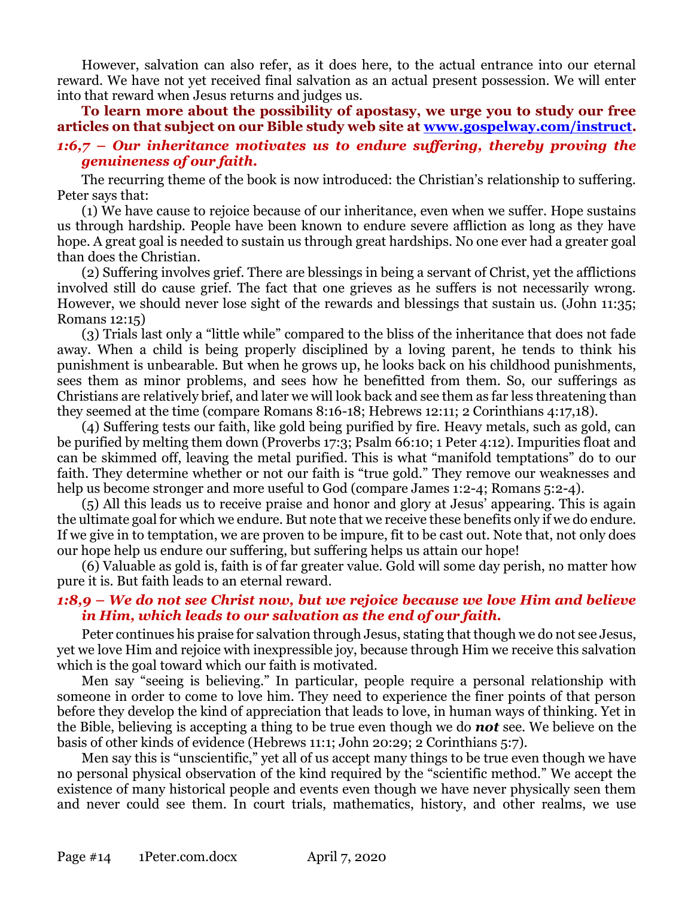However, salvation can also refer, as it does here, to the actual entrance into our eternal reward. We have not yet received final salvation as an actual present possession. We will enter into that reward when Jesus returns and judges us.

**To learn more about the possibility of apostasy, we urge you to study our free articles on that subject on our Bible study web site at [www.gospelway.com/instruct](http://www.gospelway.com/instruct).**

### *1:6,7 – Our inheritance motivates us to endure suffering, thereby proving the genuineness of our faith.*

The recurring theme of the book is now introduced: the Christian's relationship to suffering. Peter says that:

(1) We have cause to rejoice because of our inheritance, even when we suffer. Hope sustains us through hardship. People have been known to endure severe affliction as long as they have hope. A great goal is needed to sustain us through great hardships. No one ever had a greater goal than does the Christian.

(2) Suffering involves grief. There are blessings in being a servant of Christ, yet the afflictions involved still do cause grief. The fact that one grieves as he suffers is not necessarily wrong. However, we should never lose sight of the rewards and blessings that sustain us. (John 11:35; Romans 12:15)

(3) Trials last only a "little while" compared to the bliss of the inheritance that does not fade away. When a child is being properly disciplined by a loving parent, he tends to think his punishment is unbearable. But when he grows up, he looks back on his childhood punishments, sees them as minor problems, and sees how he benefitted from them. So, our sufferings as Christians are relatively brief, and later we will look back and see them as far less threatening than they seemed at the time (compare Romans 8:16-18; Hebrews 12:11; 2 Corinthians 4:17,18).

(4) Suffering tests our faith, like gold being purified by fire. Heavy metals, such as gold, can be purified by melting them down (Proverbs 17:3; Psalm 66:10; 1 Peter 4:12). Impurities float and can be skimmed off, leaving the metal purified. This is what "manifold temptations" do to our faith. They determine whether or not our faith is "true gold." They remove our weaknesses and help us become stronger and more useful to God (compare James 1:2-4; Romans 5:2-4).

(5) All this leads us to receive praise and honor and glory at Jesus' appearing. This is again the ultimate goal for which we endure. But note that we receive these benefits only if we do endure. If we give in to temptation, we are proven to be impure, fit to be cast out. Note that, not only does our hope help us endure our suffering, but suffering helps us attain our hope!

(6) Valuable as gold is, faith is of far greater value. Gold will some day perish, no matter how pure it is. But faith leads to an eternal reward.

### *1:8,9 – We do not see Christ now, but we rejoice because we love Him and believe in Him, which leads to our salvation as the end of our faith.*

Peter continues his praise for salvation through Jesus, stating that though we do not see Jesus, yet we love Him and rejoice with inexpressible joy, because through Him we receive this salvation which is the goal toward which our faith is motivated.

Men say "seeing is believing." In particular, people require a personal relationship with someone in order to come to love him. They need to experience the finer points of that person before they develop the kind of appreciation that leads to love, in human ways of thinking. Yet in the Bible, believing is accepting a thing to be true even though we do ***not*** see. We believe on the basis of other kinds of evidence (Hebrews 11:1; John 20:29; 2 Corinthians 5:7).

Men say this is "unscientific," yet all of us accept many things to be true even though we have no personal physical observation of the kind required by the "scientific method." We accept the existence of many historical people and events even though we have never physically seen them and never could see them. In court trials, mathematics, history, and other realms, we use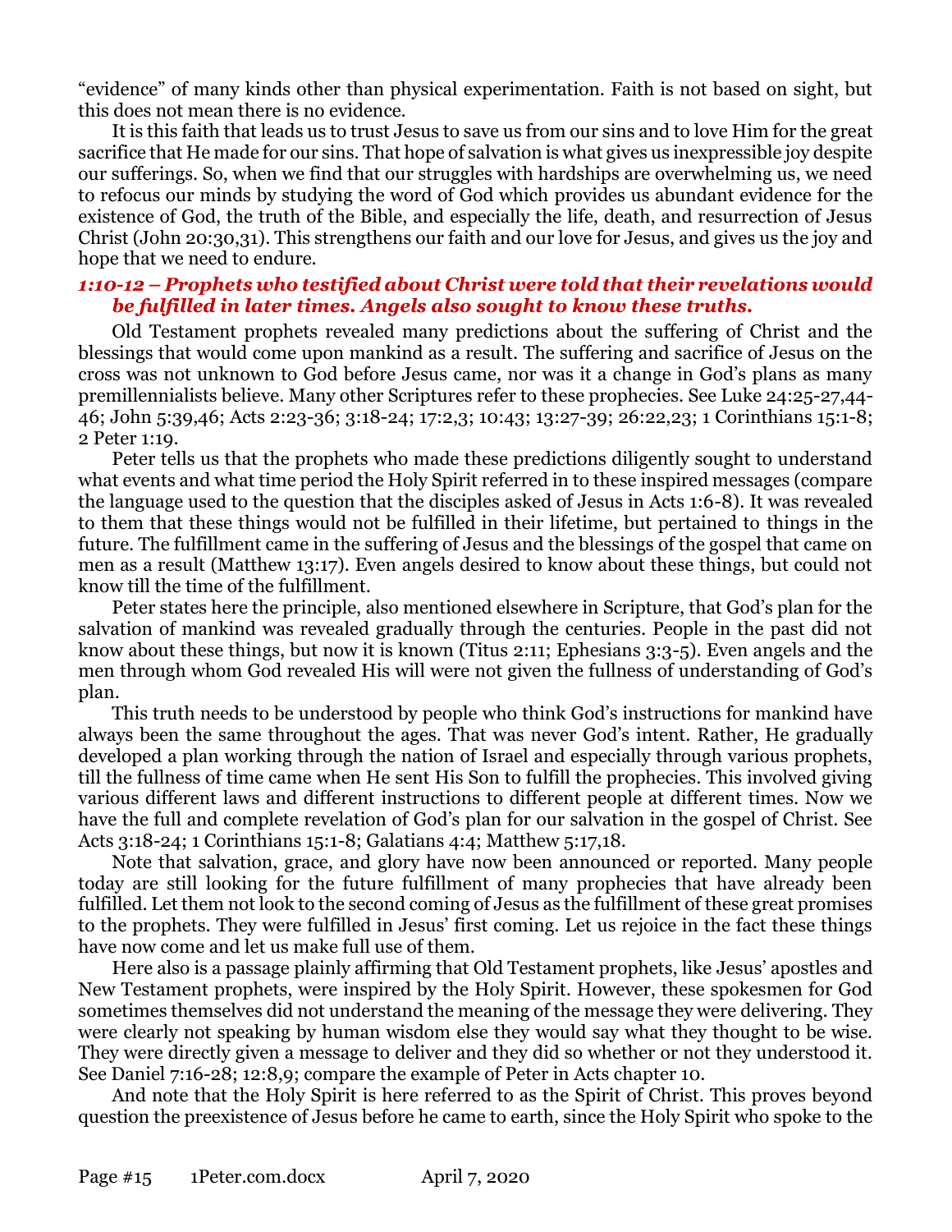"evidence" of many kinds other than physical experimentation. Faith is not based on sight, but this does not mean there is no evidence.

It is this faith that leads us to trust Jesus to save us from our sins and to love Him for the great sacrifice that He made for our sins. That hope of salvation is what gives us inexpressible joy despite our sufferings. So, when we find that our struggles with hardships are overwhelming us, we need to refocus our minds by studying the word of God which provides us abundant evidence for the existence of God, the truth of the Bible, and especially the life, death, and resurrection of Jesus Christ (John 20:30,31). This strengthens our faith and our love for Jesus, and gives us the joy and hope that we need to endure.

### *1:10-12 – Prophets who testified about Christ were told that their revelations would be fulfilled in later times. Angels also sought to know these truths.*

Old Testament prophets revealed many predictions about the suffering of Christ and the blessings that would come upon mankind as a result. The suffering and sacrifice of Jesus on the cross was not unknown to God before Jesus came, nor was it a change in God's plans as many premillennialists believe. Many other Scriptures refer to these prophecies. See Luke 24:25-27,44-46; John 5:39,46; Acts 2:23-36; 3:18-24; 17:2,3; 10:43; 13:27-39; 26:22,23; 1 Corinthians 15:1-8; 2 Peter 1:19.

Peter tells us that the prophets who made these predictions diligently sought to understand what events and what time period the Holy Spirit referred in to these inspired messages (compare the language used to the question that the disciples asked of Jesus in Acts 1:6-8). It was revealed to them that these things would not be fulfilled in their lifetime, but pertained to things in the future. The fulfillment came in the suffering of Jesus and the blessings of the gospel that came on men as a result (Matthew 13:17). Even angels desired to know about these things, but could not know till the time of the fulfillment.

Peter states here the principle, also mentioned elsewhere in Scripture, that God's plan for the salvation of mankind was revealed gradually through the centuries. People in the past did not know about these things, but now it is known (Titus 2:11; Ephesians 3:3-5). Even angels and the men through whom God revealed His will were not given the fullness of understanding of God's plan.

This truth needs to be understood by people who think God's instructions for mankind have always been the same throughout the ages. That was never God's intent. Rather, He gradually developed a plan working through the nation of Israel and especially through various prophets, till the fullness of time came when He sent His Son to fulfill the prophecies. This involved giving various different laws and different instructions to different people at different times. Now we have the full and complete revelation of God's plan for our salvation in the gospel of Christ. See Acts 3:18-24; 1 Corinthians 15:1-8; Galatians 4:4; Matthew 5:17,18.

Note that salvation, grace, and glory have now been announced or reported. Many people today are still looking for the future fulfillment of many prophecies that have already been fulfilled. Let them not look to the second coming of Jesus as the fulfillment of these great promises to the prophets. They were fulfilled in Jesus' first coming. Let us rejoice in the fact these things have now come and let us make full use of them.

Here also is a passage plainly affirming that Old Testament prophets, like Jesus' apostles and New Testament prophets, were inspired by the Holy Spirit. However, these spokesmen for God sometimes themselves did not understand the meaning of the message they were delivering. They were clearly not speaking by human wisdom else they would say what they thought to be wise. They were directly given a message to deliver and they did so whether or not they understood it. See Daniel 7:16-28; 12:8,9; compare the example of Peter in Acts chapter 10.

And note that the Holy Spirit is here referred to as the Spirit of Christ. This proves beyond question the preexistence of Jesus before he came to earth, since the Holy Spirit who spoke to the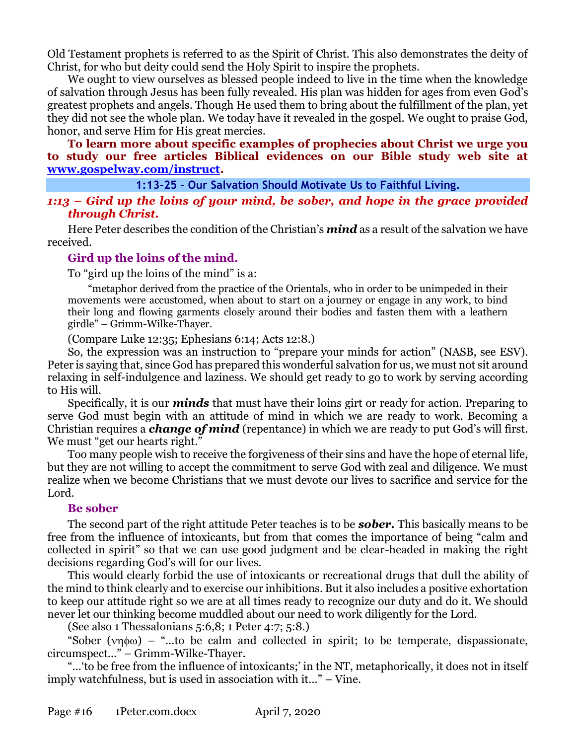Old Testament prophets is referred to as the Spirit of Christ. This also demonstrates the deity of Christ, for who but deity could send the Holy Spirit to inspire the prophets.

We ought to view ourselves as blessed people indeed to live in the time when the knowledge of salvation through Jesus has been fully revealed. His plan was hidden for ages from even God's greatest prophets and angels. Though He used them to bring about the fulfillment of the plan, yet they did not see the whole plan. We today have it revealed in the gospel. We ought to praise God, honor, and serve Him for His great mercies.

**To learn more about specific examples of prophecies about Christ we urge you to study our free articles Biblical evidences on our Bible study web site at [www.gospelway.com/instruct](http://www.gospelway.com/instruct).**

## 1:13-25 – Our Salvation Should Motivate Us to Faithful Living.

### *1:13 – Gird up the loins of your mind, be sober, and hope in the grace provided through Christ.*

Here Peter describes the condition of the Christian's ***mind*** as a result of the salvation we have received.

#### Gird up the loins of the mind.

To "gird up the loins of the mind" is a:

> "metaphor derived from the practice of the Orientals, who in order to be unimpeded in their movements were accustomed, when about to start on a journey or engage in any work, to bind their long and flowing garments closely around their bodies and fasten them with a leathern girdle" – Grimm-Wilke-Thayer.

(Compare Luke 12:35; Ephesians 6:14; Acts 12:8.)

So, the expression was an instruction to "prepare your minds for action" (NASB, see ESV). Peter is saying that, since God has prepared this wonderful salvation for us, we must not sit around relaxing in self-indulgence and laziness. We should get ready to go to work by serving according to His will.

Specifically, it is our ***minds*** that must have their loins girt or ready for action. Preparing to serve God must begin with an attitude of mind in which we are ready to work. Becoming a Christian requires a ***change of mind*** (repentance) in which we are ready to put God's will first. We must "get our hearts right."

Too many people wish to receive the forgiveness of their sins and have the hope of eternal life, but they are not willing to accept the commitment to serve God with zeal and diligence. We must realize when we become Christians that we must devote our lives to sacrifice and service for the Lord.

#### Be sober

The second part of the right attitude Peter teaches is to be ***sober.*** This basically means to be free from the influence of intoxicants, but from that comes the importance of being "calm and collected in spirit" so that we can use good judgment and be clear-headed in making the right decisions regarding God's will for our lives.

This would clearly forbid the use of intoxicants or recreational drugs that dull the ability of the mind to think clearly and to exercise our inhibitions. But it also includes a positive exhortation to keep our attitude right so we are at all times ready to recognize our duty and do it. We should never let our thinking become muddled about our need to work diligently for the Lord.

(See also 1 Thessalonians 5:6,8; 1 Peter 4:7; 5:8.)

"Sober (νηφω) – "…to be calm and collected in spirit; to be temperate, dispassionate, circumspect…" – Grimm-Wilke-Thayer.

"…'to be free from the influence of intoxicants;' in the NT, metaphorically, it does not in itself imply watchfulness, but is used in association with it…" – Vine.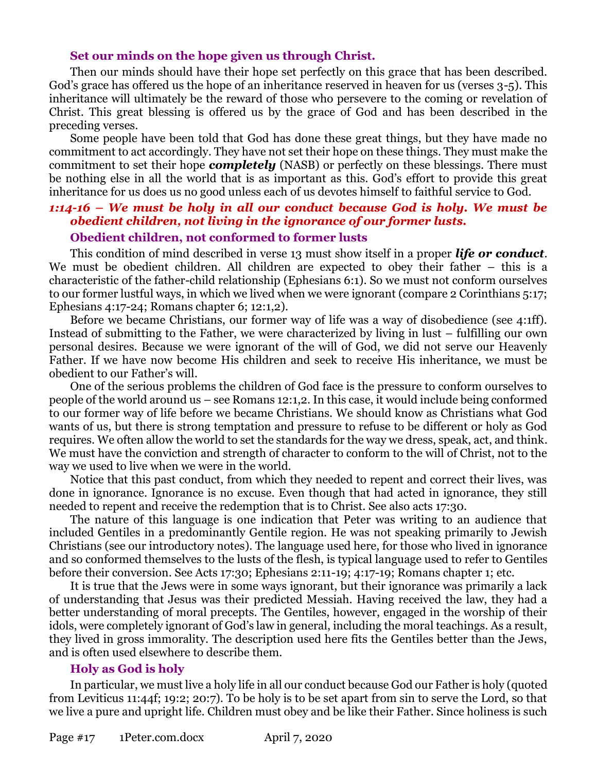### Set our minds on the hope given us through Christ.

Then our minds should have their hope set perfectly on this grace that has been described. God's grace has offered us the hope of an inheritance reserved in heaven for us (verses 3-5). This inheritance will ultimately be the reward of those who persevere to the coming or revelation of Christ. This great blessing is offered us by the grace of God and has been described in the preceding verses.

Some people have been told that God has done these great things, but they have made no commitment to act accordingly. They have not set their hope on these things. They must make the commitment to set their hope ***completely*** (NASB) or perfectly on these blessings. There must be nothing else in all the world that is as important as this. God's effort to provide this great inheritance for us does us no good unless each of us devotes himself to faithful service to God.

## *1:14-16 – We must be holy in all our conduct because God is holy. We must be obedient children, not living in the ignorance of our former lusts.*

### Obedient children, not conformed to former lusts

This condition of mind described in verse 13 must show itself in a proper ***life or conduct***. We must be obedient children. All children are expected to obey their father – this is a characteristic of the father-child relationship (Ephesians 6:1). So we must not conform ourselves to our former lustful ways, in which we lived when we were ignorant (compare 2 Corinthians 5:17; Ephesians 4:17-24; Romans chapter 6; 12:1,2).

Before we became Christians, our former way of life was a way of disobedience (see 4:1ff). Instead of submitting to the Father, we were characterized by living in lust – fulfilling our own personal desires. Because we were ignorant of the will of God, we did not serve our Heavenly Father. If we have now become His children and seek to receive His inheritance, we must be obedient to our Father's will.

One of the serious problems the children of God face is the pressure to conform ourselves to people of the world around us – see Romans 12:1,2. In this case, it would include being conformed to our former way of life before we became Christians. We should know as Christians what God wants of us, but there is strong temptation and pressure to refuse to be different or holy as God requires. We often allow the world to set the standards for the way we dress, speak, act, and think. We must have the conviction and strength of character to conform to the will of Christ, not to the way we used to live when we were in the world.

Notice that this past conduct, from which they needed to repent and correct their lives, was done in ignorance. Ignorance is no excuse. Even though that had acted in ignorance, they still needed to repent and receive the redemption that is to Christ. See also acts 17:30.

The nature of this language is one indication that Peter was writing to an audience that included Gentiles in a predominantly Gentile region. He was not speaking primarily to Jewish Christians (see our introductory notes). The language used here, for those who lived in ignorance and so conformed themselves to the lusts of the flesh, is typical language used to refer to Gentiles before their conversion. See Acts 17:30; Ephesians 2:11-19; 4:17-19; Romans chapter 1; etc.

It is true that the Jews were in some ways ignorant, but their ignorance was primarily a lack of understanding that Jesus was their predicted Messiah. Having received the law, they had a better understanding of moral precepts. The Gentiles, however, engaged in the worship of their idols, were completely ignorant of God's law in general, including the moral teachings. As a result, they lived in gross immorality. The description used here fits the Gentiles better than the Jews, and is often used elsewhere to describe them.

### Holy as God is holy

In particular, we must live a holy life in all our conduct because God our Father is holy (quoted from Leviticus 11:44f; 19:2; 20:7). To be holy is to be set apart from sin to serve the Lord, so that we live a pure and upright life. Children must obey and be like their Father. Since holiness is such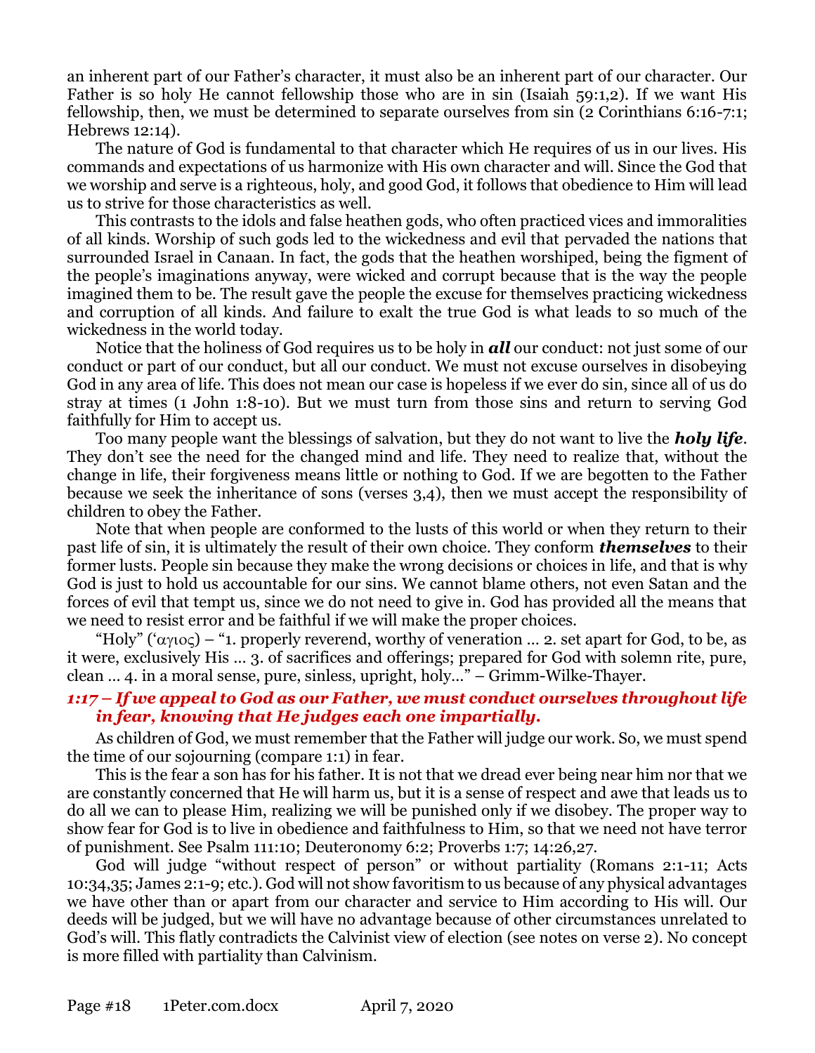an inherent part of our Father's character, it must also be an inherent part of our character. Our Father is so holy He cannot fellowship those who are in sin (Isaiah 59:1,2). If we want His fellowship, then, we must be determined to separate ourselves from sin (2 Corinthians 6:16-7:1; Hebrews 12:14).

The nature of God is fundamental to that character which He requires of us in our lives. His commands and expectations of us harmonize with His own character and will. Since the God that we worship and serve is a righteous, holy, and good God, it follows that obedience to Him will lead us to strive for those characteristics as well.

This contrasts to the idols and false heathen gods, who often practiced vices and immoralities of all kinds. Worship of such gods led to the wickedness and evil that pervaded the nations that surrounded Israel in Canaan. In fact, the gods that the heathen worshiped, being the figment of the people's imaginations anyway, were wicked and corrupt because that is the way the people imagined them to be. The result gave the people the excuse for themselves practicing wickedness and corruption of all kinds. And failure to exalt the true God is what leads to so much of the wickedness in the world today.

Notice that the holiness of God requires us to be holy in ***all*** our conduct: not just some of our conduct or part of our conduct, but all our conduct. We must not excuse ourselves in disobeying God in any area of life. This does not mean our case is hopeless if we ever do sin, since all of us do stray at times (1 John 1:8-10). But we must turn from those sins and return to serving God faithfully for Him to accept us.

Too many people want the blessings of salvation, but they do not want to live the ***holy life***. They don't see the need for the changed mind and life. They need to realize that, without the change in life, their forgiveness means little or nothing to God. If we are begotten to the Father because we seek the inheritance of sons (verses 3,4), then we must accept the responsibility of children to obey the Father.

Note that when people are conformed to the lusts of this world or when they return to their past life of sin, it is ultimately the result of their own choice. They conform ***themselves*** to their former lusts. People sin because they make the wrong decisions or choices in life, and that is why God is just to hold us accountable for our sins. We cannot blame others, not even Satan and the forces of evil that tempt us, since we do not need to give in. God has provided all the means that we need to resist error and be faithful if we will make the proper choices.

"Holy" ('αγιος) – "1. properly reverend, worthy of veneration … 2. set apart for God, to be, as it were, exclusively His … 3. of sacrifices and offerings; prepared for God with solemn rite, pure, clean … 4. in a moral sense, pure, sinless, upright, holy…" – Grimm-Wilke-Thayer.

### *1:17 – If we appeal to God as our Father, we must conduct ourselves throughout life in fear, knowing that He judges each one impartially.*

As children of God, we must remember that the Father will judge our work. So, we must spend the time of our sojourning (compare 1:1) in fear.

This is the fear a son has for his father. It is not that we dread ever being near him nor that we are constantly concerned that He will harm us, but it is a sense of respect and awe that leads us to do all we can to please Him, realizing we will be punished only if we disobey. The proper way to show fear for God is to live in obedience and faithfulness to Him, so that we need not have terror of punishment. See Psalm 111:10; Deuteronomy 6:2; Proverbs 1:7; 14:26,27.

God will judge "without respect of person" or without partiality (Romans 2:1-11; Acts 10:34,35; James 2:1-9; etc.). God will not show favoritism to us because of any physical advantages we have other than or apart from our character and service to Him according to His will. Our deeds will be judged, but we will have no advantage because of other circumstances unrelated to God's will. This flatly contradicts the Calvinist view of election (see notes on verse 2). No concept is more filled with partiality than Calvinism.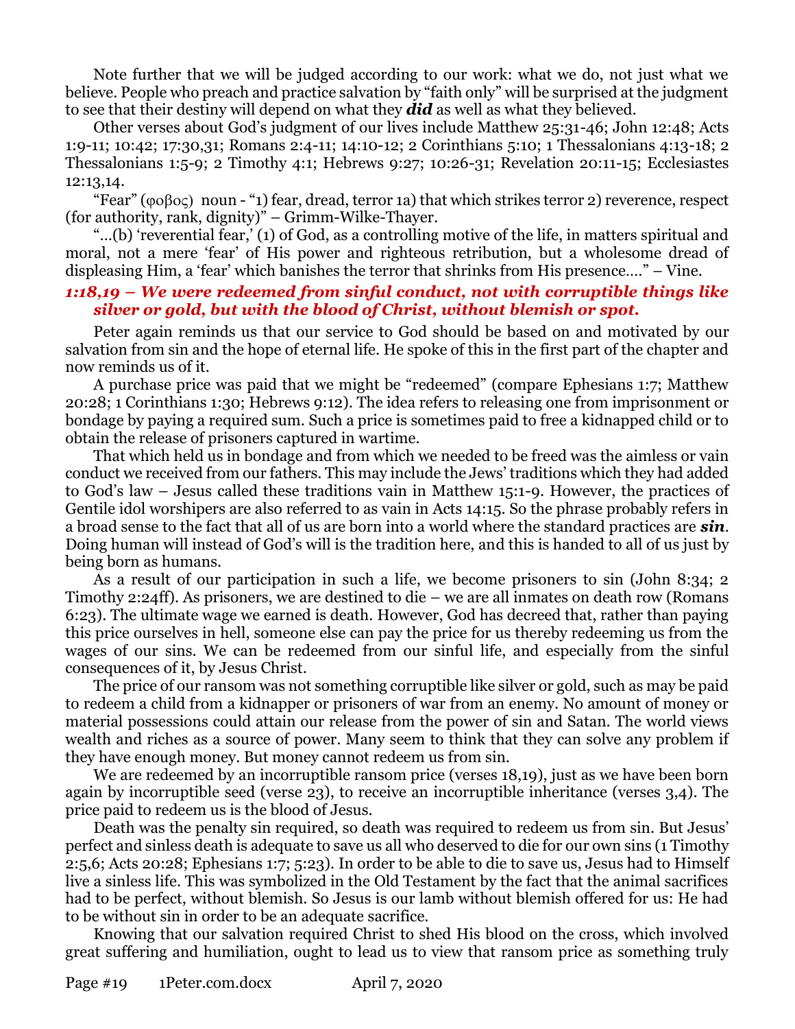Note further that we will be judged according to our work: what we do, not just what we believe. People who preach and practice salvation by "faith only" will be surprised at the judgment to see that their destiny will depend on what they ***did*** as well as what they believed.

Other verses about God's judgment of our lives include Matthew 25:31-46; John 12:48; Acts 1:9-11; 10:42; 17:30,31; Romans 2:4-11; 14:10-12; 2 Corinthians 5:10; 1 Thessalonians 4:13-18; 2 Thessalonians 1:5-9; 2 Timothy 4:1; Hebrews 9:27; 10:26-31; Revelation 20:11-15; Ecclesiastes 12:13,14.

"Fear" (φοβος) noun - "1) fear, dread, terror 1a) that which strikes terror 2) reverence, respect (for authority, rank, dignity)" – Grimm-Wilke-Thayer.

"…(b) 'reverential fear,' (1) of God, as a controlling motive of the life, in matters spiritual and moral, not a mere 'fear' of His power and righteous retribution, but a wholesome dread of displeasing Him, a 'fear' which banishes the terror that shrinks from His presence…." – Vine.

### *1:18,19 – We were redeemed from sinful conduct, not with corruptible things like silver or gold, but with the blood of Christ, without blemish or spot.*

Peter again reminds us that our service to God should be based on and motivated by our salvation from sin and the hope of eternal life. He spoke of this in the first part of the chapter and now reminds us of it.

A purchase price was paid that we might be "redeemed" (compare Ephesians 1:7; Matthew 20:28; 1 Corinthians 1:30; Hebrews 9:12). The idea refers to releasing one from imprisonment or bondage by paying a required sum. Such a price is sometimes paid to free a kidnapped child or to obtain the release of prisoners captured in wartime.

That which held us in bondage and from which we needed to be freed was the aimless or vain conduct we received from our fathers. This may include the Jews' traditions which they had added to God's law – Jesus called these traditions vain in Matthew 15:1-9. However, the practices of Gentile idol worshipers are also referred to as vain in Acts 14:15. So the phrase probably refers in a broad sense to the fact that all of us are born into a world where the standard practices are ***sin***. Doing human will instead of God's will is the tradition here, and this is handed to all of us just by being born as humans.

As a result of our participation in such a life, we become prisoners to sin (John 8:34; 2 Timothy 2:24ff). As prisoners, we are destined to die – we are all inmates on death row (Romans 6:23). The ultimate wage we earned is death. However, God has decreed that, rather than paying this price ourselves in hell, someone else can pay the price for us thereby redeeming us from the wages of our sins. We can be redeemed from our sinful life, and especially from the sinful consequences of it, by Jesus Christ.

The price of our ransom was not something corruptible like silver or gold, such as may be paid to redeem a child from a kidnapper or prisoners of war from an enemy. No amount of money or material possessions could attain our release from the power of sin and Satan. The world views wealth and riches as a source of power. Many seem to think that they can solve any problem if they have enough money. But money cannot redeem us from sin.

We are redeemed by an incorruptible ransom price (verses 18,19), just as we have been born again by incorruptible seed (verse 23), to receive an incorruptible inheritance (verses 3,4). The price paid to redeem us is the blood of Jesus.

Death was the penalty sin required, so death was required to redeem us from sin. But Jesus' perfect and sinless death is adequate to save us all who deserved to die for our own sins (1 Timothy 2:5,6; Acts 20:28; Ephesians 1:7; 5:23). In order to be able to die to save us, Jesus had to Himself live a sinless life. This was symbolized in the Old Testament by the fact that the animal sacrifices had to be perfect, without blemish. So Jesus is our lamb without blemish offered for us: He had to be without sin in order to be an adequate sacrifice.

Knowing that our salvation required Christ to shed His blood on the cross, which involved great suffering and humiliation, ought to lead us to view that ransom price as something truly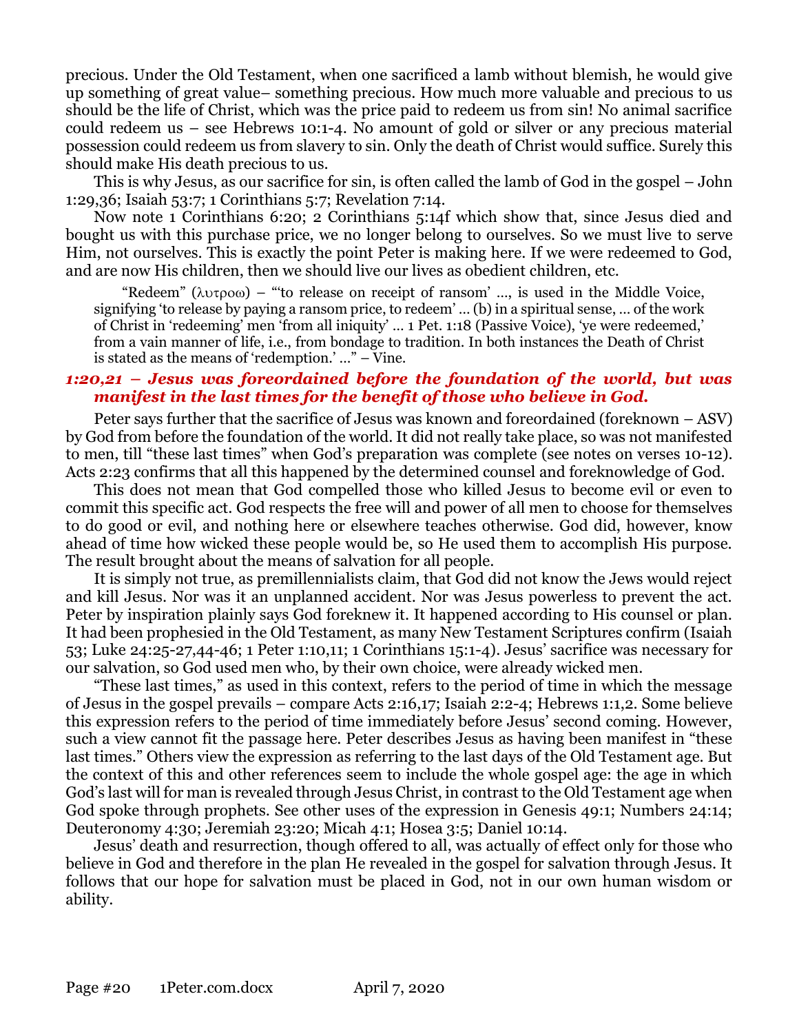precious. Under the Old Testament, when one sacrificed a lamb without blemish, he would give up something of great value– something precious. How much more valuable and precious to us should be the life of Christ, which was the price paid to redeem us from sin! No animal sacrifice could redeem us – see Hebrews 10:1-4. No amount of gold or silver or any precious material possession could redeem us from slavery to sin. Only the death of Christ would suffice. Surely this should make His death precious to us.

This is why Jesus, as our sacrifice for sin, is often called the lamb of God in the gospel – John 1:29,36; Isaiah 53:7; 1 Corinthians 5:7; Revelation 7:14.

Now note 1 Corinthians 6:20; 2 Corinthians 5:14f which show that, since Jesus died and bought us with this purchase price, we no longer belong to ourselves. So we must live to serve Him, not ourselves. This is exactly the point Peter is making here. If we were redeemed to God, and are now His children, then we should live our lives as obedient children, etc.

> "Redeem" (λυτροω) – "'to release on receipt of ransom' …, is used in the Middle Voice, signifying 'to release by paying a ransom price, to redeem' … (b) in a spiritual sense, … of the work of Christ in 'redeeming' men 'from all iniquity' … 1 Pet. 1:18 (Passive Voice), 'ye were redeemed,' from a vain manner of life, i.e., from bondage to tradition. In both instances the Death of Christ is stated as the means of 'redemption.' …" – Vine.

### *1:20,21 – Jesus was foreordained before the foundation of the world, but was manifest in the last times for the benefit of those who believe in God.*

Peter says further that the sacrifice of Jesus was known and foreordained (foreknown – ASV) by God from before the foundation of the world. It did not really take place, so was not manifested to men, till "these last times" when God's preparation was complete (see notes on verses 10-12). Acts 2:23 confirms that all this happened by the determined counsel and foreknowledge of God.

This does not mean that God compelled those who killed Jesus to become evil or even to commit this specific act. God respects the free will and power of all men to choose for themselves to do good or evil, and nothing here or elsewhere teaches otherwise. God did, however, know ahead of time how wicked these people would be, so He used them to accomplish His purpose. The result brought about the means of salvation for all people.

It is simply not true, as premillennialists claim, that God did not know the Jews would reject and kill Jesus. Nor was it an unplanned accident. Nor was Jesus powerless to prevent the act. Peter by inspiration plainly says God foreknew it. It happened according to His counsel or plan. It had been prophesied in the Old Testament, as many New Testament Scriptures confirm (Isaiah 53; Luke 24:25-27,44-46; 1 Peter 1:10,11; 1 Corinthians 15:1-4). Jesus' sacrifice was necessary for our salvation, so God used men who, by their own choice, were already wicked men.

"These last times," as used in this context, refers to the period of time in which the message of Jesus in the gospel prevails – compare Acts 2:16,17; Isaiah 2:2-4; Hebrews 1:1,2. Some believe this expression refers to the period of time immediately before Jesus' second coming. However, such a view cannot fit the passage here. Peter describes Jesus as having been manifest in "these last times." Others view the expression as referring to the last days of the Old Testament age. But the context of this and other references seem to include the whole gospel age: the age in which God's last will for man is revealed through Jesus Christ, in contrast to the Old Testament age when God spoke through prophets. See other uses of the expression in Genesis 49:1; Numbers 24:14; Deuteronomy 4:30; Jeremiah 23:20; Micah 4:1; Hosea 3:5; Daniel 10:14.

Jesus' death and resurrection, though offered to all, was actually of effect only for those who believe in God and therefore in the plan He revealed in the gospel for salvation through Jesus. It follows that our hope for salvation must be placed in God, not in our own human wisdom or ability.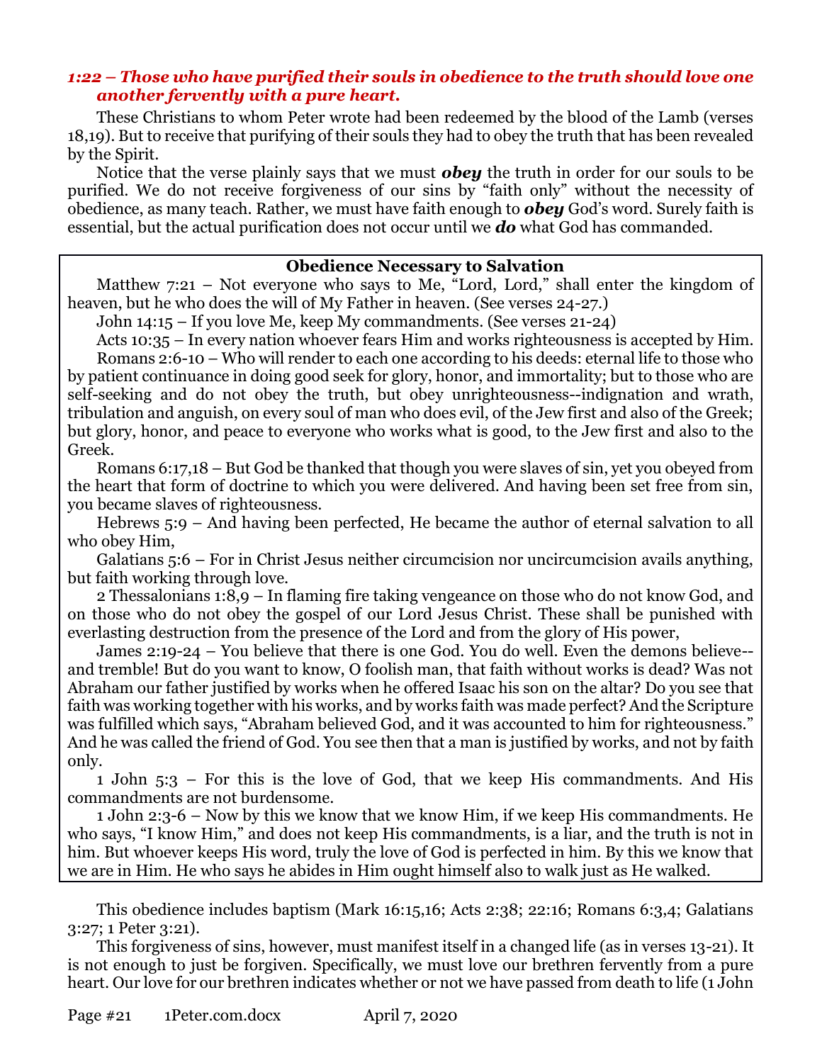### *1:22 – Those who have purified their souls in obedience to the truth should love one another fervently with a pure heart.*

These Christians to whom Peter wrote had been redeemed by the blood of the Lamb (verses 18,19). But to receive that purifying of their souls they had to obey the truth that has been revealed by the Spirit.

Notice that the verse plainly says that we must ***obey*** the truth in order for our souls to be purified. We do not receive forgiveness of our sins by "faith only" without the necessity of obedience, as many teach. Rather, we must have faith enough to ***obey*** God's word. Surely faith is essential, but the actual purification does not occur until we ***do*** what God has commanded.

> **Obedience Necessary to Salvation**
>
> Matthew 7:21 – Not everyone who says to Me, "Lord, Lord," shall enter the kingdom of heaven, but he who does the will of My Father in heaven. (See verses 24-27.)
>
> John 14:15 – If you love Me, keep My commandments. (See verses 21-24)
>
> Acts 10:35 – In every nation whoever fears Him and works righteousness is accepted by Him.
>
> Romans 2:6-10 – Who will render to each one according to his deeds: eternal life to those who by patient continuance in doing good seek for glory, honor, and immortality; but to those who are self-seeking and do not obey the truth, but obey unrighteousness--indignation and wrath, tribulation and anguish, on every soul of man who does evil, of the Jew first and also of the Greek; but glory, honor, and peace to everyone who works what is good, to the Jew first and also to the Greek.
>
> Romans 6:17,18 – But God be thanked that though you were slaves of sin, yet you obeyed from the heart that form of doctrine to which you were delivered. And having been set free from sin, you became slaves of righteousness.
>
> Hebrews 5:9 – And having been perfected, He became the author of eternal salvation to all who obey Him,
>
> Galatians 5:6 – For in Christ Jesus neither circumcision nor uncircumcision avails anything, but faith working through love.
>
> 2 Thessalonians 1:8,9 – In flaming fire taking vengeance on those who do not know God, and on those who do not obey the gospel of our Lord Jesus Christ. These shall be punished with everlasting destruction from the presence of the Lord and from the glory of His power,
>
> James 2:19-24 – You believe that there is one God. You do well. Even the demons believe--and tremble! But do you want to know, O foolish man, that faith without works is dead? Was not Abraham our father justified by works when he offered Isaac his son on the altar? Do you see that faith was working together with his works, and by works faith was made perfect? And the Scripture was fulfilled which says, "Abraham believed God, and it was accounted to him for righteousness." And he was called the friend of God. You see then that a man is justified by works, and not by faith only.
>
> 1 John 5:3 – For this is the love of God, that we keep His commandments. And His commandments are not burdensome.
>
> 1 John 2:3-6 – Now by this we know that we know Him, if we keep His commandments. He who says, "I know Him," and does not keep His commandments, is a liar, and the truth is not in him. But whoever keeps His word, truly the love of God is perfected in him. By this we know that we are in Him. He who says he abides in Him ought himself also to walk just as He walked.

This obedience includes baptism (Mark 16:15,16; Acts 2:38; 22:16; Romans 6:3,4; Galatians 3:27; 1 Peter 3:21).

This forgiveness of sins, however, must manifest itself in a changed life (as in verses 13-21). It is not enough to just be forgiven. Specifically, we must love our brethren fervently from a pure heart. Our love for our brethren indicates whether or not we have passed from death to life (1 John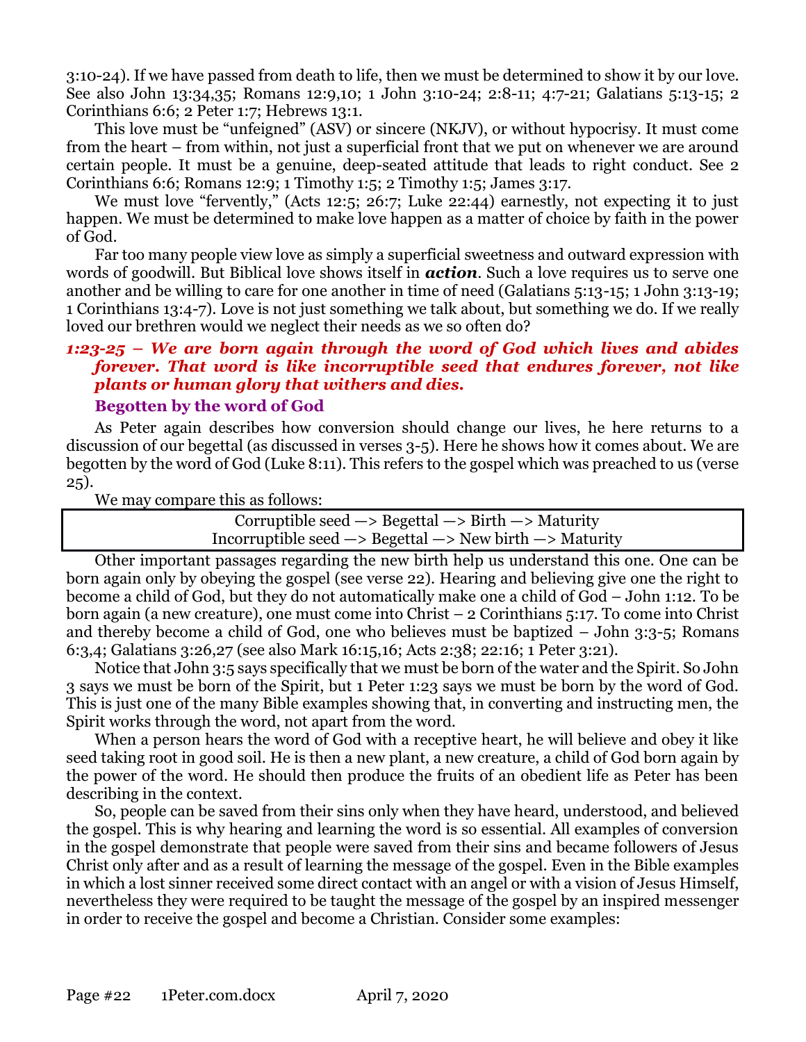3:10-24). If we have passed from death to life, then we must be determined to show it by our love. See also John 13:34,35; Romans 12:9,10; 1 John 3:10-24; 2:8-11; 4:7-21; Galatians 5:13-15; 2 Corinthians 6:6; 2 Peter 1:7; Hebrews 13:1.

This love must be "unfeigned" (ASV) or sincere (NKJV), or without hypocrisy. It must come from the heart – from within, not just a superficial front that we put on whenever we are around certain people. It must be a genuine, deep-seated attitude that leads to right conduct. See 2 Corinthians 6:6; Romans 12:9; 1 Timothy 1:5; 2 Timothy 1:5; James 3:17.

We must love "fervently," (Acts 12:5; 26:7; Luke 22:44) earnestly, not expecting it to just happen. We must be determined to make love happen as a matter of choice by faith in the power of God.

Far too many people view love as simply a superficial sweetness and outward expression with words of goodwill. But Biblical love shows itself in ***action***. Such a love requires us to serve one another and be willing to care for one another in time of need (Galatians 5:13-15; 1 John 3:13-19; 1 Corinthians 13:4-7). Love is not just something we talk about, but something we do. If we really loved our brethren would we neglect their needs as we so often do?

### *1:23-25 – We are born again through the word of God which lives and abides forever. That word is like incorruptible seed that endures forever, not like plants or human glory that withers and dies.*

#### Begotten by the word of God

As Peter again describes how conversion should change our lives, he here returns to a discussion of our begettal (as discussed in verses 3-5). Here he shows how it comes about. We are begotten by the word of God (Luke 8:11). This refers to the gospel which was preached to us (verse 25).

We may compare this as follows:

| Corruptible seed —> Begettal —> Birth —> Maturity |
|---|
| Incorruptible seed —> Begettal —> New birth —> Maturity |

Other important passages regarding the new birth help us understand this one. One can be born again only by obeying the gospel (see verse 22). Hearing and believing give one the right to become a child of God, but they do not automatically make one a child of God – John 1:12. To be born again (a new creature), one must come into Christ – 2 Corinthians 5:17. To come into Christ and thereby become a child of God, one who believes must be baptized – John 3:3-5; Romans 6:3,4; Galatians 3:26,27 (see also Mark 16:15,16; Acts 2:38; 22:16; 1 Peter 3:21).

Notice that John 3:5 says specifically that we must be born of the water and the Spirit. So John 3 says we must be born of the Spirit, but 1 Peter 1:23 says we must be born by the word of God. This is just one of the many Bible examples showing that, in converting and instructing men, the Spirit works through the word, not apart from the word.

When a person hears the word of God with a receptive heart, he will believe and obey it like seed taking root in good soil. He is then a new plant, a new creature, a child of God born again by the power of the word. He should then produce the fruits of an obedient life as Peter has been describing in the context.

So, people can be saved from their sins only when they have heard, understood, and believed the gospel. This is why hearing and learning the word is so essential. All examples of conversion in the gospel demonstrate that people were saved from their sins and became followers of Jesus Christ only after and as a result of learning the message of the gospel. Even in the Bible examples in which a lost sinner received some direct contact with an angel or with a vision of Jesus Himself, nevertheless they were required to be taught the message of the gospel by an inspired messenger in order to receive the gospel and become a Christian. Consider some examples: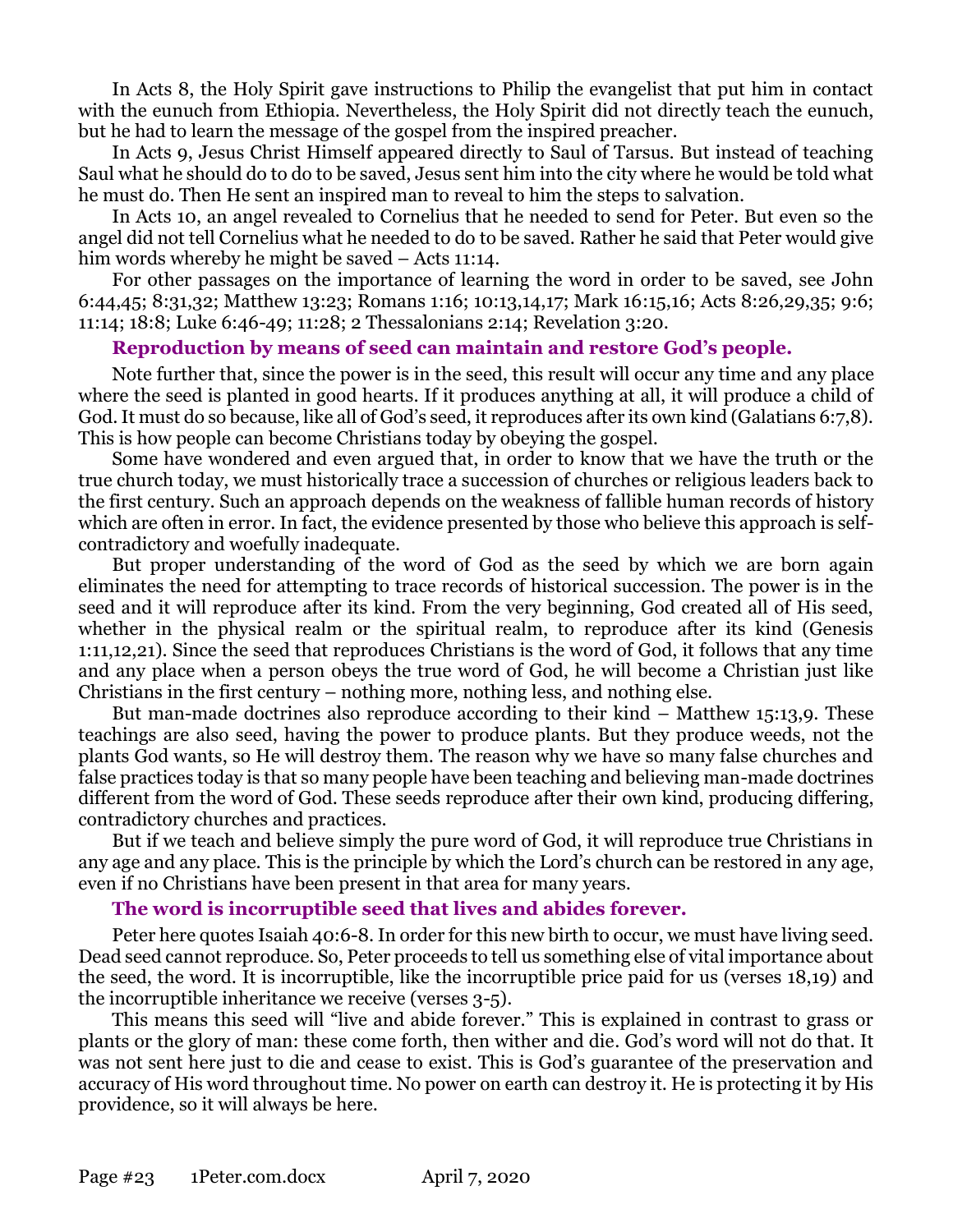In Acts 8, the Holy Spirit gave instructions to Philip the evangelist that put him in contact with the eunuch from Ethiopia. Nevertheless, the Holy Spirit did not directly teach the eunuch, but he had to learn the message of the gospel from the inspired preacher.

In Acts 9, Jesus Christ Himself appeared directly to Saul of Tarsus. But instead of teaching Saul what he should do to do to be saved, Jesus sent him into the city where he would be told what he must do. Then He sent an inspired man to reveal to him the steps to salvation.

In Acts 10, an angel revealed to Cornelius that he needed to send for Peter. But even so the angel did not tell Cornelius what he needed to do to be saved. Rather he said that Peter would give him words whereby he might be saved – Acts 11:14.

For other passages on the importance of learning the word in order to be saved, see John 6:44,45; 8:31,32; Matthew 13:23; Romans 1:16; 10:13,14,17; Mark 16:15,16; Acts 8:26,29,35; 9:6; 11:14; 18:8; Luke 6:46-49; 11:28; 2 Thessalonians 2:14; Revelation 3:20.

### Reproduction by means of seed can maintain and restore God's people.

Note further that, since the power is in the seed, this result will occur any time and any place where the seed is planted in good hearts. If it produces anything at all, it will produce a child of God. It must do so because, like all of God's seed, it reproduces after its own kind (Galatians 6:7,8). This is how people can become Christians today by obeying the gospel.

Some have wondered and even argued that, in order to know that we have the truth or the true church today, we must historically trace a succession of churches or religious leaders back to the first century. Such an approach depends on the weakness of fallible human records of history which are often in error. In fact, the evidence presented by those who believe this approach is self-contradictory and woefully inadequate.

But proper understanding of the word of God as the seed by which we are born again eliminates the need for attempting to trace records of historical succession. The power is in the seed and it will reproduce after its kind. From the very beginning, God created all of His seed, whether in the physical realm or the spiritual realm, to reproduce after its kind (Genesis 1:11,12,21). Since the seed that reproduces Christians is the word of God, it follows that any time and any place when a person obeys the true word of God, he will become a Christian just like Christians in the first century – nothing more, nothing less, and nothing else.

But man-made doctrines also reproduce according to their kind – Matthew 15:13,9. These teachings are also seed, having the power to produce plants. But they produce weeds, not the plants God wants, so He will destroy them. The reason why we have so many false churches and false practices today is that so many people have been teaching and believing man-made doctrines different from the word of God. These seeds reproduce after their own kind, producing differing, contradictory churches and practices.

But if we teach and believe simply the pure word of God, it will reproduce true Christians in any age and any place. This is the principle by which the Lord's church can be restored in any age, even if no Christians have been present in that area for many years.

### The word is incorruptible seed that lives and abides forever.

Peter here quotes Isaiah 40:6-8. In order for this new birth to occur, we must have living seed. Dead seed cannot reproduce. So, Peter proceeds to tell us something else of vital importance about the seed, the word. It is incorruptible, like the incorruptible price paid for us (verses 18,19) and the incorruptible inheritance we receive (verses 3-5).

This means this seed will "live and abide forever." This is explained in contrast to grass or plants or the glory of man: these come forth, then wither and die. God's word will not do that. It was not sent here just to die and cease to exist. This is God's guarantee of the preservation and accuracy of His word throughout time. No power on earth can destroy it. He is protecting it by His providence, so it will always be here.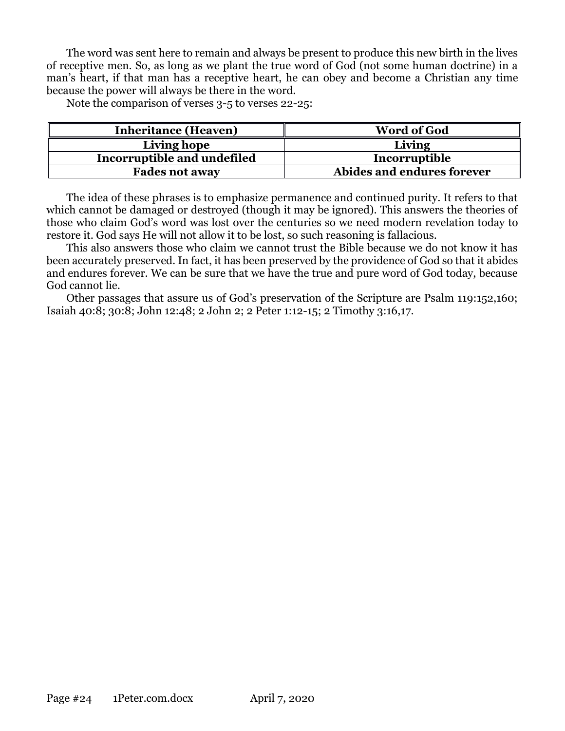The word was sent here to remain and always be present to produce this new birth in the lives of receptive men. So, as long as we plant the true word of God (not some human doctrine) in a man's heart, if that man has a receptive heart, he can obey and become a Christian any time because the power will always be there in the word.

Note the comparison of verses 3-5 to verses 22-25:

| **Inheritance (Heaven)** | **Word of God** |
|---|---|
| **Living hope** | **Living** |
| **Incorruptible and undefiled** | **Incorruptible** |
| **Fades not away** | **Abides and endures forever** |

The idea of these phrases is to emphasize permanence and continued purity. It refers to that which cannot be damaged or destroyed (though it may be ignored). This answers the theories of those who claim God's word was lost over the centuries so we need modern revelation today to restore it. God says He will not allow it to be lost, so such reasoning is fallacious.

This also answers those who claim we cannot trust the Bible because we do not know it has been accurately preserved. In fact, it has been preserved by the providence of God so that it abides and endures forever. We can be sure that we have the true and pure word of God today, because God cannot lie.

Other passages that assure us of God's preservation of the Scripture are Psalm 119:152,160; Isaiah 40:8; 30:8; John 12:48; 2 John 2; 2 Peter 1:12-15; 2 Timothy 3:16,17.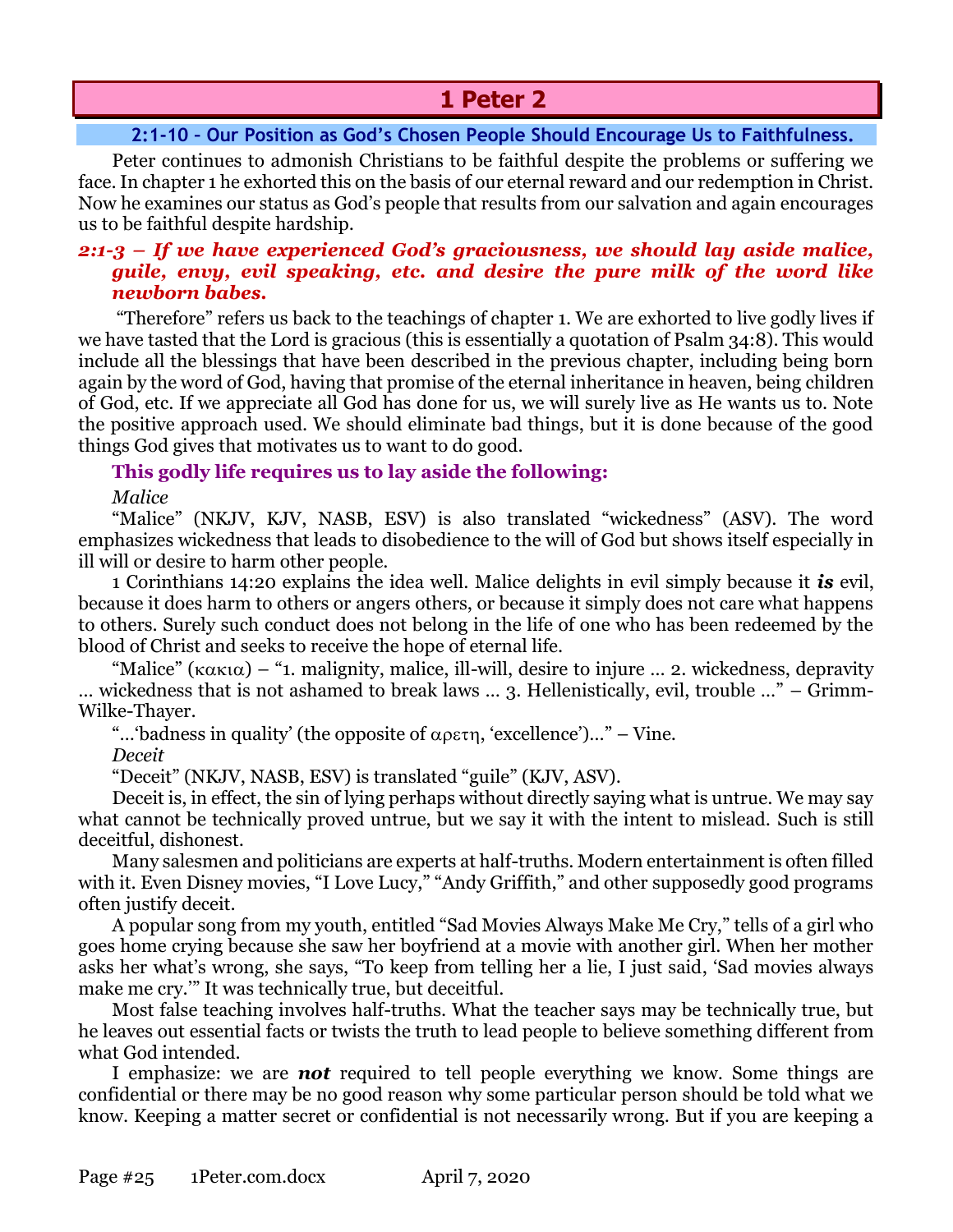# 1 Peter 2

## 2:1-10 – Our Position as God's Chosen People Should Encourage Us to Faithfulness.

Peter continues to admonish Christians to be faithful despite the problems or suffering we face. In chapter 1 he exhorted this on the basis of our eternal reward and our redemption in Christ. Now he examines our status as God's people that results from our salvation and again encourages us to be faithful despite hardship.

### *2:1-3 – If we have experienced God's graciousness, we should lay aside malice, guile, envy, evil speaking, etc. and desire the pure milk of the word like newborn babes.*

"Therefore" refers us back to the teachings of chapter 1. We are exhorted to live godly lives if we have tasted that the Lord is gracious (this is essentially a quotation of Psalm 34:8). This would include all the blessings that have been described in the previous chapter, including being born again by the word of God, having that promise of the eternal inheritance in heaven, being children of God, etc. If we appreciate all God has done for us, we will surely live as He wants us to. Note the positive approach used. We should eliminate bad things, but it is done because of the good things God gives that motivates us to want to do good.

**This godly life requires us to lay aside the following:**

*Malice*

"Malice" (NKJV, KJV, NASB, ESV) is also translated "wickedness" (ASV). The word emphasizes wickedness that leads to disobedience to the will of God but shows itself especially in ill will or desire to harm other people.

1 Corinthians 14:20 explains the idea well. Malice delights in evil simply because it ***is*** evil, because it does harm to others or angers others, or because it simply does not care what happens to others. Surely such conduct does not belong in the life of one who has been redeemed by the blood of Christ and seeks to receive the hope of eternal life.

"Malice" (κακια) – "1. malignity, malice, ill-will, desire to injure … 2. wickedness, depravity … wickedness that is not ashamed to break laws … 3. Hellenistically, evil, trouble …" – Grimm-Wilke-Thayer.

"…'badness in quality' (the opposite of αρετη, 'excellence')…" – Vine.

*Deceit*

"Deceit" (NKJV, NASB, ESV) is translated "guile" (KJV, ASV).

Deceit is, in effect, the sin of lying perhaps without directly saying what is untrue. We may say what cannot be technically proved untrue, but we say it with the intent to mislead. Such is still deceitful, dishonest.

Many salesmen and politicians are experts at half-truths. Modern entertainment is often filled with it. Even Disney movies, "I Love Lucy," "Andy Griffith," and other supposedly good programs often justify deceit.

A popular song from my youth, entitled "Sad Movies Always Make Me Cry," tells of a girl who goes home crying because she saw her boyfriend at a movie with another girl. When her mother asks her what's wrong, she says, "To keep from telling her a lie, I just said, 'Sad movies always make me cry.'" It was technically true, but deceitful.

Most false teaching involves half-truths. What the teacher says may be technically true, but he leaves out essential facts or twists the truth to lead people to believe something different from what God intended.

I emphasize: we are ***not*** required to tell people everything we know. Some things are confidential or there may be no good reason why some particular person should be told what we know. Keeping a matter secret or confidential is not necessarily wrong. But if you are keeping a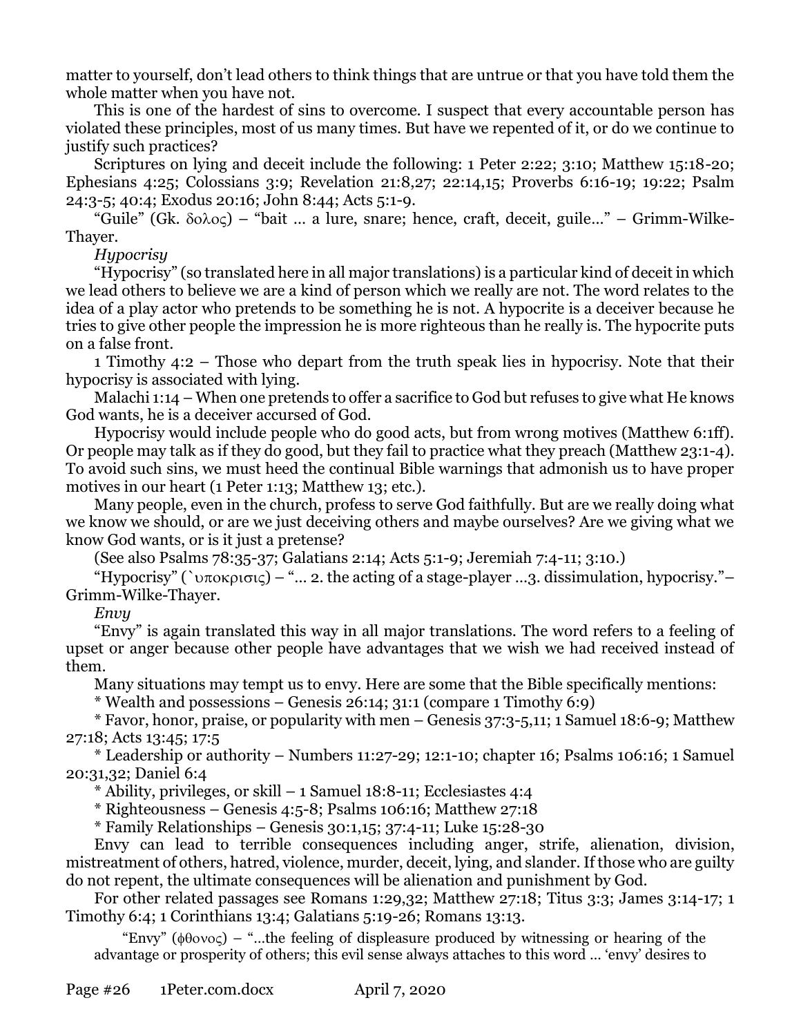matter to yourself, don't lead others to think things that are untrue or that you have told them the whole matter when you have not.

This is one of the hardest of sins to overcome. I suspect that every accountable person has violated these principles, most of us many times. But have we repented of it, or do we continue to justify such practices?

Scriptures on lying and deceit include the following: 1 Peter 2:22; 3:10; Matthew 15:18-20; Ephesians 4:25; Colossians 3:9; Revelation 21:8,27; 22:14,15; Proverbs 6:16-19; 19:22; Psalm 24:3-5; 40:4; Exodus 20:16; John 8:44; Acts 5:1-9.

"Guile" (Gk. δολος) – "bait … a lure, snare; hence, craft, deceit, guile…" – Grimm-Wilke-Thayer.

*Hypocrisy*

"Hypocrisy" (so translated here in all major translations) is a particular kind of deceit in which we lead others to believe we are a kind of person which we really are not. The word relates to the idea of a play actor who pretends to be something he is not. A hypocrite is a deceiver because he tries to give other people the impression he is more righteous than he really is. The hypocrite puts on a false front.

1 Timothy 4:2 – Those who depart from the truth speak lies in hypocrisy. Note that their hypocrisy is associated with lying.

Malachi 1:14 – When one pretends to offer a sacrifice to God but refuses to give what He knows God wants, he is a deceiver accursed of God.

Hypocrisy would include people who do good acts, but from wrong motives (Matthew 6:1ff). Or people may talk as if they do good, but they fail to practice what they preach (Matthew 23:1-4). To avoid such sins, we must heed the continual Bible warnings that admonish us to have proper motives in our heart (1 Peter 1:13; Matthew 13; etc.).

Many people, even in the church, profess to serve God faithfully. But are we really doing what we know we should, or are we just deceiving others and maybe ourselves? Are we giving what we know God wants, or is it just a pretense?

(See also Psalms 78:35-37; Galatians 2:14; Acts 5:1-9; Jeremiah 7:4-11; 3:10.)

"Hypocrisy" (`υποκρισις) – "… 2. the acting of a stage-player …3. dissimulation, hypocrisy."– Grimm-Wilke-Thayer.

*Envy*

"Envy" is again translated this way in all major translations. The word refers to a feeling of upset or anger because other people have advantages that we wish we had received instead of them.

Many situations may tempt us to envy. Here are some that the Bible specifically mentions:

* Wealth and possessions – Genesis 26:14; 31:1 (compare 1 Timothy 6:9)

* Favor, honor, praise, or popularity with men – Genesis 37:3-5,11; 1 Samuel 18:6-9; Matthew 27:18; Acts 13:45; 17:5

* Leadership or authority – Numbers 11:27-29; 12:1-10; chapter 16; Psalms 106:16; 1 Samuel 20:31,32; Daniel 6:4

* Ability, privileges, or skill – 1 Samuel 18:8-11; Ecclesiastes 4:4

* Righteousness – Genesis 4:5-8; Psalms 106:16; Matthew 27:18

* Family Relationships – Genesis 30:1,15; 37:4-11; Luke 15:28-30

Envy can lead to terrible consequences including anger, strife, alienation, division, mistreatment of others, hatred, violence, murder, deceit, lying, and slander. If those who are guilty do not repent, the ultimate consequences will be alienation and punishment by God.

For other related passages see Romans 1:29,32; Matthew 27:18; Titus 3:3; James 3:14-17; 1 Timothy 6:4; 1 Corinthians 13:4; Galatians 5:19-26; Romans 13:13.

> "Envy" (φθονος) – "…the feeling of displeasure produced by witnessing or hearing of the advantage or prosperity of others; this evil sense always attaches to this word … 'envy' desires to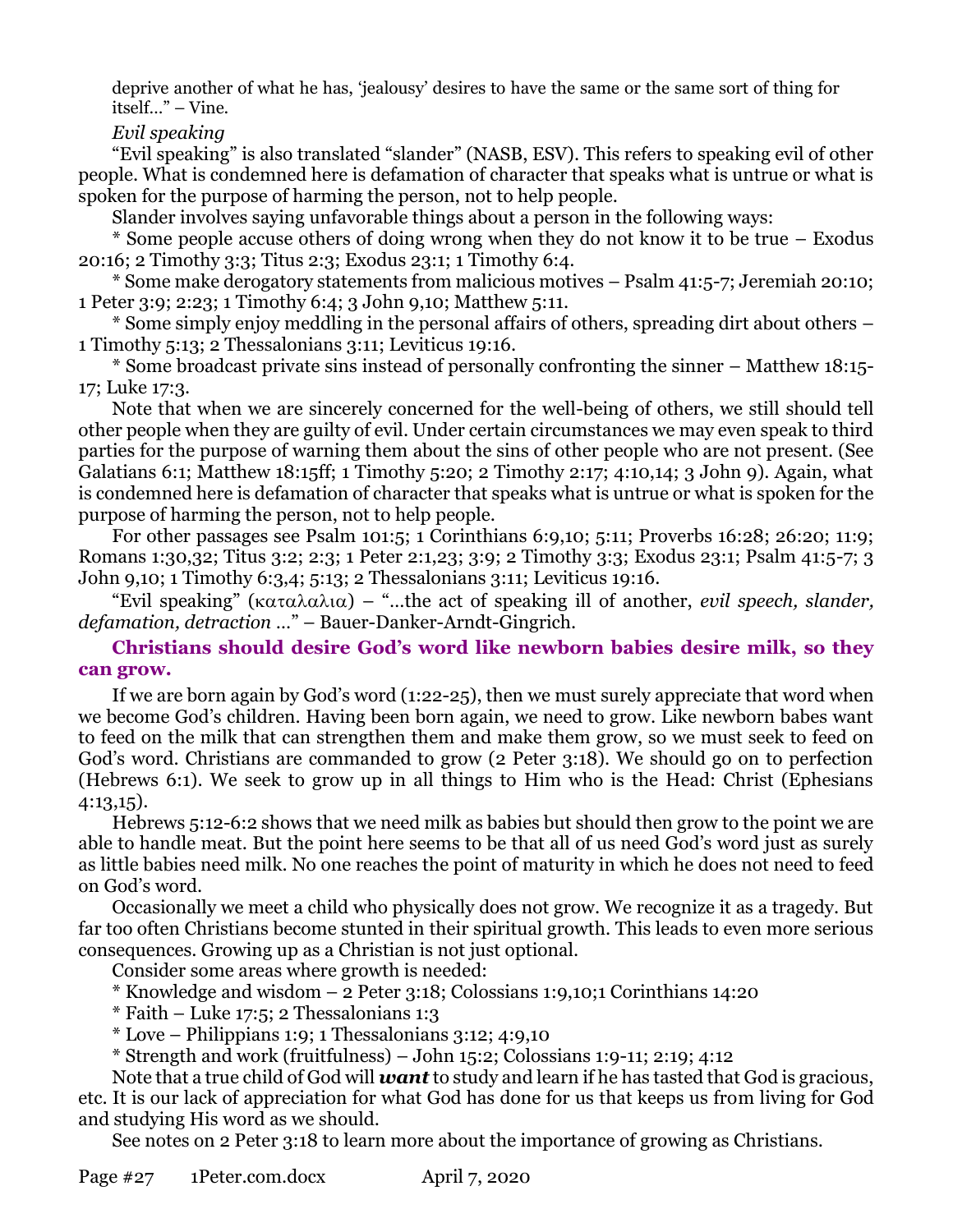deprive another of what he has, 'jealousy' desires to have the same or the same sort of thing for itself…" – Vine.

*Evil speaking*

"Evil speaking" is also translated "slander" (NASB, ESV). This refers to speaking evil of other people. What is condemned here is defamation of character that speaks what is untrue or what is spoken for the purpose of harming the person, not to help people.

Slander involves saying unfavorable things about a person in the following ways:

* Some people accuse others of doing wrong when they do not know it to be true – Exodus 20:16; 2 Timothy 3:3; Titus 2:3; Exodus 23:1; 1 Timothy 6:4.

* Some make derogatory statements from malicious motives – Psalm 41:5-7; Jeremiah 20:10; 1 Peter 3:9; 2:23; 1 Timothy 6:4; 3 John 9,10; Matthew 5:11.

* Some simply enjoy meddling in the personal affairs of others, spreading dirt about others – 1 Timothy 5:13; 2 Thessalonians 3:11; Leviticus 19:16.

* Some broadcast private sins instead of personally confronting the sinner – Matthew 18:15-17; Luke 17:3.

Note that when we are sincerely concerned for the well-being of others, we still should tell other people when they are guilty of evil. Under certain circumstances we may even speak to third parties for the purpose of warning them about the sins of other people who are not present. (See Galatians 6:1; Matthew 18:15ff; 1 Timothy 5:20; 2 Timothy 2:17; 4:10,14; 3 John 9). Again, what is condemned here is defamation of character that speaks what is untrue or what is spoken for the purpose of harming the person, not to help people.

For other passages see Psalm 101:5; 1 Corinthians 6:9,10; 5:11; Proverbs 16:28; 26:20; 11:9; Romans 1:30,32; Titus 3:2; 2:3; 1 Peter 2:1,23; 3:9; 2 Timothy 3:3; Exodus 23:1; Psalm 41:5-7; 3 John 9,10; 1 Timothy 6:3,4; 5:13; 2 Thessalonians 3:11; Leviticus 19:16.

"Evil speaking" (καταλαλια) – "…the act of speaking ill of another, *evil speech, slander, defamation, detraction* …" – Bauer-Danker-Arndt-Gingrich.

**Christians should desire God's word like newborn babies desire milk, so they can grow.**

If we are born again by God's word (1:22-25), then we must surely appreciate that word when we become God's children. Having been born again, we need to grow. Like newborn babes want to feed on the milk that can strengthen them and make them grow, so we must seek to feed on God's word. Christians are commanded to grow (2 Peter 3:18). We should go on to perfection (Hebrews 6:1). We seek to grow up in all things to Him who is the Head: Christ (Ephesians 4:13,15).

Hebrews 5:12-6:2 shows that we need milk as babies but should then grow to the point we are able to handle meat. But the point here seems to be that all of us need God's word just as surely as little babies need milk. No one reaches the point of maturity in which he does not need to feed on God's word.

Occasionally we meet a child who physically does not grow. We recognize it as a tragedy. But far too often Christians become stunted in their spiritual growth. This leads to even more serious consequences. Growing up as a Christian is not just optional.

Consider some areas where growth is needed:

* Knowledge and wisdom – 2 Peter 3:18; Colossians 1:9,10;1 Corinthians 14:20

* Faith – Luke 17:5; 2 Thessalonians 1:3

* Love – Philippians 1:9; 1 Thessalonians 3:12; 4:9,10

* Strength and work (fruitfulness) – John 15:2; Colossians 1:9-11; 2:19; 4:12

Note that a true child of God will ***want*** to study and learn if he has tasted that God is gracious, etc. It is our lack of appreciation for what God has done for us that keeps us from living for God and studying His word as we should.

See notes on 2 Peter 3:18 to learn more about the importance of growing as Christians.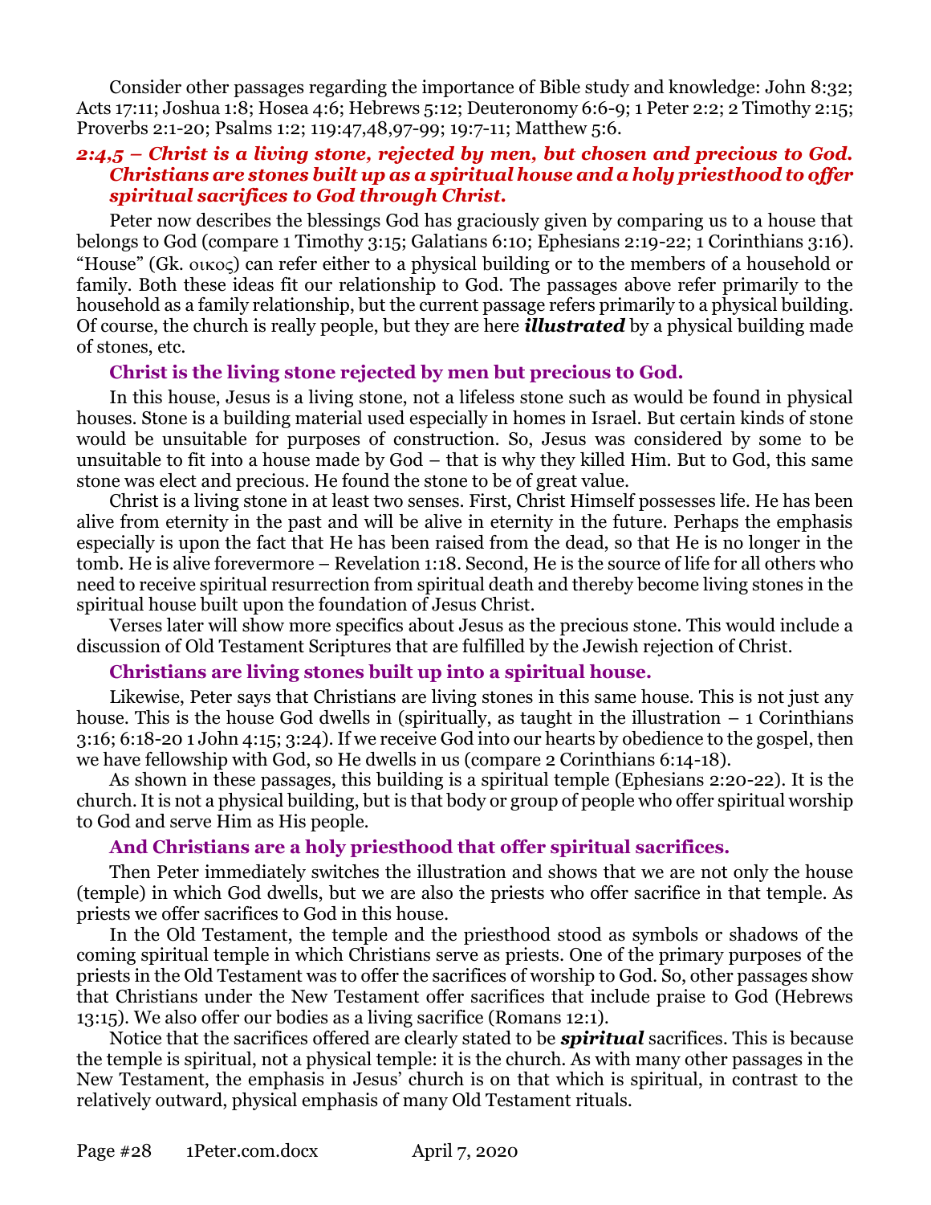Consider other passages regarding the importance of Bible study and knowledge: John 8:32; Acts 17:11; Joshua 1:8; Hosea 4:6; Hebrews 5:12; Deuteronomy 6:6-9; 1 Peter 2:2; 2 Timothy 2:15; Proverbs 2:1-20; Psalms 1:2; 119:47,48,97-99; 19:7-11; Matthew 5:6.

### *2:4,5 – Christ is a living stone, rejected by men, but chosen and precious to God. Christians are stones built up as a spiritual house and a holy priesthood to offer spiritual sacrifices to God through Christ.*

Peter now describes the blessings God has graciously given by comparing us to a house that belongs to God (compare 1 Timothy 3:15; Galatians 6:10; Ephesians 2:19-22; 1 Corinthians 3:16). "House" (Gk. οικος) can refer either to a physical building or to the members of a household or family. Both these ideas fit our relationship to God. The passages above refer primarily to the household as a family relationship, but the current passage refers primarily to a physical building. Of course, the church is really people, but they are here ***illustrated*** by a physical building made of stones, etc.

#### Christ is the living stone rejected by men but precious to God.

In this house, Jesus is a living stone, not a lifeless stone such as would be found in physical houses. Stone is a building material used especially in homes in Israel. But certain kinds of stone would be unsuitable for purposes of construction. So, Jesus was considered by some to be unsuitable to fit into a house made by God – that is why they killed Him. But to God, this same stone was elect and precious. He found the stone to be of great value.

Christ is a living stone in at least two senses. First, Christ Himself possesses life. He has been alive from eternity in the past and will be alive in eternity in the future. Perhaps the emphasis especially is upon the fact that He has been raised from the dead, so that He is no longer in the tomb. He is alive forevermore – Revelation 1:18. Second, He is the source of life for all others who need to receive spiritual resurrection from spiritual death and thereby become living stones in the spiritual house built upon the foundation of Jesus Christ.

Verses later will show more specifics about Jesus as the precious stone. This would include a discussion of Old Testament Scriptures that are fulfilled by the Jewish rejection of Christ.

#### Christians are living stones built up into a spiritual house.

Likewise, Peter says that Christians are living stones in this same house. This is not just any house. This is the house God dwells in (spiritually, as taught in the illustration – 1 Corinthians 3:16; 6:18-20 1 John 4:15; 3:24). If we receive God into our hearts by obedience to the gospel, then we have fellowship with God, so He dwells in us (compare 2 Corinthians 6:14-18).

As shown in these passages, this building is a spiritual temple (Ephesians 2:20-22). It is the church. It is not a physical building, but is that body or group of people who offer spiritual worship to God and serve Him as His people.

#### And Christians are a holy priesthood that offer spiritual sacrifices.

Then Peter immediately switches the illustration and shows that we are not only the house (temple) in which God dwells, but we are also the priests who offer sacrifice in that temple. As priests we offer sacrifices to God in this house.

In the Old Testament, the temple and the priesthood stood as symbols or shadows of the coming spiritual temple in which Christians serve as priests. One of the primary purposes of the priests in the Old Testament was to offer the sacrifices of worship to God. So, other passages show that Christians under the New Testament offer sacrifices that include praise to God (Hebrews 13:15). We also offer our bodies as a living sacrifice (Romans 12:1).

Notice that the sacrifices offered are clearly stated to be ***spiritual*** sacrifices. This is because the temple is spiritual, not a physical temple: it is the church. As with many other passages in the New Testament, the emphasis in Jesus' church is on that which is spiritual, in contrast to the relatively outward, physical emphasis of many Old Testament rituals.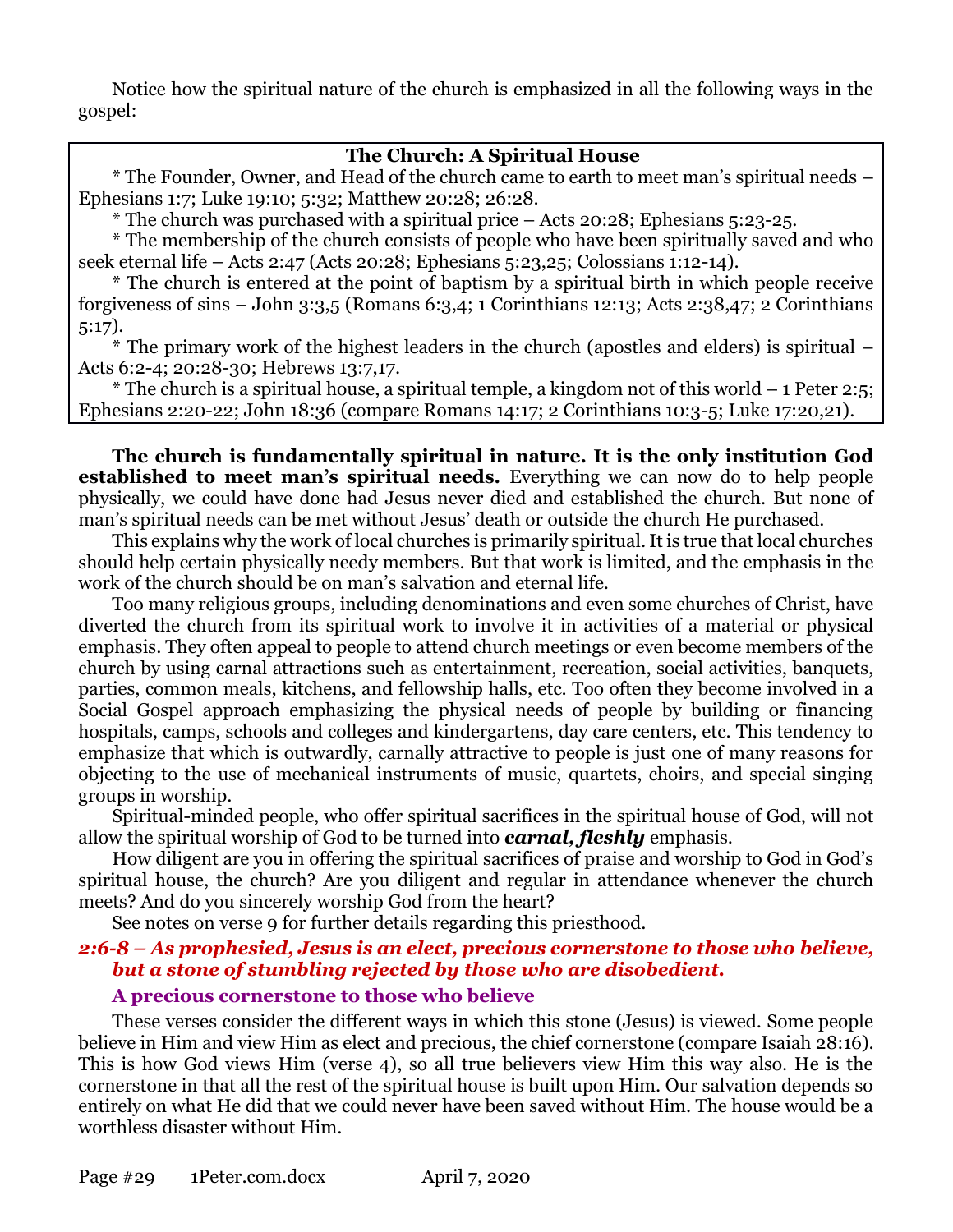Notice how the spiritual nature of the church is emphasized in all the following ways in the gospel:

**The Church: A Spiritual House**

* The Founder, Owner, and Head of the church came to earth to meet man's spiritual needs – Ephesians 1:7; Luke 19:10; 5:32; Matthew 20:28; 26:28.

* The church was purchased with a spiritual price – Acts 20:28; Ephesians 5:23-25.

* The membership of the church consists of people who have been spiritually saved and who seek eternal life – Acts 2:47 (Acts 20:28; Ephesians 5:23,25; Colossians 1:12-14).

* The church is entered at the point of baptism by a spiritual birth in which people receive forgiveness of sins – John 3:3,5 (Romans 6:3,4; 1 Corinthians 12:13; Acts 2:38,47; 2 Corinthians 5:17).

* The primary work of the highest leaders in the church (apostles and elders) is spiritual – Acts 6:2-4; 20:28-30; Hebrews 13:7,17.

* The church is a spiritual house, a spiritual temple, a kingdom not of this world – 1 Peter 2:5; Ephesians 2:20-22; John 18:36 (compare Romans 14:17; 2 Corinthians 10:3-5; Luke 17:20,21).

**The church is fundamentally spiritual in nature. It is the only institution God established to meet man's spiritual needs.** Everything we can now do to help people physically, we could have done had Jesus never died and established the church. But none of man's spiritual needs can be met without Jesus' death or outside the church He purchased.

This explains why the work of local churches is primarily spiritual. It is true that local churches should help certain physically needy members. But that work is limited, and the emphasis in the work of the church should be on man's salvation and eternal life.

Too many religious groups, including denominations and even some churches of Christ, have diverted the church from its spiritual work to involve it in activities of a material or physical emphasis. They often appeal to people to attend church meetings or even become members of the church by using carnal attractions such as entertainment, recreation, social activities, banquets, parties, common meals, kitchens, and fellowship halls, etc. Too often they become involved in a Social Gospel approach emphasizing the physical needs of people by building or financing hospitals, camps, schools and colleges and kindergartens, day care centers, etc. This tendency to emphasize that which is outwardly, carnally attractive to people is just one of many reasons for objecting to the use of mechanical instruments of music, quartets, choirs, and special singing groups in worship.

Spiritual-minded people, who offer spiritual sacrifices in the spiritual house of God, will not allow the spiritual worship of God to be turned into ***carnal, fleshly*** emphasis.

How diligent are you in offering the spiritual sacrifices of praise and worship to God in God's spiritual house, the church? Are you diligent and regular in attendance whenever the church meets? And do you sincerely worship God from the heart?

See notes on verse 9 for further details regarding this priesthood.

### *2:6-8 – As prophesied, Jesus is an elect, precious cornerstone to those who believe, but a stone of stumbling rejected by those who are disobedient.*

#### A precious cornerstone to those who believe

These verses consider the different ways in which this stone (Jesus) is viewed. Some people believe in Him and view Him as elect and precious, the chief cornerstone (compare Isaiah 28:16). This is how God views Him (verse 4), so all true believers view Him this way also. He is the cornerstone in that all the rest of the spiritual house is built upon Him. Our salvation depends so entirely on what He did that we could never have been saved without Him. The house would be a worthless disaster without Him.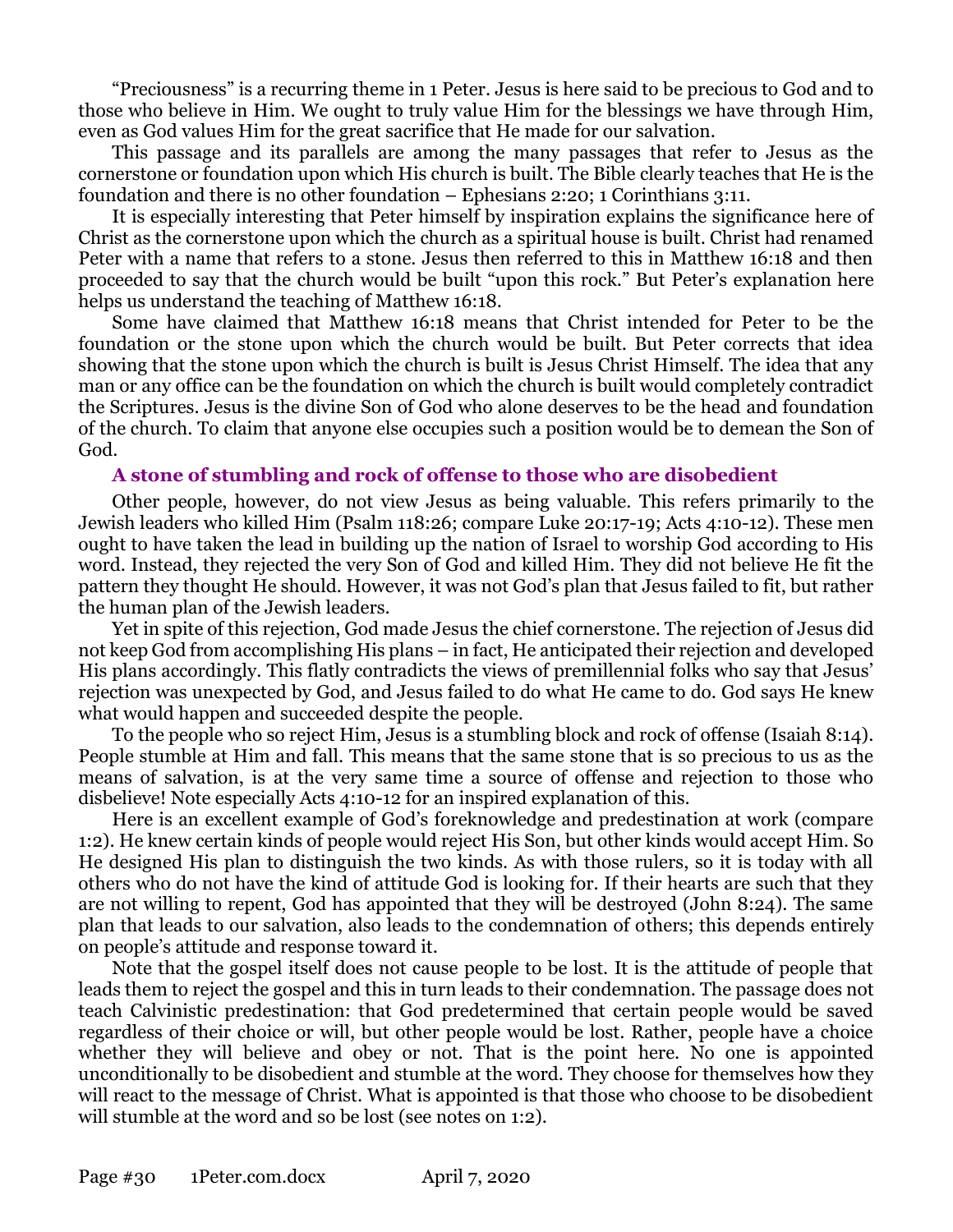"Preciousness" is a recurring theme in 1 Peter. Jesus is here said to be precious to God and to those who believe in Him. We ought to truly value Him for the blessings we have through Him, even as God values Him for the great sacrifice that He made for our salvation.

This passage and its parallels are among the many passages that refer to Jesus as the cornerstone or foundation upon which His church is built. The Bible clearly teaches that He is the foundation and there is no other foundation – Ephesians 2:20; 1 Corinthians 3:11.

It is especially interesting that Peter himself by inspiration explains the significance here of Christ as the cornerstone upon which the church as a spiritual house is built. Christ had renamed Peter with a name that refers to a stone. Jesus then referred to this in Matthew 16:18 and then proceeded to say that the church would be built "upon this rock." But Peter's explanation here helps us understand the teaching of Matthew 16:18.

Some have claimed that Matthew 16:18 means that Christ intended for Peter to be the foundation or the stone upon which the church would be built. But Peter corrects that idea showing that the stone upon which the church is built is Jesus Christ Himself. The idea that any man or any office can be the foundation on which the church is built would completely contradict the Scriptures. Jesus is the divine Son of God who alone deserves to be the head and foundation of the church. To claim that anyone else occupies such a position would be to demean the Son of God.

### A stone of stumbling and rock of offense to those who are disobedient

Other people, however, do not view Jesus as being valuable. This refers primarily to the Jewish leaders who killed Him (Psalm 118:26; compare Luke 20:17-19; Acts 4:10-12). These men ought to have taken the lead in building up the nation of Israel to worship God according to His word. Instead, they rejected the very Son of God and killed Him. They did not believe He fit the pattern they thought He should. However, it was not God's plan that Jesus failed to fit, but rather the human plan of the Jewish leaders.

Yet in spite of this rejection, God made Jesus the chief cornerstone. The rejection of Jesus did not keep God from accomplishing His plans – in fact, He anticipated their rejection and developed His plans accordingly. This flatly contradicts the views of premillennial folks who say that Jesus' rejection was unexpected by God, and Jesus failed to do what He came to do. God says He knew what would happen and succeeded despite the people.

To the people who so reject Him, Jesus is a stumbling block and rock of offense (Isaiah 8:14). People stumble at Him and fall. This means that the same stone that is so precious to us as the means of salvation, is at the very same time a source of offense and rejection to those who disbelieve! Note especially Acts 4:10-12 for an inspired explanation of this.

Here is an excellent example of God's foreknowledge and predestination at work (compare 1:2). He knew certain kinds of people would reject His Son, but other kinds would accept Him. So He designed His plan to distinguish the two kinds. As with those rulers, so it is today with all others who do not have the kind of attitude God is looking for. If their hearts are such that they are not willing to repent, God has appointed that they will be destroyed (John 8:24). The same plan that leads to our salvation, also leads to the condemnation of others; this depends entirely on people's attitude and response toward it.

Note that the gospel itself does not cause people to be lost. It is the attitude of people that leads them to reject the gospel and this in turn leads to their condemnation. The passage does not teach Calvinistic predestination: that God predetermined that certain people would be saved regardless of their choice or will, but other people would be lost. Rather, people have a choice whether they will believe and obey or not. That is the point here. No one is appointed unconditionally to be disobedient and stumble at the word. They choose for themselves how they will react to the message of Christ. What is appointed is that those who choose to be disobedient will stumble at the word and so be lost (see notes on 1:2).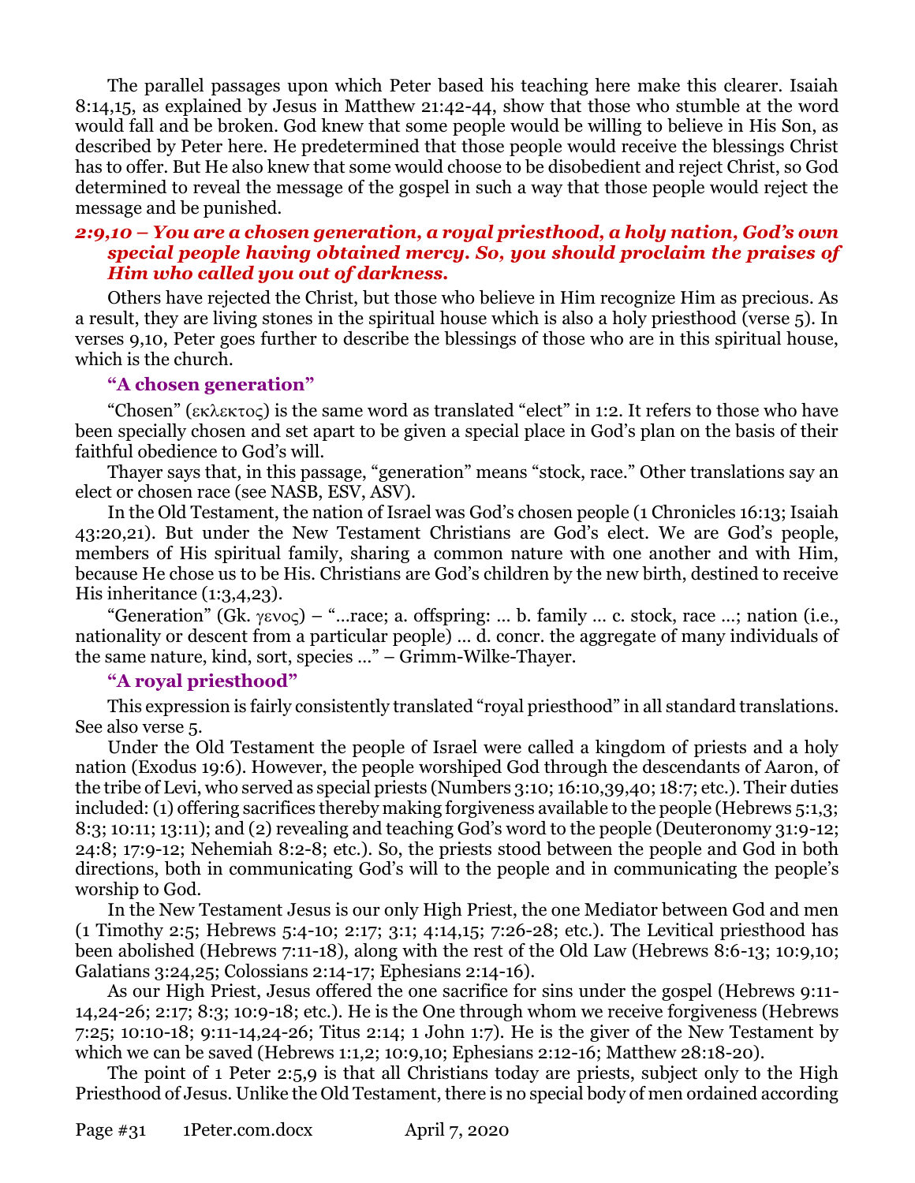The parallel passages upon which Peter based his teaching here make this clearer. Isaiah 8:14,15, as explained by Jesus in Matthew 21:42-44, show that those who stumble at the word would fall and be broken. God knew that some people would be willing to believe in His Son, as described by Peter here. He predetermined that those people would receive the blessings Christ has to offer. But He also knew that some would choose to be disobedient and reject Christ, so God determined to reveal the message of the gospel in such a way that those people would reject the message and be punished.

### *2:9,10 – You are a chosen generation, a royal priesthood, a holy nation, God's own special people having obtained mercy. So, you should proclaim the praises of Him who called you out of darkness.*

Others have rejected the Christ, but those who believe in Him recognize Him as precious. As a result, they are living stones in the spiritual house which is also a holy priesthood (verse 5). In verses 9,10, Peter goes further to describe the blessings of those who are in this spiritual house, which is the church.

#### "A chosen generation"

"Chosen" (εκλεκτος) is the same word as translated "elect" in 1:2. It refers to those who have been specially chosen and set apart to be given a special place in God's plan on the basis of their faithful obedience to God's will.

Thayer says that, in this passage, "generation" means "stock, race." Other translations say an elect or chosen race (see NASB, ESV, ASV).

In the Old Testament, the nation of Israel was God's chosen people (1 Chronicles 16:13; Isaiah 43:20,21). But under the New Testament Christians are God's elect. We are God's people, members of His spiritual family, sharing a common nature with one another and with Him, because He chose us to be His. Christians are God's children by the new birth, destined to receive His inheritance (1:3,4,23).

"Generation" (Gk. γενος) – "...race; a. offspring: ... b. family ... c. stock, race ...; nation (i.e., nationality or descent from a particular people) ... d. concr. the aggregate of many individuals of the same nature, kind, sort, species ..." – Grimm-Wilke-Thayer.

#### "A royal priesthood"

This expression is fairly consistently translated "royal priesthood" in all standard translations. See also verse 5.

Under the Old Testament the people of Israel were called a kingdom of priests and a holy nation (Exodus 19:6). However, the people worshiped God through the descendants of Aaron, of the tribe of Levi, who served as special priests (Numbers 3:10; 16:10,39,40; 18:7; etc.). Their duties included: (1) offering sacrifices thereby making forgiveness available to the people (Hebrews 5:1,3; 8:3; 10:11; 13:11); and (2) revealing and teaching God's word to the people (Deuteronomy 31:9-12; 24:8; 17:9-12; Nehemiah 8:2-8; etc.). So, the priests stood between the people and God in both directions, both in communicating God's will to the people and in communicating the people's worship to God.

In the New Testament Jesus is our only High Priest, the one Mediator between God and men (1 Timothy 2:5; Hebrews 5:4-10; 2:17; 3:1; 4:14,15; 7:26-28; etc.). The Levitical priesthood has been abolished (Hebrews 7:11-18), along with the rest of the Old Law (Hebrews 8:6-13; 10:9,10; Galatians 3:24,25; Colossians 2:14-17; Ephesians 2:14-16).

As our High Priest, Jesus offered the one sacrifice for sins under the gospel (Hebrews 9:11-14,24-26; 2:17; 8:3; 10:9-18; etc.). He is the One through whom we receive forgiveness (Hebrews 7:25; 10:10-18; 9:11-14,24-26; Titus 2:14; 1 John 1:7). He is the giver of the New Testament by which we can be saved (Hebrews 1:1,2; 10:9,10; Ephesians 2:12-16; Matthew 28:18-20).

The point of 1 Peter 2:5,9 is that all Christians today are priests, subject only to the High Priesthood of Jesus. Unlike the Old Testament, there is no special body of men ordained according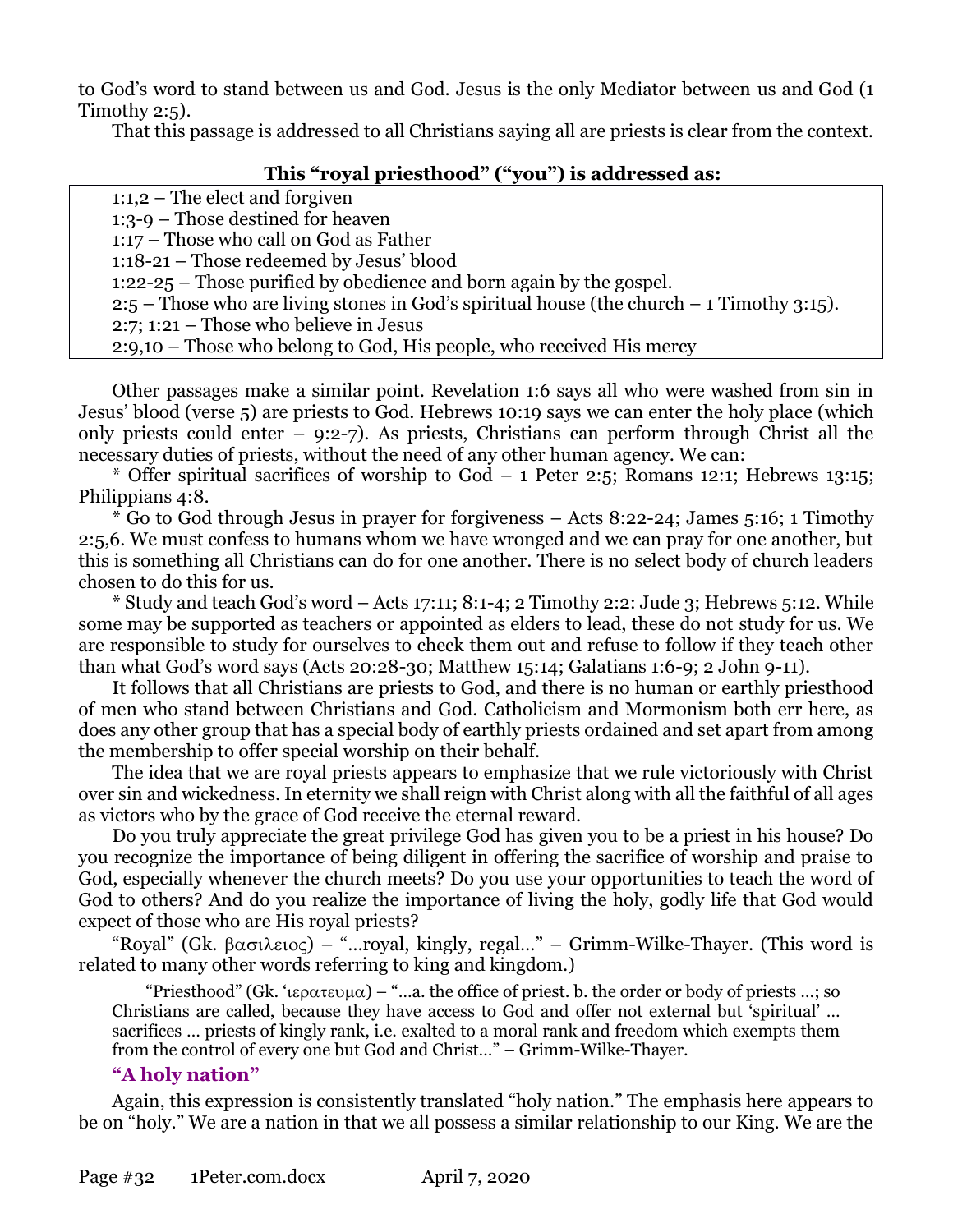to God's word to stand between us and God. Jesus is the only Mediator between us and God (1 Timothy 2:5).

That this passage is addressed to all Christians saying all are priests is clear from the context.

**This "royal priesthood" ("you") is addressed as:**

| |
|---|
| 1:1,2 – The elect and forgiven |
| 1:3-9 – Those destined for heaven |
| 1:17 – Those who call on God as Father |
| 1:18-21 – Those redeemed by Jesus' blood |
| 1:22-25 – Those purified by obedience and born again by the gospel. |
| 2:5 – Those who are living stones in God's spiritual house (the church – 1 Timothy 3:15). |
| 2:7; 1:21 – Those who believe in Jesus |
| 2:9,10 – Those who belong to God, His people, who received His mercy |

Other passages make a similar point. Revelation 1:6 says all who were washed from sin in Jesus' blood (verse 5) are priests to God. Hebrews 10:19 says we can enter the holy place (which only priests could enter – 9:2-7). As priests, Christians can perform through Christ all the necessary duties of priests, without the need of any other human agency. We can:

* Offer spiritual sacrifices of worship to God – 1 Peter 2:5; Romans 12:1; Hebrews 13:15; Philippians 4:8.

* Go to God through Jesus in prayer for forgiveness – Acts 8:22-24; James 5:16; 1 Timothy 2:5,6. We must confess to humans whom we have wronged and we can pray for one another, but this is something all Christians can do for one another. There is no select body of church leaders chosen to do this for us.

* Study and teach God's word – Acts 17:11; 8:1-4; 2 Timothy 2:2: Jude 3; Hebrews 5:12. While some may be supported as teachers or appointed as elders to lead, these do not study for us. We are responsible to study for ourselves to check them out and refuse to follow if they teach other than what God's word says (Acts 20:28-30; Matthew 15:14; Galatians 1:6-9; 2 John 9-11).

It follows that all Christians are priests to God, and there is no human or earthly priesthood of men who stand between Christians and God. Catholicism and Mormonism both err here, as does any other group that has a special body of earthly priests ordained and set apart from among the membership to offer special worship on their behalf.

The idea that we are royal priests appears to emphasize that we rule victoriously with Christ over sin and wickedness. In eternity we shall reign with Christ along with all the faithful of all ages as victors who by the grace of God receive the eternal reward.

Do you truly appreciate the great privilege God has given you to be a priest in his house? Do you recognize the importance of being diligent in offering the sacrifice of worship and praise to God, especially whenever the church meets? Do you use your opportunities to teach the word of God to others? And do you realize the importance of living the holy, godly life that God would expect of those who are His royal priests?

"Royal" (Gk. βασιλειος) – "...royal, kingly, regal..." – Grimm-Wilke-Thayer. (This word is related to many other words referring to king and kingdom.)

> "Priesthood" (Gk. ʽιερατευμα) – "...a. the office of priest. b. the order or body of priests ...; so Christians are called, because they have access to God and offer not external but 'spiritual' ... sacrifices ... priests of kingly rank, i.e. exalted to a moral rank and freedom which exempts them from the control of every one but God and Christ..." – Grimm-Wilke-Thayer.

#### "A holy nation"

Again, this expression is consistently translated "holy nation." The emphasis here appears to be on "holy." We are a nation in that we all possess a similar relationship to our King. We are the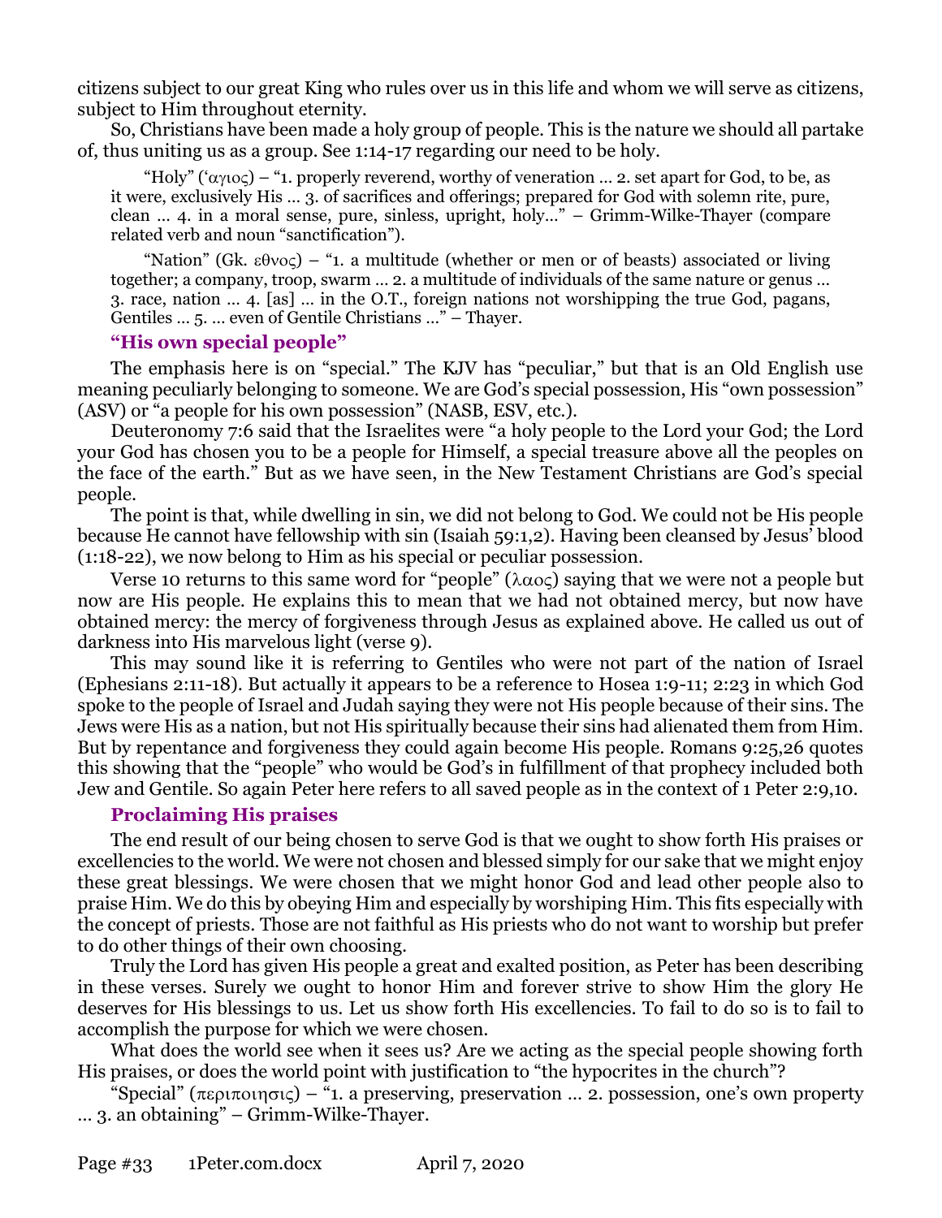citizens subject to our great King who rules over us in this life and whom we will serve as citizens, subject to Him throughout eternity.

So, Christians have been made a holy group of people. This is the nature we should all partake of, thus uniting us as a group. See 1:14-17 regarding our need to be holy.

> "Holy" (ʽαγιος) – "1. properly reverend, worthy of veneration … 2. set apart for God, to be, as it were, exclusively His … 3. of sacrifices and offerings; prepared for God with solemn rite, pure, clean … 4. in a moral sense, pure, sinless, upright, holy…" – Grimm-Wilke-Thayer (compare related verb and noun "sanctification").

> "Nation" (Gk. εθνος) – "1. a multitude (whether or men or of beasts) associated or living together; a company, troop, swarm … 2. a multitude of individuals of the same nature or genus … 3. race, nation … 4. [as] … in the O.T., foreign nations not worshipping the true God, pagans, Gentiles … 5. … even of Gentile Christians …" – Thayer.

### "His own special people"

The emphasis here is on "special." The KJV has "peculiar," but that is an Old English use meaning peculiarly belonging to someone. We are God's special possession, His "own possession" (ASV) or "a people for his own possession" (NASB, ESV, etc.).

Deuteronomy 7:6 said that the Israelites were "a holy people to the Lord your God; the Lord your God has chosen you to be a people for Himself, a special treasure above all the peoples on the face of the earth." But as we have seen, in the New Testament Christians are God's special people.

The point is that, while dwelling in sin, we did not belong to God. We could not be His people because He cannot have fellowship with sin (Isaiah 59:1,2). Having been cleansed by Jesus' blood (1:18-22), we now belong to Him as his special or peculiar possession.

Verse 10 returns to this same word for "people" (λαος) saying that we were not a people but now are His people. He explains this to mean that we had not obtained mercy, but now have obtained mercy: the mercy of forgiveness through Jesus as explained above. He called us out of darkness into His marvelous light (verse 9).

This may sound like it is referring to Gentiles who were not part of the nation of Israel (Ephesians 2:11-18). But actually it appears to be a reference to Hosea 1:9-11; 2:23 in which God spoke to the people of Israel and Judah saying they were not His people because of their sins. The Jews were His as a nation, but not His spiritually because their sins had alienated them from Him. But by repentance and forgiveness they could again become His people. Romans 9:25,26 quotes this showing that the "people" who would be God's in fulfillment of that prophecy included both Jew and Gentile. So again Peter here refers to all saved people as in the context of 1 Peter 2:9,10.

### Proclaiming His praises

The end result of our being chosen to serve God is that we ought to show forth His praises or excellencies to the world. We were not chosen and blessed simply for our sake that we might enjoy these great blessings. We were chosen that we might honor God and lead other people also to praise Him. We do this by obeying Him and especially by worshiping Him. This fits especially with the concept of priests. Those are not faithful as His priests who do not want to worship but prefer to do other things of their own choosing.

Truly the Lord has given His people a great and exalted position, as Peter has been describing in these verses. Surely we ought to honor Him and forever strive to show Him the glory He deserves for His blessings to us. Let us show forth His excellencies. To fail to do so is to fail to accomplish the purpose for which we were chosen.

What does the world see when it sees us? Are we acting as the special people showing forth His praises, or does the world point with justification to "the hypocrites in the church"?

"Special" (περιποιησις) – "1. a preserving, preservation … 2. possession, one's own property … 3. an obtaining" – Grimm-Wilke-Thayer.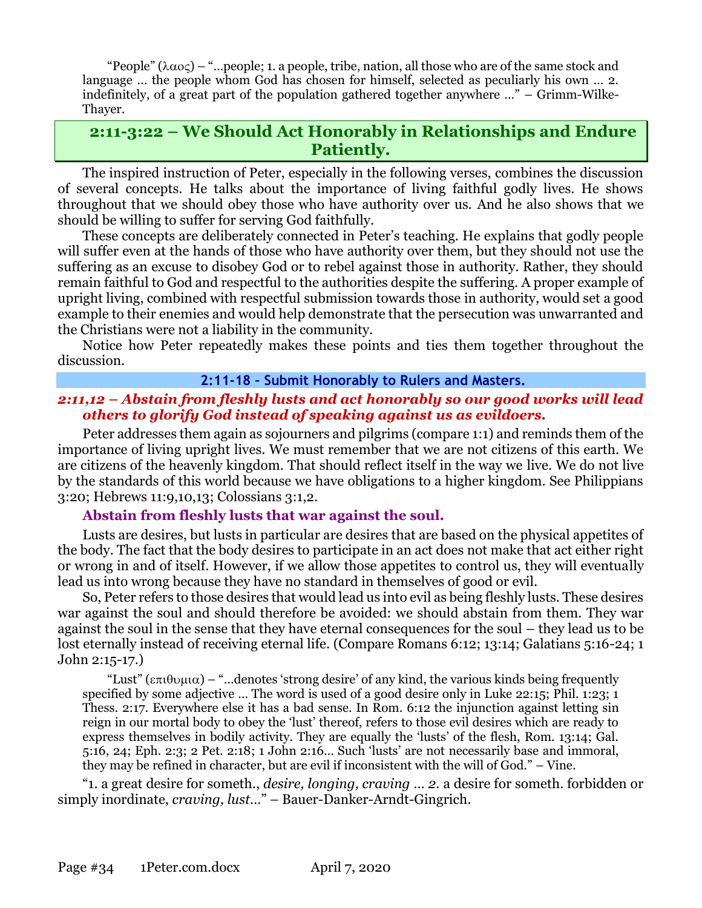"People" (λαος) – "…people; 1. a people, tribe, nation, all those who are of the same stock and language … the people whom God has chosen for himself, selected as peculiarly his own … 2. indefinitely, of a great part of the population gathered together anywhere …" – Grimm-Wilke-Thayer.

## 2:11-3:22 – We Should Act Honorably in Relationships and Endure Patiently.

The inspired instruction of Peter, especially in the following verses, combines the discussion of several concepts. He talks about the importance of living faithful godly lives. He shows throughout that we should obey those who have authority over us. And he also shows that we should be willing to suffer for serving God faithfully.

These concepts are deliberately connected in Peter's teaching. He explains that godly people will suffer even at the hands of those who have authority over them, but they should not use the suffering as an excuse to disobey God or to rebel against those in authority. Rather, they should remain faithful to God and respectful to the authorities despite the suffering. A proper example of upright living, combined with respectful submission towards those in authority, would set a good example to their enemies and would help demonstrate that the persecution was unwarranted and the Christians were not a liability in the community.

Notice how Peter repeatedly makes these points and ties them together throughout the discussion.

### 2:11-18 – Submit Honorably to Rulers and Masters.

#### *2:11,12 – Abstain from fleshly lusts and act honorably so our good works will lead others to glorify God instead of speaking against us as evildoers.*

Peter addresses them again as sojourners and pilgrims (compare 1:1) and reminds them of the importance of living upright lives. We must remember that we are not citizens of this earth. We are citizens of the heavenly kingdom. That should reflect itself in the way we live. We do not live by the standards of this world because we have obligations to a higher kingdom. See Philippians 3:20; Hebrews 11:9,10,13; Colossians 3:1,2.

**Abstain from fleshly lusts that war against the soul.**

Lusts are desires, but lusts in particular are desires that are based on the physical appetites of the body. The fact that the body desires to participate in an act does not make that act either right or wrong in and of itself. However, if we allow those appetites to control us, they will eventually lead us into wrong because they have no standard in themselves of good or evil.

So, Peter refers to those desires that would lead us into evil as being fleshly lusts. These desires war against the soul and should therefore be avoided: we should abstain from them. They war against the soul in the sense that they have eternal consequences for the soul – they lead us to be lost eternally instead of receiving eternal life. (Compare Romans 6:12; 13:14; Galatians 5:16-24; 1 John 2:15-17.)

"Lust" (επιθυμια) – "…denotes 'strong desire' of any kind, the various kinds being frequently specified by some adjective … The word is used of a good desire only in Luke 22:15; Phil. 1:23; 1 Thess. 2:17. Everywhere else it has a bad sense. In Rom. 6:12 the injunction against letting sin reign in our mortal body to obey the 'lust' thereof, refers to those evil desires which are ready to express themselves in bodily activity. They are equally the 'lusts' of the flesh, Rom. 13:14; Gal. 5:16, 24; Eph. 2:3; 2 Pet. 2:18; 1 John 2:16… Such 'lusts' are not necessarily base and immoral, they may be refined in character, but are evil if inconsistent with the will of God." – Vine.

"1. a great desire for someth., *desire, longing, craving … 2.* a desire for someth. forbidden or simply inordinate, *craving, lust…*" – Bauer-Danker-Arndt-Gingrich.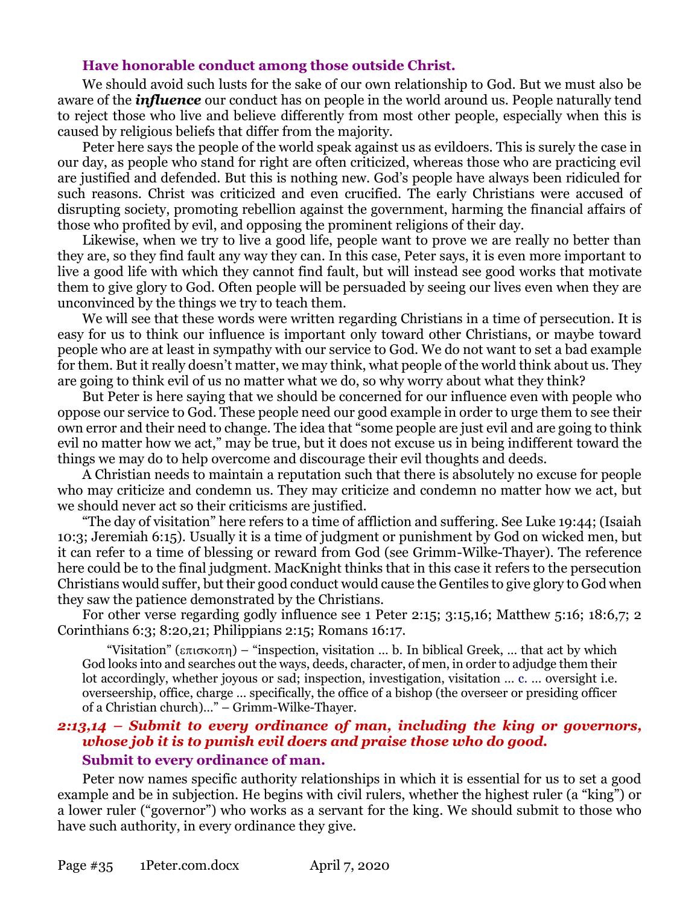### Have honorable conduct among those outside Christ.

We should avoid such lusts for the sake of our own relationship to God. But we must also be aware of the ***influence*** our conduct has on people in the world around us. People naturally tend to reject those who live and believe differently from most other people, especially when this is caused by religious beliefs that differ from the majority.

Peter here says the people of the world speak against us as evildoers. This is surely the case in our day, as people who stand for right are often criticized, whereas those who are practicing evil are justified and defended. But this is nothing new. God's people have always been ridiculed for such reasons. Christ was criticized and even crucified. The early Christians were accused of disrupting society, promoting rebellion against the government, harming the financial affairs of those who profited by evil, and opposing the prominent religions of their day.

Likewise, when we try to live a good life, people want to prove we are really no better than they are, so they find fault any way they can. In this case, Peter says, it is even more important to live a good life with which they cannot find fault, but will instead see good works that motivate them to give glory to God. Often people will be persuaded by seeing our lives even when they are unconvinced by the things we try to teach them.

We will see that these words were written regarding Christians in a time of persecution. It is easy for us to think our influence is important only toward other Christians, or maybe toward people who are at least in sympathy with our service to God. We do not want to set a bad example for them. But it really doesn't matter, we may think, what people of the world think about us. They are going to think evil of us no matter what we do, so why worry about what they think?

But Peter is here saying that we should be concerned for our influence even with people who oppose our service to God. These people need our good example in order to urge them to see their own error and their need to change. The idea that "some people are just evil and are going to think evil no matter how we act," may be true, but it does not excuse us in being indifferent toward the things we may do to help overcome and discourage their evil thoughts and deeds.

A Christian needs to maintain a reputation such that there is absolutely no excuse for people who may criticize and condemn us. They may criticize and condemn no matter how we act, but we should never act so their criticisms are justified.

"The day of visitation" here refers to a time of affliction and suffering. See Luke 19:44; (Isaiah 10:3; Jeremiah 6:15). Usually it is a time of judgment or punishment by God on wicked men, but it can refer to a time of blessing or reward from God (see Grimm-Wilke-Thayer). The reference here could be to the final judgment. MacKnight thinks that in this case it refers to the persecution Christians would suffer, but their good conduct would cause the Gentiles to give glory to God when they saw the patience demonstrated by the Christians.

For other verse regarding godly influence see 1 Peter 2:15; 3:15,16; Matthew 5:16; 18:6,7; 2 Corinthians 6:3; 8:20,21; Philippians 2:15; Romans 16:17.

> "Visitation" (επισκοπη) – "inspection, visitation … b. In biblical Greek, … that act by which God looks into and searches out the ways, deeds, character, of men, in order to adjudge them their lot accordingly, whether joyous or sad; inspection, investigation, visitation … c. … oversight i.e. overseership, office, charge … specifically, the office of a bishop (the overseer or presiding officer of a Christian church)…" – Grimm-Wilke-Thayer.

## *2:13,14 – Submit to every ordinance of man, including the king or governors, whose job it is to punish evil doers and praise those who do good.*

### Submit to every ordinance of man.

Peter now names specific authority relationships in which it is essential for us to set a good example and be in subjection. He begins with civil rulers, whether the highest ruler (a "king") or a lower ruler ("governor") who works as a servant for the king. We should submit to those who have such authority, in every ordinance they give.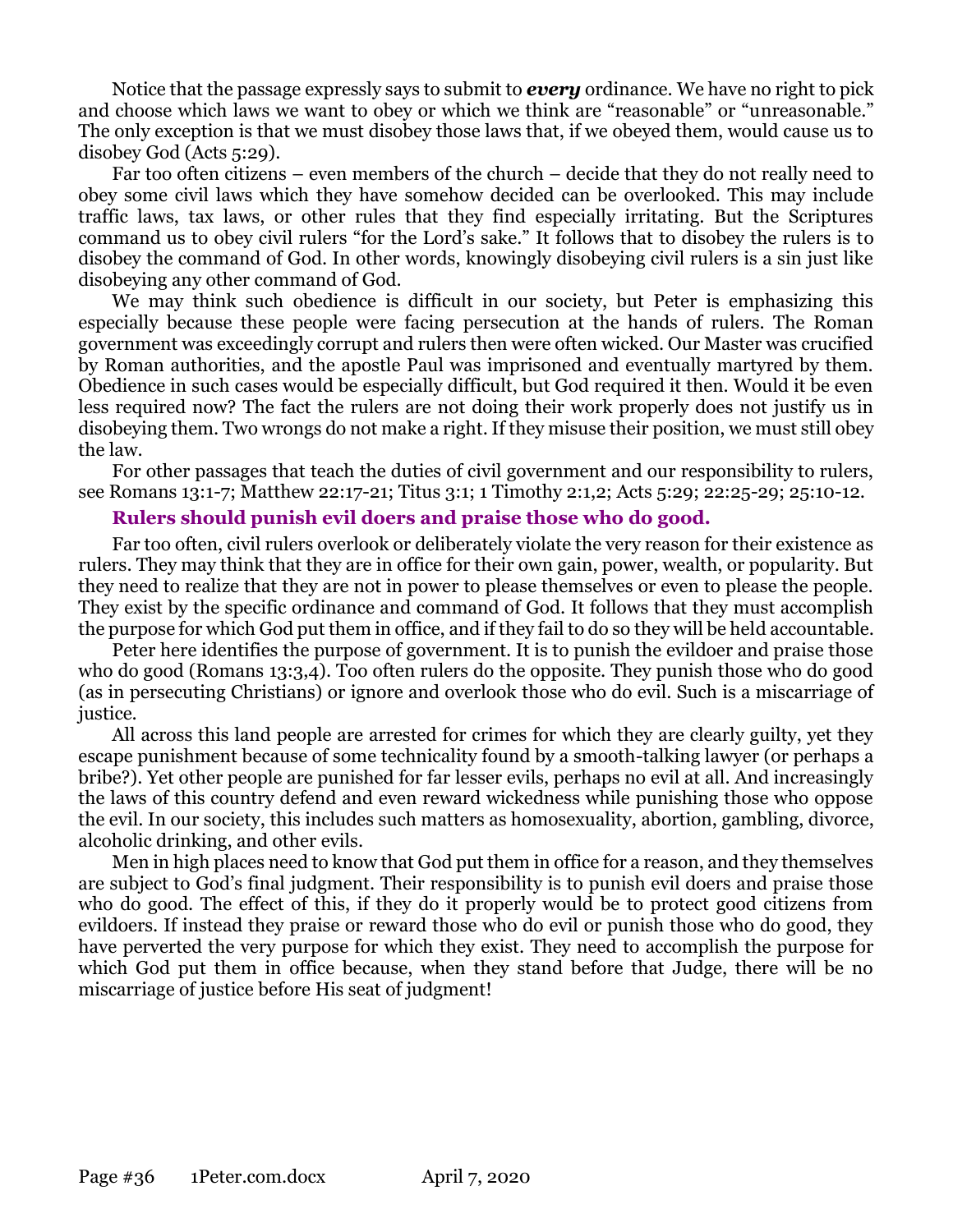Notice that the passage expressly says to submit to ***every*** ordinance. We have no right to pick and choose which laws we want to obey or which we think are "reasonable" or "unreasonable." The only exception is that we must disobey those laws that, if we obeyed them, would cause us to disobey God (Acts 5:29).

Far too often citizens – even members of the church – decide that they do not really need to obey some civil laws which they have somehow decided can be overlooked. This may include traffic laws, tax laws, or other rules that they find especially irritating. But the Scriptures command us to obey civil rulers "for the Lord's sake." It follows that to disobey the rulers is to disobey the command of God. In other words, knowingly disobeying civil rulers is a sin just like disobeying any other command of God.

We may think such obedience is difficult in our society, but Peter is emphasizing this especially because these people were facing persecution at the hands of rulers. The Roman government was exceedingly corrupt and rulers then were often wicked. Our Master was crucified by Roman authorities, and the apostle Paul was imprisoned and eventually martyred by them. Obedience in such cases would be especially difficult, but God required it then. Would it be even less required now? The fact the rulers are not doing their work properly does not justify us in disobeying them. Two wrongs do not make a right. If they misuse their position, we must still obey the law.

For other passages that teach the duties of civil government and our responsibility to rulers, see Romans 13:1-7; Matthew 22:17-21; Titus 3:1; 1 Timothy 2:1,2; Acts 5:29; 22:25-29; 25:10-12.

### Rulers should punish evil doers and praise those who do good.

Far too often, civil rulers overlook or deliberately violate the very reason for their existence as rulers. They may think that they are in office for their own gain, power, wealth, or popularity. But they need to realize that they are not in power to please themselves or even to please the people. They exist by the specific ordinance and command of God. It follows that they must accomplish the purpose for which God put them in office, and if they fail to do so they will be held accountable.

Peter here identifies the purpose of government. It is to punish the evildoer and praise those who do good (Romans 13:3,4). Too often rulers do the opposite. They punish those who do good (as in persecuting Christians) or ignore and overlook those who do evil. Such is a miscarriage of justice.

All across this land people are arrested for crimes for which they are clearly guilty, yet they escape punishment because of some technicality found by a smooth-talking lawyer (or perhaps a bribe?). Yet other people are punished for far lesser evils, perhaps no evil at all. And increasingly the laws of this country defend and even reward wickedness while punishing those who oppose the evil. In our society, this includes such matters as homosexuality, abortion, gambling, divorce, alcoholic drinking, and other evils.

Men in high places need to know that God put them in office for a reason, and they themselves are subject to God's final judgment. Their responsibility is to punish evil doers and praise those who do good. The effect of this, if they do it properly would be to protect good citizens from evildoers. If instead they praise or reward those who do evil or punish those who do good, they have perverted the very purpose for which they exist. They need to accomplish the purpose for which God put them in office because, when they stand before that Judge, there will be no miscarriage of justice before His seat of judgment!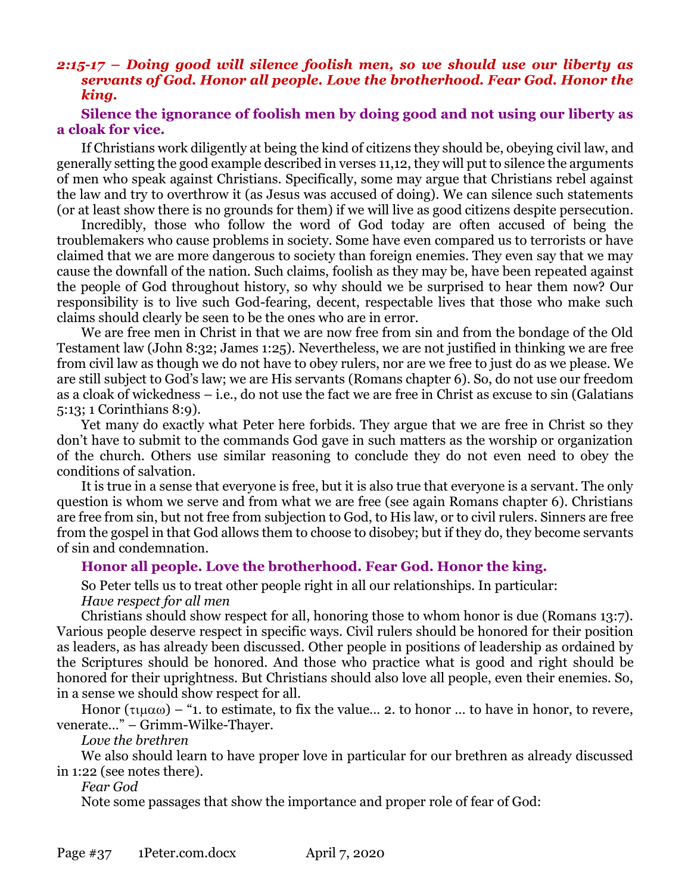### *2:15-17 – Doing good will silence foolish men, so we should use our liberty as servants of God. Honor all people. Love the brotherhood. Fear God. Honor the king.*

#### Silence the ignorance of foolish men by doing good and not using our liberty as a cloak for vice.

If Christians work diligently at being the kind of citizens they should be, obeying civil law, and generally setting the good example described in verses 11,12, they will put to silence the arguments of men who speak against Christians. Specifically, some may argue that Christians rebel against the law and try to overthrow it (as Jesus was accused of doing). We can silence such statements (or at least show there is no grounds for them) if we will live as good citizens despite persecution.

Incredibly, those who follow the word of God today are often accused of being the troublemakers who cause problems in society. Some have even compared us to terrorists or have claimed that we are more dangerous to society than foreign enemies. They even say that we may cause the downfall of the nation. Such claims, foolish as they may be, have been repeated against the people of God throughout history, so why should we be surprised to hear them now? Our responsibility is to live such God-fearing, decent, respectable lives that those who make such claims should clearly be seen to be the ones who are in error.

We are free men in Christ in that we are now free from sin and from the bondage of the Old Testament law (John 8:32; James 1:25). Nevertheless, we are not justified in thinking we are free from civil law as though we do not have to obey rulers, nor are we free to just do as we please. We are still subject to God's law; we are His servants (Romans chapter 6). So, do not use our freedom as a cloak of wickedness – i.e., do not use the fact we are free in Christ as excuse to sin (Galatians 5:13; 1 Corinthians 8:9).

Yet many do exactly what Peter here forbids. They argue that we are free in Christ so they don't have to submit to the commands God gave in such matters as the worship or organization of the church. Others use similar reasoning to conclude they do not even need to obey the conditions of salvation.

It is true in a sense that everyone is free, but it is also true that everyone is a servant. The only question is whom we serve and from what we are free (see again Romans chapter 6). Christians are free from sin, but not free from subjection to God, to His law, or to civil rulers. Sinners are free from the gospel in that God allows them to choose to disobey; but if they do, they become servants of sin and condemnation.

#### Honor all people. Love the brotherhood. Fear God. Honor the king.

So Peter tells us to treat other people right in all our relationships. In particular:

*Have respect for all men*

Christians should show respect for all, honoring those to whom honor is due (Romans 13:7). Various people deserve respect in specific ways. Civil rulers should be honored for their position as leaders, as has already been discussed. Other people in positions of leadership as ordained by the Scriptures should be honored. And those who practice what is good and right should be honored for their uprightness. But Christians should also love all people, even their enemies. So, in a sense we should show respect for all.

Honor (τιμαω) – "1. to estimate, to fix the value… 2. to honor … to have in honor, to revere, venerate…" – Grimm-Wilke-Thayer.

*Love the brethren*

We also should learn to have proper love in particular for our brethren as already discussed in 1:22 (see notes there).

*Fear God*

Note some passages that show the importance and proper role of fear of God: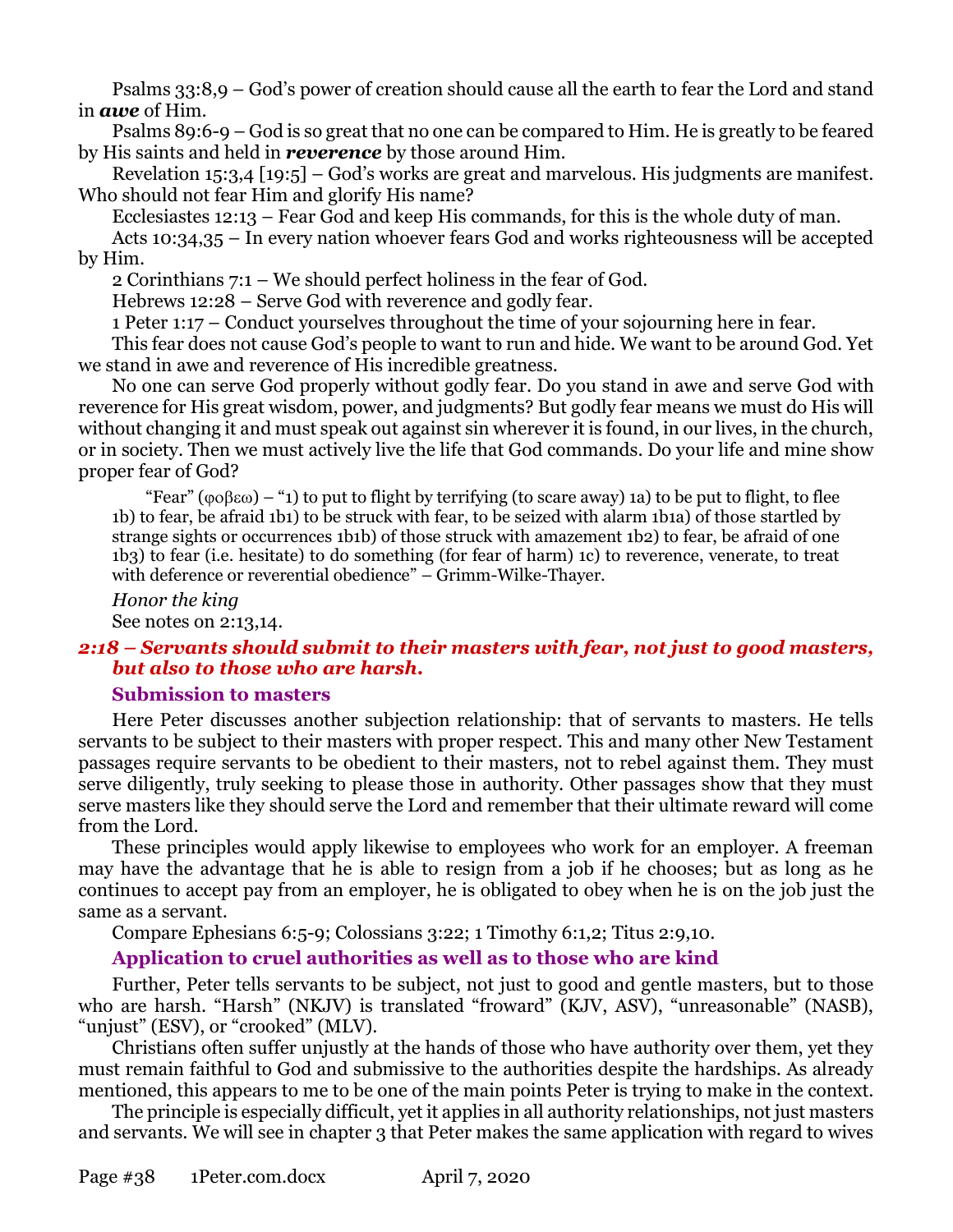Psalms 33:8,9 – God's power of creation should cause all the earth to fear the Lord and stand in ***awe*** of Him.

Psalms 89:6-9 – God is so great that no one can be compared to Him. He is greatly to be feared by His saints and held in ***reverence*** by those around Him.

Revelation 15:3,4 [19:5] – God's works are great and marvelous. His judgments are manifest. Who should not fear Him and glorify His name?

Ecclesiastes 12:13 – Fear God and keep His commands, for this is the whole duty of man.

Acts 10:34,35 – In every nation whoever fears God and works righteousness will be accepted by Him.

2 Corinthians 7:1 – We should perfect holiness in the fear of God.

Hebrews 12:28 – Serve God with reverence and godly fear.

1 Peter 1:17 – Conduct yourselves throughout the time of your sojourning here in fear.

This fear does not cause God's people to want to run and hide. We want to be around God. Yet we stand in awe and reverence of His incredible greatness.

No one can serve God properly without godly fear. Do you stand in awe and serve God with reverence for His great wisdom, power, and judgments? But godly fear means we must do His will without changing it and must speak out against sin wherever it is found, in our lives, in the church, or in society. Then we must actively live the life that God commands. Do your life and mine show proper fear of God?

> "Fear" (φοβεω) – "1) to put to flight by terrifying (to scare away) 1a) to be put to flight, to flee 1b) to fear, be afraid 1b1) to be struck with fear, to be seized with alarm 1b1a) of those startled by strange sights or occurrences 1b1b) of those struck with amazement 1b2) to fear, be afraid of one 1b3) to fear (i.e. hesitate) to do something (for fear of harm) 1c) to reverence, venerate, to treat with deference or reverential obedience" – Grimm-Wilke-Thayer.

*Honor the king*

See notes on 2:13,14.

### *2:18 – Servants should submit to their masters with fear, not just to good masters, but also to those who are harsh.*

#### Submission to masters

Here Peter discusses another subjection relationship: that of servants to masters. He tells servants to be subject to their masters with proper respect. This and many other New Testament passages require servants to be obedient to their masters, not to rebel against them. They must serve diligently, truly seeking to please those in authority. Other passages show that they must serve masters like they should serve the Lord and remember that their ultimate reward will come from the Lord.

These principles would apply likewise to employees who work for an employer. A freeman may have the advantage that he is able to resign from a job if he chooses; but as long as he continues to accept pay from an employer, he is obligated to obey when he is on the job just the same as a servant.

Compare Ephesians 6:5-9; Colossians 3:22; 1 Timothy 6:1,2; Titus 2:9,10.

#### Application to cruel authorities as well as to those who are kind

Further, Peter tells servants to be subject, not just to good and gentle masters, but to those who are harsh. "Harsh" (NKJV) is translated "froward" (KJV, ASV), "unreasonable" (NASB), "unjust" (ESV), or "crooked" (MLV).

Christians often suffer unjustly at the hands of those who have authority over them, yet they must remain faithful to God and submissive to the authorities despite the hardships. As already mentioned, this appears to me to be one of the main points Peter is trying to make in the context.

The principle is especially difficult, yet it applies in all authority relationships, not just masters and servants. We will see in chapter 3 that Peter makes the same application with regard to wives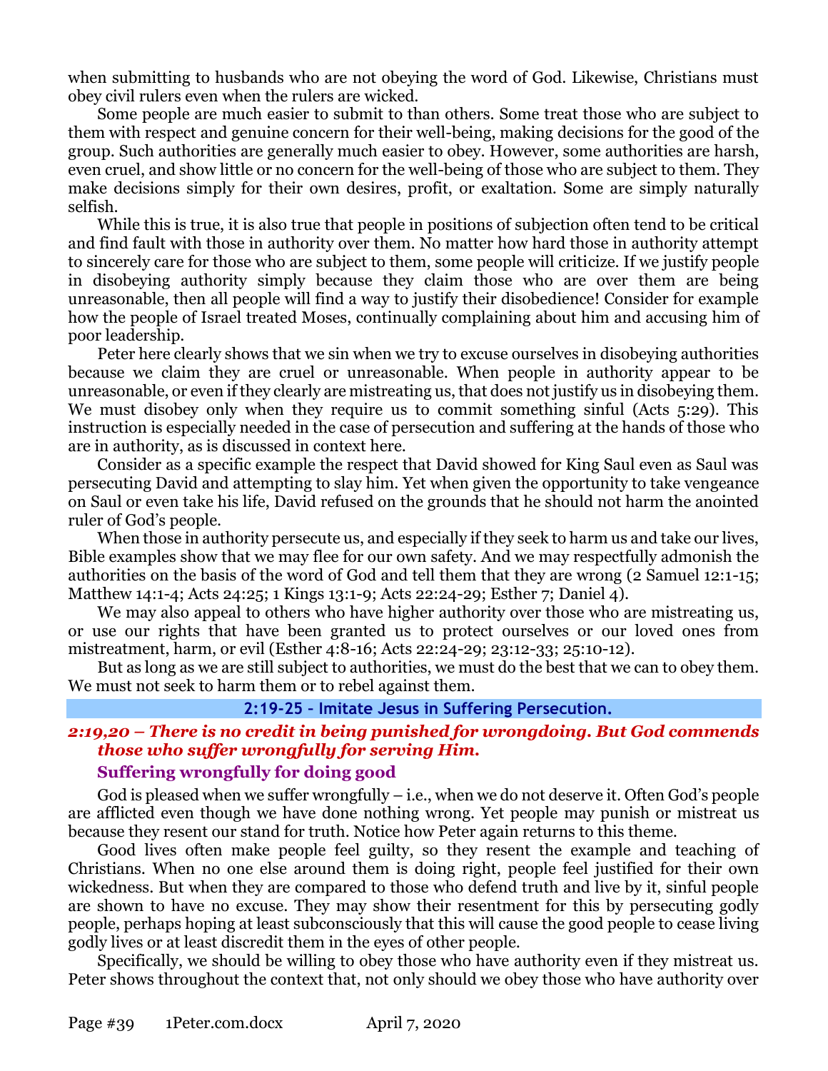when submitting to husbands who are not obeying the word of God. Likewise, Christians must obey civil rulers even when the rulers are wicked.

Some people are much easier to submit to than others. Some treat those who are subject to them with respect and genuine concern for their well-being, making decisions for the good of the group. Such authorities are generally much easier to obey. However, some authorities are harsh, even cruel, and show little or no concern for the well-being of those who are subject to them. They make decisions simply for their own desires, profit, or exaltation. Some are simply naturally selfish.

While this is true, it is also true that people in positions of subjection often tend to be critical and find fault with those in authority over them. No matter how hard those in authority attempt to sincerely care for those who are subject to them, some people will criticize. If we justify people in disobeying authority simply because they claim those who are over them are being unreasonable, then all people will find a way to justify their disobedience! Consider for example how the people of Israel treated Moses, continually complaining about him and accusing him of poor leadership.

Peter here clearly shows that we sin when we try to excuse ourselves in disobeying authorities because we claim they are cruel or unreasonable. When people in authority appear to be unreasonable, or even if they clearly are mistreating us, that does not justify us in disobeying them. We must disobey only when they require us to commit something sinful (Acts 5:29). This instruction is especially needed in the case of persecution and suffering at the hands of those who are in authority, as is discussed in context here.

Consider as a specific example the respect that David showed for King Saul even as Saul was persecuting David and attempting to slay him. Yet when given the opportunity to take vengeance on Saul or even take his life, David refused on the grounds that he should not harm the anointed ruler of God's people.

When those in authority persecute us, and especially if they seek to harm us and take our lives, Bible examples show that we may flee for our own safety. And we may respectfully admonish the authorities on the basis of the word of God and tell them that they are wrong (2 Samuel 12:1-15; Matthew 14:1-4; Acts 24:25; 1 Kings 13:1-9; Acts 22:24-29; Esther 7; Daniel 4).

We may also appeal to others who have higher authority over those who are mistreating us, or use our rights that have been granted us to protect ourselves or our loved ones from mistreatment, harm, or evil (Esther 4:8-16; Acts 22:24-29; 23:12-33; 25:10-12).

But as long as we are still subject to authorities, we must do the best that we can to obey them. We must not seek to harm them or to rebel against them.

## 2:19-25 – Imitate Jesus in Suffering Persecution.

### *2:19,20 – There is no credit in being punished for wrongdoing. But God commends those who suffer wrongfully for serving Him.*

#### Suffering wrongfully for doing good

God is pleased when we suffer wrongfully – i.e., when we do not deserve it. Often God's people are afflicted even though we have done nothing wrong. Yet people may punish or mistreat us because they resent our stand for truth. Notice how Peter again returns to this theme.

Good lives often make people feel guilty, so they resent the example and teaching of Christians. When no one else around them is doing right, people feel justified for their own wickedness. But when they are compared to those who defend truth and live by it, sinful people are shown to have no excuse. They may show their resentment for this by persecuting godly people, perhaps hoping at least subconsciously that this will cause the good people to cease living godly lives or at least discredit them in the eyes of other people.

Specifically, we should be willing to obey those who have authority even if they mistreat us. Peter shows throughout the context that, not only should we obey those who have authority over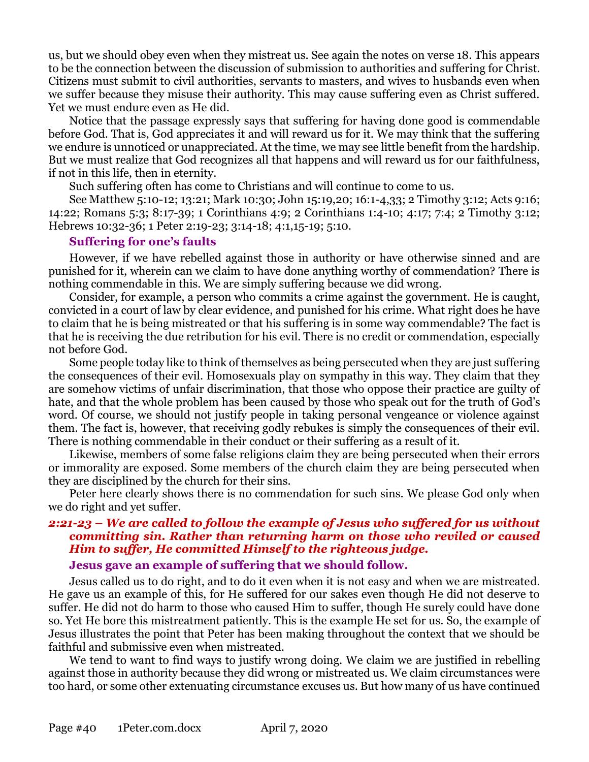us, but we should obey even when they mistreat us. See again the notes on verse 18. This appears to be the connection between the discussion of submission to authorities and suffering for Christ. Citizens must submit to civil authorities, servants to masters, and wives to husbands even when we suffer because they misuse their authority. This may cause suffering even as Christ suffered. Yet we must endure even as He did.

Notice that the passage expressly says that suffering for having done good is commendable before God. That is, God appreciates it and will reward us for it. We may think that the suffering we endure is unnoticed or unappreciated. At the time, we may see little benefit from the hardship. But we must realize that God recognizes all that happens and will reward us for our faithfulness, if not in this life, then in eternity.

Such suffering often has come to Christians and will continue to come to us.

See Matthew 5:10-12; 13:21; Mark 10:30; John 15:19,20; 16:1-4,33; 2 Timothy 3:12; Acts 9:16; 14:22; Romans 5:3; 8:17-39; 1 Corinthians 4:9; 2 Corinthians 1:4-10; 4:17; 7:4; 2 Timothy 3:12; Hebrews 10:32-36; 1 Peter 2:19-23; 3:14-18; 4:1,15-19; 5:10.

#### Suffering for one's faults

However, if we have rebelled against those in authority or have otherwise sinned and are punished for it, wherein can we claim to have done anything worthy of commendation? There is nothing commendable in this. We are simply suffering because we did wrong.

Consider, for example, a person who commits a crime against the government. He is caught, convicted in a court of law by clear evidence, and punished for his crime. What right does he have to claim that he is being mistreated or that his suffering is in some way commendable? The fact is that he is receiving the due retribution for his evil. There is no credit or commendation, especially not before God.

Some people today like to think of themselves as being persecuted when they are just suffering the consequences of their evil. Homosexuals play on sympathy in this way. They claim that they are somehow victims of unfair discrimination, that those who oppose their practice are guilty of hate, and that the whole problem has been caused by those who speak out for the truth of God's word. Of course, we should not justify people in taking personal vengeance or violence against them. The fact is, however, that receiving godly rebukes is simply the consequences of their evil. There is nothing commendable in their conduct or their suffering as a result of it.

Likewise, members of some false religions claim they are being persecuted when their errors or immorality are exposed. Some members of the church claim they are being persecuted when they are disciplined by the church for their sins.

Peter here clearly shows there is no commendation for such sins. We please God only when we do right and yet suffer.

### *2:21-23 – We are called to follow the example of Jesus who suffered for us without committing sin. Rather than returning harm on those who reviled or caused Him to suffer, He committed Himself to the righteous judge.*

#### Jesus gave an example of suffering that we should follow.

Jesus called us to do right, and to do it even when it is not easy and when we are mistreated. He gave us an example of this, for He suffered for our sakes even though He did not deserve to suffer. He did not do harm to those who caused Him to suffer, though He surely could have done so. Yet He bore this mistreatment patiently. This is the example He set for us. So, the example of Jesus illustrates the point that Peter has been making throughout the context that we should be faithful and submissive even when mistreated.

We tend to want to find ways to justify wrong doing. We claim we are justified in rebelling against those in authority because they did wrong or mistreated us. We claim circumstances were too hard, or some other extenuating circumstance excuses us. But how many of us have continued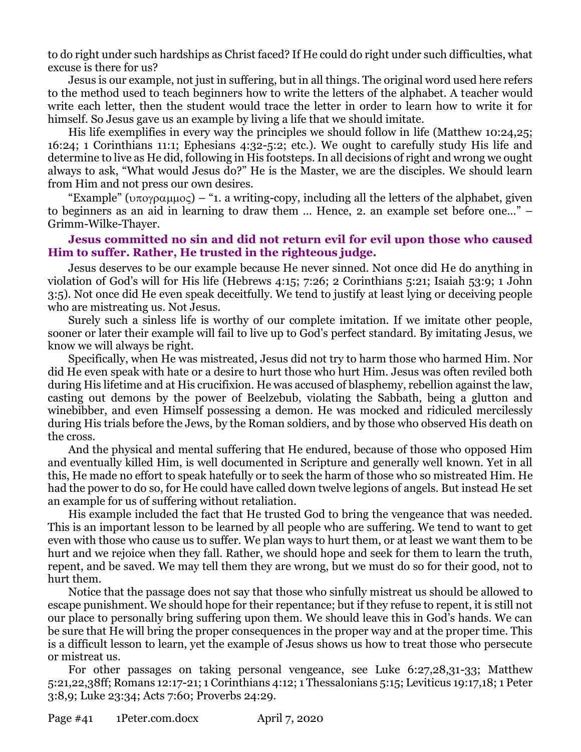to do right under such hardships as Christ faced? If He could do right under such difficulties, what excuse is there for us?

Jesus is our example, not just in suffering, but in all things. The original word used here refers to the method used to teach beginners how to write the letters of the alphabet. A teacher would write each letter, then the student would trace the letter in order to learn how to write it for himself. So Jesus gave us an example by living a life that we should imitate.

His life exemplifies in every way the principles we should follow in life (Matthew 10:24,25; 16:24; 1 Corinthians 11:1; Ephesians 4:32-5:2; etc.). We ought to carefully study His life and determine to live as He did, following in His footsteps. In all decisions of right and wrong we ought always to ask, "What would Jesus do?" He is the Master, we are the disciples. We should learn from Him and not press our own desires.

"Example" (υπογραμμος) – "1. a writing-copy, including all the letters of the alphabet, given to beginners as an aid in learning to draw them … Hence, 2. an example set before one…" – Grimm-Wilke-Thayer.

**Jesus committed no sin and did not return evil for evil upon those who caused Him to suffer. Rather, He trusted in the righteous judge.**

Jesus deserves to be our example because He never sinned. Not once did He do anything in violation of God's will for His life (Hebrews 4:15; 7:26; 2 Corinthians 5:21; Isaiah 53:9; 1 John 3:5). Not once did He even speak deceitfully. We tend to justify at least lying or deceiving people who are mistreating us. Not Jesus.

Surely such a sinless life is worthy of our complete imitation. If we imitate other people, sooner or later their example will fail to live up to God's perfect standard. By imitating Jesus, we know we will always be right.

Specifically, when He was mistreated, Jesus did not try to harm those who harmed Him. Nor did He even speak with hate or a desire to hurt those who hurt Him. Jesus was often reviled both during His lifetime and at His crucifixion. He was accused of blasphemy, rebellion against the law, casting out demons by the power of Beelzebub, violating the Sabbath, being a glutton and winebibber, and even Himself possessing a demon. He was mocked and ridiculed mercilessly during His trials before the Jews, by the Roman soldiers, and by those who observed His death on the cross.

And the physical and mental suffering that He endured, because of those who opposed Him and eventually killed Him, is well documented in Scripture and generally well known. Yet in all this, He made no effort to speak hatefully or to seek the harm of those who so mistreated Him. He had the power to do so, for He could have called down twelve legions of angels. But instead He set an example for us of suffering without retaliation.

His example included the fact that He trusted God to bring the vengeance that was needed. This is an important lesson to be learned by all people who are suffering. We tend to want to get even with those who cause us to suffer. We plan ways to hurt them, or at least we want them to be hurt and we rejoice when they fall. Rather, we should hope and seek for them to learn the truth, repent, and be saved. We may tell them they are wrong, but we must do so for their good, not to hurt them.

Notice that the passage does not say that those who sinfully mistreat us should be allowed to escape punishment. We should hope for their repentance; but if they refuse to repent, it is still not our place to personally bring suffering upon them. We should leave this in God's hands. We can be sure that He will bring the proper consequences in the proper way and at the proper time. This is a difficult lesson to learn, yet the example of Jesus shows us how to treat those who persecute or mistreat us.

For other passages on taking personal vengeance, see Luke 6:27,28,31-33; Matthew 5:21,22,38ff; Romans 12:17-21; 1 Corinthians 4:12; 1 Thessalonians 5:15; Leviticus 19:17,18; 1 Peter 3:8,9; Luke 23:34; Acts 7:60; Proverbs 24:29.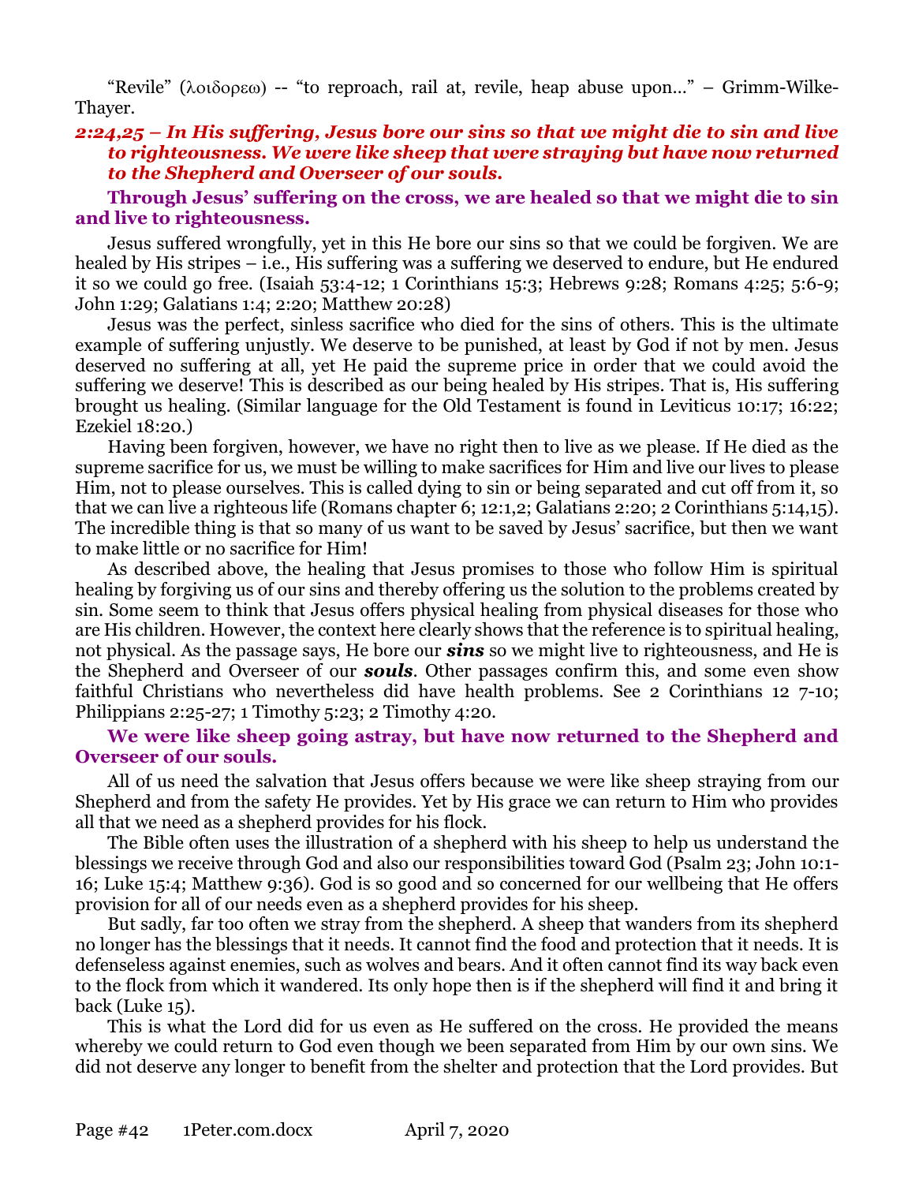"Revile" (λοιδορεω) -- "to reproach, rail at, revile, heap abuse upon…" – Grimm-Wilke-Thayer.

***2:24,25 – In His suffering, Jesus bore our sins so that we might die to sin and live to righteousness. We were like sheep that were straying but have now returned to the Shepherd and Overseer of our souls.***

**Through Jesus' suffering on the cross, we are healed so that we might die to sin and live to righteousness.**

Jesus suffered wrongfully, yet in this He bore our sins so that we could be forgiven. We are healed by His stripes – i.e., His suffering was a suffering we deserved to endure, but He endured it so we could go free. (Isaiah 53:4-12; 1 Corinthians 15:3; Hebrews 9:28; Romans 4:25; 5:6-9; John 1:29; Galatians 1:4; 2:20; Matthew 20:28)

Jesus was the perfect, sinless sacrifice who died for the sins of others. This is the ultimate example of suffering unjustly. We deserve to be punished, at least by God if not by men. Jesus deserved no suffering at all, yet He paid the supreme price in order that we could avoid the suffering we deserve! This is described as our being healed by His stripes. That is, His suffering brought us healing. (Similar language for the Old Testament is found in Leviticus 10:17; 16:22; Ezekiel 18:20.)

Having been forgiven, however, we have no right then to live as we please. If He died as the supreme sacrifice for us, we must be willing to make sacrifices for Him and live our lives to please Him, not to please ourselves. This is called dying to sin or being separated and cut off from it, so that we can live a righteous life (Romans chapter 6; 12:1,2; Galatians 2:20; 2 Corinthians 5:14,15). The incredible thing is that so many of us want to be saved by Jesus' sacrifice, but then we want to make little or no sacrifice for Him!

As described above, the healing that Jesus promises to those who follow Him is spiritual healing by forgiving us of our sins and thereby offering us the solution to the problems created by sin. Some seem to think that Jesus offers physical healing from physical diseases for those who are His children. However, the context here clearly shows that the reference is to spiritual healing, not physical. As the passage says, He bore our ***sins*** so we might live to righteousness, and He is the Shepherd and Overseer of our ***souls***. Other passages confirm this, and some even show faithful Christians who nevertheless did have health problems. See 2 Corinthians 12 7-10; Philippians 2:25-27; 1 Timothy 5:23; 2 Timothy 4:20.

**We were like sheep going astray, but have now returned to the Shepherd and Overseer of our souls.**

All of us need the salvation that Jesus offers because we were like sheep straying from our Shepherd and from the safety He provides. Yet by His grace we can return to Him who provides all that we need as a shepherd provides for his flock.

The Bible often uses the illustration of a shepherd with his sheep to help us understand the blessings we receive through God and also our responsibilities toward God (Psalm 23; John 10:1-16; Luke 15:4; Matthew 9:36). God is so good and so concerned for our wellbeing that He offers provision for all of our needs even as a shepherd provides for his sheep.

But sadly, far too often we stray from the shepherd. A sheep that wanders from its shepherd no longer has the blessings that it needs. It cannot find the food and protection that it needs. It is defenseless against enemies, such as wolves and bears. And it often cannot find its way back even to the flock from which it wandered. Its only hope then is if the shepherd will find it and bring it back (Luke 15).

This is what the Lord did for us even as He suffered on the cross. He provided the means whereby we could return to God even though we been separated from Him by our own sins. We did not deserve any longer to benefit from the shelter and protection that the Lord provides. But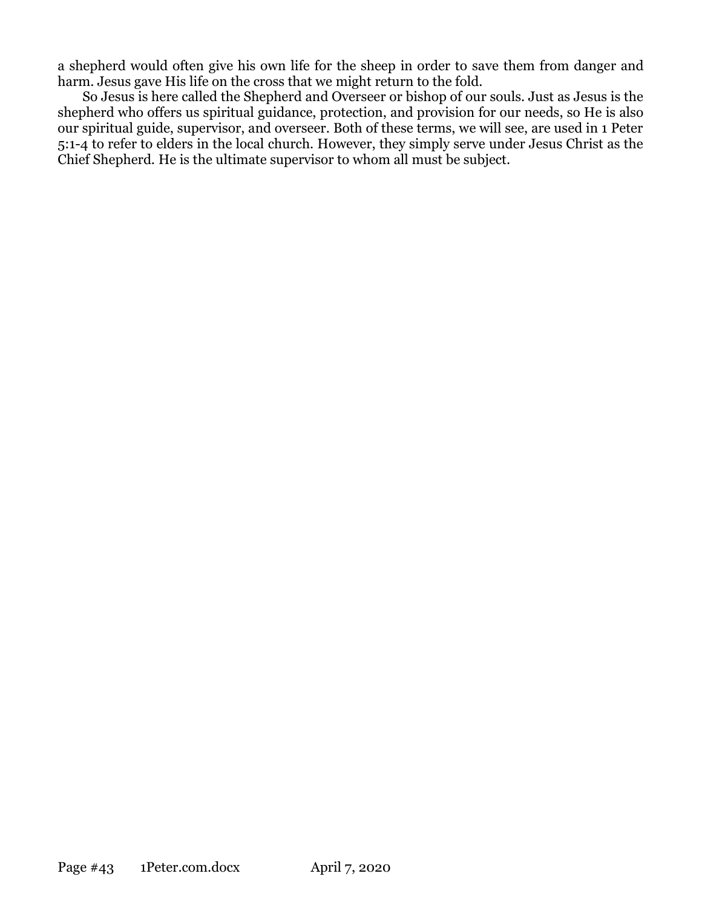a shepherd would often give his own life for the sheep in order to save them from danger and harm. Jesus gave His life on the cross that we might return to the fold.

So Jesus is here called the Shepherd and Overseer or bishop of our souls. Just as Jesus is the shepherd who offers us spiritual guidance, protection, and provision for our needs, so He is also our spiritual guide, supervisor, and overseer. Both of these terms, we will see, are used in 1 Peter 5:1-4 to refer to elders in the local church. However, they simply serve under Jesus Christ as the Chief Shepherd. He is the ultimate supervisor to whom all must be subject.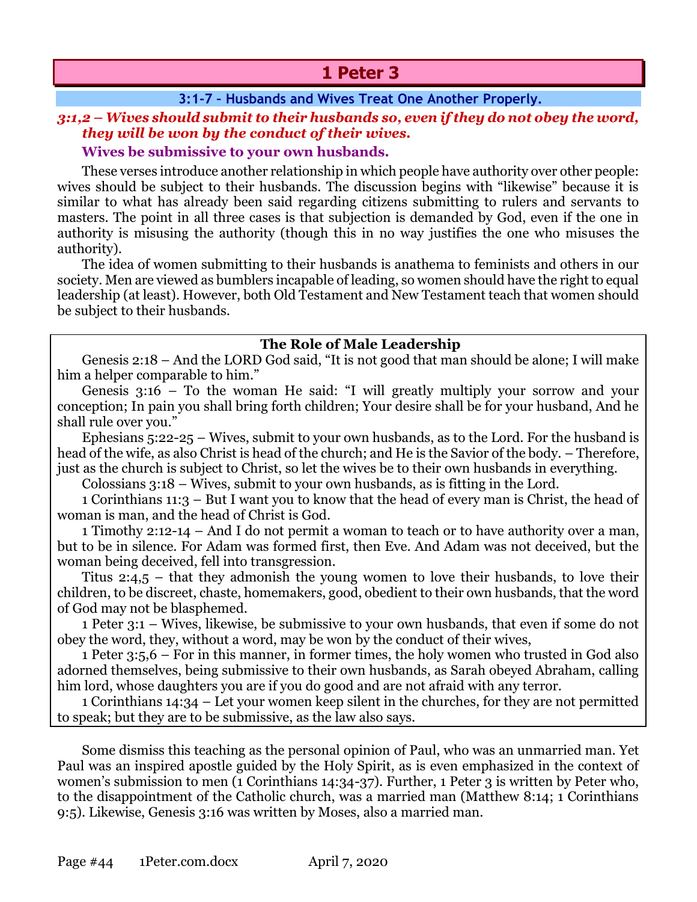# 1 Peter 3

## 3:1-7 – Husbands and Wives Treat One Another Properly.

### *3:1,2 – Wives should submit to their husbands so, even if they do not obey the word, they will be won by the conduct of their wives.*

**Wives be submissive to your own husbands.**

These verses introduce another relationship in which people have authority over other people: wives should be subject to their husbands. The discussion begins with "likewise" because it is similar to what has already been said regarding citizens submitting to rulers and servants to masters. The point in all three cases is that subjection is demanded by God, even if the one in authority is misusing the authority (though this in no way justifies the one who misuses the authority).

The idea of women submitting to their husbands is anathema to feminists and others in our society. Men are viewed as bumblers incapable of leading, so women should have the right to equal leadership (at least). However, both Old Testament and New Testament teach that women should be subject to their husbands.

**The Role of Male Leadership**

Genesis 2:18 – And the LORD God said, "It is not good that man should be alone; I will make him a helper comparable to him."

Genesis 3:16 – To the woman He said: "I will greatly multiply your sorrow and your conception; In pain you shall bring forth children; Your desire shall be for your husband, And he shall rule over you."

Ephesians 5:22-25 – Wives, submit to your own husbands, as to the Lord. For the husband is head of the wife, as also Christ is head of the church; and He is the Savior of the body. – Therefore, just as the church is subject to Christ, so let the wives be to their own husbands in everything.

Colossians 3:18 – Wives, submit to your own husbands, as is fitting in the Lord.

1 Corinthians 11:3 – But I want you to know that the head of every man is Christ, the head of woman is man, and the head of Christ is God.

1 Timothy 2:12-14 – And I do not permit a woman to teach or to have authority over a man, but to be in silence. For Adam was formed first, then Eve. And Adam was not deceived, but the woman being deceived, fell into transgression.

Titus 2:4,5 – that they admonish the young women to love their husbands, to love their children, to be discreet, chaste, homemakers, good, obedient to their own husbands, that the word of God may not be blasphemed.

1 Peter 3:1 – Wives, likewise, be submissive to your own husbands, that even if some do not obey the word, they, without a word, may be won by the conduct of their wives,

1 Peter 3:5,6 – For in this manner, in former times, the holy women who trusted in God also adorned themselves, being submissive to their own husbands, as Sarah obeyed Abraham, calling him lord, whose daughters you are if you do good and are not afraid with any terror.

1 Corinthians 14:34 – Let your women keep silent in the churches, for they are not permitted to speak; but they are to be submissive, as the law also says.

Some dismiss this teaching as the personal opinion of Paul, who was an unmarried man. Yet Paul was an inspired apostle guided by the Holy Spirit, as is even emphasized in the context of women's submission to men (1 Corinthians 14:34-37). Further, 1 Peter 3 is written by Peter who, to the disappointment of the Catholic church, was a married man (Matthew 8:14; 1 Corinthians 9:5). Likewise, Genesis 3:16 was written by Moses, also a married man.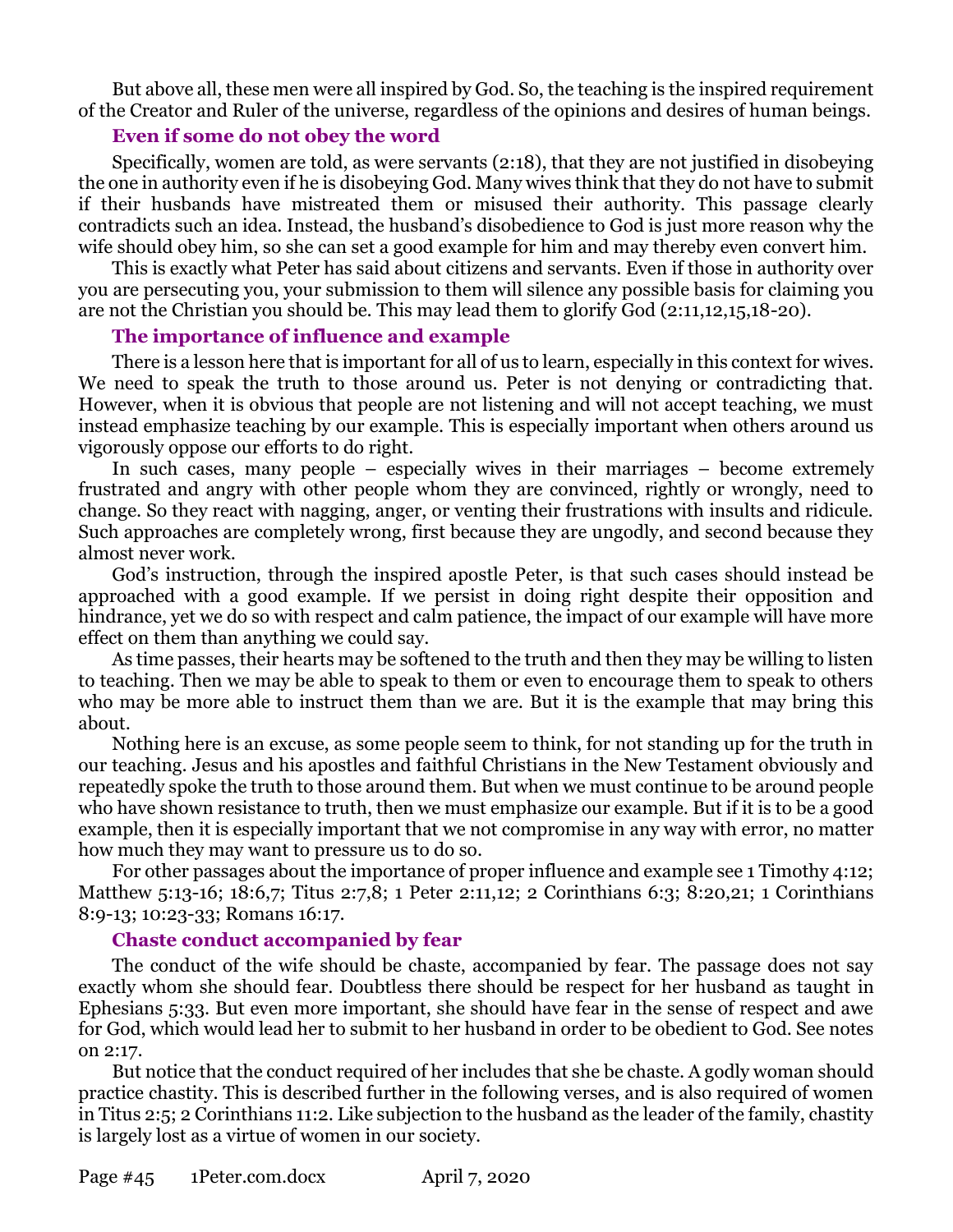But above all, these men were all inspired by God. So, the teaching is the inspired requirement of the Creator and Ruler of the universe, regardless of the opinions and desires of human beings.

### Even if some do not obey the word

Specifically, women are told, as were servants (2:18), that they are not justified in disobeying the one in authority even if he is disobeying God. Many wives think that they do not have to submit if their husbands have mistreated them or misused their authority. This passage clearly contradicts such an idea. Instead, the husband's disobedience to God is just more reason why the wife should obey him, so she can set a good example for him and may thereby even convert him.

This is exactly what Peter has said about citizens and servants. Even if those in authority over you are persecuting you, your submission to them will silence any possible basis for claiming you are not the Christian you should be. This may lead them to glorify God (2:11,12,15,18-20).

### The importance of influence and example

There is a lesson here that is important for all of us to learn, especially in this context for wives. We need to speak the truth to those around us. Peter is not denying or contradicting that. However, when it is obvious that people are not listening and will not accept teaching, we must instead emphasize teaching by our example. This is especially important when others around us vigorously oppose our efforts to do right.

In such cases, many people – especially wives in their marriages – become extremely frustrated and angry with other people whom they are convinced, rightly or wrongly, need to change. So they react with nagging, anger, or venting their frustrations with insults and ridicule. Such approaches are completely wrong, first because they are ungodly, and second because they almost never work.

God's instruction, through the inspired apostle Peter, is that such cases should instead be approached with a good example. If we persist in doing right despite their opposition and hindrance, yet we do so with respect and calm patience, the impact of our example will have more effect on them than anything we could say.

As time passes, their hearts may be softened to the truth and then they may be willing to listen to teaching. Then we may be able to speak to them or even to encourage them to speak to others who may be more able to instruct them than we are. But it is the example that may bring this about.

Nothing here is an excuse, as some people seem to think, for not standing up for the truth in our teaching. Jesus and his apostles and faithful Christians in the New Testament obviously and repeatedly spoke the truth to those around them. But when we must continue to be around people who have shown resistance to truth, then we must emphasize our example. But if it is to be a good example, then it is especially important that we not compromise in any way with error, no matter how much they may want to pressure us to do so.

For other passages about the importance of proper influence and example see 1 Timothy 4:12; Matthew 5:13-16; 18:6,7; Titus 2:7,8; 1 Peter 2:11,12; 2 Corinthians 6:3; 8:20,21; 1 Corinthians 8:9-13; 10:23-33; Romans 16:17.

### Chaste conduct accompanied by fear

The conduct of the wife should be chaste, accompanied by fear. The passage does not say exactly whom she should fear. Doubtless there should be respect for her husband as taught in Ephesians 5:33. But even more important, she should have fear in the sense of respect and awe for God, which would lead her to submit to her husband in order to be obedient to God. See notes on 2:17.

But notice that the conduct required of her includes that she be chaste. A godly woman should practice chastity. This is described further in the following verses, and is also required of women in Titus 2:5; 2 Corinthians 11:2. Like subjection to the husband as the leader of the family, chastity is largely lost as a virtue of women in our society.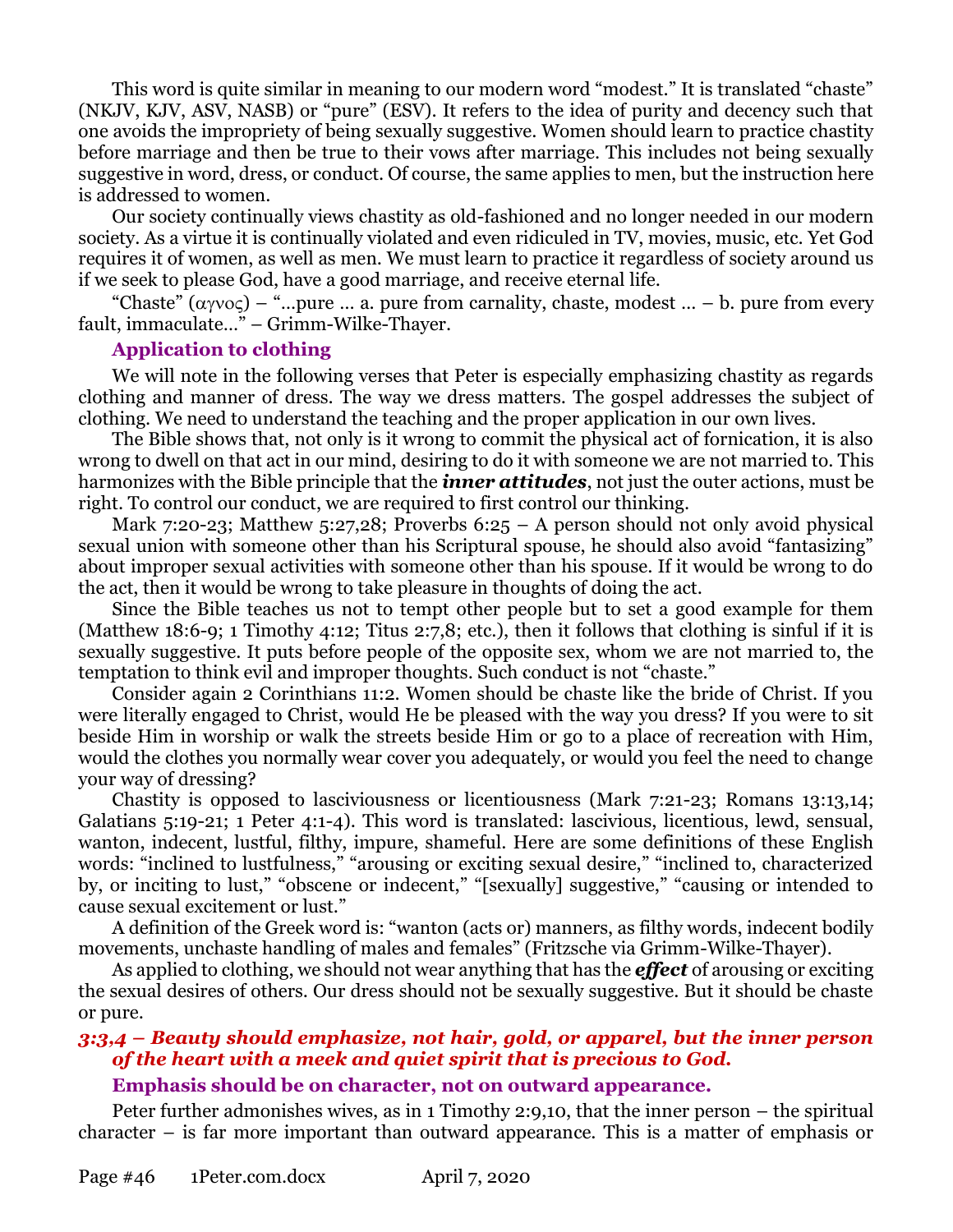This word is quite similar in meaning to our modern word "modest." It is translated "chaste" (NKJV, KJV, ASV, NASB) or "pure" (ESV). It refers to the idea of purity and decency such that one avoids the impropriety of being sexually suggestive. Women should learn to practice chastity before marriage and then be true to their vows after marriage. This includes not being sexually suggestive in word, dress, or conduct. Of course, the same applies to men, but the instruction here is addressed to women.

Our society continually views chastity as old-fashioned and no longer needed in our modern society. As a virtue it is continually violated and even ridiculed in TV, movies, music, etc. Yet God requires it of women, as well as men. We must learn to practice it regardless of society around us if we seek to please God, have a good marriage, and receive eternal life.

"Chaste" (αγνος) – "…pure … a. pure from carnality, chaste, modest … – b. pure from every fault, immaculate…" – Grimm-Wilke-Thayer.

**Application to clothing**

We will note in the following verses that Peter is especially emphasizing chastity as regards clothing and manner of dress. The way we dress matters. The gospel addresses the subject of clothing. We need to understand the teaching and the proper application in our own lives.

The Bible shows that, not only is it wrong to commit the physical act of fornication, it is also wrong to dwell on that act in our mind, desiring to do it with someone we are not married to. This harmonizes with the Bible principle that the ***inner attitudes***, not just the outer actions, must be right. To control our conduct, we are required to first control our thinking.

Mark 7:20-23; Matthew 5:27,28; Proverbs 6:25 – A person should not only avoid physical sexual union with someone other than his Scriptural spouse, he should also avoid "fantasizing" about improper sexual activities with someone other than his spouse. If it would be wrong to do the act, then it would be wrong to take pleasure in thoughts of doing the act.

Since the Bible teaches us not to tempt other people but to set a good example for them (Matthew 18:6-9; 1 Timothy 4:12; Titus 2:7,8; etc.), then it follows that clothing is sinful if it is sexually suggestive. It puts before people of the opposite sex, whom we are not married to, the temptation to think evil and improper thoughts. Such conduct is not "chaste."

Consider again 2 Corinthians 11:2. Women should be chaste like the bride of Christ. If you were literally engaged to Christ, would He be pleased with the way you dress? If you were to sit beside Him in worship or walk the streets beside Him or go to a place of recreation with Him, would the clothes you normally wear cover you adequately, or would you feel the need to change your way of dressing?

Chastity is opposed to lasciviousness or licentiousness (Mark 7:21-23; Romans 13:13,14; Galatians 5:19-21; 1 Peter 4:1-4). This word is translated: lascivious, licentious, lewd, sensual, wanton, indecent, lustful, filthy, impure, shameful. Here are some definitions of these English words: "inclined to lustfulness," "arousing or exciting sexual desire," "inclined to, characterized by, or inciting to lust," "obscene or indecent," "[sexually] suggestive," "causing or intended to cause sexual excitement or lust."

A definition of the Greek word is: "wanton (acts or) manners, as filthy words, indecent bodily movements, unchaste handling of males and females" (Fritzsche via Grimm-Wilke-Thayer).

As applied to clothing, we should not wear anything that has the ***effect*** of arousing or exciting the sexual desires of others. Our dress should not be sexually suggestive. But it should be chaste or pure.

### *3:3,4 – Beauty should emphasize, not hair, gold, or apparel, but the inner person of the heart with a meek and quiet spirit that is precious to God.*

**Emphasis should be on character, not on outward appearance.**

Peter further admonishes wives, as in 1 Timothy 2:9,10, that the inner person – the spiritual character – is far more important than outward appearance. This is a matter of emphasis or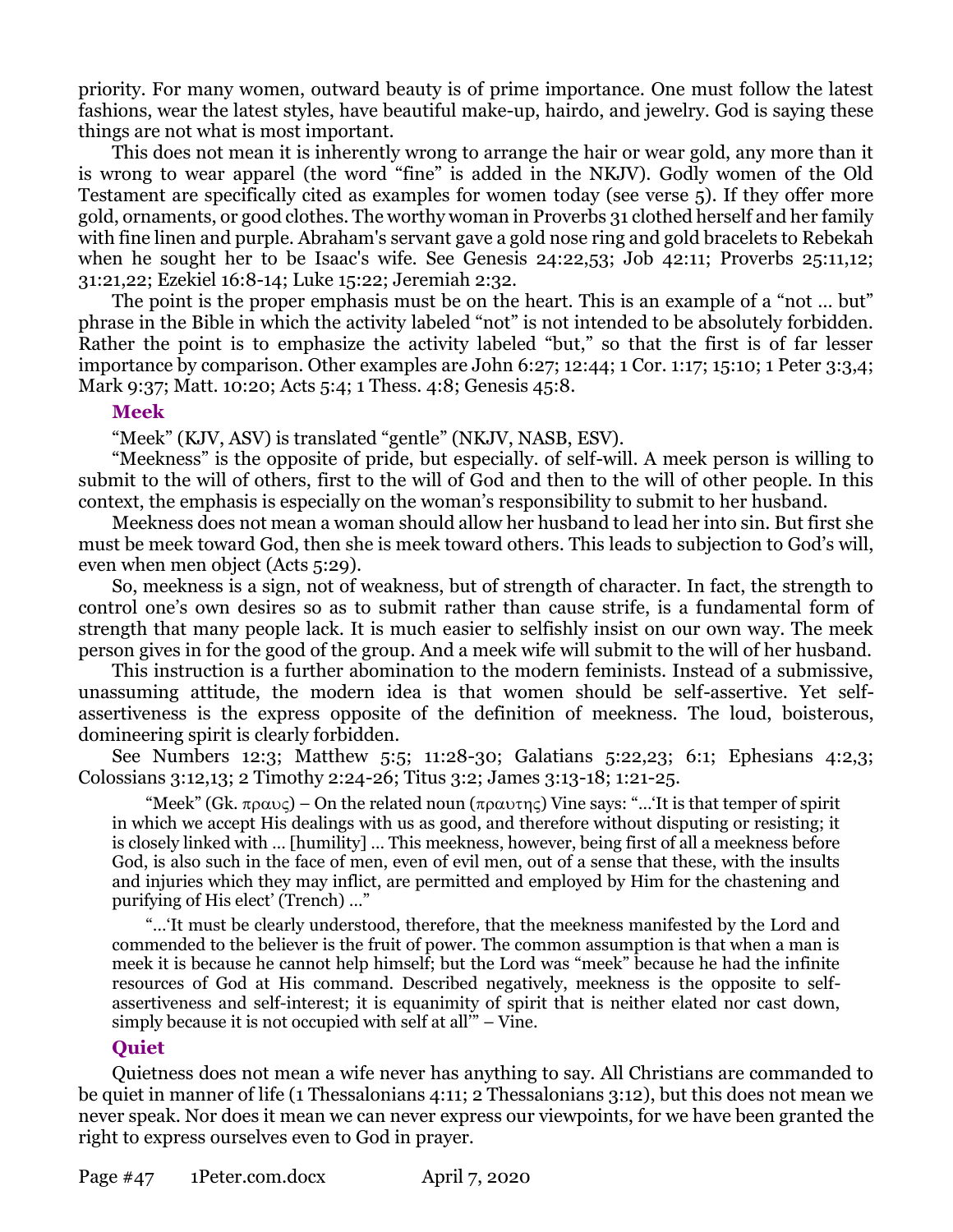priority. For many women, outward beauty is of prime importance. One must follow the latest fashions, wear the latest styles, have beautiful make-up, hairdo, and jewelry. God is saying these things are not what is most important.

This does not mean it is inherently wrong to arrange the hair or wear gold, any more than it is wrong to wear apparel (the word "fine" is added in the NKJV). Godly women of the Old Testament are specifically cited as examples for women today (see verse 5). If they offer more gold, ornaments, or good clothes. The worthy woman in Proverbs 31 clothed herself and her family with fine linen and purple. Abraham's servant gave a gold nose ring and gold bracelets to Rebekah when he sought her to be Isaac's wife. See Genesis 24:22,53; Job 42:11; Proverbs 25:11,12; 31:21,22; Ezekiel 16:8-14; Luke 15:22; Jeremiah 2:32.

The point is the proper emphasis must be on the heart. This is an example of a "not … but" phrase in the Bible in which the activity labeled "not" is not intended to be absolutely forbidden. Rather the point is to emphasize the activity labeled "but," so that the first is of far lesser importance by comparison. Other examples are John 6:27; 12:44; 1 Cor. 1:17; 15:10; 1 Peter 3:3,4; Mark 9:37; Matt. 10:20; Acts 5:4; 1 Thess. 4:8; Genesis 45:8.

### Meek

"Meek" (KJV, ASV) is translated "gentle" (NKJV, NASB, ESV).

"Meekness" is the opposite of pride, but especially. of self-will. A meek person is willing to submit to the will of others, first to the will of God and then to the will of other people. In this context, the emphasis is especially on the woman's responsibility to submit to her husband.

Meekness does not mean a woman should allow her husband to lead her into sin. But first she must be meek toward God, then she is meek toward others. This leads to subjection to God's will, even when men object (Acts 5:29).

So, meekness is a sign, not of weakness, but of strength of character. In fact, the strength to control one's own desires so as to submit rather than cause strife, is a fundamental form of strength that many people lack. It is much easier to selfishly insist on our own way. The meek person gives in for the good of the group. And a meek wife will submit to the will of her husband.

This instruction is a further abomination to the modern feminists. Instead of a submissive, unassuming attitude, the modern idea is that women should be self-assertive. Yet self-assertiveness is the express opposite of the definition of meekness. The loud, boisterous, domineering spirit is clearly forbidden.

See Numbers 12:3; Matthew 5:5; 11:28-30; Galatians 5:22,23; 6:1; Ephesians 4:2,3; Colossians 3:12,13; 2 Timothy 2:24-26; Titus 3:2; James 3:13-18; 1:21-25.

> "Meek" (Gk. πραυς) – On the related noun (πραυτης) Vine says: "…'It is that temper of spirit in which we accept His dealings with us as good, and therefore without disputing or resisting; it is closely linked with … [humility] … This meekness, however, being first of all a meekness before God, is also such in the face of men, even of evil men, out of a sense that these, with the insults and injuries which they may inflict, are permitted and employed by Him for the chastening and purifying of His elect' (Trench) …"
>
> "…'It must be clearly understood, therefore, that the meekness manifested by the Lord and commended to the believer is the fruit of power. The common assumption is that when a man is meek it is because he cannot help himself; but the Lord was "meek" because he had the infinite resources of God at His command. Described negatively, meekness is the opposite to self-assertiveness and self-interest; it is equanimity of spirit that is neither elated nor cast down, simply because it is not occupied with self at all'" – Vine.

### Quiet

Quietness does not mean a wife never has anything to say. All Christians are commanded to be quiet in manner of life (1 Thessalonians 4:11; 2 Thessalonians 3:12), but this does not mean we never speak. Nor does it mean we can never express our viewpoints, for we have been granted the right to express ourselves even to God in prayer.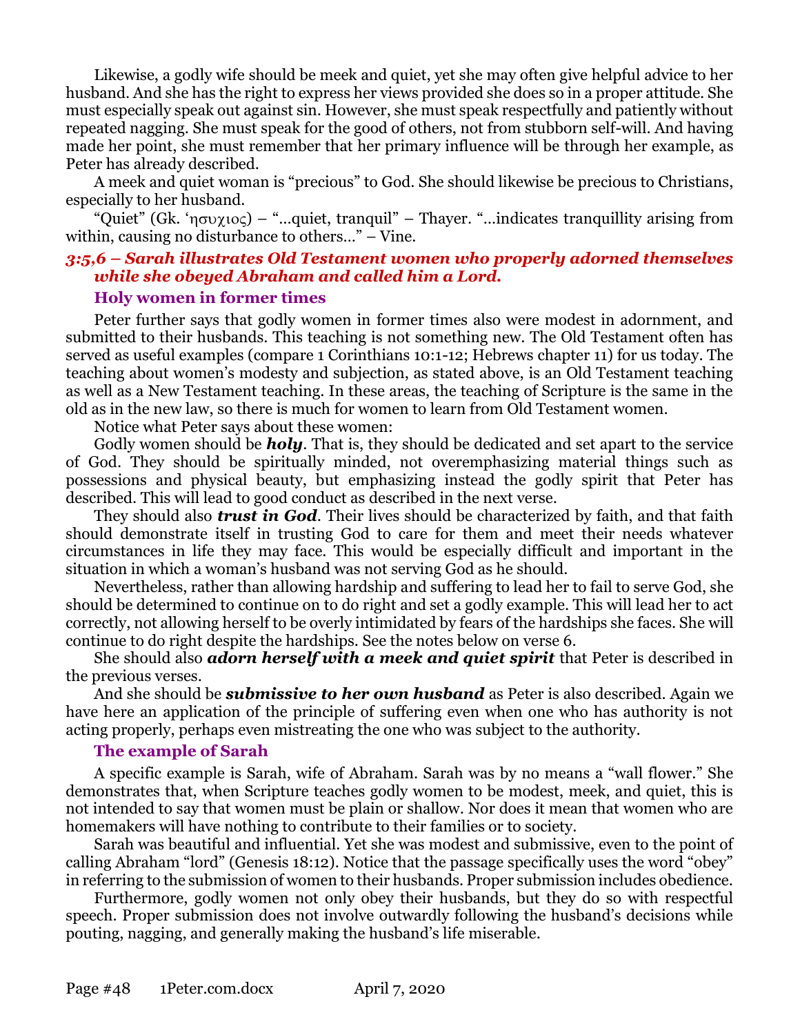Likewise, a godly wife should be meek and quiet, yet she may often give helpful advice to her husband. And she has the right to express her views provided she does so in a proper attitude. She must especially speak out against sin. However, she must speak respectfully and patiently without repeated nagging. She must speak for the good of others, not from stubborn self-will. And having made her point, she must remember that her primary influence will be through her example, as Peter has already described.

A meek and quiet woman is "precious" to God. She should likewise be precious to Christians, especially to her husband.

"Quiet" (Gk. ʽησυχιος) – "…quiet, tranquil" – Thayer. "…indicates tranquillity arising from within, causing no disturbance to others…" – Vine.

### *3:5,6 – Sarah illustrates Old Testament women who properly adorned themselves while she obeyed Abraham and called him a Lord.*

#### Holy women in former times

Peter further says that godly women in former times also were modest in adornment, and submitted to their husbands. This teaching is not something new. The Old Testament often has served as useful examples (compare 1 Corinthians 10:1-12; Hebrews chapter 11) for us today. The teaching about women's modesty and subjection, as stated above, is an Old Testament teaching as well as a New Testament teaching. In these areas, the teaching of Scripture is the same in the old as in the new law, so there is much for women to learn from Old Testament women.

Notice what Peter says about these women:

Godly women should be ***holy***. That is, they should be dedicated and set apart to the service of God. They should be spiritually minded, not overemphasizing material things such as possessions and physical beauty, but emphasizing instead the godly spirit that Peter has described. This will lead to good conduct as described in the next verse.

They should also ***trust in God***. Their lives should be characterized by faith, and that faith should demonstrate itself in trusting God to care for them and meet their needs whatever circumstances in life they may face. This would be especially difficult and important in the situation in which a woman's husband was not serving God as he should.

Nevertheless, rather than allowing hardship and suffering to lead her to fail to serve God, she should be determined to continue on to do right and set a godly example. This will lead her to act correctly, not allowing herself to be overly intimidated by fears of the hardships she faces. She will continue to do right despite the hardships. See the notes below on verse 6.

She should also ***adorn herself with a meek and quiet spirit*** that Peter is described in the previous verses.

And she should be ***submissive to her own husband*** as Peter is also described. Again we have here an application of the principle of suffering even when one who has authority is not acting properly, perhaps even mistreating the one who was subject to the authority.

#### The example of Sarah

A specific example is Sarah, wife of Abraham. Sarah was by no means a "wall flower." She demonstrates that, when Scripture teaches godly women to be modest, meek, and quiet, this is not intended to say that women must be plain or shallow. Nor does it mean that women who are homemakers will have nothing to contribute to their families or to society.

Sarah was beautiful and influential. Yet she was modest and submissive, even to the point of calling Abraham "lord" (Genesis 18:12). Notice that the passage specifically uses the word "obey" in referring to the submission of women to their husbands. Proper submission includes obedience.

Furthermore, godly women not only obey their husbands, but they do so with respectful speech. Proper submission does not involve outwardly following the husband's decisions while pouting, nagging, and generally making the husband's life miserable.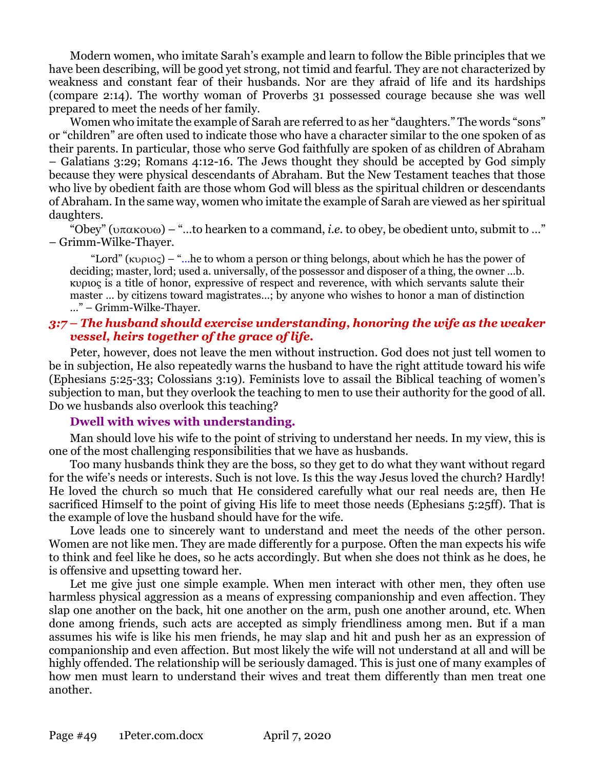Modern women, who imitate Sarah's example and learn to follow the Bible principles that we have been describing, will be good yet strong, not timid and fearful. They are not characterized by weakness and constant fear of their husbands. Nor are they afraid of life and its hardships (compare 2:14). The worthy woman of Proverbs 31 possessed courage because she was well prepared to meet the needs of her family.

Women who imitate the example of Sarah are referred to as her "daughters." The words "sons" or "children" are often used to indicate those who have a character similar to the one spoken of as their parents. In particular, those who serve God faithfully are spoken of as children of Abraham – Galatians 3:29; Romans 4:12-16. The Jews thought they should be accepted by God simply because they were physical descendants of Abraham. But the New Testament teaches that those who live by obedient faith are those whom God will bless as the spiritual children or descendants of Abraham. In the same way, women who imitate the example of Sarah are viewed as her spiritual daughters.

"Obey" (υπακουω) – "…to hearken to a command, *i.e.* to obey, be obedient unto, submit to …" – Grimm-Wilke-Thayer.

> "Lord" (κυριος) – "…he to whom a person or thing belongs, about which he has the power of deciding; master, lord; used a. universally, of the possessor and disposer of a thing, the owner …b. κυριος is a title of honor, expressive of respect and reverence, with which servants salute their master … by citizens toward magistrates…; by anyone who wishes to honor a man of distinction …" – Grimm-Wilke-Thayer.

### *3:7 – The husband should exercise understanding, honoring the wife as the weaker vessel, heirs together of the grace of life.*

Peter, however, does not leave the men without instruction. God does not just tell women to be in subjection, He also repeatedly warns the husband to have the right attitude toward his wife (Ephesians 5:25-33; Colossians 3:19). Feminists love to assail the Biblical teaching of women's subjection to man, but they overlook the teaching to men to use their authority for the good of all. Do we husbands also overlook this teaching?

#### Dwell with wives with understanding.

Man should love his wife to the point of striving to understand her needs. In my view, this is one of the most challenging responsibilities that we have as husbands.

Too many husbands think they are the boss, so they get to do what they want without regard for the wife's needs or interests. Such is not love. Is this the way Jesus loved the church? Hardly! He loved the church so much that He considered carefully what our real needs are, then He sacrificed Himself to the point of giving His life to meet those needs (Ephesians 5:25ff). That is the example of love the husband should have for the wife.

Love leads one to sincerely want to understand and meet the needs of the other person. Women are not like men. They are made differently for a purpose. Often the man expects his wife to think and feel like he does, so he acts accordingly. But when she does not think as he does, he is offensive and upsetting toward her.

Let me give just one simple example. When men interact with other men, they often use harmless physical aggression as a means of expressing companionship and even affection. They slap one another on the back, hit one another on the arm, push one another around, etc. When done among friends, such acts are accepted as simply friendliness among men. But if a man assumes his wife is like his men friends, he may slap and hit and push her as an expression of companionship and even affection. But most likely the wife will not understand at all and will be highly offended. The relationship will be seriously damaged. This is just one of many examples of how men must learn to understand their wives and treat them differently than men treat one another.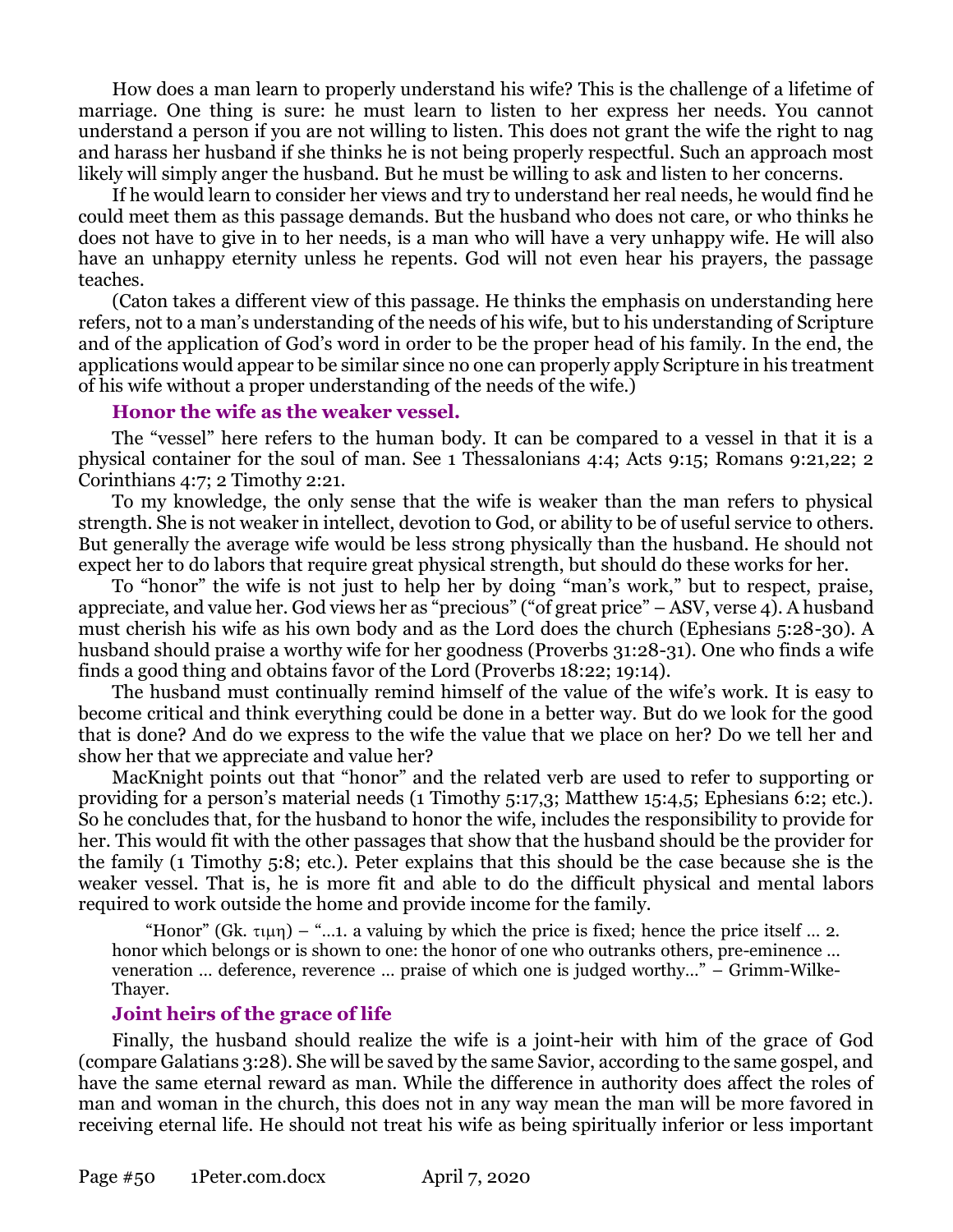How does a man learn to properly understand his wife? This is the challenge of a lifetime of marriage. One thing is sure: he must learn to listen to her express her needs. You cannot understand a person if you are not willing to listen. This does not grant the wife the right to nag and harass her husband if she thinks he is not being properly respectful. Such an approach most likely will simply anger the husband. But he must be willing to ask and listen to her concerns.

If he would learn to consider her views and try to understand her real needs, he would find he could meet them as this passage demands. But the husband who does not care, or who thinks he does not have to give in to her needs, is a man who will have a very unhappy wife. He will also have an unhappy eternity unless he repents. God will not even hear his prayers, the passage teaches.

(Caton takes a different view of this passage. He thinks the emphasis on understanding here refers, not to a man's understanding of the needs of his wife, but to his understanding of Scripture and of the application of God's word in order to be the proper head of his family. In the end, the applications would appear to be similar since no one can properly apply Scripture in his treatment of his wife without a proper understanding of the needs of the wife.)

### Honor the wife as the weaker vessel.

The "vessel" here refers to the human body. It can be compared to a vessel in that it is a physical container for the soul of man. See 1 Thessalonians 4:4; Acts 9:15; Romans 9:21,22; 2 Corinthians 4:7; 2 Timothy 2:21.

To my knowledge, the only sense that the wife is weaker than the man refers to physical strength. She is not weaker in intellect, devotion to God, or ability to be of useful service to others. But generally the average wife would be less strong physically than the husband. He should not expect her to do labors that require great physical strength, but should do these works for her.

To "honor" the wife is not just to help her by doing "man's work," but to respect, praise, appreciate, and value her. God views her as "precious" ("of great price" – ASV, verse 4). A husband must cherish his wife as his own body and as the Lord does the church (Ephesians 5:28-30). A husband should praise a worthy wife for her goodness (Proverbs 31:28-31). One who finds a wife finds a good thing and obtains favor of the Lord (Proverbs 18:22; 19:14).

The husband must continually remind himself of the value of the wife's work. It is easy to become critical and think everything could be done in a better way. But do we look for the good that is done? And do we express to the wife the value that we place on her? Do we tell her and show her that we appreciate and value her?

MacKnight points out that "honor" and the related verb are used to refer to supporting or providing for a person's material needs (1 Timothy 5:17,3; Matthew 15:4,5; Ephesians 6:2; etc.). So he concludes that, for the husband to honor the wife, includes the responsibility to provide for her. This would fit with the other passages that show that the husband should be the provider for the family (1 Timothy 5:8; etc.). Peter explains that this should be the case because she is the weaker vessel. That is, he is more fit and able to do the difficult physical and mental labors required to work outside the home and provide income for the family.

> "Honor" (Gk. τιμη) – "…1. a valuing by which the price is fixed; hence the price itself … 2. honor which belongs or is shown to one: the honor of one who outranks others, pre-eminence … veneration … deference, reverence … praise of which one is judged worthy…" – Grimm-Wilke-Thayer.

### Joint heirs of the grace of life

Finally, the husband should realize the wife is a joint-heir with him of the grace of God (compare Galatians 3:28). She will be saved by the same Savior, according to the same gospel, and have the same eternal reward as man. While the difference in authority does affect the roles of man and woman in the church, this does not in any way mean the man will be more favored in receiving eternal life. He should not treat his wife as being spiritually inferior or less important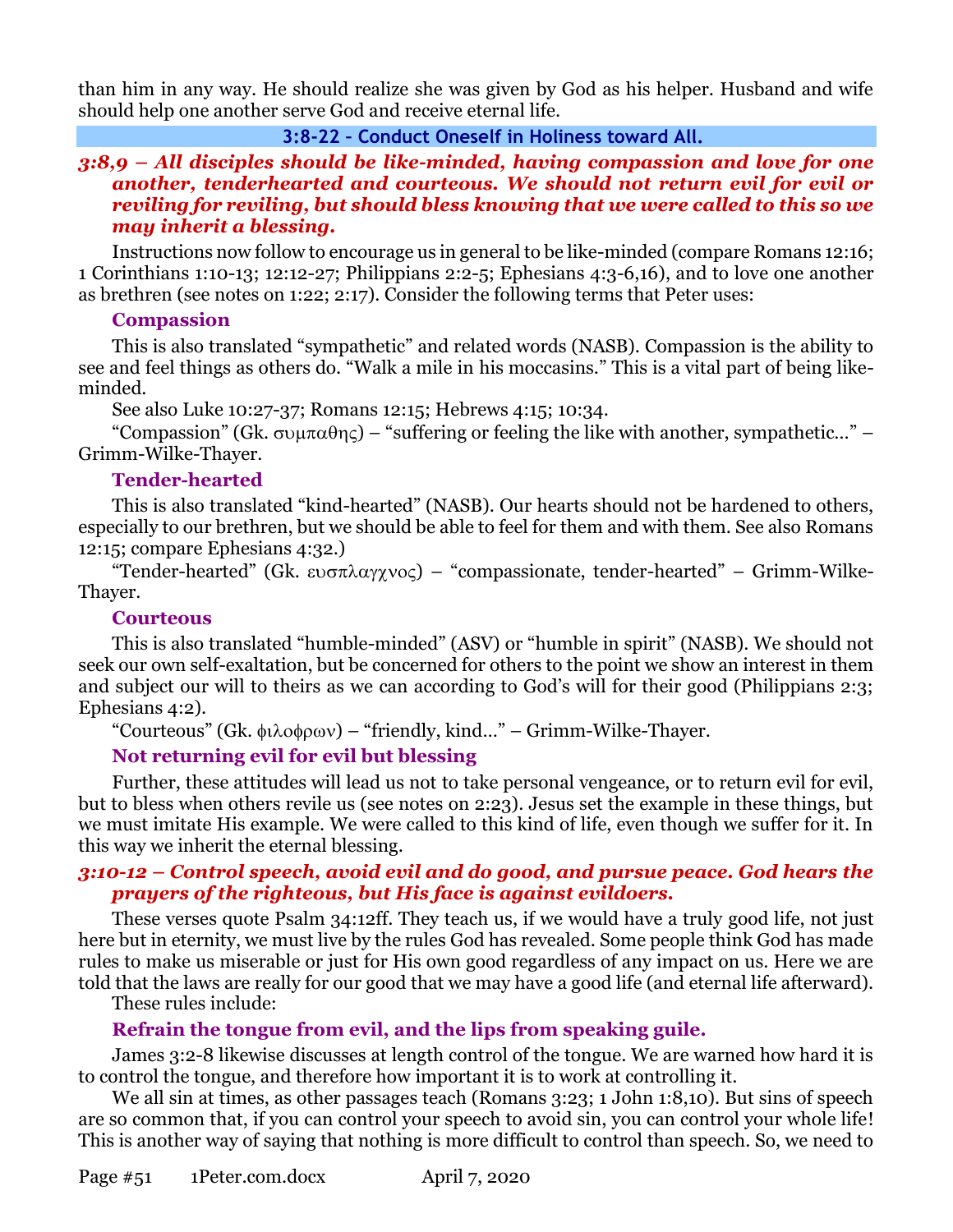than him in any way. He should realize she was given by God as his helper. Husband and wife should help one another serve God and receive eternal life.

## 3:8-22 – Conduct Oneself in Holiness toward All.

***3:8,9 – All disciples should be like-minded, having compassion and love for one another, tenderhearted and courteous. We should not return evil for evil or reviling for reviling, but should bless knowing that we were called to this so we may inherit a blessing.***

Instructions now follow to encourage us in general to be like-minded (compare Romans 12:16; 1 Corinthians 1:10-13; 12:12-27; Philippians 2:2-5; Ephesians 4:3-6,16), and to love one another as brethren (see notes on 1:22; 2:17). Consider the following terms that Peter uses:

### Compassion

This is also translated "sympathetic" and related words (NASB). Compassion is the ability to see and feel things as others do. "Walk a mile in his moccasins." This is a vital part of being like-minded.

See also Luke 10:27-37; Romans 12:15; Hebrews 4:15; 10:34.

"Compassion" (Gk. συμπαθης) – "suffering or feeling the like with another, sympathetic…" – Grimm-Wilke-Thayer.

### Tender-hearted

This is also translated "kind-hearted" (NASB). Our hearts should not be hardened to others, especially to our brethren, but we should be able to feel for them and with them. See also Romans 12:15; compare Ephesians 4:32.)

"Tender-hearted" (Gk. ευσπλαγχνος) – "compassionate, tender-hearted" – Grimm-Wilke-Thayer.

### Courteous

This is also translated "humble-minded" (ASV) or "humble in spirit" (NASB). We should not seek our own self-exaltation, but be concerned for others to the point we show an interest in them and subject our will to theirs as we can according to God's will for their good (Philippians 2:3; Ephesians 4:2).

"Courteous" (Gk. φιλοφρων) – "friendly, kind…" – Grimm-Wilke-Thayer.

### Not returning evil for evil but blessing

Further, these attitudes will lead us not to take personal vengeance, or to return evil for evil, but to bless when others revile us (see notes on 2:23). Jesus set the example in these things, but we must imitate His example. We were called to this kind of life, even though we suffer for it. In this way we inherit the eternal blessing.

***3:10-12 – Control speech, avoid evil and do good, and pursue peace. God hears the prayers of the righteous, but His face is against evildoers.***

These verses quote Psalm 34:12ff. They teach us, if we would have a truly good life, not just here but in eternity, we must live by the rules God has revealed. Some people think God has made rules to make us miserable or just for His own good regardless of any impact on us. Here we are told that the laws are really for our good that we may have a good life (and eternal life afterward).

These rules include:

### Refrain the tongue from evil, and the lips from speaking guile.

James 3:2-8 likewise discusses at length control of the tongue. We are warned how hard it is to control the tongue, and therefore how important it is to work at controlling it.

We all sin at times, as other passages teach (Romans 3:23; 1 John 1:8,10). But sins of speech are so common that, if you can control your speech to avoid sin, you can control your whole life! This is another way of saying that nothing is more difficult to control than speech. So, we need to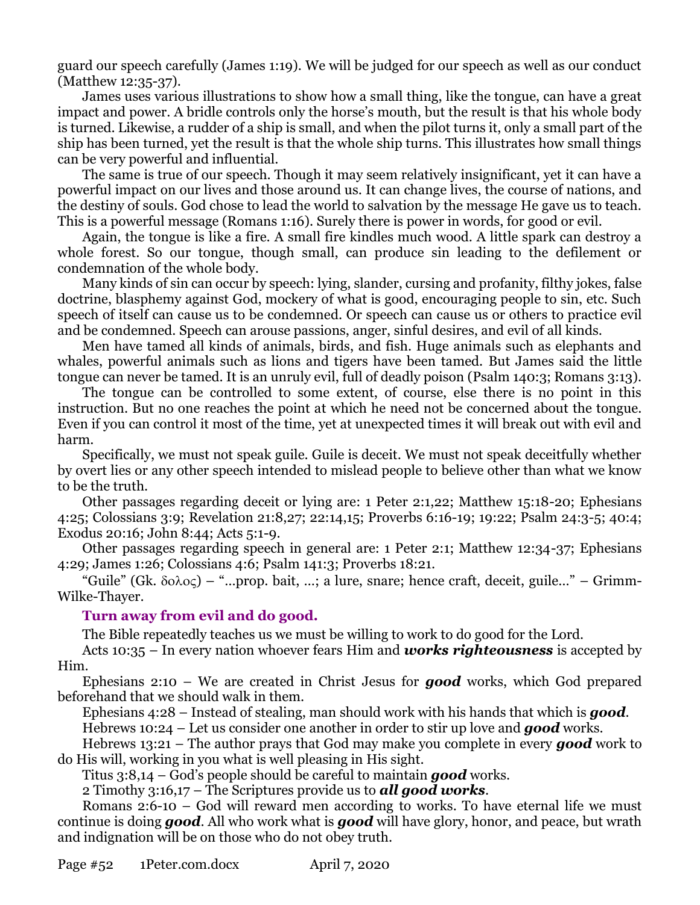guard our speech carefully (James 1:19). We will be judged for our speech as well as our conduct (Matthew 12:35-37).

James uses various illustrations to show how a small thing, like the tongue, can have a great impact and power. A bridle controls only the horse's mouth, but the result is that his whole body is turned. Likewise, a rudder of a ship is small, and when the pilot turns it, only a small part of the ship has been turned, yet the result is that the whole ship turns. This illustrates how small things can be very powerful and influential.

The same is true of our speech. Though it may seem relatively insignificant, yet it can have a powerful impact on our lives and those around us. It can change lives, the course of nations, and the destiny of souls. God chose to lead the world to salvation by the message He gave us to teach. This is a powerful message (Romans 1:16). Surely there is power in words, for good or evil.

Again, the tongue is like a fire. A small fire kindles much wood. A little spark can destroy a whole forest. So our tongue, though small, can produce sin leading to the defilement or condemnation of the whole body.

Many kinds of sin can occur by speech: lying, slander, cursing and profanity, filthy jokes, false doctrine, blasphemy against God, mockery of what is good, encouraging people to sin, etc. Such speech of itself can cause us to be condemned. Or speech can cause us or others to practice evil and be condemned. Speech can arouse passions, anger, sinful desires, and evil of all kinds.

Men have tamed all kinds of animals, birds, and fish. Huge animals such as elephants and whales, powerful animals such as lions and tigers have been tamed. But James said the little tongue can never be tamed. It is an unruly evil, full of deadly poison (Psalm 140:3; Romans 3:13).

The tongue can be controlled to some extent, of course, else there is no point in this instruction. But no one reaches the point at which he need not be concerned about the tongue. Even if you can control it most of the time, yet at unexpected times it will break out with evil and harm.

Specifically, we must not speak guile. Guile is deceit. We must not speak deceitfully whether by overt lies or any other speech intended to mislead people to believe other than what we know to be the truth.

Other passages regarding deceit or lying are: 1 Peter 2:1,22; Matthew 15:18-20; Ephesians 4:25; Colossians 3:9; Revelation 21:8,27; 22:14,15; Proverbs 6:16-19; 19:22; Psalm 24:3-5; 40:4; Exodus 20:16; John 8:44; Acts 5:1-9.

Other passages regarding speech in general are: 1 Peter 2:1; Matthew 12:34-37; Ephesians 4:29; James 1:26; Colossians 4:6; Psalm 141:3; Proverbs 18:21.

"Guile" (Gk. δολος) – "…prop. bait, …; a lure, snare; hence craft, deceit, guile…" – Grimm-Wilke-Thayer.

### Turn away from evil and do good.

The Bible repeatedly teaches us we must be willing to work to do good for the Lord.

Acts 10:35 – In every nation whoever fears Him and ***works righteousness*** is accepted by Him.

Ephesians 2:10 – We are created in Christ Jesus for ***good*** works, which God prepared beforehand that we should walk in them.

Ephesians 4:28 – Instead of stealing, man should work with his hands that which is ***good***.

Hebrews 10:24 – Let us consider one another in order to stir up love and ***good*** works.

Hebrews 13:21 – The author prays that God may make you complete in every ***good*** work to do His will, working in you what is well pleasing in His sight.

Titus 3:8,14 – God's people should be careful to maintain ***good*** works.

2 Timothy 3:16,17 – The Scriptures provide us to ***all good works***.

Romans 2:6-10 – God will reward men according to works. To have eternal life we must continue is doing ***good***. All who work what is ***good*** will have glory, honor, and peace, but wrath and indignation will be on those who do not obey truth.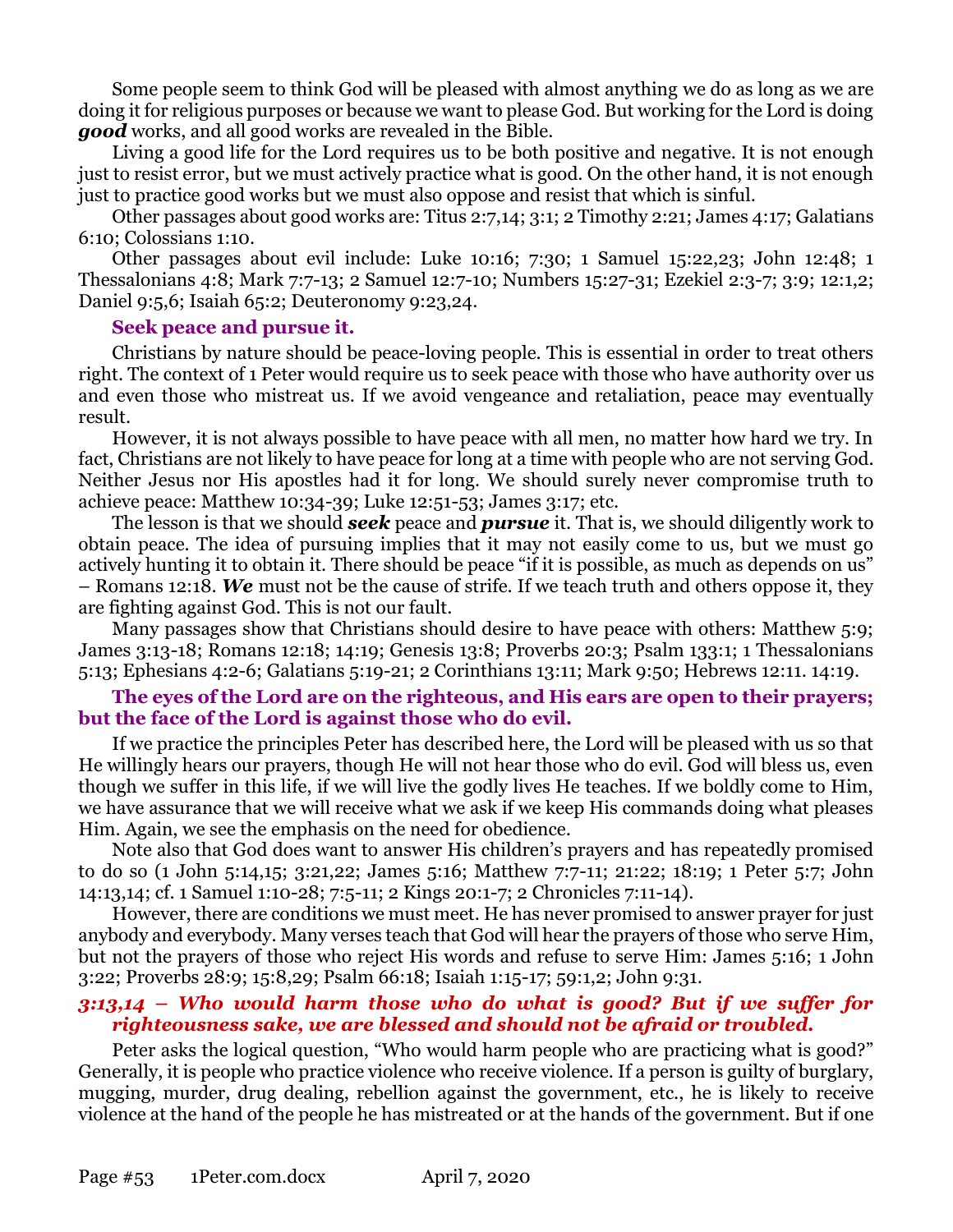Some people seem to think God will be pleased with almost anything we do as long as we are doing it for religious purposes or because we want to please God. But working for the Lord is doing ***good*** works, and all good works are revealed in the Bible.

Living a good life for the Lord requires us to be both positive and negative. It is not enough just to resist error, but we must actively practice what is good. On the other hand, it is not enough just to practice good works but we must also oppose and resist that which is sinful.

Other passages about good works are: Titus 2:7,14; 3:1; 2 Timothy 2:21; James 4:17; Galatians 6:10; Colossians 1:10.

Other passages about evil include: Luke 10:16; 7:30; 1 Samuel 15:22,23; John 12:48; 1 Thessalonians 4:8; Mark 7:7-13; 2 Samuel 12:7-10; Numbers 15:27-31; Ezekiel 2:3-7; 3:9; 12:1,2; Daniel 9:5,6; Isaiah 65:2; Deuteronomy 9:23,24.

**Seek peace and pursue it.**

Christians by nature should be peace-loving people. This is essential in order to treat others right. The context of 1 Peter would require us to seek peace with those who have authority over us and even those who mistreat us. If we avoid vengeance and retaliation, peace may eventually result.

However, it is not always possible to have peace with all men, no matter how hard we try. In fact, Christians are not likely to have peace for long at a time with people who are not serving God. Neither Jesus nor His apostles had it for long. We should surely never compromise truth to achieve peace: Matthew 10:34-39; Luke 12:51-53; James 3:17; etc.

The lesson is that we should ***seek*** peace and ***pursue*** it. That is, we should diligently work to obtain peace. The idea of pursuing implies that it may not easily come to us, but we must go actively hunting it to obtain it. There should be peace "if it is possible, as much as depends on us" – Romans 12:18. ***We*** must not be the cause of strife. If we teach truth and others oppose it, they are fighting against God. This is not our fault.

Many passages show that Christians should desire to have peace with others: Matthew 5:9; James 3:13-18; Romans 12:18; 14:19; Genesis 13:8; Proverbs 20:3; Psalm 133:1; 1 Thessalonians 5:13; Ephesians 4:2-6; Galatians 5:19-21; 2 Corinthians 13:11; Mark 9:50; Hebrews 12:11. 14:19.

**The eyes of the Lord are on the righteous, and His ears are open to their prayers; but the face of the Lord is against those who do evil.**

If we practice the principles Peter has described here, the Lord will be pleased with us so that He willingly hears our prayers, though He will not hear those who do evil. God will bless us, even though we suffer in this life, if we will live the godly lives He teaches. If we boldly come to Him, we have assurance that we will receive what we ask if we keep His commands doing what pleases Him. Again, we see the emphasis on the need for obedience.

Note also that God does want to answer His children's prayers and has repeatedly promised to do so (1 John 5:14,15; 3:21,22; James 5:16; Matthew 7:7-11; 21:22; 18:19; 1 Peter 5:7; John 14:13,14; cf. 1 Samuel 1:10-28; 7:5-11; 2 Kings 20:1-7; 2 Chronicles 7:11-14).

However, there are conditions we must meet. He has never promised to answer prayer for just anybody and everybody. Many verses teach that God will hear the prayers of those who serve Him, but not the prayers of those who reject His words and refuse to serve Him: James 5:16; 1 John 3:22; Proverbs 28:9; 15:8,29; Psalm 66:18; Isaiah 1:15-17; 59:1,2; John 9:31.

***3:13,14 – Who would harm those who do what is good? But if we suffer for righteousness sake, we are blessed and should not be afraid or troubled.***

Peter asks the logical question, "Who would harm people who are practicing what is good?" Generally, it is people who practice violence who receive violence. If a person is guilty of burglary, mugging, murder, drug dealing, rebellion against the government, etc., he is likely to receive violence at the hand of the people he has mistreated or at the hands of the government. But if one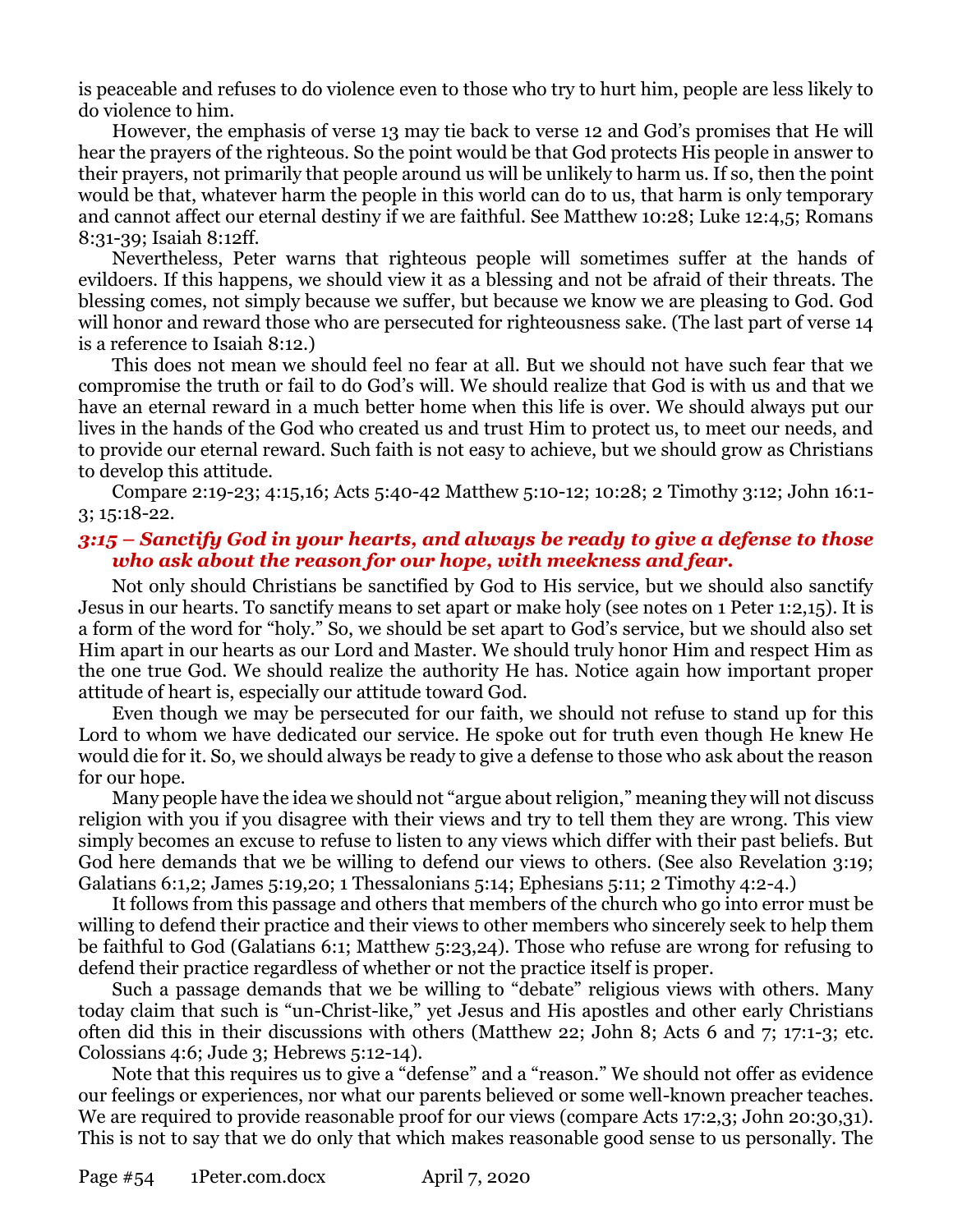is peaceable and refuses to do violence even to those who try to hurt him, people are less likely to do violence to him.

However, the emphasis of verse 13 may tie back to verse 12 and God's promises that He will hear the prayers of the righteous. So the point would be that God protects His people in answer to their prayers, not primarily that people around us will be unlikely to harm us. If so, then the point would be that, whatever harm the people in this world can do to us, that harm is only temporary and cannot affect our eternal destiny if we are faithful. See Matthew 10:28; Luke 12:4,5; Romans 8:31-39; Isaiah 8:12ff.

Nevertheless, Peter warns that righteous people will sometimes suffer at the hands of evildoers. If this happens, we should view it as a blessing and not be afraid of their threats. The blessing comes, not simply because we suffer, but because we know we are pleasing to God. God will honor and reward those who are persecuted for righteousness sake. (The last part of verse 14 is a reference to Isaiah 8:12.)

This does not mean we should feel no fear at all. But we should not have such fear that we compromise the truth or fail to do God's will. We should realize that God is with us and that we have an eternal reward in a much better home when this life is over. We should always put our lives in the hands of the God who created us and trust Him to protect us, to meet our needs, and to provide our eternal reward. Such faith is not easy to achieve, but we should grow as Christians to develop this attitude.

Compare 2:19-23; 4:15,16; Acts 5:40-42 Matthew 5:10-12; 10:28; 2 Timothy 3:12; John 16:1-3; 15:18-22.

### *3:15 – Sanctify God in your hearts, and always be ready to give a defense to those who ask about the reason for our hope, with meekness and fear.*

Not only should Christians be sanctified by God to His service, but we should also sanctify Jesus in our hearts. To sanctify means to set apart or make holy (see notes on 1 Peter 1:2,15). It is a form of the word for "holy." So, we should be set apart to God's service, but we should also set Him apart in our hearts as our Lord and Master. We should truly honor Him and respect Him as the one true God. We should realize the authority He has. Notice again how important proper attitude of heart is, especially our attitude toward God.

Even though we may be persecuted for our faith, we should not refuse to stand up for this Lord to whom we have dedicated our service. He spoke out for truth even though He knew He would die for it. So, we should always be ready to give a defense to those who ask about the reason for our hope.

Many people have the idea we should not "argue about religion," meaning they will not discuss religion with you if you disagree with their views and try to tell them they are wrong. This view simply becomes an excuse to refuse to listen to any views which differ with their past beliefs. But God here demands that we be willing to defend our views to others. (See also Revelation 3:19; Galatians 6:1,2; James 5:19,20; 1 Thessalonians 5:14; Ephesians 5:11; 2 Timothy 4:2-4.)

It follows from this passage and others that members of the church who go into error must be willing to defend their practice and their views to other members who sincerely seek to help them be faithful to God (Galatians 6:1; Matthew 5:23,24). Those who refuse are wrong for refusing to defend their practice regardless of whether or not the practice itself is proper.

Such a passage demands that we be willing to "debate" religious views with others. Many today claim that such is "un-Christ-like," yet Jesus and His apostles and other early Christians often did this in their discussions with others (Matthew 22; John 8; Acts 6 and 7; 17:1-3; etc. Colossians 4:6; Jude 3; Hebrews 5:12-14).

Note that this requires us to give a "defense" and a "reason." We should not offer as evidence our feelings or experiences, nor what our parents believed or some well-known preacher teaches. We are required to provide reasonable proof for our views (compare Acts 17:2,3; John 20:30,31). This is not to say that we do only that which makes reasonable good sense to us personally. The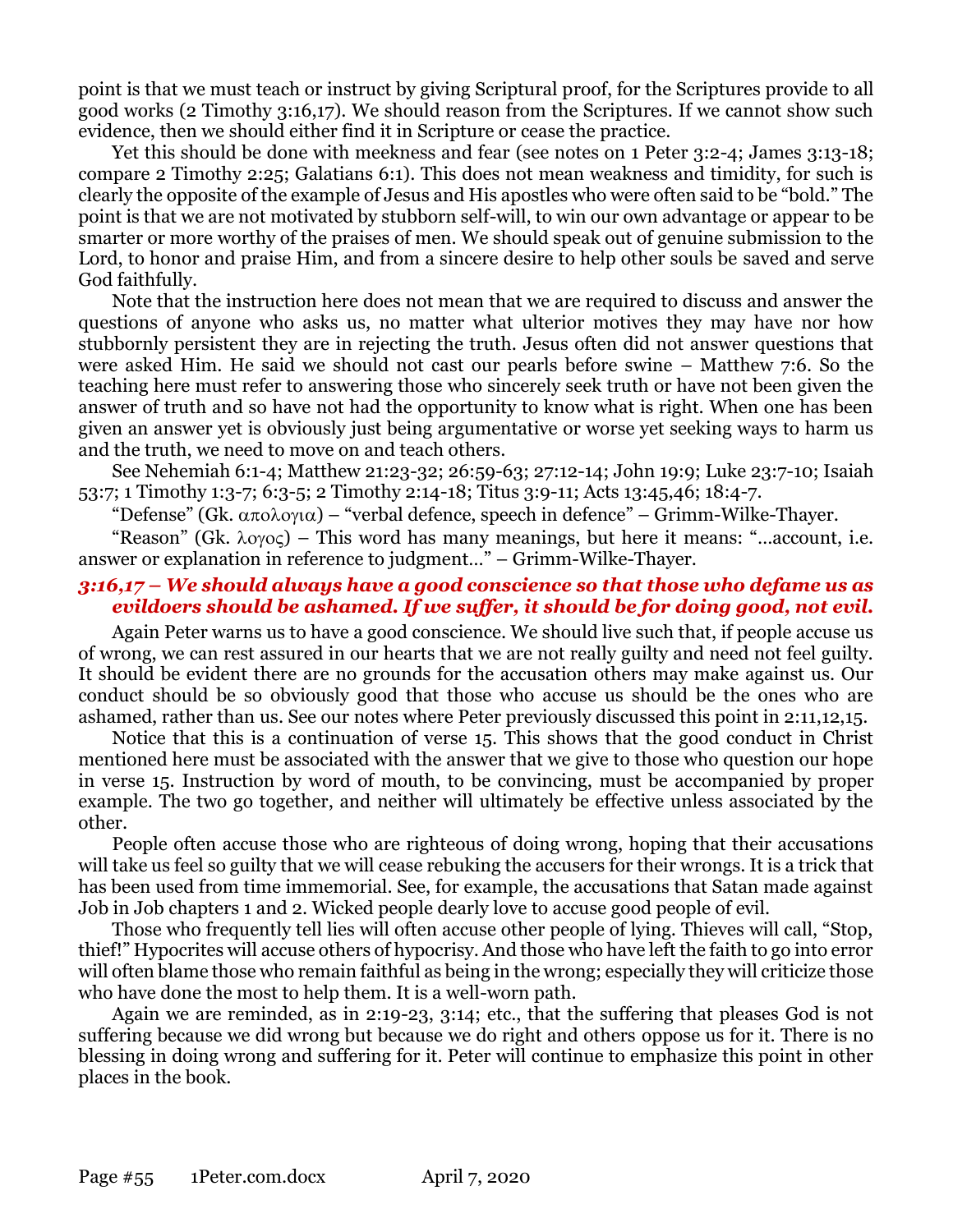point is that we must teach or instruct by giving Scriptural proof, for the Scriptures provide to all good works (2 Timothy 3:16,17). We should reason from the Scriptures. If we cannot show such evidence, then we should either find it in Scripture or cease the practice.

Yet this should be done with meekness and fear (see notes on 1 Peter 3:2-4; James 3:13-18; compare 2 Timothy 2:25; Galatians 6:1). This does not mean weakness and timidity, for such is clearly the opposite of the example of Jesus and His apostles who were often said to be "bold." The point is that we are not motivated by stubborn self-will, to win our own advantage or appear to be smarter or more worthy of the praises of men. We should speak out of genuine submission to the Lord, to honor and praise Him, and from a sincere desire to help other souls be saved and serve God faithfully.

Note that the instruction here does not mean that we are required to discuss and answer the questions of anyone who asks us, no matter what ulterior motives they may have nor how stubbornly persistent they are in rejecting the truth. Jesus often did not answer questions that were asked Him. He said we should not cast our pearls before swine – Matthew 7:6. So the teaching here must refer to answering those who sincerely seek truth or have not been given the answer of truth and so have not had the opportunity to know what is right. When one has been given an answer yet is obviously just being argumentative or worse yet seeking ways to harm us and the truth, we need to move on and teach others.

See Nehemiah 6:1-4; Matthew 21:23-32; 26:59-63; 27:12-14; John 19:9; Luke 23:7-10; Isaiah 53:7; 1 Timothy 1:3-7; 6:3-5; 2 Timothy 2:14-18; Titus 3:9-11; Acts 13:45,46; 18:4-7.

"Defense" (Gk. απολογια) – "verbal defence, speech in defence" – Grimm-Wilke-Thayer.

"Reason" (Gk. λογος) – This word has many meanings, but here it means: "...account, i.e. answer or explanation in reference to judgment..." – Grimm-Wilke-Thayer.

### *3:16,17 – We should always have a good conscience so that those who defame us as evildoers should be ashamed. If we suffer, it should be for doing good, not evil.*

Again Peter warns us to have a good conscience. We should live such that, if people accuse us of wrong, we can rest assured in our hearts that we are not really guilty and need not feel guilty. It should be evident there are no grounds for the accusation others may make against us. Our conduct should be so obviously good that those who accuse us should be the ones who are ashamed, rather than us. See our notes where Peter previously discussed this point in 2:11,12,15.

Notice that this is a continuation of verse 15. This shows that the good conduct in Christ mentioned here must be associated with the answer that we give to those who question our hope in verse 15. Instruction by word of mouth, to be convincing, must be accompanied by proper example. The two go together, and neither will ultimately be effective unless associated by the other.

People often accuse those who are righteous of doing wrong, hoping that their accusations will take us feel so guilty that we will cease rebuking the accusers for their wrongs. It is a trick that has been used from time immemorial. See, for example, the accusations that Satan made against Job in Job chapters 1 and 2. Wicked people dearly love to accuse good people of evil.

Those who frequently tell lies will often accuse other people of lying. Thieves will call, "Stop, thief!" Hypocrites will accuse others of hypocrisy. And those who have left the faith to go into error will often blame those who remain faithful as being in the wrong; especially they will criticize those who have done the most to help them. It is a well-worn path.

Again we are reminded, as in 2:19-23, 3:14; etc., that the suffering that pleases God is not suffering because we did wrong but because we do right and others oppose us for it. There is no blessing in doing wrong and suffering for it. Peter will continue to emphasize this point in other places in the book.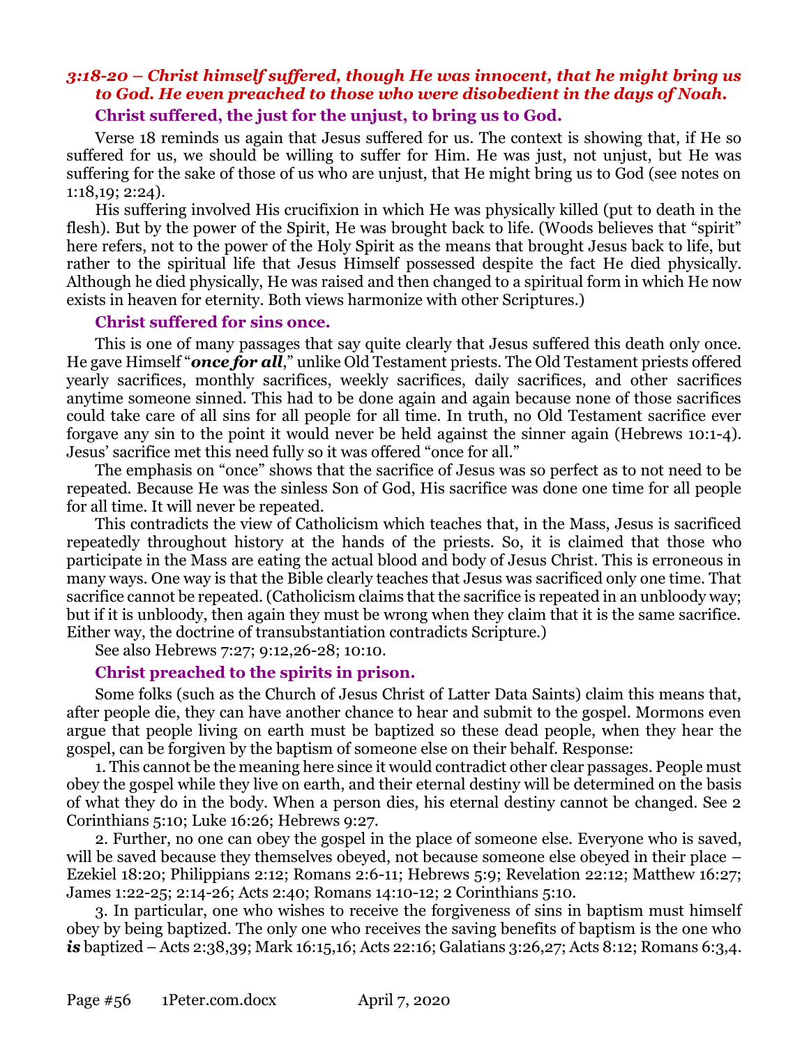### *3:18-20 – Christ himself suffered, though He was innocent, that he might bring us to God. He even preached to those who were disobedient in the days of Noah.*

#### Christ suffered, the just for the unjust, to bring us to God.

Verse 18 reminds us again that Jesus suffered for us. The context is showing that, if He so suffered for us, we should be willing to suffer for Him. He was just, not unjust, but He was suffering for the sake of those of us who are unjust, that He might bring us to God (see notes on 1:18,19; 2:24).

His suffering involved His crucifixion in which He was physically killed (put to death in the flesh). But by the power of the Spirit, He was brought back to life. (Woods believes that "spirit" here refers, not to the power of the Holy Spirit as the means that brought Jesus back to life, but rather to the spiritual life that Jesus Himself possessed despite the fact He died physically. Although he died physically, He was raised and then changed to a spiritual form in which He now exists in heaven for eternity. Both views harmonize with other Scriptures.)

#### Christ suffered for sins once.

This is one of many passages that say quite clearly that Jesus suffered this death only once. He gave Himself "***once for all***," unlike Old Testament priests. The Old Testament priests offered yearly sacrifices, monthly sacrifices, weekly sacrifices, daily sacrifices, and other sacrifices anytime someone sinned. This had to be done again and again because none of those sacrifices could take care of all sins for all people for all time. In truth, no Old Testament sacrifice ever forgave any sin to the point it would never be held against the sinner again (Hebrews 10:1-4). Jesus' sacrifice met this need fully so it was offered "once for all."

The emphasis on "once" shows that the sacrifice of Jesus was so perfect as to not need to be repeated. Because He was the sinless Son of God, His sacrifice was done one time for all people for all time. It will never be repeated.

This contradicts the view of Catholicism which teaches that, in the Mass, Jesus is sacrificed repeatedly throughout history at the hands of the priests. So, it is claimed that those who participate in the Mass are eating the actual blood and body of Jesus Christ. This is erroneous in many ways. One way is that the Bible clearly teaches that Jesus was sacrificed only one time. That sacrifice cannot be repeated. (Catholicism claims that the sacrifice is repeated in an unbloody way; but if it is unbloody, then again they must be wrong when they claim that it is the same sacrifice. Either way, the doctrine of transubstantiation contradicts Scripture.)

See also Hebrews 7:27; 9:12,26-28; 10:10.

#### Christ preached to the spirits in prison.

Some folks (such as the Church of Jesus Christ of Latter Data Saints) claim this means that, after people die, they can have another chance to hear and submit to the gospel. Mormons even argue that people living on earth must be baptized so these dead people, when they hear the gospel, can be forgiven by the baptism of someone else on their behalf. Response:

1. This cannot be the meaning here since it would contradict other clear passages. People must obey the gospel while they live on earth, and their eternal destiny will be determined on the basis of what they do in the body. When a person dies, his eternal destiny cannot be changed. See 2 Corinthians 5:10; Luke 16:26; Hebrews 9:27.

2. Further, no one can obey the gospel in the place of someone else. Everyone who is saved, will be saved because they themselves obeyed, not because someone else obeyed in their place – Ezekiel 18:20; Philippians 2:12; Romans 2:6-11; Hebrews 5:9; Revelation 22:12; Matthew 16:27; James 1:22-25; 2:14-26; Acts 2:40; Romans 14:10-12; 2 Corinthians 5:10.

3. In particular, one who wishes to receive the forgiveness of sins in baptism must himself obey by being baptized. The only one who receives the saving benefits of baptism is the one who ***is*** baptized – Acts 2:38,39; Mark 16:15,16; Acts 22:16; Galatians 3:26,27; Acts 8:12; Romans 6:3,4.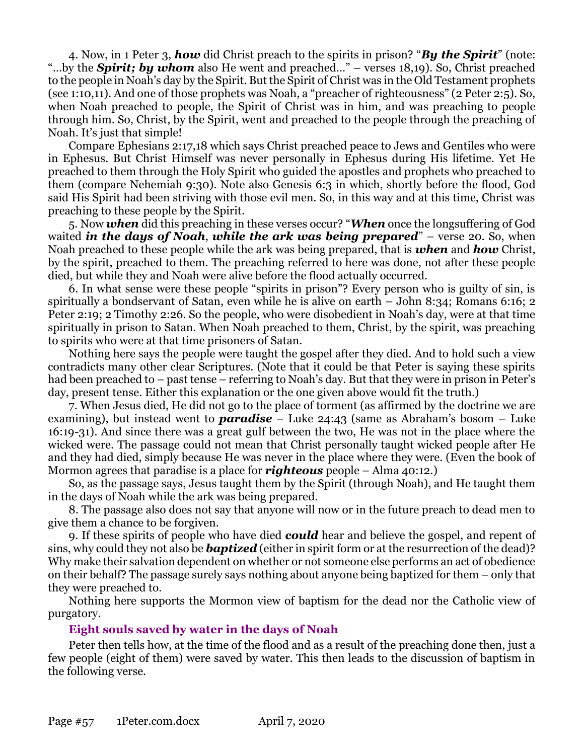4. Now, in 1 Peter 3, ***how*** did Christ preach to the spirits in prison? "***By the Spirit***" (note: "…by the ***Spirit; by whom*** also He went and preached…" – verses 18,19). So, Christ preached to the people in Noah's day by the Spirit. But the Spirit of Christ was in the Old Testament prophets (see 1:10,11). And one of those prophets was Noah, a "preacher of righteousness" (2 Peter 2:5). So, when Noah preached to people, the Spirit of Christ was in him, and was preaching to people through him. So, Christ, by the Spirit, went and preached to the people through the preaching of Noah. It's just that simple!

Compare Ephesians 2:17,18 which says Christ preached peace to Jews and Gentiles who were in Ephesus. But Christ Himself was never personally in Ephesus during His lifetime. Yet He preached to them through the Holy Spirit who guided the apostles and prophets who preached to them (compare Nehemiah 9:30). Note also Genesis 6:3 in which, shortly before the flood, God said His Spirit had been striving with those evil men. So, in this way and at this time, Christ was preaching to these people by the Spirit.

5. Now ***when*** did this preaching in these verses occur? "***When*** once the longsuffering of God waited ***in the days of Noah***, ***while the ark was being prepared***" – verse 20. So, when Noah preached to these people while the ark was being prepared, that is ***when*** and ***how*** Christ, by the spirit, preached to them. The preaching referred to here was done, not after these people died, but while they and Noah were alive before the flood actually occurred.

6. In what sense were these people "spirits in prison"? Every person who is guilty of sin, is spiritually a bondservant of Satan, even while he is alive on earth – John 8:34; Romans 6:16; 2 Peter 2:19; 2 Timothy 2:26. So the people, who were disobedient in Noah's day, were at that time spiritually in prison to Satan. When Noah preached to them, Christ, by the spirit, was preaching to spirits who were at that time prisoners of Satan.

Nothing here says the people were taught the gospel after they died. And to hold such a view contradicts many other clear Scriptures. (Note that it could be that Peter is saying these spirits had been preached to – past tense – referring to Noah's day. But that they were in prison in Peter's day, present tense. Either this explanation or the one given above would fit the truth.)

7. When Jesus died, He did not go to the place of torment (as affirmed by the doctrine we are examining), but instead went to ***paradise*** – Luke 24:43 (same as Abraham's bosom – Luke 16:19-31). And since there was a great gulf between the two, He was not in the place where the wicked were. The passage could not mean that Christ personally taught wicked people after He and they had died, simply because He was never in the place where they were. (Even the book of Mormon agrees that paradise is a place for ***righteous*** people – Alma 40:12.)

So, as the passage says, Jesus taught them by the Spirit (through Noah), and He taught them in the days of Noah while the ark was being prepared.

8. The passage also does not say that anyone will now or in the future preach to dead men to give them a chance to be forgiven.

9. If these spirits of people who have died ***could*** hear and believe the gospel, and repent of sins, why could they not also be ***baptized*** (either in spirit form or at the resurrection of the dead)? Why make their salvation dependent on whether or not someone else performs an act of obedience on their behalf? The passage surely says nothing about anyone being baptized for them – only that they were preached to.

Nothing here supports the Mormon view of baptism for the dead nor the Catholic view of purgatory.

### Eight souls saved by water in the days of Noah

Peter then tells how, at the time of the flood and as a result of the preaching done then, just a few people (eight of them) were saved by water. This then leads to the discussion of baptism in the following verse.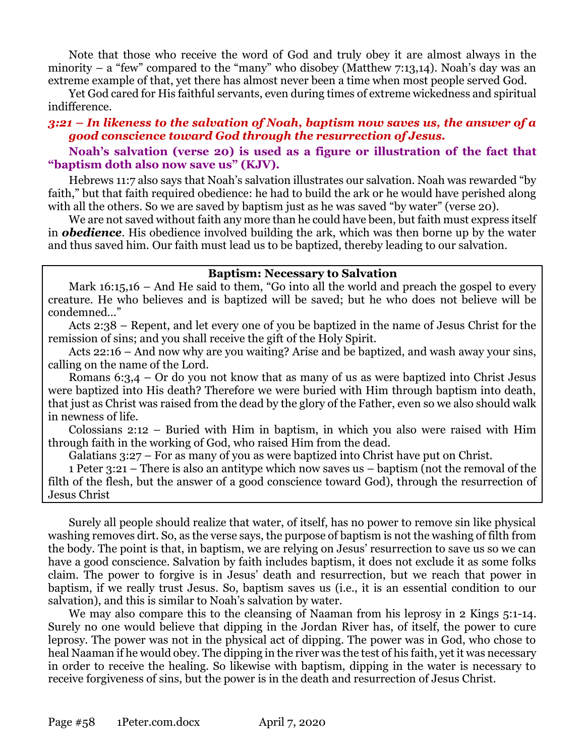Note that those who receive the word of God and truly obey it are almost always in the minority – a "few" compared to the "many" who disobey (Matthew 7:13,14). Noah's day was an extreme example of that, yet there has almost never been a time when most people served God.

Yet God cared for His faithful servants, even during times of extreme wickedness and spiritual indifference.

***3:21 – In likeness to the salvation of Noah, baptism now saves us, the answer of a good conscience toward God through the resurrection of Jesus.***

**Noah's salvation (verse 20) is used as a figure or illustration of the fact that "baptism doth also now save us" (KJV).**

Hebrews 11:7 also says that Noah's salvation illustrates our salvation. Noah was rewarded "by faith," but that faith required obedience: he had to build the ark or he would have perished along with all the others. So we are saved by baptism just as he was saved "by water" (verse 20).

We are not saved without faith any more than he could have been, but faith must express itself in ***obedience***. His obedience involved building the ark, which was then borne up by the water and thus saved him. Our faith must lead us to be baptized, thereby leading to our salvation.

> **Baptism: Necessary to Salvation**
>
> Mark 16:15,16 – And He said to them, "Go into all the world and preach the gospel to every creature. He who believes and is baptized will be saved; but he who does not believe will be condemned…"
>
> Acts 2:38 – Repent, and let every one of you be baptized in the name of Jesus Christ for the remission of sins; and you shall receive the gift of the Holy Spirit.
>
> Acts 22:16 – And now why are you waiting? Arise and be baptized, and wash away your sins, calling on the name of the Lord.
>
> Romans 6:3,4 – Or do you not know that as many of us as were baptized into Christ Jesus were baptized into His death? Therefore we were buried with Him through baptism into death, that just as Christ was raised from the dead by the glory of the Father, even so we also should walk in newness of life.
>
> Colossians 2:12 – Buried with Him in baptism, in which you also were raised with Him through faith in the working of God, who raised Him from the dead.
>
> Galatians 3:27 – For as many of you as were baptized into Christ have put on Christ.
>
> 1 Peter 3:21 – There is also an antitype which now saves us – baptism (not the removal of the filth of the flesh, but the answer of a good conscience toward God), through the resurrection of Jesus Christ

Surely all people should realize that water, of itself, has no power to remove sin like physical washing removes dirt. So, as the verse says, the purpose of baptism is not the washing of filth from the body. The point is that, in baptism, we are relying on Jesus' resurrection to save us so we can have a good conscience. Salvation by faith includes baptism, it does not exclude it as some folks claim. The power to forgive is in Jesus' death and resurrection, but we reach that power in baptism, if we really trust Jesus. So, baptism saves us (i.e., it is an essential condition to our salvation), and this is similar to Noah's salvation by water.

We may also compare this to the cleansing of Naaman from his leprosy in 2 Kings 5:1-14. Surely no one would believe that dipping in the Jordan River has, of itself, the power to cure leprosy. The power was not in the physical act of dipping. The power was in God, who chose to heal Naaman if he would obey. The dipping in the river was the test of his faith, yet it was necessary in order to receive the healing. So likewise with baptism, dipping in the water is necessary to receive forgiveness of sins, but the power is in the death and resurrection of Jesus Christ.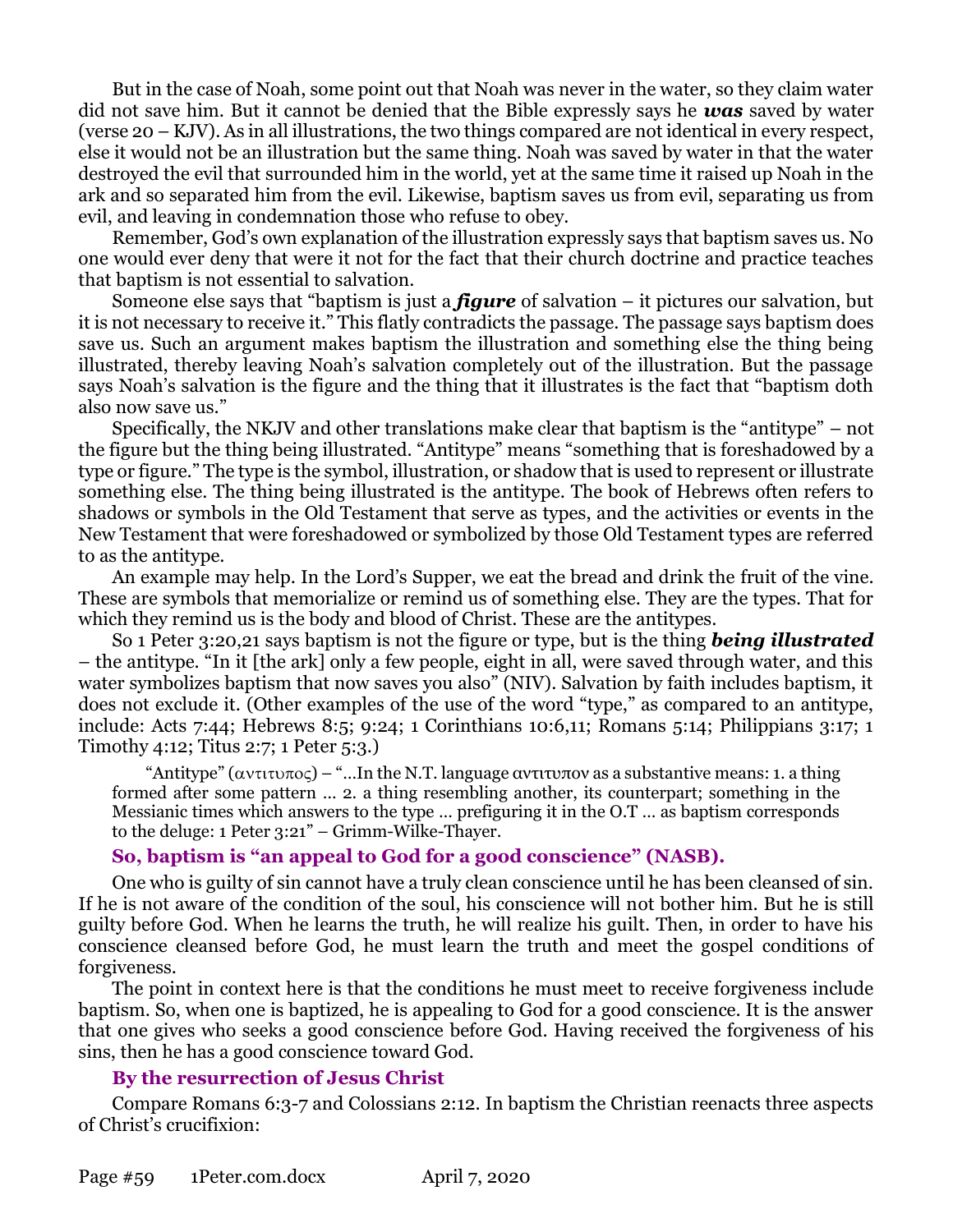But in the case of Noah, some point out that Noah was never in the water, so they claim water did not save him. But it cannot be denied that the Bible expressly says he ***was*** saved by water (verse 20 – KJV). As in all illustrations, the two things compared are not identical in every respect, else it would not be an illustration but the same thing. Noah was saved by water in that the water destroyed the evil that surrounded him in the world, yet at the same time it raised up Noah in the ark and so separated him from the evil. Likewise, baptism saves us from evil, separating us from evil, and leaving in condemnation those who refuse to obey.

Remember, God's own explanation of the illustration expressly says that baptism saves us. No one would ever deny that were it not for the fact that their church doctrine and practice teaches that baptism is not essential to salvation.

Someone else says that "baptism is just a ***figure*** of salvation – it pictures our salvation, but it is not necessary to receive it." This flatly contradicts the passage. The passage says baptism does save us. Such an argument makes baptism the illustration and something else the thing being illustrated, thereby leaving Noah's salvation completely out of the illustration. But the passage says Noah's salvation is the figure and the thing that it illustrates is the fact that "baptism doth also now save us."

Specifically, the NKJV and other translations make clear that baptism is the "antitype" – not the figure but the thing being illustrated. "Antitype" means "something that is foreshadowed by a type or figure." The type is the symbol, illustration, or shadow that is used to represent or illustrate something else. The thing being illustrated is the antitype. The book of Hebrews often refers to shadows or symbols in the Old Testament that serve as types, and the activities or events in the New Testament that were foreshadowed or symbolized by those Old Testament types are referred to as the antitype.

An example may help. In the Lord's Supper, we eat the bread and drink the fruit of the vine. These are symbols that memorialize or remind us of something else. They are the types. That for which they remind us is the body and blood of Christ. These are the antitypes.

So 1 Peter 3:20,21 says baptism is not the figure or type, but is the thing ***being illustrated*** – the antitype. "In it [the ark] only a few people, eight in all, were saved through water, and this water symbolizes baptism that now saves you also" (NIV). Salvation by faith includes baptism, it does not exclude it. (Other examples of the use of the word "type," as compared to an antitype, include: Acts 7:44; Hebrews 8:5; 9:24; 1 Corinthians 10:6,11; Romans 5:14; Philippians 3:17; 1 Timothy 4:12; Titus 2:7; 1 Peter 5:3.)

> "Antitype" (αντιτυπος) – "...In the N.T. language αντιτυπον as a substantive means: 1. a thing formed after some pattern … 2. a thing resembling another, its counterpart; something in the Messianic times which answers to the type … prefiguring it in the O.T … as baptism corresponds to the deluge: 1 Peter 3:21" – Grimm-Wilke-Thayer.

### So, baptism is "an appeal to God for a good conscience" (NASB).

One who is guilty of sin cannot have a truly clean conscience until he has been cleansed of sin. If he is not aware of the condition of the soul, his conscience will not bother him. But he is still guilty before God. When he learns the truth, he will realize his guilt. Then, in order to have his conscience cleansed before God, he must learn the truth and meet the gospel conditions of forgiveness.

The point in context here is that the conditions he must meet to receive forgiveness include baptism. So, when one is baptized, he is appealing to God for a good conscience. It is the answer that one gives who seeks a good conscience before God. Having received the forgiveness of his sins, then he has a good conscience toward God.

### By the resurrection of Jesus Christ

Compare Romans 6:3-7 and Colossians 2:12. In baptism the Christian reenacts three aspects of Christ's crucifixion: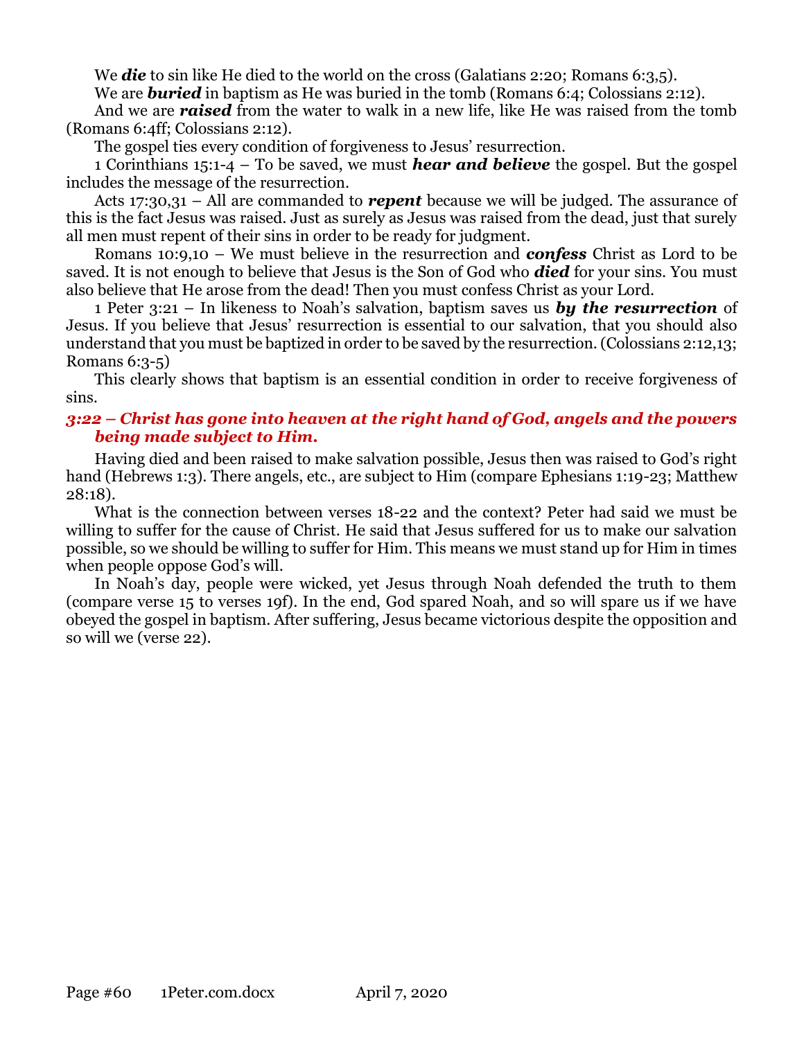We ***die*** to sin like He died to the world on the cross (Galatians 2:20; Romans 6:3,5).

We are ***buried*** in baptism as He was buried in the tomb (Romans 6:4; Colossians 2:12).

And we are ***raised*** from the water to walk in a new life, like He was raised from the tomb (Romans 6:4ff; Colossians 2:12).

The gospel ties every condition of forgiveness to Jesus' resurrection.

1 Corinthians 15:1-4 – To be saved, we must ***hear and believe*** the gospel. But the gospel includes the message of the resurrection.

Acts 17:30,31 – All are commanded to ***repent*** because we will be judged. The assurance of this is the fact Jesus was raised. Just as surely as Jesus was raised from the dead, just that surely all men must repent of their sins in order to be ready for judgment.

Romans 10:9,10 – We must believe in the resurrection and ***confess*** Christ as Lord to be saved. It is not enough to believe that Jesus is the Son of God who ***died*** for your sins. You must also believe that He arose from the dead! Then you must confess Christ as your Lord.

1 Peter 3:21 – In likeness to Noah's salvation, baptism saves us ***by the resurrection*** of Jesus. If you believe that Jesus' resurrection is essential to our salvation, that you should also understand that you must be baptized in order to be saved by the resurrection. (Colossians 2:12,13; Romans 6:3-5)

This clearly shows that baptism is an essential condition in order to receive forgiveness of sins.

### *3:22 – Christ has gone into heaven at the right hand of God, angels and the powers being made subject to Him.*

Having died and been raised to make salvation possible, Jesus then was raised to God's right hand (Hebrews 1:3). There angels, etc., are subject to Him (compare Ephesians 1:19-23; Matthew 28:18).

What is the connection between verses 18-22 and the context? Peter had said we must be willing to suffer for the cause of Christ. He said that Jesus suffered for us to make our salvation possible, so we should be willing to suffer for Him. This means we must stand up for Him in times when people oppose God's will.

In Noah's day, people were wicked, yet Jesus through Noah defended the truth to them (compare verse 15 to verses 19f). In the end, God spared Noah, and so will spare us if we have obeyed the gospel in baptism. After suffering, Jesus became victorious despite the opposition and so will we (verse 22).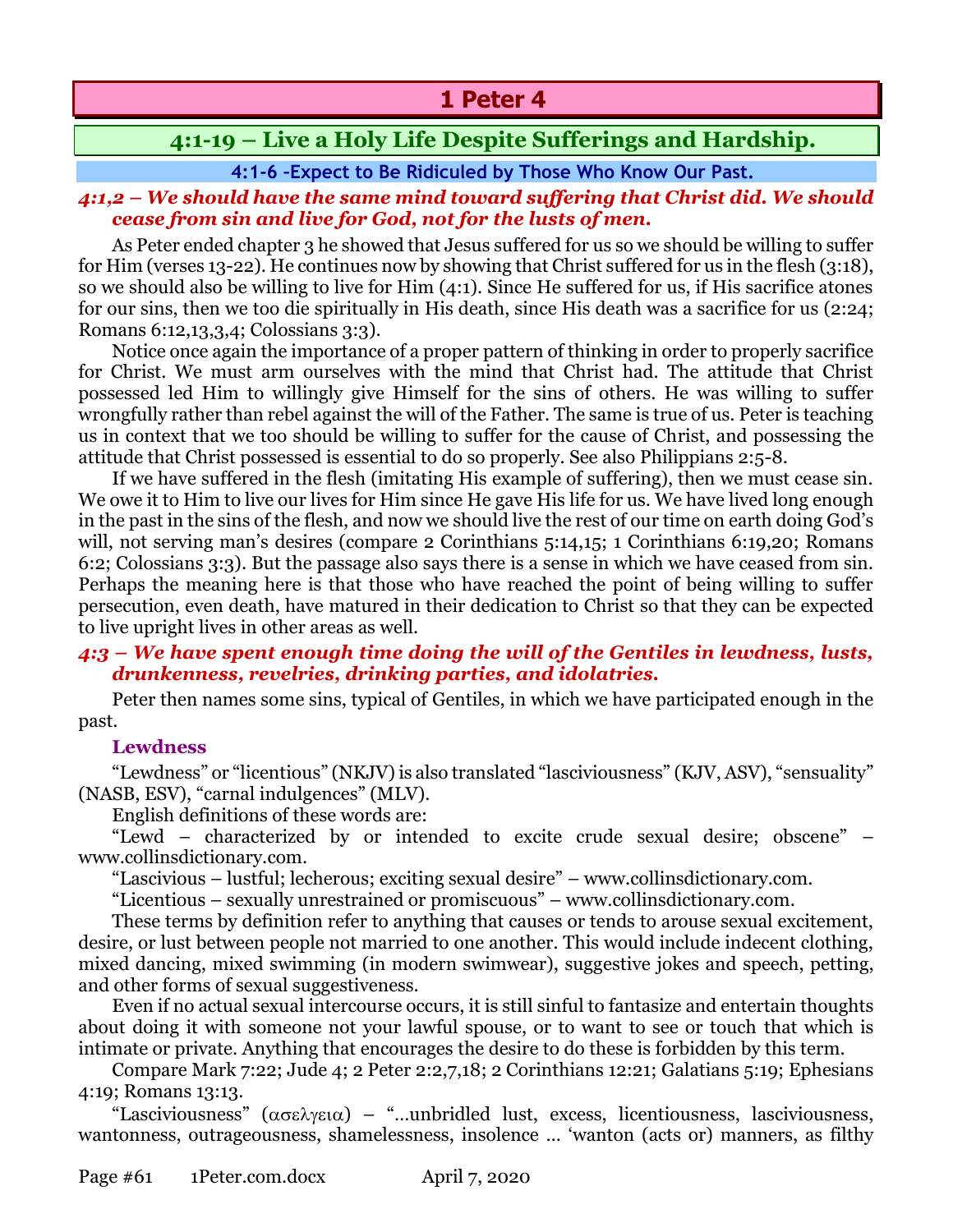# 1 Peter 4

## 4:1-19 – Live a Holy Life Despite Sufferings and Hardship.

### 4:1-6 -Expect to Be Ridiculed by Those Who Know Our Past.

***4:1,2 – We should have the same mind toward suffering that Christ did. We should cease from sin and live for God, not for the lusts of men.***

As Peter ended chapter 3 he showed that Jesus suffered for us so we should be willing to suffer for Him (verses 13-22). He continues now by showing that Christ suffered for us in the flesh (3:18), so we should also be willing to live for Him (4:1). Since He suffered for us, if His sacrifice atones for our sins, then we too die spiritually in His death, since His death was a sacrifice for us (2:24; Romans 6:12,13,3,4; Colossians 3:3).

Notice once again the importance of a proper pattern of thinking in order to properly sacrifice for Christ. We must arm ourselves with the mind that Christ had. The attitude that Christ possessed led Him to willingly give Himself for the sins of others. He was willing to suffer wrongfully rather than rebel against the will of the Father. The same is true of us. Peter is teaching us in context that we too should be willing to suffer for the cause of Christ, and possessing the attitude that Christ possessed is essential to do so properly. See also Philippians 2:5-8.

If we have suffered in the flesh (imitating His example of suffering), then we must cease sin. We owe it to Him to live our lives for Him since He gave His life for us. We have lived long enough in the past in the sins of the flesh, and now we should live the rest of our time on earth doing God's will, not serving man's desires (compare 2 Corinthians 5:14,15; 1 Corinthians 6:19,20; Romans 6:2; Colossians 3:3). But the passage also says there is a sense in which we have ceased from sin. Perhaps the meaning here is that those who have reached the point of being willing to suffer persecution, even death, have matured in their dedication to Christ so that they can be expected to live upright lives in other areas as well.

***4:3 – We have spent enough time doing the will of the Gentiles in lewdness, lusts, drunkenness, revelries, drinking parties, and idolatries.***

Peter then names some sins, typical of Gentiles, in which we have participated enough in the past.

**Lewdness**

"Lewdness" or "licentious" (NKJV) is also translated "lasciviousness" (KJV, ASV), "sensuality" (NASB, ESV), "carnal indulgences" (MLV).

English definitions of these words are:

"Lewd – characterized by or intended to excite crude sexual desire; obscene" – www.collinsdictionary.com.

"Lascivious – lustful; lecherous; exciting sexual desire" – www.collinsdictionary.com.

"Licentious – sexually unrestrained or promiscuous" – www.collinsdictionary.com.

These terms by definition refer to anything that causes or tends to arouse sexual excitement, desire, or lust between people not married to one another. This would include indecent clothing, mixed dancing, mixed swimming (in modern swimwear), suggestive jokes and speech, petting, and other forms of sexual suggestiveness.

Even if no actual sexual intercourse occurs, it is still sinful to fantasize and entertain thoughts about doing it with someone not your lawful spouse, or to want to see or touch that which is intimate or private. Anything that encourages the desire to do these is forbidden by this term.

Compare Mark 7:22; Jude 4; 2 Peter 2:2,7,18; 2 Corinthians 12:21; Galatians 5:19; Ephesians 4:19; Romans 13:13.

"Lasciviousness" (ασελγεια) – "…unbridled lust, excess, licentiousness, lasciviousness, wantonness, outrageousness, shamelessness, insolence … 'wanton (acts or) manners, as filthy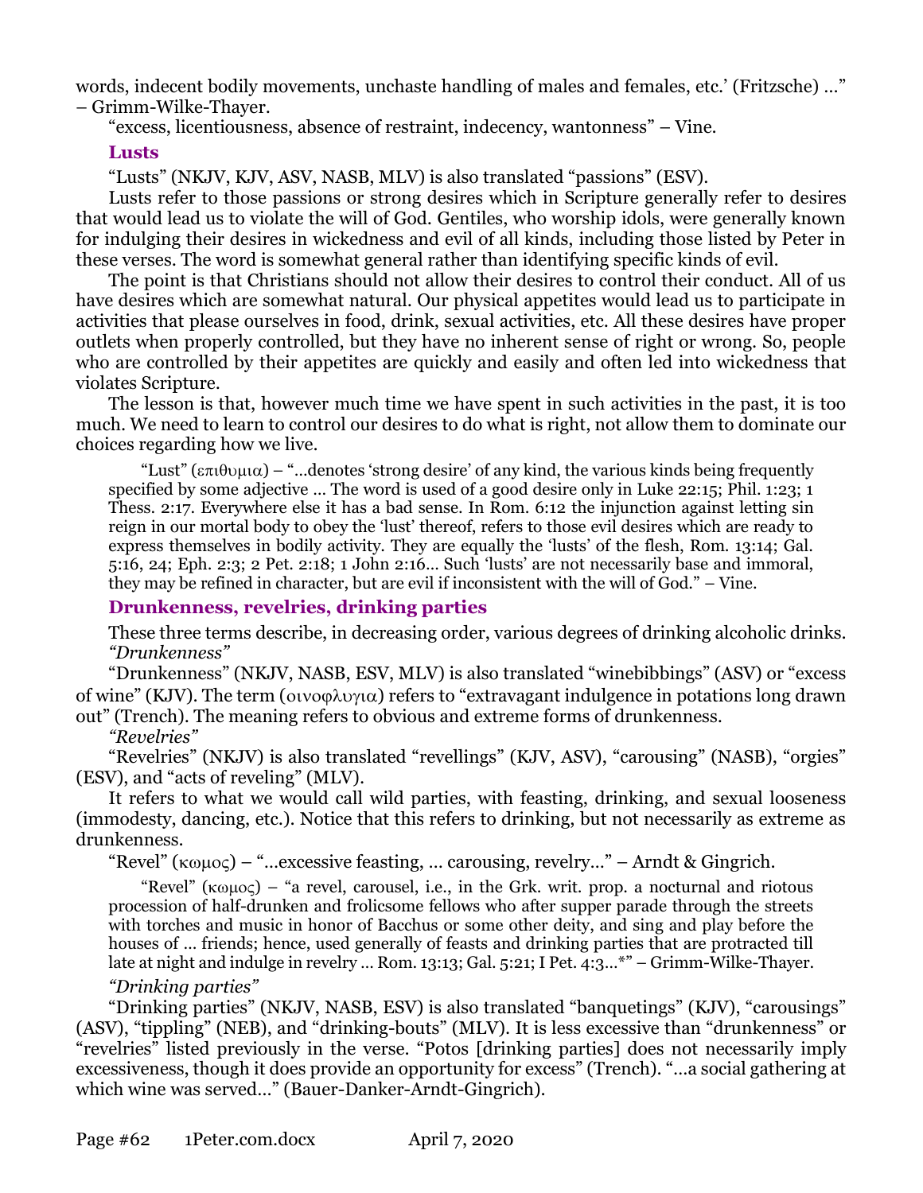words, indecent bodily movements, unchaste handling of males and females, etc.' (Fritzsche) …" – Grimm-Wilke-Thayer.

"excess, licentiousness, absence of restraint, indecency, wantonness" – Vine.

### Lusts

"Lusts" (NKJV, KJV, ASV, NASB, MLV) is also translated "passions" (ESV).

Lusts refer to those passions or strong desires which in Scripture generally refer to desires that would lead us to violate the will of God. Gentiles, who worship idols, were generally known for indulging their desires in wickedness and evil of all kinds, including those listed by Peter in these verses. The word is somewhat general rather than identifying specific kinds of evil.

The point is that Christians should not allow their desires to control their conduct. All of us have desires which are somewhat natural. Our physical appetites would lead us to participate in activities that please ourselves in food, drink, sexual activities, etc. All these desires have proper outlets when properly controlled, but they have no inherent sense of right or wrong. So, people who are controlled by their appetites are quickly and easily and often led into wickedness that violates Scripture.

The lesson is that, however much time we have spent in such activities in the past, it is too much. We need to learn to control our desires to do what is right, not allow them to dominate our choices regarding how we live.

> "Lust" (επιθυμια) – "…denotes 'strong desire' of any kind, the various kinds being frequently specified by some adjective … The word is used of a good desire only in Luke 22:15; Phil. 1:23; 1 Thess. 2:17. Everywhere else it has a bad sense. In Rom. 6:12 the injunction against letting sin reign in our mortal body to obey the 'lust' thereof, refers to those evil desires which are ready to express themselves in bodily activity. They are equally the 'lusts' of the flesh, Rom. 13:14; Gal. 5:16, 24; Eph. 2:3; 2 Pet. 2:18; 1 John 2:16… Such 'lusts' are not necessarily base and immoral, they may be refined in character, but are evil if inconsistent with the will of God." – Vine.

### Drunkenness, revelries, drinking parties

These three terms describe, in decreasing order, various degrees of drinking alcoholic drinks.

*"Drunkenness"*

"Drunkenness" (NKJV, NASB, ESV, MLV) is also translated "winebibbings" (ASV) or "excess of wine" (KJV). The term (οινοφλυγια) refers to "extravagant indulgence in potations long drawn out" (Trench). The meaning refers to obvious and extreme forms of drunkenness.

*"Revelries"*

"Revelries" (NKJV) is also translated "revellings" (KJV, ASV), "carousing" (NASB), "orgies" (ESV), and "acts of reveling" (MLV).

It refers to what we would call wild parties, with feasting, drinking, and sexual looseness (immodesty, dancing, etc.). Notice that this refers to drinking, but not necessarily as extreme as drunkenness.

"Revel" (κωμος) – "…excessive feasting, … carousing, revelry…" – Arndt & Gingrich.

> "Revel" (κωμος) – "a revel, carousel, i.e., in the Grk. writ. prop. a nocturnal and riotous procession of half-drunken and frolicsome fellows who after supper parade through the streets with torches and music in honor of Bacchus or some other deity, and sing and play before the houses of … friends; hence, used generally of feasts and drinking parties that are protracted till late at night and indulge in revelry … Rom. 13:13; Gal. 5:21; I Pet. 4:3…*" – Grimm-Wilke-Thayer.

*"Drinking parties"*

"Drinking parties" (NKJV, NASB, ESV) is also translated "banquetings" (KJV), "carousings" (ASV), "tippling" (NEB), and "drinking-bouts" (MLV). It is less excessive than "drunkenness" or "revelries" listed previously in the verse. "Potos [drinking parties] does not necessarily imply excessiveness, though it does provide an opportunity for excess" (Trench). "…a social gathering at which wine was served…" (Bauer-Danker-Arndt-Gingrich).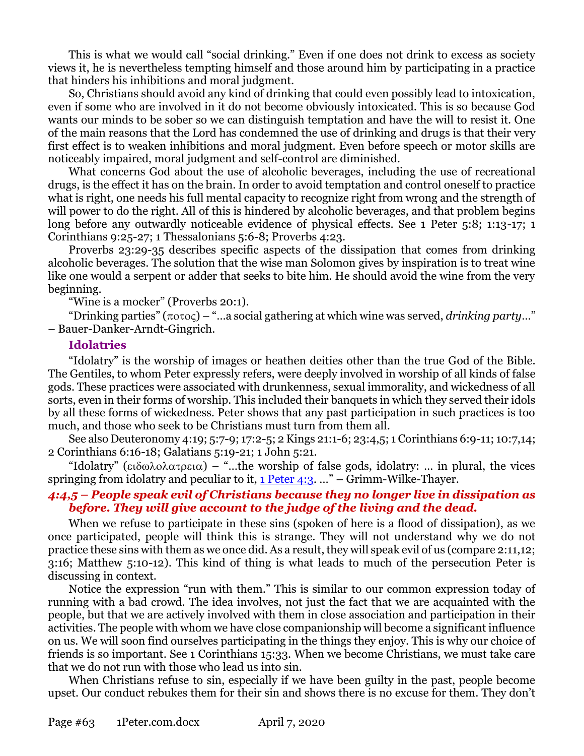This is what we would call "social drinking." Even if one does not drink to excess as society views it, he is nevertheless tempting himself and those around him by participating in a practice that hinders his inhibitions and moral judgment.

So, Christians should avoid any kind of drinking that could even possibly lead to intoxication, even if some who are involved in it do not become obviously intoxicated. This is so because God wants our minds to be sober so we can distinguish temptation and have the will to resist it. One of the main reasons that the Lord has condemned the use of drinking and drugs is that their very first effect is to weaken inhibitions and moral judgment. Even before speech or motor skills are noticeably impaired, moral judgment and self-control are diminished.

What concerns God about the use of alcoholic beverages, including the use of recreational drugs, is the effect it has on the brain. In order to avoid temptation and control oneself to practice what is right, one needs his full mental capacity to recognize right from wrong and the strength of will power to do the right. All of this is hindered by alcoholic beverages, and that problem begins long before any outwardly noticeable evidence of physical effects. See 1 Peter 5:8; 1:13-17; 1 Corinthians 9:25-27; 1 Thessalonians 5:6-8; Proverbs 4:23.

Proverbs 23:29-35 describes specific aspects of the dissipation that comes from drinking alcoholic beverages. The solution that the wise man Solomon gives by inspiration is to treat wine like one would a serpent or adder that seeks to bite him. He should avoid the wine from the very beginning.

"Wine is a mocker" (Proverbs 20:1).

"Drinking parties" (ποτος) – "…a social gathering at which wine was served, *drinking party*…" – Bauer-Danker-Arndt-Gingrich.

### Idolatries

"Idolatry" is the worship of images or heathen deities other than the true God of the Bible. The Gentiles, to whom Peter expressly refers, were deeply involved in worship of all kinds of false gods. These practices were associated with drunkenness, sexual immorality, and wickedness of all sorts, even in their forms of worship. This included their banquets in which they served their idols by all these forms of wickedness. Peter shows that any past participation in such practices is too much, and those who seek to be Christians must turn from them all.

See also Deuteronomy 4:19; 5:7-9; 17:2-5; 2 Kings 21:1-6; 23:4,5; 1 Corinthians 6:9-11; 10:7,14; 2 Corinthians 6:16-18; Galatians 5:19-21; 1 John 5:21.

"Idolatry" (ειδωλολατρεια) – "…the worship of false gods, idolatry: … in plural, the vices springing from idolatry and peculiar to it, 1 Peter 4:3. …" – Grimm-Wilke-Thayer.

### *4:4,5 – People speak evil of Christians because they no longer live in dissipation as before. They will give account to the judge of the living and the dead.*

When we refuse to participate in these sins (spoken of here is a flood of dissipation), as we once participated, people will think this is strange. They will not understand why we do not practice these sins with them as we once did. As a result, they will speak evil of us (compare 2:11,12; 3:16; Matthew 5:10-12). This kind of thing is what leads to much of the persecution Peter is discussing in context.

Notice the expression "run with them." This is similar to our common expression today of running with a bad crowd. The idea involves, not just the fact that we are acquainted with the people, but that we are actively involved with them in close association and participation in their activities. The people with whom we have close companionship will become a significant influence on us. We will soon find ourselves participating in the things they enjoy. This is why our choice of friends is so important. See 1 Corinthians 15:33. When we become Christians, we must take care that we do not run with those who lead us into sin.

When Christians refuse to sin, especially if we have been guilty in the past, people become upset. Our conduct rebukes them for their sin and shows there is no excuse for them. They don't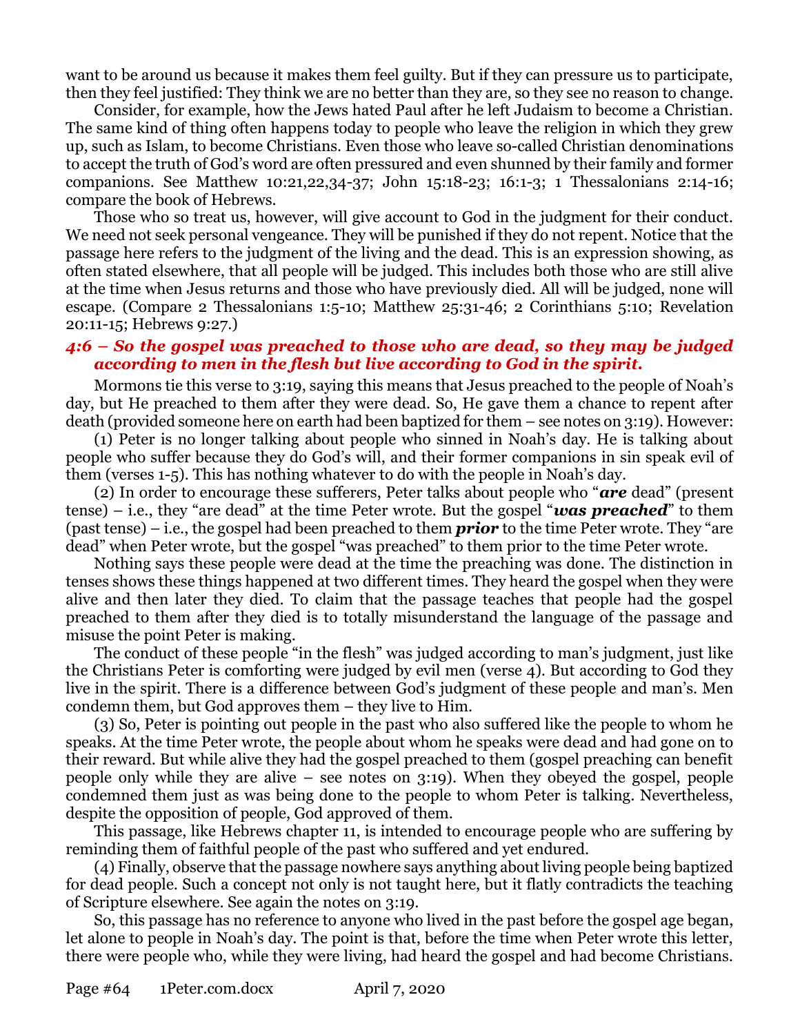want to be around us because it makes them feel guilty. But if they can pressure us to participate, then they feel justified: They think we are no better than they are, so they see no reason to change.

Consider, for example, how the Jews hated Paul after he left Judaism to become a Christian. The same kind of thing often happens today to people who leave the religion in which they grew up, such as Islam, to become Christians. Even those who leave so-called Christian denominations to accept the truth of God's word are often pressured and even shunned by their family and former companions. See Matthew 10:21,22,34-37; John 15:18-23; 16:1-3; 1 Thessalonians 2:14-16; compare the book of Hebrews.

Those who so treat us, however, will give account to God in the judgment for their conduct. We need not seek personal vengeance. They will be punished if they do not repent. Notice that the passage here refers to the judgment of the living and the dead. This is an expression showing, as often stated elsewhere, that all people will be judged. This includes both those who are still alive at the time when Jesus returns and those who have previously died. All will be judged, none will escape. (Compare 2 Thessalonians 1:5-10; Matthew 25:31-46; 2 Corinthians 5:10; Revelation 20:11-15; Hebrews 9:27.)

### *4:6 – So the gospel was preached to those who are dead, so they may be judged according to men in the flesh but live according to God in the spirit.*

Mormons tie this verse to 3:19, saying this means that Jesus preached to the people of Noah's day, but He preached to them after they were dead. So, He gave them a chance to repent after death (provided someone here on earth had been baptized for them – see notes on 3:19). However:

(1) Peter is no longer talking about people who sinned in Noah's day. He is talking about people who suffer because they do God's will, and their former companions in sin speak evil of them (verses 1-5). This has nothing whatever to do with the people in Noah's day.

(2) In order to encourage these sufferers, Peter talks about people who "***are*** dead" (present tense) – i.e., they "are dead" at the time Peter wrote. But the gospel "***was preached***" to them (past tense) – i.e., the gospel had been preached to them ***prior*** to the time Peter wrote. They "are dead" when Peter wrote, but the gospel "was preached" to them prior to the time Peter wrote.

Nothing says these people were dead at the time the preaching was done. The distinction in tenses shows these things happened at two different times. They heard the gospel when they were alive and then later they died. To claim that the passage teaches that people had the gospel preached to them after they died is to totally misunderstand the language of the passage and misuse the point Peter is making.

The conduct of these people "in the flesh" was judged according to man's judgment, just like the Christians Peter is comforting were judged by evil men (verse 4). But according to God they live in the spirit. There is a difference between God's judgment of these people and man's. Men condemn them, but God approves them – they live to Him.

(3) So, Peter is pointing out people in the past who also suffered like the people to whom he speaks. At the time Peter wrote, the people about whom he speaks were dead and had gone on to their reward. But while alive they had the gospel preached to them (gospel preaching can benefit people only while they are alive – see notes on 3:19). When they obeyed the gospel, people condemned them just as was being done to the people to whom Peter is talking. Nevertheless, despite the opposition of people, God approved of them.

This passage, like Hebrews chapter 11, is intended to encourage people who are suffering by reminding them of faithful people of the past who suffered and yet endured.

(4) Finally, observe that the passage nowhere says anything about living people being baptized for dead people. Such a concept not only is not taught here, but it flatly contradicts the teaching of Scripture elsewhere. See again the notes on 3:19.

So, this passage has no reference to anyone who lived in the past before the gospel age began, let alone to people in Noah's day. The point is that, before the time when Peter wrote this letter, there were people who, while they were living, had heard the gospel and had become Christians.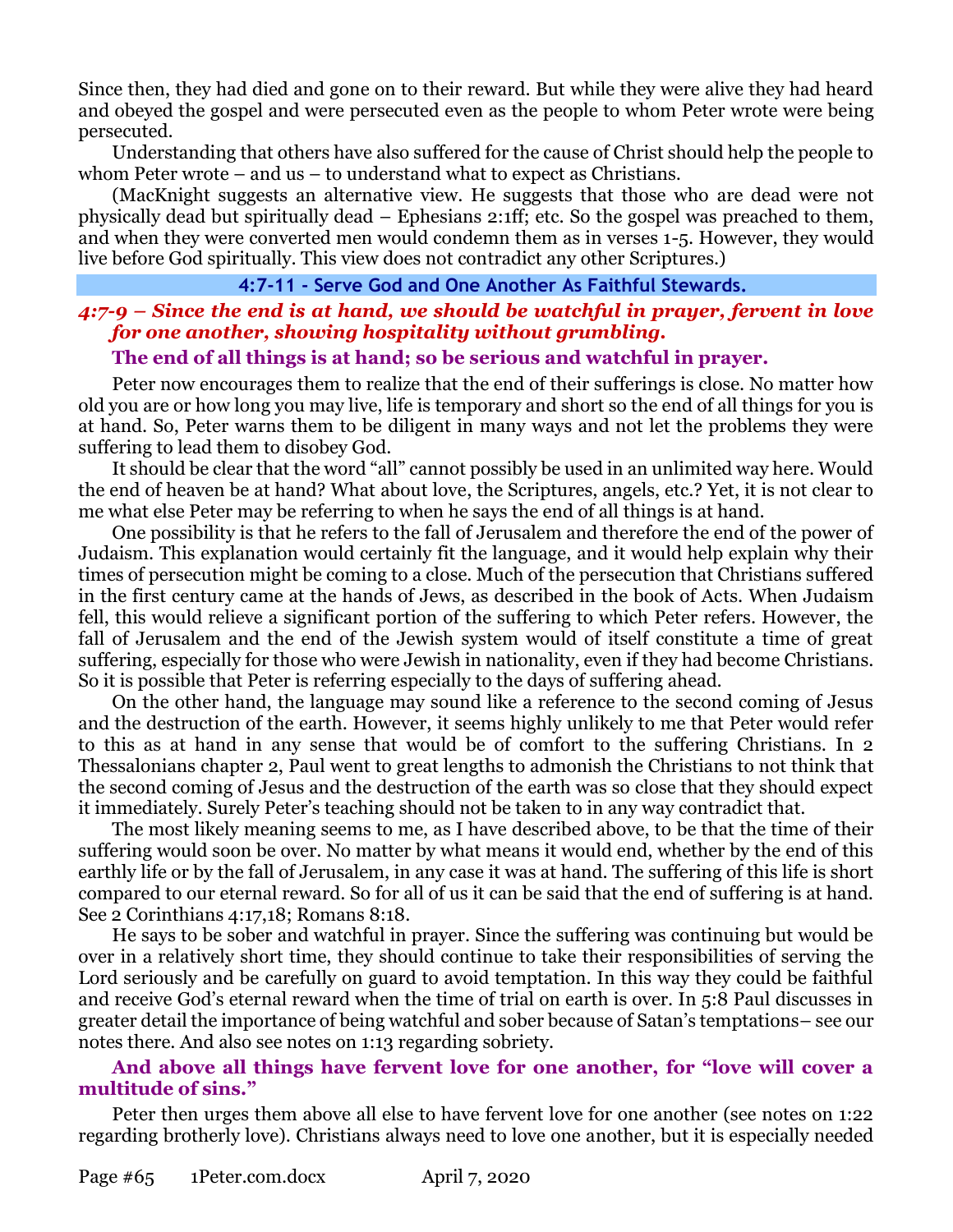Since then, they had died and gone on to their reward. But while they were alive they had heard and obeyed the gospel and were persecuted even as the people to whom Peter wrote were being persecuted.

Understanding that others have also suffered for the cause of Christ should help the people to whom Peter wrote – and us – to understand what to expect as Christians.

(MacKnight suggests an alternative view. He suggests that those who are dead were not physically dead but spiritually dead – Ephesians 2:1ff; etc. So the gospel was preached to them, and when they were converted men would condemn them as in verses 1-5. However, they would live before God spiritually. This view does not contradict any other Scriptures.)

## 4:7-11 - Serve God and One Another As Faithful Stewards.

### *4:7-9 – Since the end is at hand, we should be watchful in prayer, fervent in love for one another, showing hospitality without grumbling.*

**The end of all things is at hand; so be serious and watchful in prayer.**

Peter now encourages them to realize that the end of their sufferings is close. No matter how old you are or how long you may live, life is temporary and short so the end of all things for you is at hand. So, Peter warns them to be diligent in many ways and not let the problems they were suffering to lead them to disobey God.

It should be clear that the word "all" cannot possibly be used in an unlimited way here. Would the end of heaven be at hand? What about love, the Scriptures, angels, etc.? Yet, it is not clear to me what else Peter may be referring to when he says the end of all things is at hand.

One possibility is that he refers to the fall of Jerusalem and therefore the end of the power of Judaism. This explanation would certainly fit the language, and it would help explain why their times of persecution might be coming to a close. Much of the persecution that Christians suffered in the first century came at the hands of Jews, as described in the book of Acts. When Judaism fell, this would relieve a significant portion of the suffering to which Peter refers. However, the fall of Jerusalem and the end of the Jewish system would of itself constitute a time of great suffering, especially for those who were Jewish in nationality, even if they had become Christians. So it is possible that Peter is referring especially to the days of suffering ahead.

On the other hand, the language may sound like a reference to the second coming of Jesus and the destruction of the earth. However, it seems highly unlikely to me that Peter would refer to this as at hand in any sense that would be of comfort to the suffering Christians. In 2 Thessalonians chapter 2, Paul went to great lengths to admonish the Christians to not think that the second coming of Jesus and the destruction of the earth was so close that they should expect it immediately. Surely Peter's teaching should not be taken to in any way contradict that.

The most likely meaning seems to me, as I have described above, to be that the time of their suffering would soon be over. No matter by what means it would end, whether by the end of this earthly life or by the fall of Jerusalem, in any case it was at hand. The suffering of this life is short compared to our eternal reward. So for all of us it can be said that the end of suffering is at hand. See 2 Corinthians 4:17,18; Romans 8:18.

He says to be sober and watchful in prayer. Since the suffering was continuing but would be over in a relatively short time, they should continue to take their responsibilities of serving the Lord seriously and be carefully on guard to avoid temptation. In this way they could be faithful and receive God's eternal reward when the time of trial on earth is over. In 5:8 Paul discusses in greater detail the importance of being watchful and sober because of Satan's temptations– see our notes there. And also see notes on 1:13 regarding sobriety.

**And above all things have fervent love for one another, for "love will cover a multitude of sins."**

Peter then urges them above all else to have fervent love for one another (see notes on 1:22 regarding brotherly love). Christians always need to love one another, but it is especially needed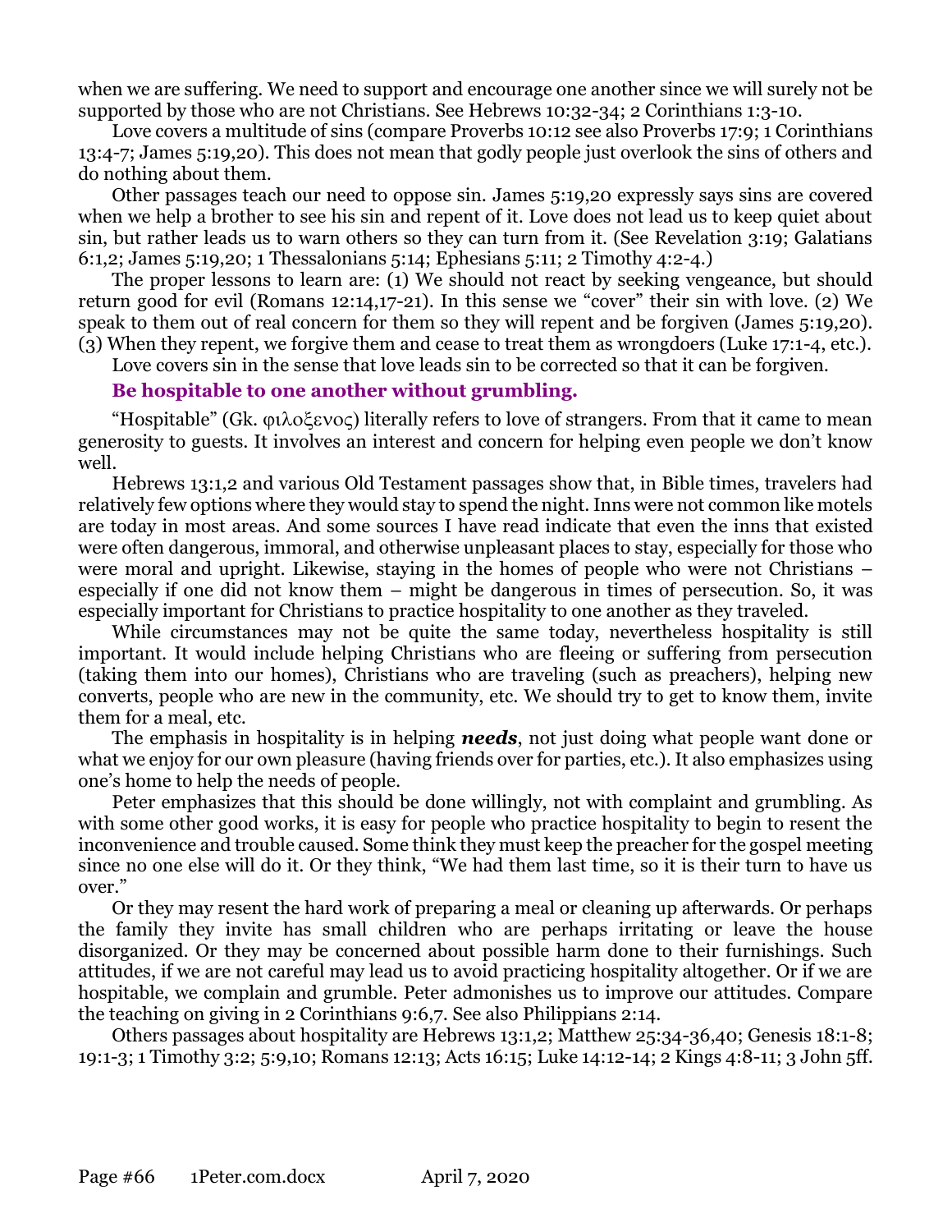when we are suffering. We need to support and encourage one another since we will surely not be supported by those who are not Christians. See Hebrews 10:32-34; 2 Corinthians 1:3-10.

Love covers a multitude of sins (compare Proverbs 10:12 see also Proverbs 17:9; 1 Corinthians 13:4-7; James 5:19,20). This does not mean that godly people just overlook the sins of others and do nothing about them.

Other passages teach our need to oppose sin. James 5:19,20 expressly says sins are covered when we help a brother to see his sin and repent of it. Love does not lead us to keep quiet about sin, but rather leads us to warn others so they can turn from it. (See Revelation 3:19; Galatians 6:1,2; James 5:19,20; 1 Thessalonians 5:14; Ephesians 5:11; 2 Timothy 4:2-4.)

The proper lessons to learn are: (1) We should not react by seeking vengeance, but should return good for evil (Romans 12:14,17-21). In this sense we "cover" their sin with love. (2) We speak to them out of real concern for them so they will repent and be forgiven (James 5:19,20). (3) When they repent, we forgive them and cease to treat them as wrongdoers (Luke 17:1-4, etc.).

Love covers sin in the sense that love leads sin to be corrected so that it can be forgiven.

**Be hospitable to one another without grumbling.**

"Hospitable" (Gk. φιλοξενος) literally refers to love of strangers. From that it came to mean generosity to guests. It involves an interest and concern for helping even people we don't know well.

Hebrews 13:1,2 and various Old Testament passages show that, in Bible times, travelers had relatively few options where they would stay to spend the night. Inns were not common like motels are today in most areas. And some sources I have read indicate that even the inns that existed were often dangerous, immoral, and otherwise unpleasant places to stay, especially for those who were moral and upright. Likewise, staying in the homes of people who were not Christians – especially if one did not know them – might be dangerous in times of persecution. So, it was especially important for Christians to practice hospitality to one another as they traveled.

While circumstances may not be quite the same today, nevertheless hospitality is still important. It would include helping Christians who are fleeing or suffering from persecution (taking them into our homes), Christians who are traveling (such as preachers), helping new converts, people who are new in the community, etc. We should try to get to know them, invite them for a meal, etc.

The emphasis in hospitality is in helping ***needs***, not just doing what people want done or what we enjoy for our own pleasure (having friends over for parties, etc.). It also emphasizes using one's home to help the needs of people.

Peter emphasizes that this should be done willingly, not with complaint and grumbling. As with some other good works, it is easy for people who practice hospitality to begin to resent the inconvenience and trouble caused. Some think they must keep the preacher for the gospel meeting since no one else will do it. Or they think, "We had them last time, so it is their turn to have us over."

Or they may resent the hard work of preparing a meal or cleaning up afterwards. Or perhaps the family they invite has small children who are perhaps irritating or leave the house disorganized. Or they may be concerned about possible harm done to their furnishings. Such attitudes, if we are not careful may lead us to avoid practicing hospitality altogether. Or if we are hospitable, we complain and grumble. Peter admonishes us to improve our attitudes. Compare the teaching on giving in 2 Corinthians 9:6,7. See also Philippians 2:14.

Others passages about hospitality are Hebrews 13:1,2; Matthew 25:34-36,40; Genesis 18:1-8; 19:1-3; 1 Timothy 3:2; 5:9,10; Romans 12:13; Acts 16:15; Luke 14:12-14; 2 Kings 4:8-11; 3 John 5ff.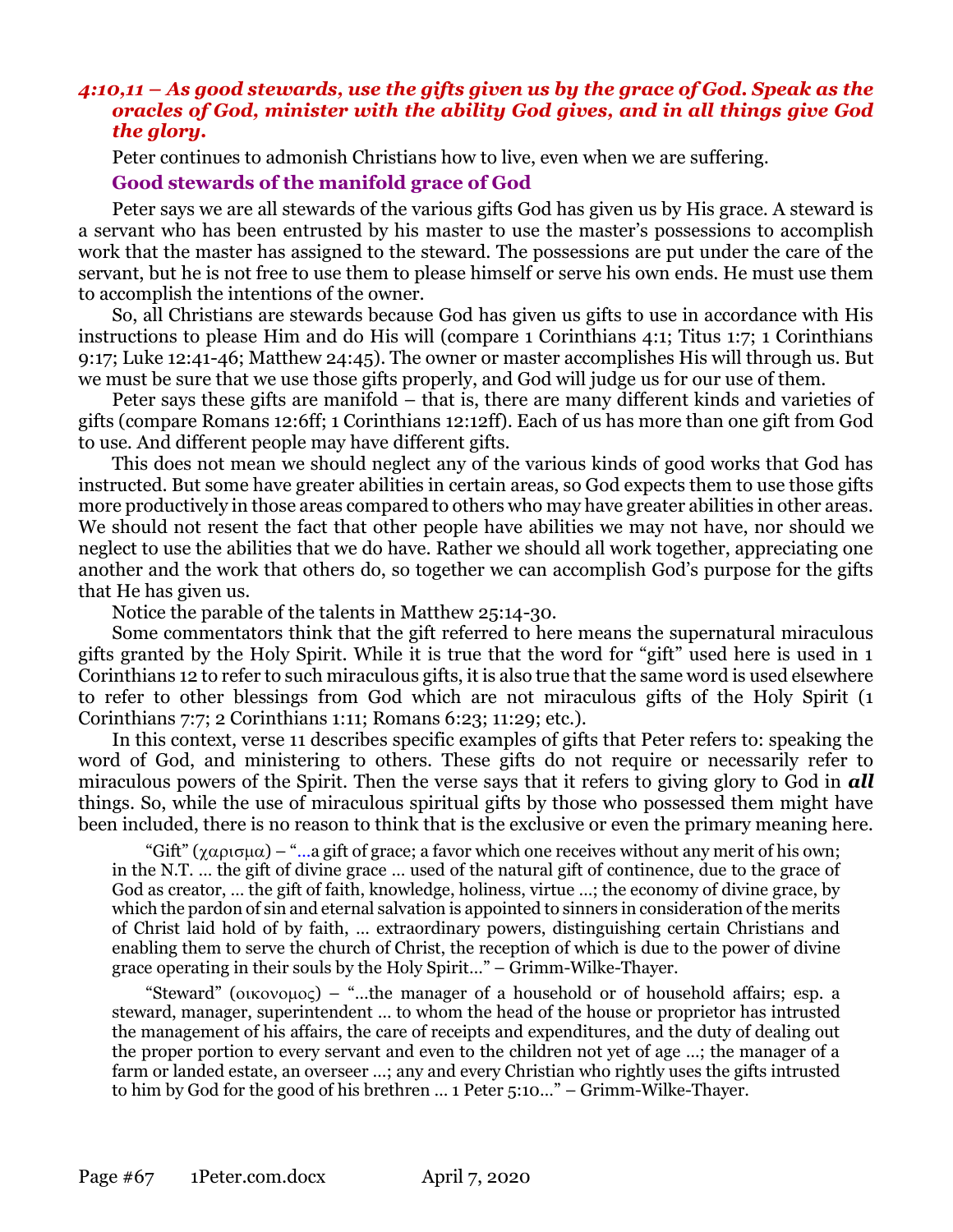### *4:10,11 – As good stewards, use the gifts given us by the grace of God. Speak as the oracles of God, minister with the ability God gives, and in all things give God the glory.*

Peter continues to admonish Christians how to live, even when we are suffering.

#### Good stewards of the manifold grace of God

Peter says we are all stewards of the various gifts God has given us by His grace. A steward is a servant who has been entrusted by his master to use the master's possessions to accomplish work that the master has assigned to the steward. The possessions are put under the care of the servant, but he is not free to use them to please himself or serve his own ends. He must use them to accomplish the intentions of the owner.

So, all Christians are stewards because God has given us gifts to use in accordance with His instructions to please Him and do His will (compare 1 Corinthians 4:1; Titus 1:7; 1 Corinthians 9:17; Luke 12:41-46; Matthew 24:45). The owner or master accomplishes His will through us. But we must be sure that we use those gifts properly, and God will judge us for our use of them.

Peter says these gifts are manifold – that is, there are many different kinds and varieties of gifts (compare Romans 12:6ff; 1 Corinthians 12:12ff). Each of us has more than one gift from God to use. And different people may have different gifts.

This does not mean we should neglect any of the various kinds of good works that God has instructed. But some have greater abilities in certain areas, so God expects them to use those gifts more productively in those areas compared to others who may have greater abilities in other areas. We should not resent the fact that other people have abilities we may not have, nor should we neglect to use the abilities that we do have. Rather we should all work together, appreciating one another and the work that others do, so together we can accomplish God's purpose for the gifts that He has given us.

Notice the parable of the talents in Matthew 25:14-30.

Some commentators think that the gift referred to here means the supernatural miraculous gifts granted by the Holy Spirit. While it is true that the word for "gift" used here is used in 1 Corinthians 12 to refer to such miraculous gifts, it is also true that the same word is used elsewhere to refer to other blessings from God which are not miraculous gifts of the Holy Spirit (1 Corinthians 7:7; 2 Corinthians 1:11; Romans 6:23; 11:29; etc.).

In this context, verse 11 describes specific examples of gifts that Peter refers to: speaking the word of God, and ministering to others. These gifts do not require or necessarily refer to miraculous powers of the Spirit. Then the verse says that it refers to giving glory to God in ***all*** things. So, while the use of miraculous spiritual gifts by those who possessed them might have been included, there is no reason to think that is the exclusive or even the primary meaning here.

> "Gift" (χαρισμα) – "…a gift of grace; a favor which one receives without any merit of his own; in the N.T. … the gift of divine grace … used of the natural gift of continence, due to the grace of God as creator, … the gift of faith, knowledge, holiness, virtue …; the economy of divine grace, by which the pardon of sin and eternal salvation is appointed to sinners in consideration of the merits of Christ laid hold of by faith, … extraordinary powers, distinguishing certain Christians and enabling them to serve the church of Christ, the reception of which is due to the power of divine grace operating in their souls by the Holy Spirit…" – Grimm-Wilke-Thayer.

> "Steward" (οικονομος) – "…the manager of a household or of household affairs; esp. a steward, manager, superintendent … to whom the head of the house or proprietor has intrusted the management of his affairs, the care of receipts and expenditures, and the duty of dealing out the proper portion to every servant and even to the children not yet of age …; the manager of a farm or landed estate, an overseer …; any and every Christian who rightly uses the gifts intrusted to him by God for the good of his brethren … 1 Peter 5:10…" – Grimm-Wilke-Thayer.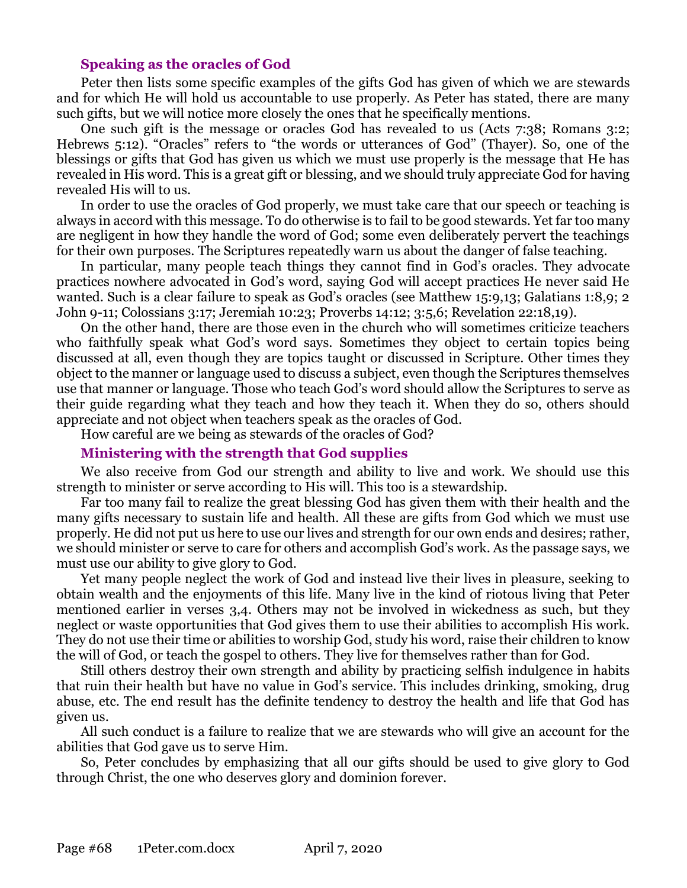### Speaking as the oracles of God

Peter then lists some specific examples of the gifts God has given of which we are stewards and for which He will hold us accountable to use properly. As Peter has stated, there are many such gifts, but we will notice more closely the ones that he specifically mentions.

One such gift is the message or oracles God has revealed to us (Acts 7:38; Romans 3:2; Hebrews 5:12). "Oracles" refers to "the words or utterances of God" (Thayer). So, one of the blessings or gifts that God has given us which we must use properly is the message that He has revealed in His word. This is a great gift or blessing, and we should truly appreciate God for having revealed His will to us.

In order to use the oracles of God properly, we must take care that our speech or teaching is always in accord with this message. To do otherwise is to fail to be good stewards. Yet far too many are negligent in how they handle the word of God; some even deliberately pervert the teachings for their own purposes. The Scriptures repeatedly warn us about the danger of false teaching.

In particular, many people teach things they cannot find in God's oracles. They advocate practices nowhere advocated in God's word, saying God will accept practices He never said He wanted. Such is a clear failure to speak as God's oracles (see Matthew 15:9,13; Galatians 1:8,9; 2 John 9-11; Colossians 3:17; Jeremiah 10:23; Proverbs 14:12; 3:5,6; Revelation 22:18,19).

On the other hand, there are those even in the church who will sometimes criticize teachers who faithfully speak what God's word says. Sometimes they object to certain topics being discussed at all, even though they are topics taught or discussed in Scripture. Other times they object to the manner or language used to discuss a subject, even though the Scriptures themselves use that manner or language. Those who teach God's word should allow the Scriptures to serve as their guide regarding what they teach and how they teach it. When they do so, others should appreciate and not object when teachers speak as the oracles of God.

How careful are we being as stewards of the oracles of God?

### Ministering with the strength that God supplies

We also receive from God our strength and ability to live and work. We should use this strength to minister or serve according to His will. This too is a stewardship.

Far too many fail to realize the great blessing God has given them with their health and the many gifts necessary to sustain life and health. All these are gifts from God which we must use properly. He did not put us here to use our lives and strength for our own ends and desires; rather, we should minister or serve to care for others and accomplish God's work. As the passage says, we must use our ability to give glory to God.

Yet many people neglect the work of God and instead live their lives in pleasure, seeking to obtain wealth and the enjoyments of this life. Many live in the kind of riotous living that Peter mentioned earlier in verses 3,4. Others may not be involved in wickedness as such, but they neglect or waste opportunities that God gives them to use their abilities to accomplish His work. They do not use their time or abilities to worship God, study his word, raise their children to know the will of God, or teach the gospel to others. They live for themselves rather than for God.

Still others destroy their own strength and ability by practicing selfish indulgence in habits that ruin their health but have no value in God's service. This includes drinking, smoking, drug abuse, etc. The end result has the definite tendency to destroy the health and life that God has given us.

All such conduct is a failure to realize that we are stewards who will give an account for the abilities that God gave us to serve Him.

So, Peter concludes by emphasizing that all our gifts should be used to give glory to God through Christ, the one who deserves glory and dominion forever.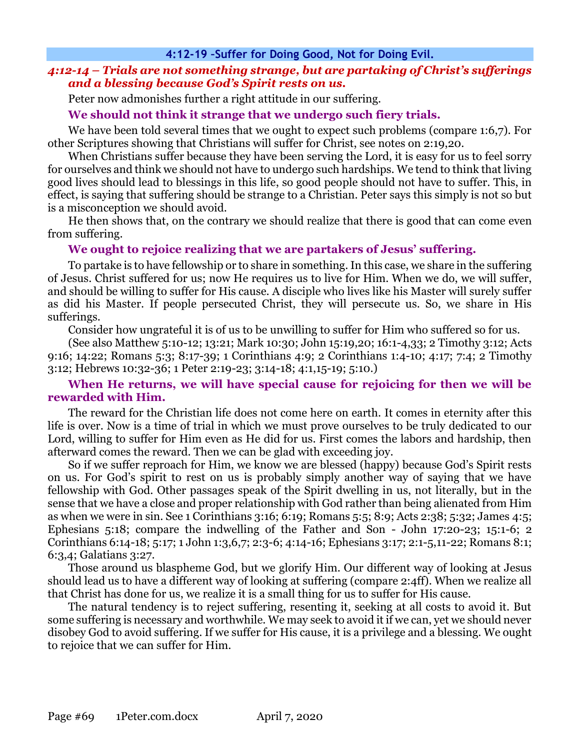## 4:12-19 –Suffer for Doing Good, Not for Doing Evil.

### *4:12-14 – Trials are not something strange, but are partaking of Christ's sufferings and a blessing because God's Spirit rests on us.*

Peter now admonishes further a right attitude in our suffering.

#### We should not think it strange that we undergo such fiery trials.

We have been told several times that we ought to expect such problems (compare 1:6,7). For other Scriptures showing that Christians will suffer for Christ, see notes on 2:19,20.

When Christians suffer because they have been serving the Lord, it is easy for us to feel sorry for ourselves and think we should not have to undergo such hardships. We tend to think that living good lives should lead to blessings in this life, so good people should not have to suffer. This, in effect, is saying that suffering should be strange to a Christian. Peter says this simply is not so but is a misconception we should avoid.

He then shows that, on the contrary we should realize that there is good that can come even from suffering.

#### We ought to rejoice realizing that we are partakers of Jesus' suffering.

To partake is to have fellowship or to share in something. In this case, we share in the suffering of Jesus. Christ suffered for us; now He requires us to live for Him. When we do, we will suffer, and should be willing to suffer for His cause. A disciple who lives like his Master will surely suffer as did his Master. If people persecuted Christ, they will persecute us. So, we share in His sufferings.

Consider how ungrateful it is of us to be unwilling to suffer for Him who suffered so for us.

(See also Matthew 5:10-12; 13:21; Mark 10:30; John 15:19,20; 16:1-4,33; 2 Timothy 3:12; Acts 9:16; 14:22; Romans 5:3; 8:17-39; 1 Corinthians 4:9; 2 Corinthians 1:4-10; 4:17; 7:4; 2 Timothy 3:12; Hebrews 10:32-36; 1 Peter 2:19-23; 3:14-18; 4:1,15-19; 5:10.)

#### When He returns, we will have special cause for rejoicing for then we will be rewarded with Him.

The reward for the Christian life does not come here on earth. It comes in eternity after this life is over. Now is a time of trial in which we must prove ourselves to be truly dedicated to our Lord, willing to suffer for Him even as He did for us. First comes the labors and hardship, then afterward comes the reward. Then we can be glad with exceeding joy.

So if we suffer reproach for Him, we know we are blessed (happy) because God's Spirit rests on us. For God's spirit to rest on us is probably simply another way of saying that we have fellowship with God. Other passages speak of the Spirit dwelling in us, not literally, but in the sense that we have a close and proper relationship with God rather than being alienated from Him as when we were in sin. See 1 Corinthians 3:16; 6:19; Romans 5:5; 8:9; Acts 2:38; 5:32; James 4:5; Ephesians 5:18; compare the indwelling of the Father and Son - John 17:20-23; 15:1-6; 2 Corinthians 6:14-18; 5:17; 1 John 1:3,6,7; 2:3-6; 4:14-16; Ephesians 3:17; 2:1-5,11-22; Romans 8:1; 6:3,4; Galatians 3:27.

Those around us blaspheme God, but we glorify Him. Our different way of looking at Jesus should lead us to have a different way of looking at suffering (compare 2:4ff). When we realize all that Christ has done for us, we realize it is a small thing for us to suffer for His cause.

The natural tendency is to reject suffering, resenting it, seeking at all costs to avoid it. But some suffering is necessary and worthwhile. We may seek to avoid it if we can, yet we should never disobey God to avoid suffering. If we suffer for His cause, it is a privilege and a blessing. We ought to rejoice that we can suffer for Him.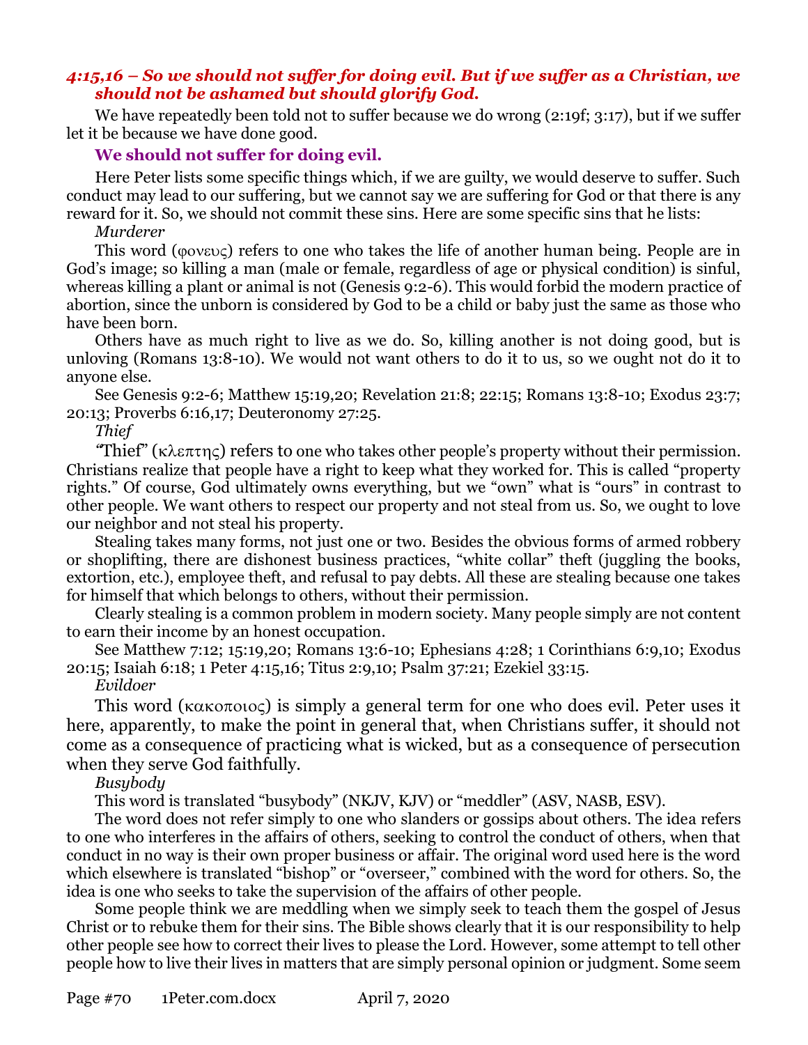### *4:15,16 – So we should not suffer for doing evil. But if we suffer as a Christian, we should not be ashamed but should glorify God.*

We have repeatedly been told not to suffer because we do wrong (2:19f; 3:17), but if we suffer let it be because we have done good.

#### We should not suffer for doing evil.

Here Peter lists some specific things which, if we are guilty, we would deserve to suffer. Such conduct may lead to our suffering, but we cannot say we are suffering for God or that there is any reward for it. So, we should not commit these sins. Here are some specific sins that he lists:

*Murderer*

This word (φονευς) refers to one who takes the life of another human being. People are in God's image; so killing a man (male or female, regardless of age or physical condition) is sinful, whereas killing a plant or animal is not (Genesis 9:2-6). This would forbid the modern practice of abortion, since the unborn is considered by God to be a child or baby just the same as those who have been born.

Others have as much right to live as we do. So, killing another is not doing good, but is unloving (Romans 13:8-10). We would not want others to do it to us, so we ought not do it to anyone else.

See Genesis 9:2-6; Matthew 15:19,20; Revelation 21:8; 22:15; Romans 13:8-10; Exodus 23:7; 20:13; Proverbs 6:16,17; Deuteronomy 27:25.

*Thief*

"Thief" (κλεπτης) refers to one who takes other people's property without their permission. Christians realize that people have a right to keep what they worked for. This is called "property rights." Of course, God ultimately owns everything, but we "own" what is "ours" in contrast to other people. We want others to respect our property and not steal from us. So, we ought to love our neighbor and not steal his property.

Stealing takes many forms, not just one or two. Besides the obvious forms of armed robbery or shoplifting, there are dishonest business practices, "white collar" theft (juggling the books, extortion, etc.), employee theft, and refusal to pay debts. All these are stealing because one takes for himself that which belongs to others, without their permission.

Clearly stealing is a common problem in modern society. Many people simply are not content to earn their income by an honest occupation.

See Matthew 7:12; 15:19,20; Romans 13:6-10; Ephesians 4:28; 1 Corinthians 6:9,10; Exodus 20:15; Isaiah 6:18; 1 Peter 4:15,16; Titus 2:9,10; Psalm 37:21; Ezekiel 33:15.

*Evildoer*

This word (κακοποιος) is simply a general term for one who does evil. Peter uses it here, apparently, to make the point in general that, when Christians suffer, it should not come as a consequence of practicing what is wicked, but as a consequence of persecution when they serve God faithfully.

*Busybody*

This word is translated "busybody" (NKJV, KJV) or "meddler" (ASV, NASB, ESV).

The word does not refer simply to one who slanders or gossips about others. The idea refers to one who interferes in the affairs of others, seeking to control the conduct of others, when that conduct in no way is their own proper business or affair. The original word used here is the word which elsewhere is translated "bishop" or "overseer," combined with the word for others. So, the idea is one who seeks to take the supervision of the affairs of other people.

Some people think we are meddling when we simply seek to teach them the gospel of Jesus Christ or to rebuke them for their sins. The Bible shows clearly that it is our responsibility to help other people see how to correct their lives to please the Lord. However, some attempt to tell other people how to live their lives in matters that are simply personal opinion or judgment. Some seem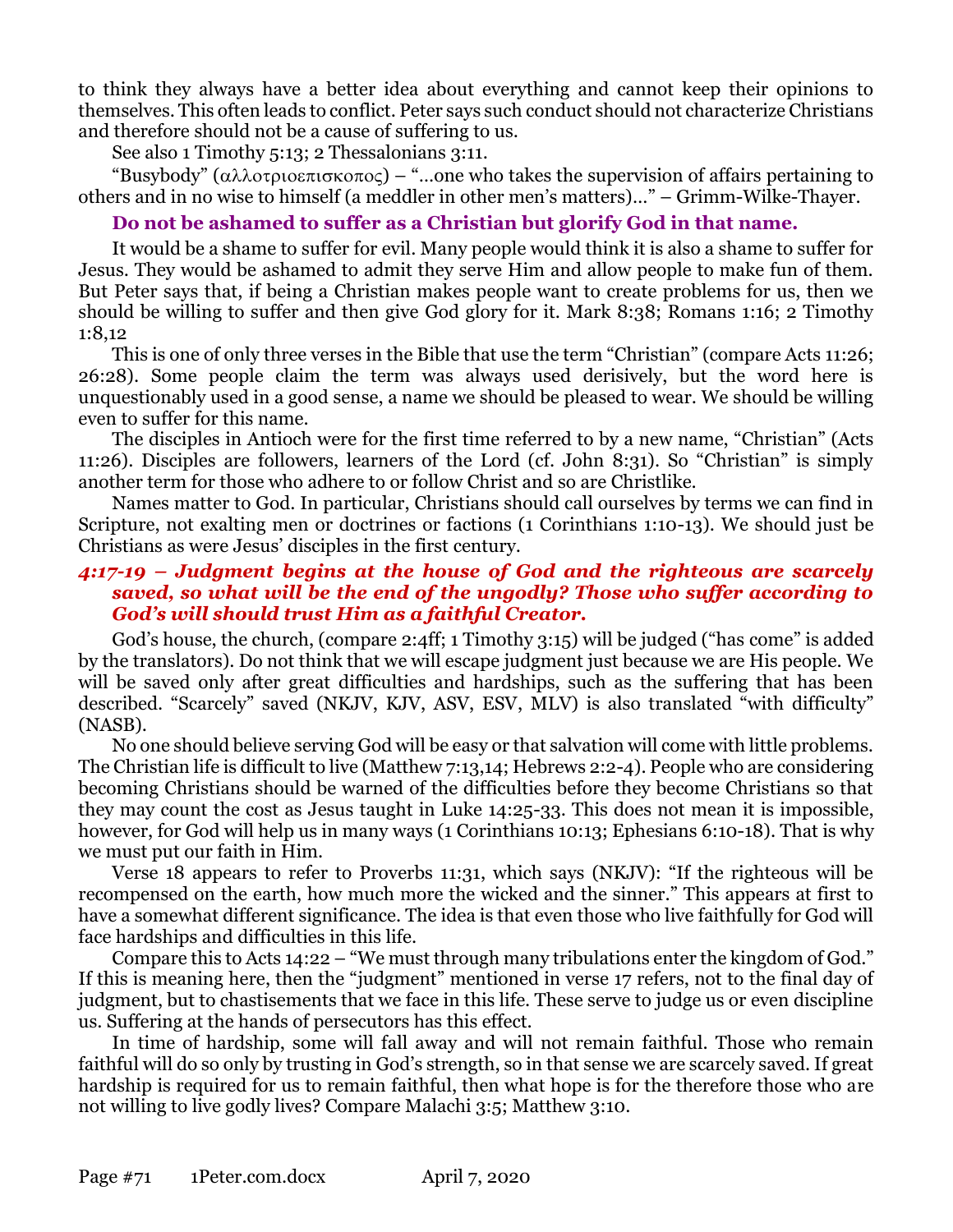to think they always have a better idea about everything and cannot keep their opinions to themselves. This often leads to conflict. Peter says such conduct should not characterize Christians and therefore should not be a cause of suffering to us.

See also 1 Timothy 5:13; 2 Thessalonians 3:11.

"Busybody" (αλλοτριοεπισκοπος) – "…one who takes the supervision of affairs pertaining to others and in no wise to himself (a meddler in other men's matters)…" – Grimm-Wilke-Thayer.

**Do not be ashamed to suffer as a Christian but glorify God in that name.**

It would be a shame to suffer for evil. Many people would think it is also a shame to suffer for Jesus. They would be ashamed to admit they serve Him and allow people to make fun of them. But Peter says that, if being a Christian makes people want to create problems for us, then we should be willing to suffer and then give God glory for it. Mark 8:38; Romans 1:16; 2 Timothy 1:8,12

This is one of only three verses in the Bible that use the term "Christian" (compare Acts 11:26; 26:28). Some people claim the term was always used derisively, but the word here is unquestionably used in a good sense, a name we should be pleased to wear. We should be willing even to suffer for this name.

The disciples in Antioch were for the first time referred to by a new name, "Christian" (Acts 11:26). Disciples are followers, learners of the Lord (cf. John 8:31). So "Christian" is simply another term for those who adhere to or follow Christ and so are Christlike.

Names matter to God. In particular, Christians should call ourselves by terms we can find in Scripture, not exalting men or doctrines or factions (1 Corinthians 1:10-13). We should just be Christians as were Jesus' disciples in the first century.

***4:17-19 – Judgment begins at the house of God and the righteous are scarcely saved, so what will be the end of the ungodly? Those who suffer according to God's will should trust Him as a faithful Creator.***

God's house, the church, (compare 2:4ff; 1 Timothy 3:15) will be judged ("has come" is added by the translators). Do not think that we will escape judgment just because we are His people. We will be saved only after great difficulties and hardships, such as the suffering that has been described. "Scarcely" saved (NKJV, KJV, ASV, ESV, MLV) is also translated "with difficulty" (NASB).

No one should believe serving God will be easy or that salvation will come with little problems. The Christian life is difficult to live (Matthew 7:13,14; Hebrews 2:2-4). People who are considering becoming Christians should be warned of the difficulties before they become Christians so that they may count the cost as Jesus taught in Luke 14:25-33. This does not mean it is impossible, however, for God will help us in many ways (1 Corinthians 10:13; Ephesians 6:10-18). That is why we must put our faith in Him.

Verse 18 appears to refer to Proverbs 11:31, which says (NKJV): "If the righteous will be recompensed on the earth, how much more the wicked and the sinner." This appears at first to have a somewhat different significance. The idea is that even those who live faithfully for God will face hardships and difficulties in this life.

Compare this to Acts 14:22 – "We must through many tribulations enter the kingdom of God." If this is meaning here, then the "judgment" mentioned in verse 17 refers, not to the final day of judgment, but to chastisements that we face in this life. These serve to judge us or even discipline us. Suffering at the hands of persecutors has this effect.

In time of hardship, some will fall away and will not remain faithful. Those who remain faithful will do so only by trusting in God's strength, so in that sense we are scarcely saved. If great hardship is required for us to remain faithful, then what hope is for the therefore those who are not willing to live godly lives? Compare Malachi 3:5; Matthew 3:10.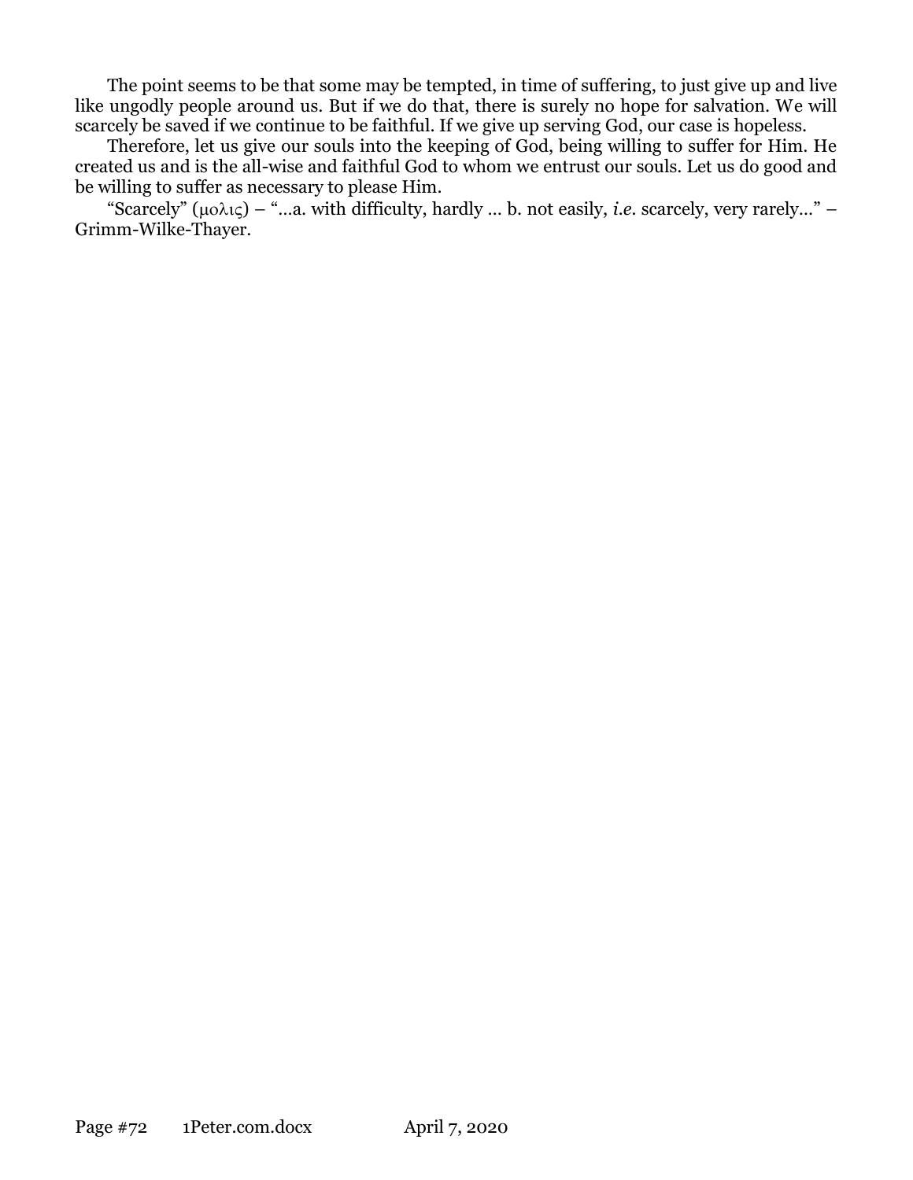The point seems to be that some may be tempted, in time of suffering, to just give up and live like ungodly people around us. But if we do that, there is surely no hope for salvation. We will scarcely be saved if we continue to be faithful. If we give up serving God, our case is hopeless.

Therefore, let us give our souls into the keeping of God, being willing to suffer for Him. He created us and is the all-wise and faithful God to whom we entrust our souls. Let us do good and be willing to suffer as necessary to please Him.

"Scarcely" (μολις) – "...a. with difficulty, hardly ... b. not easily, *i.e.* scarcely, very rarely..." – Grimm-Wilke-Thayer.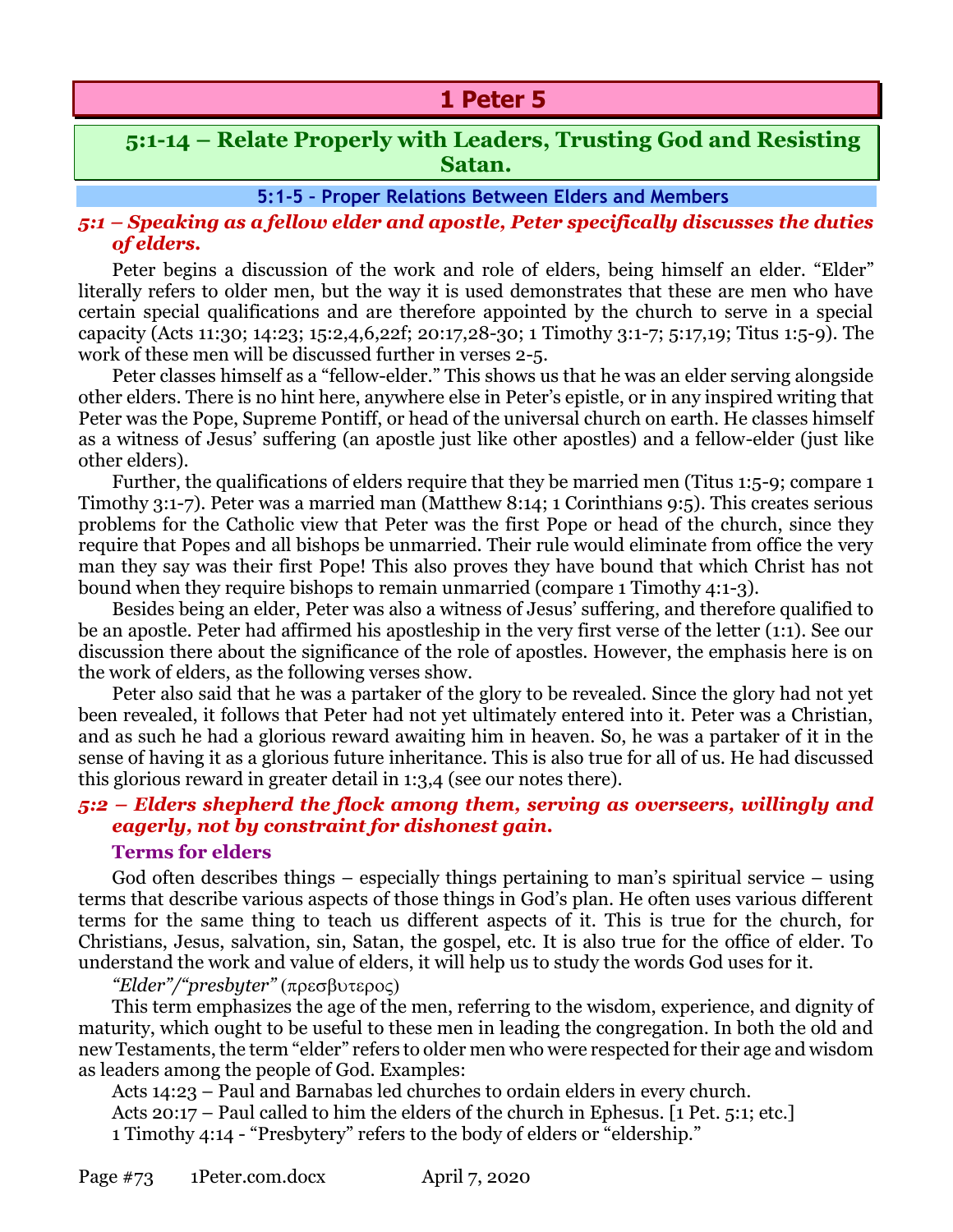# 1 Peter 5

## 5:1-14 – Relate Properly with Leaders, Trusting God and Resisting Satan.

### 5:1-5 - Proper Relations Between Elders and Members

***5:1 – Speaking as a fellow elder and apostle, Peter specifically discusses the duties of elders.***

Peter begins a discussion of the work and role of elders, being himself an elder. "Elder" literally refers to older men, but the way it is used demonstrates that these are men who have certain special qualifications and are therefore appointed by the church to serve in a special capacity (Acts 11:30; 14:23; 15:2,4,6,22f; 20:17,28-30; 1 Timothy 3:1-7; 5:17,19; Titus 1:5-9). The work of these men will be discussed further in verses 2-5.

Peter classes himself as a "fellow-elder." This shows us that he was an elder serving alongside other elders. There is no hint here, anywhere else in Peter's epistle, or in any inspired writing that Peter was the Pope, Supreme Pontiff, or head of the universal church on earth. He classes himself as a witness of Jesus' suffering (an apostle just like other apostles) and a fellow-elder (just like other elders).

Further, the qualifications of elders require that they be married men (Titus 1:5-9; compare 1 Timothy 3:1-7). Peter was a married man (Matthew 8:14; 1 Corinthians 9:5). This creates serious problems for the Catholic view that Peter was the first Pope or head of the church, since they require that Popes and all bishops be unmarried. Their rule would eliminate from office the very man they say was their first Pope! This also proves they have bound that which Christ has not bound when they require bishops to remain unmarried (compare 1 Timothy 4:1-3).

Besides being an elder, Peter was also a witness of Jesus' suffering, and therefore qualified to be an apostle. Peter had affirmed his apostleship in the very first verse of the letter (1:1). See our discussion there about the significance of the role of apostles. However, the emphasis here is on the work of elders, as the following verses show.

Peter also said that he was a partaker of the glory to be revealed. Since the glory had not yet been revealed, it follows that Peter had not yet ultimately entered into it. Peter was a Christian, and as such he had a glorious reward awaiting him in heaven. So, he was a partaker of it in the sense of having it as a glorious future inheritance. This is also true for all of us. He had discussed this glorious reward in greater detail in 1:3,4 (see our notes there).

***5:2 – Elders shepherd the flock among them, serving as overseers, willingly and eagerly, not by constraint for dishonest gain.***

#### Terms for elders

God often describes things – especially things pertaining to man's spiritual service – using terms that describe various aspects of those things in God's plan. He often uses various different terms for the same thing to teach us different aspects of it. This is true for the church, for Christians, Jesus, salvation, sin, Satan, the gospel, etc. It is also true for the office of elder. To understand the work and value of elders, it will help us to study the words God uses for it.

*"Elder"/"presbyter"* (πρεσβυτερος)

This term emphasizes the age of the men, referring to the wisdom, experience, and dignity of maturity, which ought to be useful to these men in leading the congregation. In both the old and new Testaments, the term "elder" refers to older men who were respected for their age and wisdom as leaders among the people of God. Examples:

Acts 14:23 – Paul and Barnabas led churches to ordain elders in every church.

Acts 20:17 – Paul called to him the elders of the church in Ephesus. [1 Pet. 5:1; etc.]

1 Timothy 4:14 - "Presbytery" refers to the body of elders or "eldership."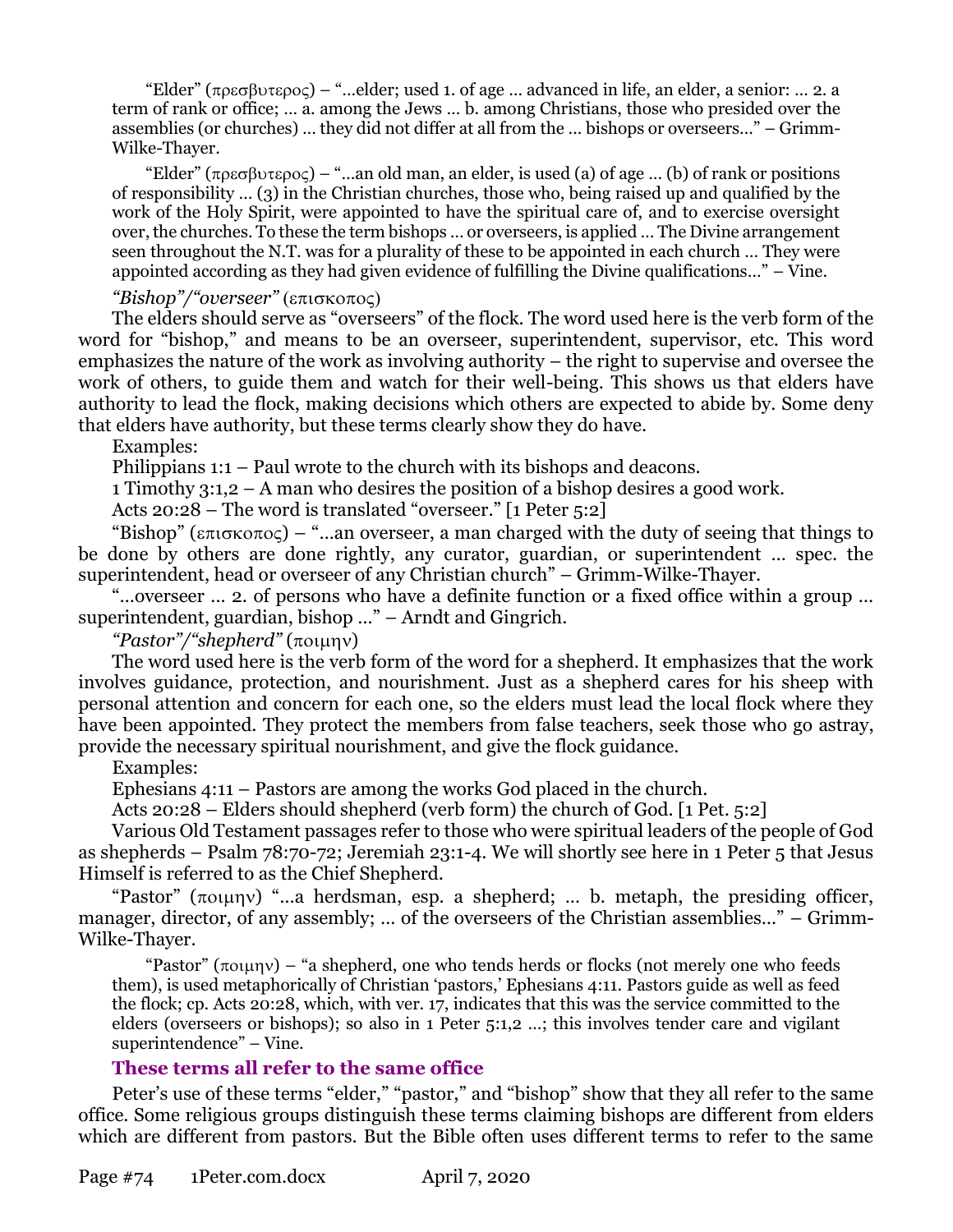> "Elder" (πρεσβυτερος) – "…elder; used 1. of age … advanced in life, an elder, a senior: … 2. a term of rank or office; … a. among the Jews … b. among Christians, those who presided over the assemblies (or churches) … they did not differ at all from the … bishops or overseers…" – Grimm-Wilke-Thayer.

> "Elder" (πρεσβυτερος) – "…an old man, an elder, is used (a) of age … (b) of rank or positions of responsibility … (3) in the Christian churches, those who, being raised up and qualified by the work of the Holy Spirit, were appointed to have the spiritual care of, and to exercise oversight over, the churches. To these the term bishops … or overseers, is applied … The Divine arrangement seen throughout the N.T. was for a plurality of these to be appointed in each church … They were appointed according as they had given evidence of fulfilling the Divine qualifications…" – Vine.

*"Bishop"/"overseer"* (επισκοπος)

The elders should serve as "overseers" of the flock. The word used here is the verb form of the word for "bishop," and means to be an overseer, superintendent, supervisor, etc. This word emphasizes the nature of the work as involving authority – the right to supervise and oversee the work of others, to guide them and watch for their well-being. This shows us that elders have authority to lead the flock, making decisions which others are expected to abide by. Some deny that elders have authority, but these terms clearly show they do have.

Examples:

Philippians 1:1 – Paul wrote to the church with its bishops and deacons.

1 Timothy 3:1,2 – A man who desires the position of a bishop desires a good work.

Acts 20:28 – The word is translated "overseer." [1 Peter 5:2]

"Bishop" (επισκοπος) – "…an overseer, a man charged with the duty of seeing that things to be done by others are done rightly, any curator, guardian, or superintendent … spec. the superintendent, head or overseer of any Christian church" – Grimm-Wilke-Thayer.

"…overseer … 2. of persons who have a definite function or a fixed office within a group … superintendent, guardian, bishop …" – Arndt and Gingrich.

*"Pastor"/"shepherd"* (ποιμην)

The word used here is the verb form of the word for a shepherd. It emphasizes that the work involves guidance, protection, and nourishment. Just as a shepherd cares for his sheep with personal attention and concern for each one, so the elders must lead the local flock where they have been appointed. They protect the members from false teachers, seek those who go astray, provide the necessary spiritual nourishment, and give the flock guidance.

Examples:

Ephesians 4:11 – Pastors are among the works God placed in the church.

Acts 20:28 – Elders should shepherd (verb form) the church of God. [1 Pet. 5:2]

Various Old Testament passages refer to those who were spiritual leaders of the people of God as shepherds – Psalm 78:70-72; Jeremiah 23:1-4. We will shortly see here in 1 Peter 5 that Jesus Himself is referred to as the Chief Shepherd.

"Pastor" (ποιμην) "…a herdsman, esp. a shepherd; … b. metaph, the presiding officer, manager, director, of any assembly; … of the overseers of the Christian assemblies…" – Grimm-Wilke-Thayer.

> "Pastor" (ποιμην) – "a shepherd, one who tends herds or flocks (not merely one who feeds them), is used metaphorically of Christian 'pastors,' Ephesians 4:11. Pastors guide as well as feed the flock; cp. Acts 20:28, which, with ver. 17, indicates that this was the service committed to the elders (overseers or bishops); so also in 1 Peter 5:1,2 …; this involves tender care and vigilant superintendence" – Vine.

### These terms all refer to the same office

Peter's use of these terms "elder," "pastor," and "bishop" show that they all refer to the same office. Some religious groups distinguish these terms claiming bishops are different from elders which are different from pastors. But the Bible often uses different terms to refer to the same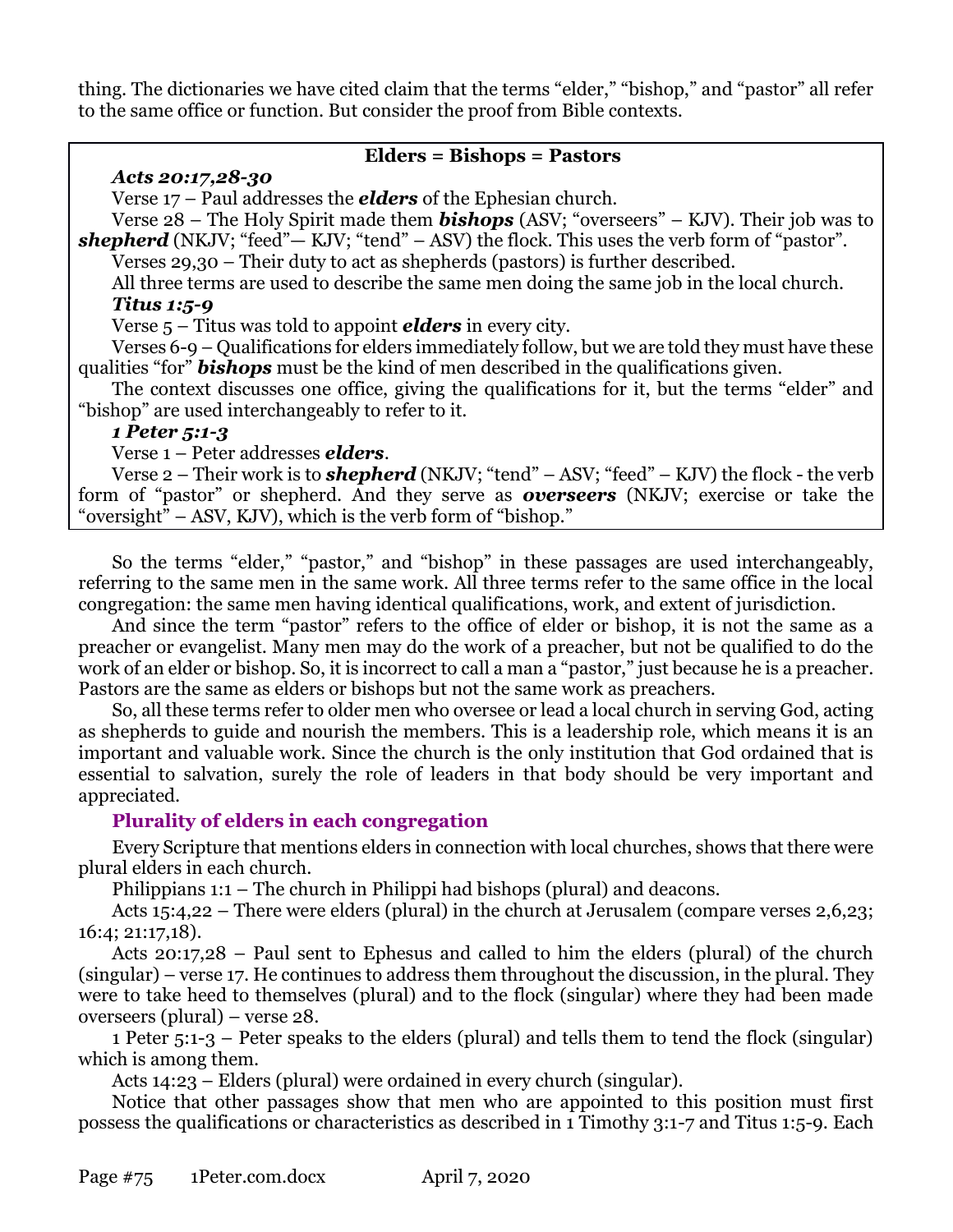thing. The dictionaries we have cited claim that the terms "elder," "bishop," and "pastor" all refer to the same office or function. But consider the proof from Bible contexts.

> **Elders = Bishops = Pastors**
>
> ***Acts 20:17,28-30***
>
> Verse 17 – Paul addresses the ***elders*** of the Ephesian church.
>
> Verse 28 – The Holy Spirit made them ***bishops*** (ASV; "overseers" – KJV). Their job was to ***shepherd*** (NKJV; "feed"— KJV; "tend" – ASV) the flock. This uses the verb form of "pastor".
>
> Verses 29,30 – Their duty to act as shepherds (pastors) is further described.
>
> All three terms are used to describe the same men doing the same job in the local church.
>
> ***Titus 1:5-9***
>
> Verse 5 – Titus was told to appoint ***elders*** in every city.
>
> Verses 6-9 – Qualifications for elders immediately follow, but we are told they must have these qualities "for" ***bishops*** must be the kind of men described in the qualifications given.
>
> The context discusses one office, giving the qualifications for it, but the terms "elder" and "bishop" are used interchangeably to refer to it.
>
> ***1 Peter 5:1-3***
>
> Verse 1 – Peter addresses ***elders***.
>
> Verse 2 – Their work is to ***shepherd*** (NKJV; "tend" – ASV; "feed" – KJV) the flock - the verb form of "pastor" or shepherd. And they serve as ***overseers*** (NKJV; exercise or take the "oversight" – ASV, KJV), which is the verb form of "bishop."

So the terms "elder," "pastor," and "bishop" in these passages are used interchangeably, referring to the same men in the same work. All three terms refer to the same office in the local congregation: the same men having identical qualifications, work, and extent of jurisdiction.

And since the term "pastor" refers to the office of elder or bishop, it is not the same as a preacher or evangelist. Many men may do the work of a preacher, but not be qualified to do the work of an elder or bishop. So, it is incorrect to call a man a "pastor," just because he is a preacher. Pastors are the same as elders or bishops but not the same work as preachers.

So, all these terms refer to older men who oversee or lead a local church in serving God, acting as shepherds to guide and nourish the members. This is a leadership role, which means it is an important and valuable work. Since the church is the only institution that God ordained that is essential to salvation, surely the role of leaders in that body should be very important and appreciated.

### Plurality of elders in each congregation

Every Scripture that mentions elders in connection with local churches, shows that there were plural elders in each church.

Philippians 1:1 – The church in Philippi had bishops (plural) and deacons.

Acts 15:4,22 – There were elders (plural) in the church at Jerusalem (compare verses 2,6,23; 16:4; 21:17,18).

Acts 20:17,28 – Paul sent to Ephesus and called to him the elders (plural) of the church (singular) – verse 17. He continues to address them throughout the discussion, in the plural. They were to take heed to themselves (plural) and to the flock (singular) where they had been made overseers (plural) – verse 28.

1 Peter 5:1-3 – Peter speaks to the elders (plural) and tells them to tend the flock (singular) which is among them.

Acts 14:23 – Elders (plural) were ordained in every church (singular).

Notice that other passages show that men who are appointed to this position must first possess the qualifications or characteristics as described in 1 Timothy 3:1-7 and Titus 1:5-9. Each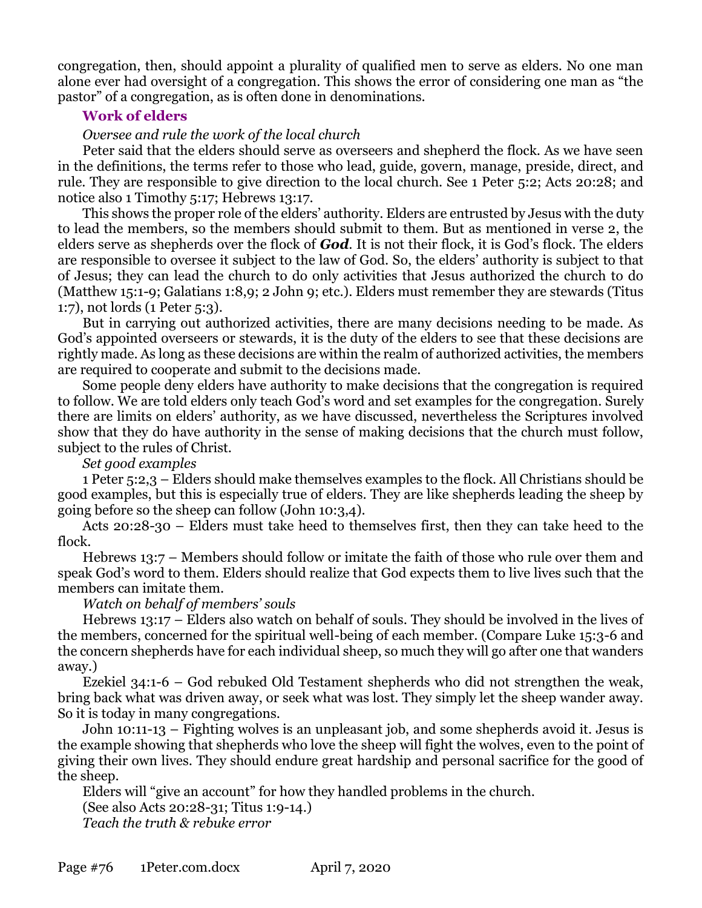congregation, then, should appoint a plurality of qualified men to serve as elders. No one man alone ever had oversight of a congregation. This shows the error of considering one man as "the pastor" of a congregation, as is often done in denominations.

### Work of elders

*Oversee and rule the work of the local church*

Peter said that the elders should serve as overseers and shepherd the flock. As we have seen in the definitions, the terms refer to those who lead, guide, govern, manage, preside, direct, and rule. They are responsible to give direction to the local church. See 1 Peter 5:2; Acts 20:28; and notice also 1 Timothy 5:17; Hebrews 13:17.

This shows the proper role of the elders' authority. Elders are entrusted by Jesus with the duty to lead the members, so the members should submit to them. But as mentioned in verse 2, the elders serve as shepherds over the flock of ***God***. It is not their flock, it is God's flock. The elders are responsible to oversee it subject to the law of God. So, the elders' authority is subject to that of Jesus; they can lead the church to do only activities that Jesus authorized the church to do (Matthew 15:1-9; Galatians 1:8,9; 2 John 9; etc.). Elders must remember they are stewards (Titus 1:7), not lords (1 Peter 5:3).

But in carrying out authorized activities, there are many decisions needing to be made. As God's appointed overseers or stewards, it is the duty of the elders to see that these decisions are rightly made. As long as these decisions are within the realm of authorized activities, the members are required to cooperate and submit to the decisions made.

Some people deny elders have authority to make decisions that the congregation is required to follow. We are told elders only teach God's word and set examples for the congregation. Surely there are limits on elders' authority, as we have discussed, nevertheless the Scriptures involved show that they do have authority in the sense of making decisions that the church must follow, subject to the rules of Christ.

*Set good examples*

1 Peter 5:2,3 – Elders should make themselves examples to the flock. All Christians should be good examples, but this is especially true of elders. They are like shepherds leading the sheep by going before so the sheep can follow (John 10:3,4).

Acts 20:28-30 – Elders must take heed to themselves first, then they can take heed to the flock.

Hebrews 13:7 – Members should follow or imitate the faith of those who rule over them and speak God's word to them. Elders should realize that God expects them to live lives such that the members can imitate them.

*Watch on behalf of members' souls*

Hebrews 13:17 – Elders also watch on behalf of souls. They should be involved in the lives of the members, concerned for the spiritual well-being of each member. (Compare Luke 15:3-6 and the concern shepherds have for each individual sheep, so much they will go after one that wanders away.)

Ezekiel 34:1-6 – God rebuked Old Testament shepherds who did not strengthen the weak, bring back what was driven away, or seek what was lost. They simply let the sheep wander away. So it is today in many congregations.

John 10:11-13 – Fighting wolves is an unpleasant job, and some shepherds avoid it. Jesus is the example showing that shepherds who love the sheep will fight the wolves, even to the point of giving their own lives. They should endure great hardship and personal sacrifice for the good of the sheep.

Elders will "give an account" for how they handled problems in the church.

(See also Acts 20:28-31; Titus 1:9-14.)

*Teach the truth & rebuke error*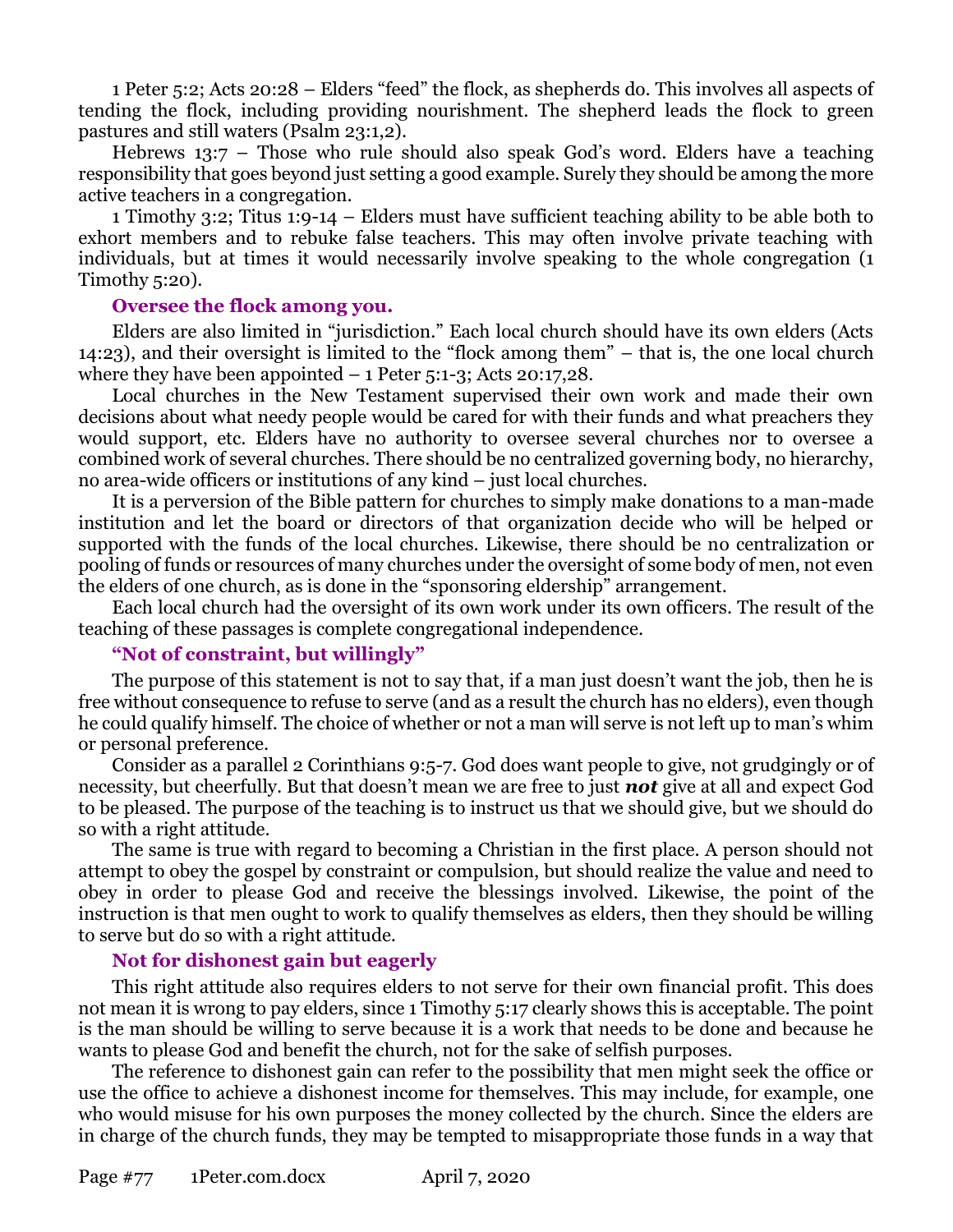1 Peter 5:2; Acts 20:28 – Elders "feed" the flock, as shepherds do. This involves all aspects of tending the flock, including providing nourishment. The shepherd leads the flock to green pastures and still waters (Psalm 23:1,2).

Hebrews 13:7 – Those who rule should also speak God's word. Elders have a teaching responsibility that goes beyond just setting a good example. Surely they should be among the more active teachers in a congregation.

1 Timothy 3:2; Titus 1:9-14 – Elders must have sufficient teaching ability to be able both to exhort members and to rebuke false teachers. This may often involve private teaching with individuals, but at times it would necessarily involve speaking to the whole congregation (1 Timothy 5:20).

### Oversee the flock among you.

Elders are also limited in "jurisdiction." Each local church should have its own elders (Acts 14:23), and their oversight is limited to the "flock among them" – that is, the one local church where they have been appointed – 1 Peter 5:1-3; Acts 20:17,28.

Local churches in the New Testament supervised their own work and made their own decisions about what needy people would be cared for with their funds and what preachers they would support, etc. Elders have no authority to oversee several churches nor to oversee a combined work of several churches. There should be no centralized governing body, no hierarchy, no area-wide officers or institutions of any kind – just local churches.

It is a perversion of the Bible pattern for churches to simply make donations to a man-made institution and let the board or directors of that organization decide who will be helped or supported with the funds of the local churches. Likewise, there should be no centralization or pooling of funds or resources of many churches under the oversight of some body of men, not even the elders of one church, as is done in the "sponsoring eldership" arrangement.

Each local church had the oversight of its own work under its own officers. The result of the teaching of these passages is complete congregational independence.

### "Not of constraint, but willingly"

The purpose of this statement is not to say that, if a man just doesn't want the job, then he is free without consequence to refuse to serve (and as a result the church has no elders), even though he could qualify himself. The choice of whether or not a man will serve is not left up to man's whim or personal preference.

Consider as a parallel 2 Corinthians 9:5-7. God does want people to give, not grudgingly or of necessity, but cheerfully. But that doesn't mean we are free to just ***not*** give at all and expect God to be pleased. The purpose of the teaching is to instruct us that we should give, but we should do so with a right attitude.

The same is true with regard to becoming a Christian in the first place. A person should not attempt to obey the gospel by constraint or compulsion, but should realize the value and need to obey in order to please God and receive the blessings involved. Likewise, the point of the instruction is that men ought to work to qualify themselves as elders, then they should be willing to serve but do so with a right attitude.

### Not for dishonest gain but eagerly

This right attitude also requires elders to not serve for their own financial profit. This does not mean it is wrong to pay elders, since 1 Timothy 5:17 clearly shows this is acceptable. The point is the man should be willing to serve because it is a work that needs to be done and because he wants to please God and benefit the church, not for the sake of selfish purposes.

The reference to dishonest gain can refer to the possibility that men might seek the office or use the office to achieve a dishonest income for themselves. This may include, for example, one who would misuse for his own purposes the money collected by the church. Since the elders are in charge of the church funds, they may be tempted to misappropriate those funds in a way that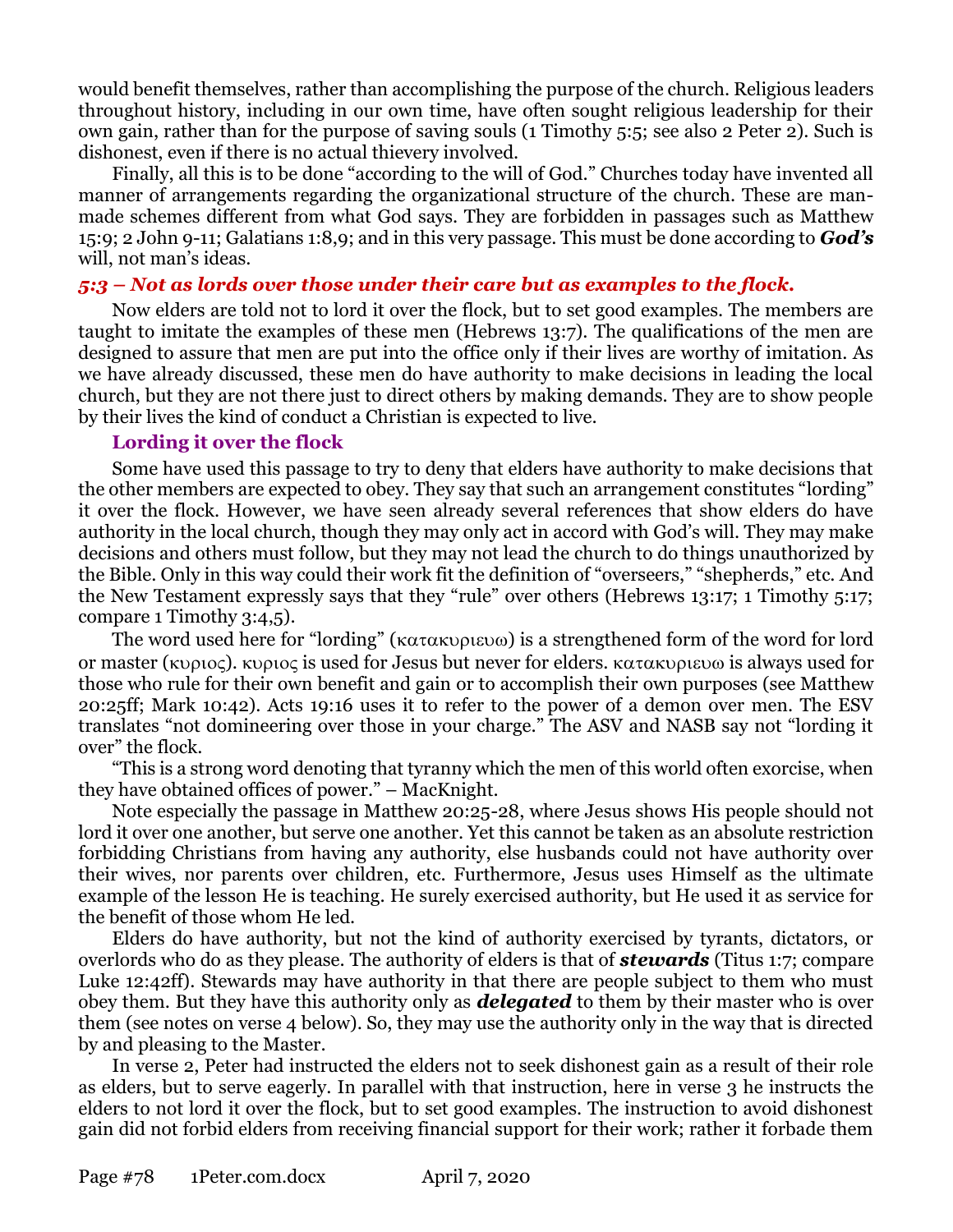would benefit themselves, rather than accomplishing the purpose of the church. Religious leaders throughout history, including in our own time, have often sought religious leadership for their own gain, rather than for the purpose of saving souls (1 Timothy 5:5; see also 2 Peter 2). Such is dishonest, even if there is no actual thievery involved.

Finally, all this is to be done "according to the will of God." Churches today have invented all manner of arrangements regarding the organizational structure of the church. These are man-made schemes different from what God says. They are forbidden in passages such as Matthew 15:9; 2 John 9-11; Galatians 1:8,9; and in this very passage. This must be done according to ***God's*** will, not man's ideas.

### *5:3 – Not as lords over those under their care but as examples to the flock.*

Now elders are told not to lord it over the flock, but to set good examples. The members are taught to imitate the examples of these men (Hebrews 13:7). The qualifications of the men are designed to assure that men are put into the office only if their lives are worthy of imitation. As we have already discussed, these men do have authority to make decisions in leading the local church, but they are not there just to direct others by making demands. They are to show people by their lives the kind of conduct a Christian is expected to live.

#### Lording it over the flock

Some have used this passage to try to deny that elders have authority to make decisions that the other members are expected to obey. They say that such an arrangement constitutes "lording" it over the flock. However, we have seen already several references that show elders do have authority in the local church, though they may only act in accord with God's will. They may make decisions and others must follow, but they may not lead the church to do things unauthorized by the Bible. Only in this way could their work fit the definition of "overseers," "shepherds," etc. And the New Testament expressly says that they "rule" over others (Hebrews 13:17; 1 Timothy 5:17; compare 1 Timothy 3:4,5).

The word used here for "lording" (κατακυριευω) is a strengthened form of the word for lord or master (κυριος). κυριος is used for Jesus but never for elders. κατακυριευω is always used for those who rule for their own benefit and gain or to accomplish their own purposes (see Matthew 20:25ff; Mark 10:42). Acts 19:16 uses it to refer to the power of a demon over men. The ESV translates "not domineering over those in your charge." The ASV and NASB say not "lording it over" the flock.

"This is a strong word denoting that tyranny which the men of this world often exorcise, when they have obtained offices of power." – MacKnight.

Note especially the passage in Matthew 20:25-28, where Jesus shows His people should not lord it over one another, but serve one another. Yet this cannot be taken as an absolute restriction forbidding Christians from having any authority, else husbands could not have authority over their wives, nor parents over children, etc. Furthermore, Jesus uses Himself as the ultimate example of the lesson He is teaching. He surely exercised authority, but He used it as service for the benefit of those whom He led.

Elders do have authority, but not the kind of authority exercised by tyrants, dictators, or overlords who do as they please. The authority of elders is that of ***stewards*** (Titus 1:7; compare Luke 12:42ff). Stewards may have authority in that there are people subject to them who must obey them. But they have this authority only as ***delegated*** to them by their master who is over them (see notes on verse 4 below). So, they may use the authority only in the way that is directed by and pleasing to the Master.

In verse 2, Peter had instructed the elders not to seek dishonest gain as a result of their role as elders, but to serve eagerly. In parallel with that instruction, here in verse 3 he instructs the elders to not lord it over the flock, but to set good examples. The instruction to avoid dishonest gain did not forbid elders from receiving financial support for their work; rather it forbade them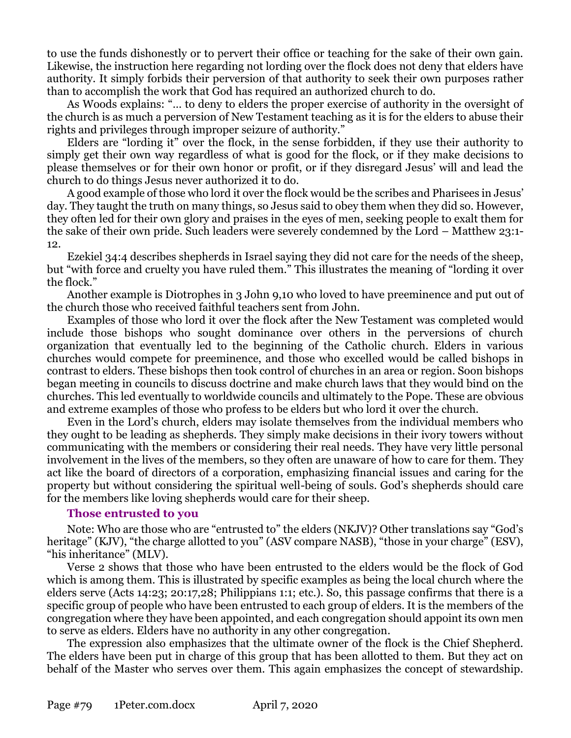to use the funds dishonestly or to pervert their office or teaching for the sake of their own gain. Likewise, the instruction here regarding not lording over the flock does not deny that elders have authority. It simply forbids their perversion of that authority to seek their own purposes rather than to accomplish the work that God has required an authorized church to do.

As Woods explains: "… to deny to elders the proper exercise of authority in the oversight of the church is as much a perversion of New Testament teaching as it is for the elders to abuse their rights and privileges through improper seizure of authority."

Elders are "lording it" over the flock, in the sense forbidden, if they use their authority to simply get their own way regardless of what is good for the flock, or if they make decisions to please themselves or for their own honor or profit, or if they disregard Jesus' will and lead the church to do things Jesus never authorized it to do.

A good example of those who lord it over the flock would be the scribes and Pharisees in Jesus' day. They taught the truth on many things, so Jesus said to obey them when they did so. However, they often led for their own glory and praises in the eyes of men, seeking people to exalt them for the sake of their own pride. Such leaders were severely condemned by the Lord – Matthew 23:1-12.

Ezekiel 34:4 describes shepherds in Israel saying they did not care for the needs of the sheep, but "with force and cruelty you have ruled them." This illustrates the meaning of "lording it over the flock."

Another example is Diotrophes in 3 John 9,10 who loved to have preeminence and put out of the church those who received faithful teachers sent from John.

Examples of those who lord it over the flock after the New Testament was completed would include those bishops who sought dominance over others in the perversions of church organization that eventually led to the beginning of the Catholic church. Elders in various churches would compete for preeminence, and those who excelled would be called bishops in contrast to elders. These bishops then took control of churches in an area or region. Soon bishops began meeting in councils to discuss doctrine and make church laws that they would bind on the churches. This led eventually to worldwide councils and ultimately to the Pope. These are obvious and extreme examples of those who profess to be elders but who lord it over the church.

Even in the Lord's church, elders may isolate themselves from the individual members who they ought to be leading as shepherds. They simply make decisions in their ivory towers without communicating with the members or considering their real needs. They have very little personal involvement in the lives of the members, so they often are unaware of how to care for them. They act like the board of directors of a corporation, emphasizing financial issues and caring for the property but without considering the spiritual well-being of souls. God's shepherds should care for the members like loving shepherds would care for their sheep.

#### Those entrusted to you

Note: Who are those who are "entrusted to" the elders (NKJV)? Other translations say "God's heritage" (KJV), "the charge allotted to you" (ASV compare NASB), "those in your charge" (ESV), "his inheritance" (MLV).

Verse 2 shows that those who have been entrusted to the elders would be the flock of God which is among them. This is illustrated by specific examples as being the local church where the elders serve (Acts 14:23; 20:17,28; Philippians 1:1; etc.). So, this passage confirms that there is a specific group of people who have been entrusted to each group of elders. It is the members of the congregation where they have been appointed, and each congregation should appoint its own men to serve as elders. Elders have no authority in any other congregation.

The expression also emphasizes that the ultimate owner of the flock is the Chief Shepherd. The elders have been put in charge of this group that has been allotted to them. But they act on behalf of the Master who serves over them. This again emphasizes the concept of stewardship.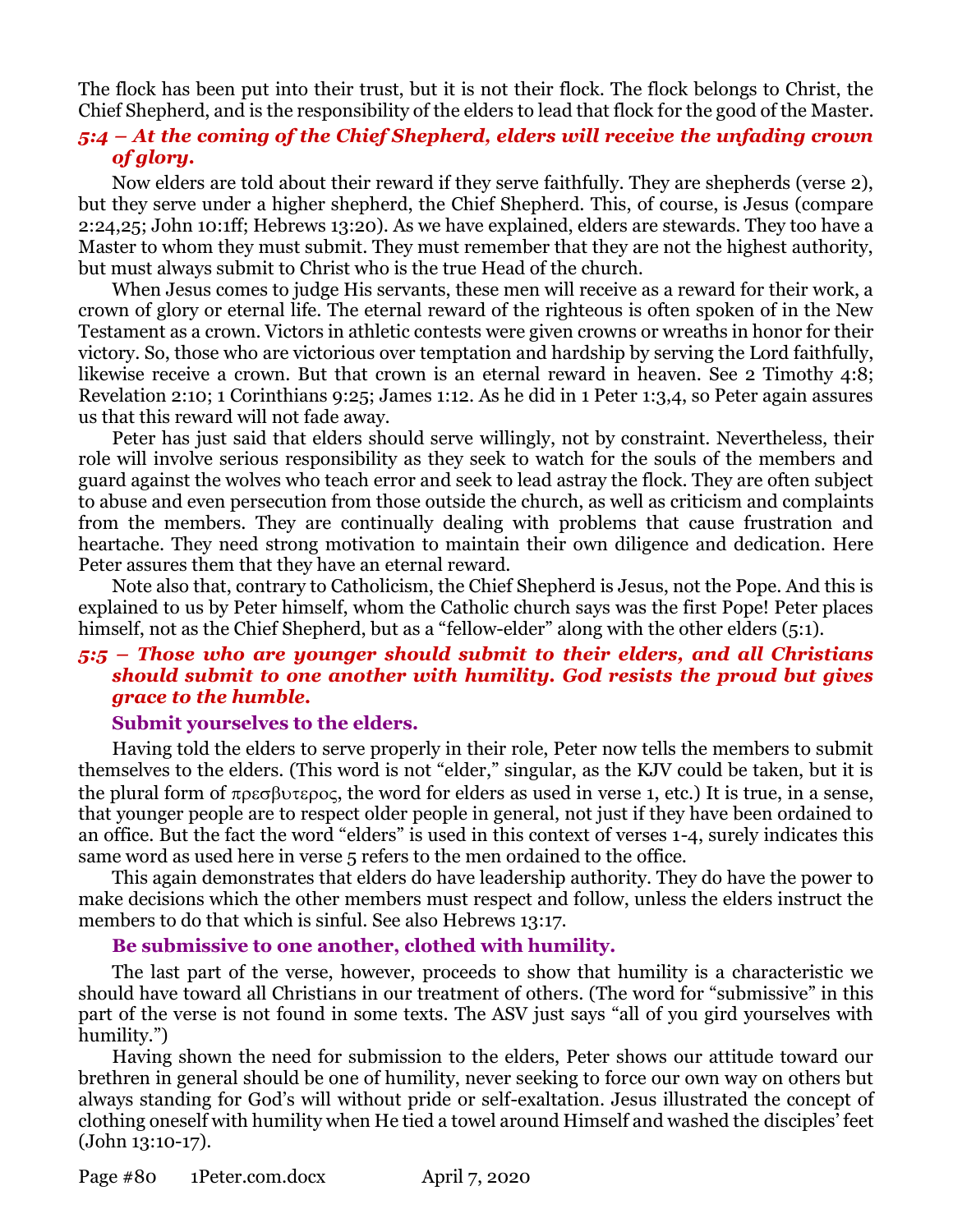The flock has been put into their trust, but it is not their flock. The flock belongs to Christ, the Chief Shepherd, and is the responsibility of the elders to lead that flock for the good of the Master.

### *5:4 – At the coming of the Chief Shepherd, elders will receive the unfading crown of glory.*

Now elders are told about their reward if they serve faithfully. They are shepherds (verse 2), but they serve under a higher shepherd, the Chief Shepherd. This, of course, is Jesus (compare 2:24,25; John 10:1ff; Hebrews 13:20). As we have explained, elders are stewards. They too have a Master to whom they must submit. They must remember that they are not the highest authority, but must always submit to Christ who is the true Head of the church.

When Jesus comes to judge His servants, these men will receive as a reward for their work, a crown of glory or eternal life. The eternal reward of the righteous is often spoken of in the New Testament as a crown. Victors in athletic contests were given crowns or wreaths in honor for their victory. So, those who are victorious over temptation and hardship by serving the Lord faithfully, likewise receive a crown. But that crown is an eternal reward in heaven. See 2 Timothy 4:8; Revelation 2:10; 1 Corinthians 9:25; James 1:12. As he did in 1 Peter 1:3,4, so Peter again assures us that this reward will not fade away.

Peter has just said that elders should serve willingly, not by constraint. Nevertheless, their role will involve serious responsibility as they seek to watch for the souls of the members and guard against the wolves who teach error and seek to lead astray the flock. They are often subject to abuse and even persecution from those outside the church, as well as criticism and complaints from the members. They are continually dealing with problems that cause frustration and heartache. They need strong motivation to maintain their own diligence and dedication. Here Peter assures them that they have an eternal reward.

Note also that, contrary to Catholicism, the Chief Shepherd is Jesus, not the Pope. And this is explained to us by Peter himself, whom the Catholic church says was the first Pope! Peter places himself, not as the Chief Shepherd, but as a "fellow-elder" along with the other elders (5:1).

### *5:5 – Those who are younger should submit to their elders, and all Christians should submit to one another with humility. God resists the proud but gives grace to the humble.*

**Submit yourselves to the elders.**

Having told the elders to serve properly in their role, Peter now tells the members to submit themselves to the elders. (This word is not "elder," singular, as the KJV could be taken, but it is the plural form of πρεσβυτερος, the word for elders as used in verse 1, etc.) It is true, in a sense, that younger people are to respect older people in general, not just if they have been ordained to an office. But the fact the word "elders" is used in this context of verses 1-4, surely indicates this same word as used here in verse 5 refers to the men ordained to the office.

This again demonstrates that elders do have leadership authority. They do have the power to make decisions which the other members must respect and follow, unless the elders instruct the members to do that which is sinful. See also Hebrews 13:17.

**Be submissive to one another, clothed with humility.**

The last part of the verse, however, proceeds to show that humility is a characteristic we should have toward all Christians in our treatment of others. (The word for "submissive" in this part of the verse is not found in some texts. The ASV just says "all of you gird yourselves with humility.")

Having shown the need for submission to the elders, Peter shows our attitude toward our brethren in general should be one of humility, never seeking to force our own way on others but always standing for God's will without pride or self-exaltation. Jesus illustrated the concept of clothing oneself with humility when He tied a towel around Himself and washed the disciples' feet (John 13:10-17).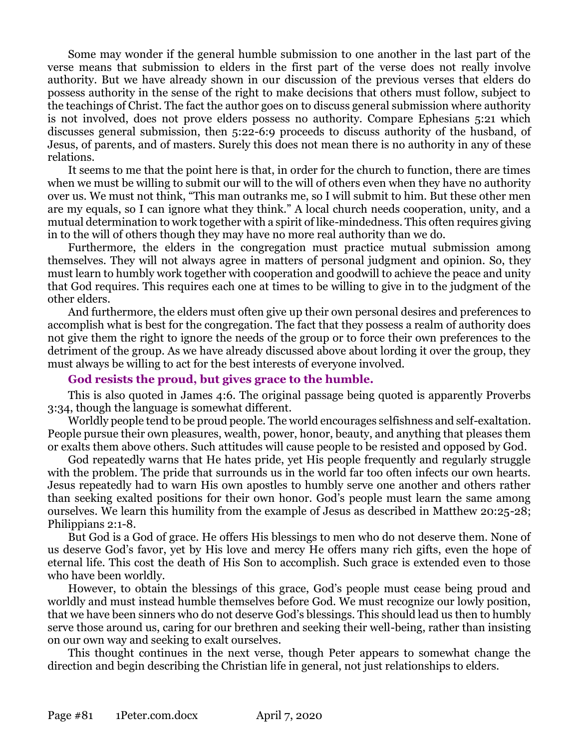Some may wonder if the general humble submission to one another in the last part of the verse means that submission to elders in the first part of the verse does not really involve authority. But we have already shown in our discussion of the previous verses that elders do possess authority in the sense of the right to make decisions that others must follow, subject to the teachings of Christ. The fact the author goes on to discuss general submission where authority is not involved, does not prove elders possess no authority. Compare Ephesians 5:21 which discusses general submission, then 5:22-6:9 proceeds to discuss authority of the husband, of Jesus, of parents, and of masters. Surely this does not mean there is no authority in any of these relations.

It seems to me that the point here is that, in order for the church to function, there are times when we must be willing to submit our will to the will of others even when they have no authority over us. We must not think, "This man outranks me, so I will submit to him. But these other men are my equals, so I can ignore what they think." A local church needs cooperation, unity, and a mutual determination to work together with a spirit of like-mindedness. This often requires giving in to the will of others though they may have no more real authority than we do.

Furthermore, the elders in the congregation must practice mutual submission among themselves. They will not always agree in matters of personal judgment and opinion. So, they must learn to humbly work together with cooperation and goodwill to achieve the peace and unity that God requires. This requires each one at times to be willing to give in to the judgment of the other elders.

And furthermore, the elders must often give up their own personal desires and preferences to accomplish what is best for the congregation. The fact that they possess a realm of authority does not give them the right to ignore the needs of the group or to force their own preferences to the detriment of the group. As we have already discussed above about lording it over the group, they must always be willing to act for the best interests of everyone involved.

**God resists the proud, but gives grace to the humble.**

This is also quoted in James 4:6. The original passage being quoted is apparently Proverbs 3:34, though the language is somewhat different.

Worldly people tend to be proud people. The world encourages selfishness and self-exaltation. People pursue their own pleasures, wealth, power, honor, beauty, and anything that pleases them or exalts them above others. Such attitudes will cause people to be resisted and opposed by God.

God repeatedly warns that He hates pride, yet His people frequently and regularly struggle with the problem. The pride that surrounds us in the world far too often infects our own hearts. Jesus repeatedly had to warn His own apostles to humbly serve one another and others rather than seeking exalted positions for their own honor. God's people must learn the same among ourselves. We learn this humility from the example of Jesus as described in Matthew 20:25-28; Philippians 2:1-8.

But God is a God of grace. He offers His blessings to men who do not deserve them. None of us deserve God's favor, yet by His love and mercy He offers many rich gifts, even the hope of eternal life. This cost the death of His Son to accomplish. Such grace is extended even to those who have been worldly.

However, to obtain the blessings of this grace, God's people must cease being proud and worldly and must instead humble themselves before God. We must recognize our lowly position, that we have been sinners who do not deserve God's blessings. This should lead us then to humbly serve those around us, caring for our brethren and seeking their well-being, rather than insisting on our own way and seeking to exalt ourselves.

This thought continues in the next verse, though Peter appears to somewhat change the direction and begin describing the Christian life in general, not just relationships to elders.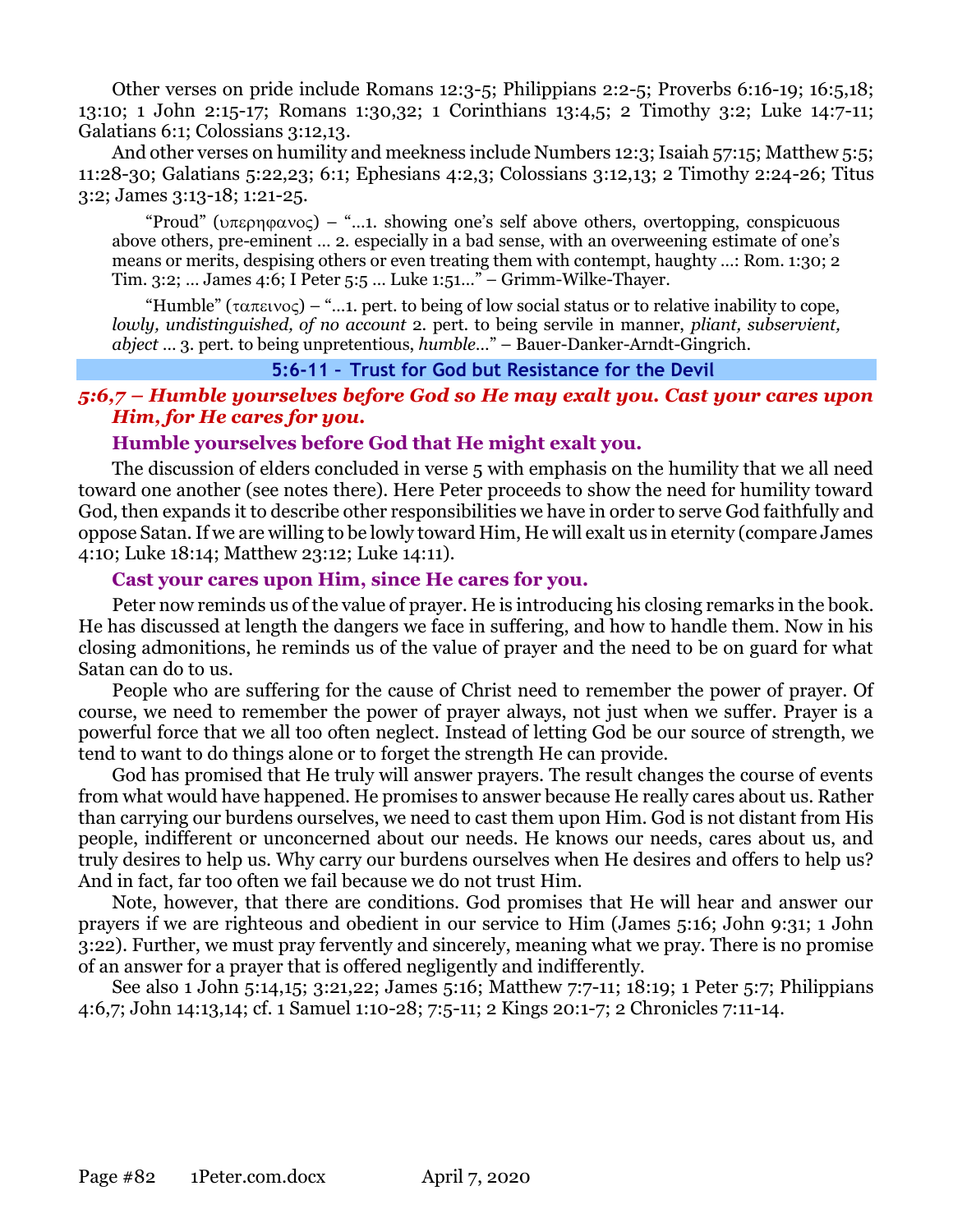Other verses on pride include Romans 12:3-5; Philippians 2:2-5; Proverbs 6:16-19; 16:5,18; 13:10; 1 John 2:15-17; Romans 1:30,32; 1 Corinthians 13:4,5; 2 Timothy 3:2; Luke 14:7-11; Galatians 6:1; Colossians 3:12,13.

And other verses on humility and meekness include Numbers 12:3; Isaiah 57:15; Matthew 5:5; 11:28-30; Galatians 5:22,23; 6:1; Ephesians 4:2,3; Colossians 3:12,13; 2 Timothy 2:24-26; Titus 3:2; James 3:13-18; 1:21-25.

> "Proud" (υπερηφανος) – "…1. showing one's self above others, overtopping, conspicuous above others, pre-eminent … 2. especially in a bad sense, with an overweening estimate of one's means or merits, despising others or even treating them with contempt, haughty …: Rom. 1:30; 2 Tim. 3:2; … James 4:6; I Peter 5:5 … Luke 1:51…" – Grimm-Wilke-Thayer.

> "Humble" (ταπεινος) – "…1. pert. to being of low social status or to relative inability to cope, *lowly, undistinguished, of no account* 2. pert. to being servile in manner, *pliant, subservient, abject* … 3. pert. to being unpretentious, *humble*…" – Bauer-Danker-Arndt-Gingrich.

## 5:6-11 – Trust for God but Resistance for the Devil

### *5:6,7 – Humble yourselves before God so He may exalt you. Cast your cares upon Him, for He cares for you.*

#### Humble yourselves before God that He might exalt you.

The discussion of elders concluded in verse 5 with emphasis on the humility that we all need toward one another (see notes there). Here Peter proceeds to show the need for humility toward God, then expands it to describe other responsibilities we have in order to serve God faithfully and oppose Satan. If we are willing to be lowly toward Him, He will exalt us in eternity (compare James 4:10; Luke 18:14; Matthew 23:12; Luke 14:11).

#### Cast your cares upon Him, since He cares for you.

Peter now reminds us of the value of prayer. He is introducing his closing remarks in the book. He has discussed at length the dangers we face in suffering, and how to handle them. Now in his closing admonitions, he reminds us of the value of prayer and the need to be on guard for what Satan can do to us.

People who are suffering for the cause of Christ need to remember the power of prayer. Of course, we need to remember the power of prayer always, not just when we suffer. Prayer is a powerful force that we all too often neglect. Instead of letting God be our source of strength, we tend to want to do things alone or to forget the strength He can provide.

God has promised that He truly will answer prayers. The result changes the course of events from what would have happened. He promises to answer because He really cares about us. Rather than carrying our burdens ourselves, we need to cast them upon Him. God is not distant from His people, indifferent or unconcerned about our needs. He knows our needs, cares about us, and truly desires to help us. Why carry our burdens ourselves when He desires and offers to help us? And in fact, far too often we fail because we do not trust Him.

Note, however, that there are conditions. God promises that He will hear and answer our prayers if we are righteous and obedient in our service to Him (James 5:16; John 9:31; 1 John 3:22). Further, we must pray fervently and sincerely, meaning what we pray. There is no promise of an answer for a prayer that is offered negligently and indifferently.

See also 1 John 5:14,15; 3:21,22; James 5:16; Matthew 7:7-11; 18:19; 1 Peter 5:7; Philippians 4:6,7; John 14:13,14; cf. 1 Samuel 1:10-28; 7:5-11; 2 Kings 20:1-7; 2 Chronicles 7:11-14.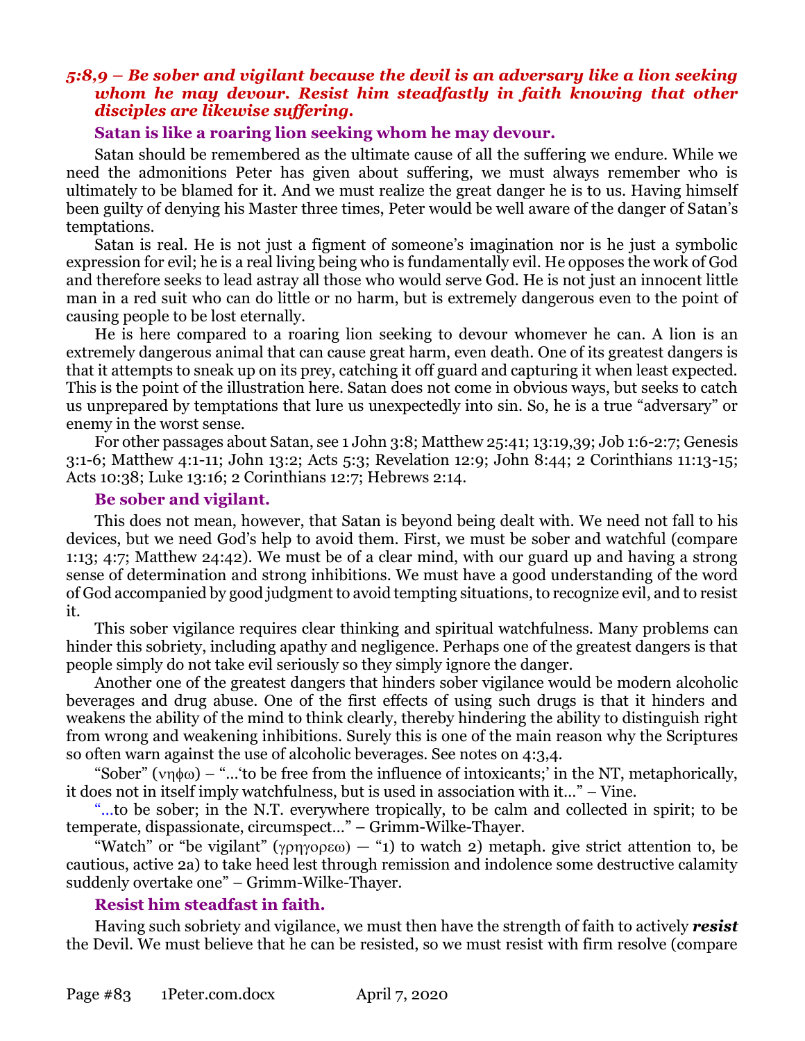### *5:8,9 – Be sober and vigilant because the devil is an adversary like a lion seeking whom he may devour. Resist him steadfastly in faith knowing that other disciples are likewise suffering.*

#### Satan is like a roaring lion seeking whom he may devour.

Satan should be remembered as the ultimate cause of all the suffering we endure. While we need the admonitions Peter has given about suffering, we must always remember who is ultimately to be blamed for it. And we must realize the great danger he is to us. Having himself been guilty of denying his Master three times, Peter would be well aware of the danger of Satan's temptations.

Satan is real. He is not just a figment of someone's imagination nor is he just a symbolic expression for evil; he is a real living being who is fundamentally evil. He opposes the work of God and therefore seeks to lead astray all those who would serve God. He is not just an innocent little man in a red suit who can do little or no harm, but is extremely dangerous even to the point of causing people to be lost eternally.

He is here compared to a roaring lion seeking to devour whomever he can. A lion is an extremely dangerous animal that can cause great harm, even death. One of its greatest dangers is that it attempts to sneak up on its prey, catching it off guard and capturing it when least expected. This is the point of the illustration here. Satan does not come in obvious ways, but seeks to catch us unprepared by temptations that lure us unexpectedly into sin. So, he is a true "adversary" or enemy in the worst sense.

For other passages about Satan, see 1 John 3:8; Matthew 25:41; 13:19,39; Job 1:6-2:7; Genesis 3:1-6; Matthew 4:1-11; John 13:2; Acts 5:3; Revelation 12:9; John 8:44; 2 Corinthians 11:13-15; Acts 10:38; Luke 13:16; 2 Corinthians 12:7; Hebrews 2:14.

#### Be sober and vigilant.

This does not mean, however, that Satan is beyond being dealt with. We need not fall to his devices, but we need God's help to avoid them. First, we must be sober and watchful (compare 1:13; 4:7; Matthew 24:42). We must be of a clear mind, with our guard up and having a strong sense of determination and strong inhibitions. We must have a good understanding of the word of God accompanied by good judgment to avoid tempting situations, to recognize evil, and to resist it.

This sober vigilance requires clear thinking and spiritual watchfulness. Many problems can hinder this sobriety, including apathy and negligence. Perhaps one of the greatest dangers is that people simply do not take evil seriously so they simply ignore the danger.

Another one of the greatest dangers that hinders sober vigilance would be modern alcoholic beverages and drug abuse. One of the first effects of using such drugs is that it hinders and weakens the ability of the mind to think clearly, thereby hindering the ability to distinguish right from wrong and weakening inhibitions. Surely this is one of the main reason why the Scriptures so often warn against the use of alcoholic beverages. See notes on 4:3,4.

"Sober" (νηφω) – "…'to be free from the influence of intoxicants;' in the NT, metaphorically, it does not in itself imply watchfulness, but is used in association with it…" – Vine.

"…to be sober; in the N.T. everywhere tropically, to be calm and collected in spirit; to be temperate, dispassionate, circumspect…" – Grimm-Wilke-Thayer.

"Watch" or "be vigilant" (γρηγορεω) — "1) to watch 2) metaph. give strict attention to, be cautious, active 2a) to take heed lest through remission and indolence some destructive calamity suddenly overtake one" – Grimm-Wilke-Thayer.

#### Resist him steadfast in faith.

Having such sobriety and vigilance, we must then have the strength of faith to actively ***resist*** the Devil. We must believe that he can be resisted, so we must resist with firm resolve (compare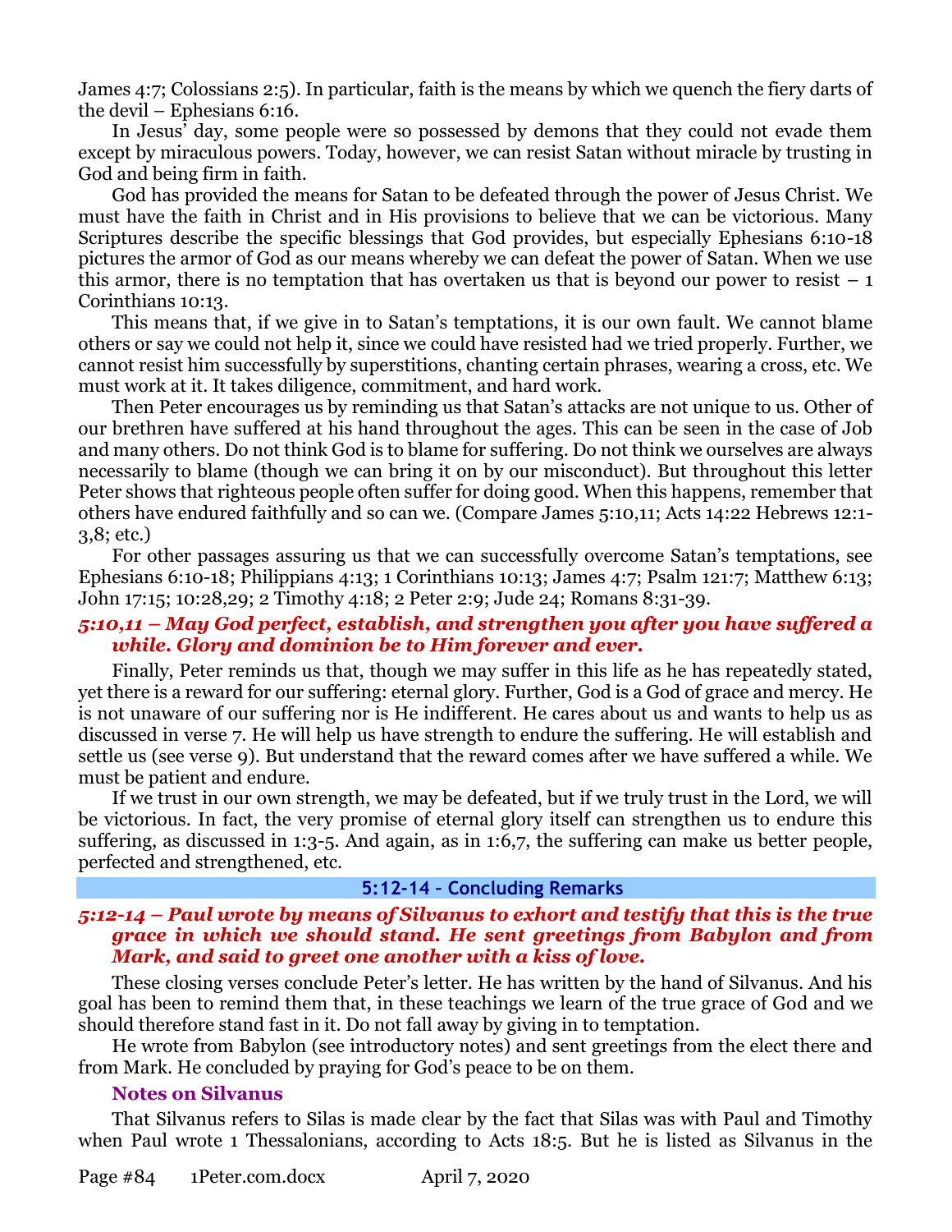James 4:7; Colossians 2:5). In particular, faith is the means by which we quench the fiery darts of the devil – Ephesians 6:16.

In Jesus' day, some people were so possessed by demons that they could not evade them except by miraculous powers. Today, however, we can resist Satan without miracle by trusting in God and being firm in faith.

God has provided the means for Satan to be defeated through the power of Jesus Christ. We must have the faith in Christ and in His provisions to believe that we can be victorious. Many Scriptures describe the specific blessings that God provides, but especially Ephesians 6:10-18 pictures the armor of God as our means whereby we can defeat the power of Satan. When we use this armor, there is no temptation that has overtaken us that is beyond our power to resist – 1 Corinthians 10:13.

This means that, if we give in to Satan's temptations, it is our own fault. We cannot blame others or say we could not help it, since we could have resisted had we tried properly. Further, we cannot resist him successfully by superstitions, chanting certain phrases, wearing a cross, etc. We must work at it. It takes diligence, commitment, and hard work.

Then Peter encourages us by reminding us that Satan's attacks are not unique to us. Other of our brethren have suffered at his hand throughout the ages. This can be seen in the case of Job and many others. Do not think God is to blame for suffering. Do not think we ourselves are always necessarily to blame (though we can bring it on by our misconduct). But throughout this letter Peter shows that righteous people often suffer for doing good. When this happens, remember that others have endured faithfully and so can we. (Compare James 5:10,11; Acts 14:22 Hebrews 12:1-3,8; etc.)

For other passages assuring us that we can successfully overcome Satan's temptations, see Ephesians 6:10-18; Philippians 4:13; 1 Corinthians 10:13; James 4:7; Psalm 121:7; Matthew 6:13; John 17:15; 10:28,29; 2 Timothy 4:18; 2 Peter 2:9; Jude 24; Romans 8:31-39.

***5:10,11 – May God perfect, establish, and strengthen you after you have suffered a while. Glory and dominion be to Him forever and ever.***

Finally, Peter reminds us that, though we may suffer in this life as he has repeatedly stated, yet there is a reward for our suffering: eternal glory. Further, God is a God of grace and mercy. He is not unaware of our suffering nor is He indifferent. He cares about us and wants to help us as discussed in verse 7. He will help us have strength to endure the suffering. He will establish and settle us (see verse 9). But understand that the reward comes after we have suffered a while. We must be patient and endure.

If we trust in our own strength, we may be defeated, but if we truly trust in the Lord, we will be victorious. In fact, the very promise of eternal glory itself can strengthen us to endure this suffering, as discussed in 1:3-5. And again, as in 1:6,7, the suffering can make us better people, perfected and strengthened, etc.

## 5:12-14 – Concluding Remarks

***5:12-14 – Paul wrote by means of Silvanus to exhort and testify that this is the true grace in which we should stand. He sent greetings from Babylon and from Mark, and said to greet one another with a kiss of love.***

These closing verses conclude Peter's letter. He has written by the hand of Silvanus. And his goal has been to remind them that, in these teachings we learn of the true grace of God and we should therefore stand fast in it. Do not fall away by giving in to temptation.

He wrote from Babylon (see introductory notes) and sent greetings from the elect there and from Mark. He concluded by praying for God's peace to be on them.

### Notes on Silvanus

That Silvanus refers to Silas is made clear by the fact that Silas was with Paul and Timothy when Paul wrote 1 Thessalonians, according to Acts 18:5. But he is listed as Silvanus in the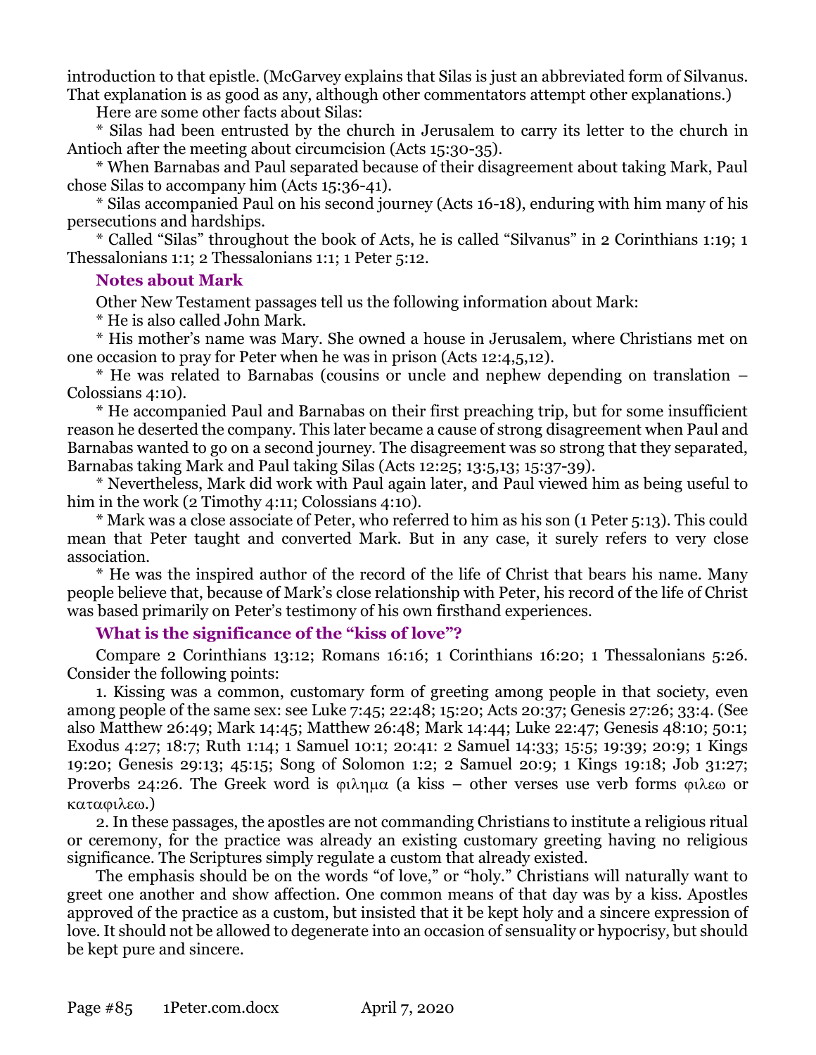introduction to that epistle. (McGarvey explains that Silas is just an abbreviated form of Silvanus. That explanation is as good as any, although other commentators attempt other explanations.)

Here are some other facts about Silas:

* Silas had been entrusted by the church in Jerusalem to carry its letter to the church in Antioch after the meeting about circumcision (Acts 15:30-35).

* When Barnabas and Paul separated because of their disagreement about taking Mark, Paul chose Silas to accompany him (Acts 15:36-41).

* Silas accompanied Paul on his second journey (Acts 16-18), enduring with him many of his persecutions and hardships.

* Called "Silas" throughout the book of Acts, he is called "Silvanus" in 2 Corinthians 1:19; 1 Thessalonians 1:1; 2 Thessalonians 1:1; 1 Peter 5:12.

### Notes about Mark

Other New Testament passages tell us the following information about Mark:

* He is also called John Mark.

* His mother's name was Mary. She owned a house in Jerusalem, where Christians met on one occasion to pray for Peter when he was in prison (Acts 12:4,5,12).

* He was related to Barnabas (cousins or uncle and nephew depending on translation – Colossians 4:10).

* He accompanied Paul and Barnabas on their first preaching trip, but for some insufficient reason he deserted the company. This later became a cause of strong disagreement when Paul and Barnabas wanted to go on a second journey. The disagreement was so strong that they separated, Barnabas taking Mark and Paul taking Silas (Acts 12:25; 13:5,13; 15:37-39).

* Nevertheless, Mark did work with Paul again later, and Paul viewed him as being useful to him in the work (2 Timothy 4:11; Colossians 4:10).

* Mark was a close associate of Peter, who referred to him as his son (1 Peter 5:13). This could mean that Peter taught and converted Mark. But in any case, it surely refers to very close association.

* He was the inspired author of the record of the life of Christ that bears his name. Many people believe that, because of Mark's close relationship with Peter, his record of the life of Christ was based primarily on Peter's testimony of his own firsthand experiences.

### What is the significance of the "kiss of love"?

Compare 2 Corinthians 13:12; Romans 16:16; 1 Corinthians 16:20; 1 Thessalonians 5:26. Consider the following points:

1. Kissing was a common, customary form of greeting among people in that society, even among people of the same sex: see Luke 7:45; 22:48; 15:20; Acts 20:37; Genesis 27:26; 33:4. (See also Matthew 26:49; Mark 14:45; Matthew 26:48; Mark 14:44; Luke 22:47; Genesis 48:10; 50:1; Exodus 4:27; 18:7; Ruth 1:14; 1 Samuel 10:1; 20:41: 2 Samuel 14:33; 15:5; 19:39; 20:9; 1 Kings 19:20; Genesis 29:13; 45:15; Song of Solomon 1:2; 2 Samuel 20:9; 1 Kings 19:18; Job 31:27; Proverbs 24:26. The Greek word is φιλημα (a kiss – other verses use verb forms φιλεω or καταφιλεω.)

2. In these passages, the apostles are not commanding Christians to institute a religious ritual or ceremony, for the practice was already an existing customary greeting having no religious significance. The Scriptures simply regulate a custom that already existed.

The emphasis should be on the words "of love," or "holy." Christians will naturally want to greet one another and show affection. One common means of that day was by a kiss. Apostles approved of the practice as a custom, but insisted that it be kept holy and a sincere expression of love. It should not be allowed to degenerate into an occasion of sensuality or hypocrisy, but should be kept pure and sincere.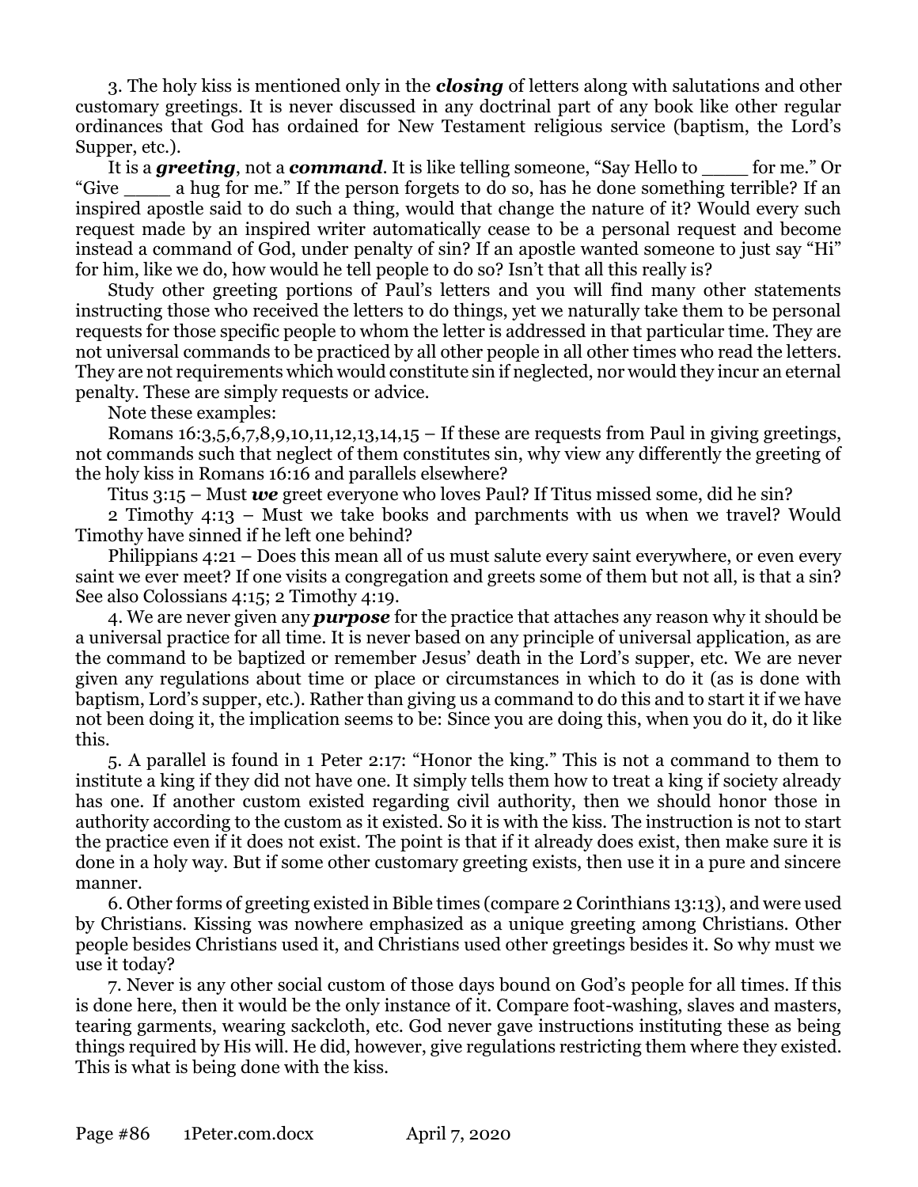3. The holy kiss is mentioned only in the ***closing*** of letters along with salutations and other customary greetings. It is never discussed in any doctrinal part of any book like other regular ordinances that God has ordained for New Testament religious service (baptism, the Lord's Supper, etc.).

It is a ***greeting***, not a ***command***. It is like telling someone, "Say Hello to ____ for me." Or "Give ____ a hug for me." If the person forgets to do so, has he done something terrible? If an inspired apostle said to do such a thing, would that change the nature of it? Would every such request made by an inspired writer automatically cease to be a personal request and become instead a command of God, under penalty of sin? If an apostle wanted someone to just say "Hi" for him, like we do, how would he tell people to do so? Isn't that all this really is?

Study other greeting portions of Paul's letters and you will find many other statements instructing those who received the letters to do things, yet we naturally take them to be personal requests for those specific people to whom the letter is addressed in that particular time. They are not universal commands to be practiced by all other people in all other times who read the letters. They are not requirements which would constitute sin if neglected, nor would they incur an eternal penalty. These are simply requests or advice.

Note these examples:

Romans 16:3,5,6,7,8,9,10,11,12,13,14,15 – If these are requests from Paul in giving greetings, not commands such that neglect of them constitutes sin, why view any differently the greeting of the holy kiss in Romans 16:16 and parallels elsewhere?

Titus 3:15 – Must ***we*** greet everyone who loves Paul? If Titus missed some, did he sin?

2 Timothy 4:13 – Must we take books and parchments with us when we travel? Would Timothy have sinned if he left one behind?

Philippians 4:21 – Does this mean all of us must salute every saint everywhere, or even every saint we ever meet? If one visits a congregation and greets some of them but not all, is that a sin? See also Colossians 4:15; 2 Timothy 4:19.

4. We are never given any ***purpose*** for the practice that attaches any reason why it should be a universal practice for all time. It is never based on any principle of universal application, as are the command to be baptized or remember Jesus' death in the Lord's supper, etc. We are never given any regulations about time or place or circumstances in which to do it (as is done with baptism, Lord's supper, etc.). Rather than giving us a command to do this and to start it if we have not been doing it, the implication seems to be: Since you are doing this, when you do it, do it like this.

5. A parallel is found in 1 Peter 2:17: "Honor the king." This is not a command to them to institute a king if they did not have one. It simply tells them how to treat a king if society already has one. If another custom existed regarding civil authority, then we should honor those in authority according to the custom as it existed. So it is with the kiss. The instruction is not to start the practice even if it does not exist. The point is that if it already does exist, then make sure it is done in a holy way. But if some other customary greeting exists, then use it in a pure and sincere manner.

6. Other forms of greeting existed in Bible times (compare 2 Corinthians 13:13), and were used by Christians. Kissing was nowhere emphasized as a unique greeting among Christians. Other people besides Christians used it, and Christians used other greetings besides it. So why must we use it today?

7. Never is any other social custom of those days bound on God's people for all times. If this is done here, then it would be the only instance of it. Compare foot-washing, slaves and masters, tearing garments, wearing sackcloth, etc. God never gave instructions instituting these as being things required by His will. He did, however, give regulations restricting them where they existed. This is what is being done with the kiss.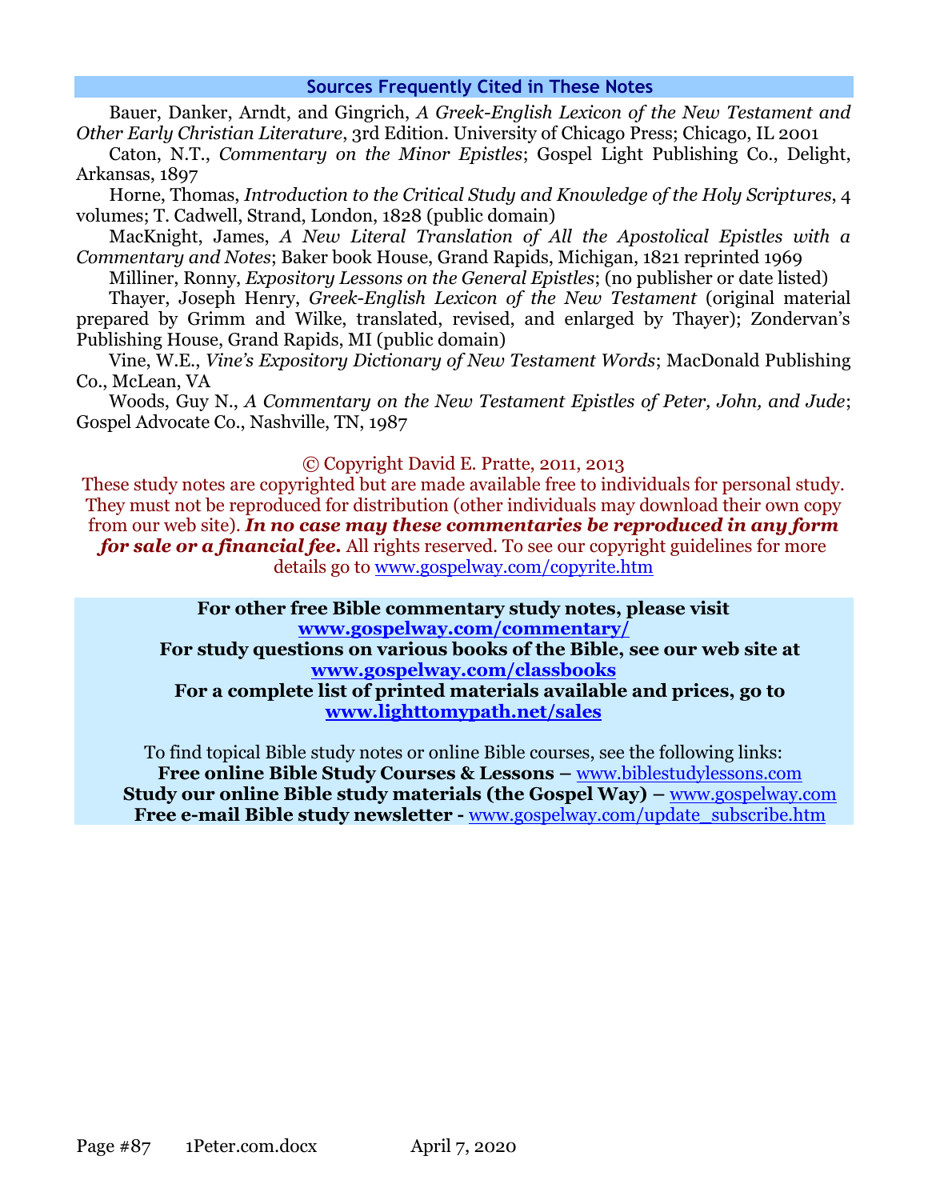## Sources Frequently Cited in These Notes

Bauer, Danker, Arndt, and Gingrich, *A Greek-English Lexicon of the New Testament and Other Early Christian Literature*, 3rd Edition. University of Chicago Press; Chicago, IL 2001

Caton, N.T., *Commentary on the Minor Epistles*; Gospel Light Publishing Co., Delight, Arkansas, 1897

Horne, Thomas, *Introduction to the Critical Study and Knowledge of the Holy Scriptures*, 4 volumes; T. Cadwell, Strand, London, 1828 (public domain)

MacKnight, James, *A New Literal Translation of All the Apostolical Epistles with a Commentary and Notes*; Baker book House, Grand Rapids, Michigan, 1821 reprinted 1969

Milliner, Ronny, *Expository Lessons on the General Epistles*; (no publisher or date listed)

Thayer, Joseph Henry, *Greek-English Lexicon of the New Testament* (original material prepared by Grimm and Wilke, translated, revised, and enlarged by Thayer); Zondervan's Publishing House, Grand Rapids, MI (public domain)

Vine, W.E., *Vine's Expository Dictionary of New Testament Words*; MacDonald Publishing Co., McLean, VA

Woods, Guy N., *A Commentary on the New Testament Epistles of Peter, John, and Jude*; Gospel Advocate Co., Nashville, TN, 1987

© Copyright David E. Pratte, 2011, 2013

These study notes are copyrighted but are made available free to individuals for personal study. They must not be reproduced for distribution (other individuals may download their own copy from our web site). ***In no case may these commentaries be reproduced in any form for sale or a financial fee.*** All rights reserved. To see our copyright guidelines for more details go to www.gospelway.com/copyrite.htm

**For other free Bible commentary study notes, please visit**
**www.gospelway.com/commentary/**
**For study questions on various books of the Bible, see our web site at**
**www.gospelway.com/classbooks**
**For a complete list of printed materials available and prices, go to**
**www.lighttomypath.net/sales**

To find topical Bible study notes or online Bible courses, see the following links:
**Free online Bible Study Courses & Lessons –** www.biblestudylessons.com
**Study our online Bible study materials (the Gospel Way) –** www.gospelway.com
**Free e-mail Bible study newsletter -** www.gospelway.com/update_subscribe.htm